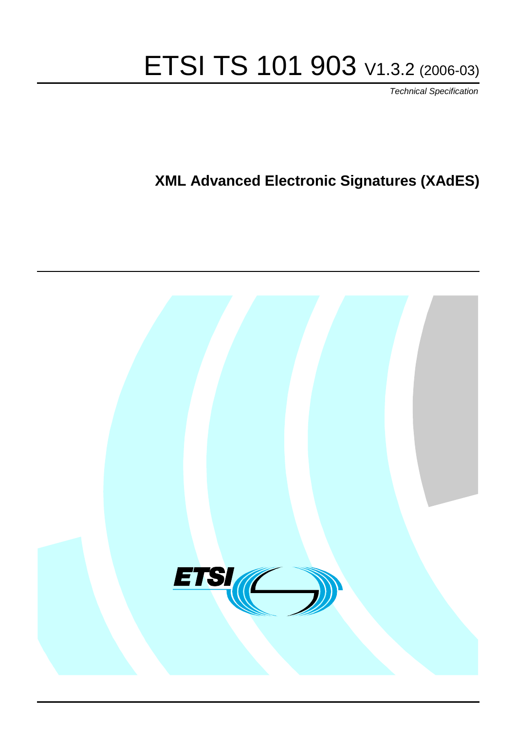# ETSI TS 101 903 V1.3.2 (2006-03)

*Technical Specification*

## XML Advanced Electronic Signatures (XAdES)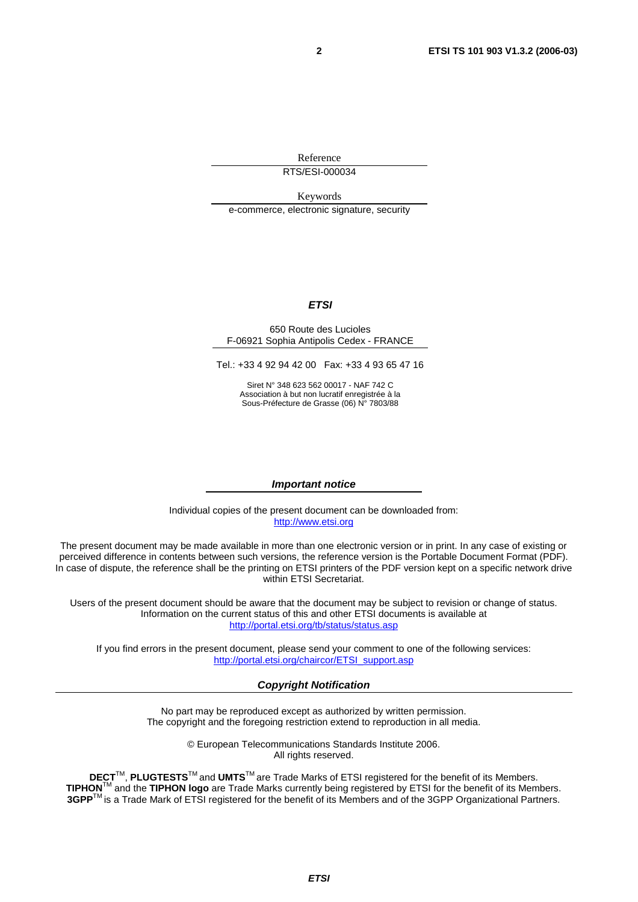Reference

RTS/ESI-000034

Keywords

e-commerce, electronic signature, security

***ETSI***

650 Route des Lucioles
F-06921 Sophia Antipolis Cedex - FRANCE

Tel.: +33 4 92 94 42 00 Fax: +33 4 93 65 47 16

Siret N° 348 623 562 00017 - NAF 742 C
Association à but non lucratif enregistrée à la
Sous-Préfecture de Grasse (06) N° 7803/88

***Important notice***

Individual copies of the present document can be downloaded from:
http://www.etsi.org

The present document may be made available in more than one electronic version or in print. In any case of existing or perceived difference in contents between such versions, the reference version is the Portable Document Format (PDF). In case of dispute, the reference shall be the printing on ETSI printers of the PDF version kept on a specific network drive within ETSI Secretariat.

Users of the present document should be aware that the document may be subject to revision or change of status. Information on the current status of this and other ETSI documents is available at
http://portal.etsi.org/tb/status/status.asp

If you find errors in the present document, please send your comment to one of the following services:
http://portal.etsi.org/chaircor/ETSI_support.asp

***Copyright Notification***

No part may be reproduced except as authorized by written permission.
The copyright and the foregoing restriction extend to reproduction in all media.

© European Telecommunications Standards Institute 2006.
All rights reserved.

**DECT**TM, **PLUGTESTS**TM and **UMTS**TM are Trade Marks of ETSI registered for the benefit of its Members.
**TIPHON**TM and the **TIPHON logo** are Trade Marks currently being registered by ETSI for the benefit of its Members.
**3GPP**TM is a Trade Mark of ETSI registered for the benefit of its Members and of the 3GPP Organizational Partners.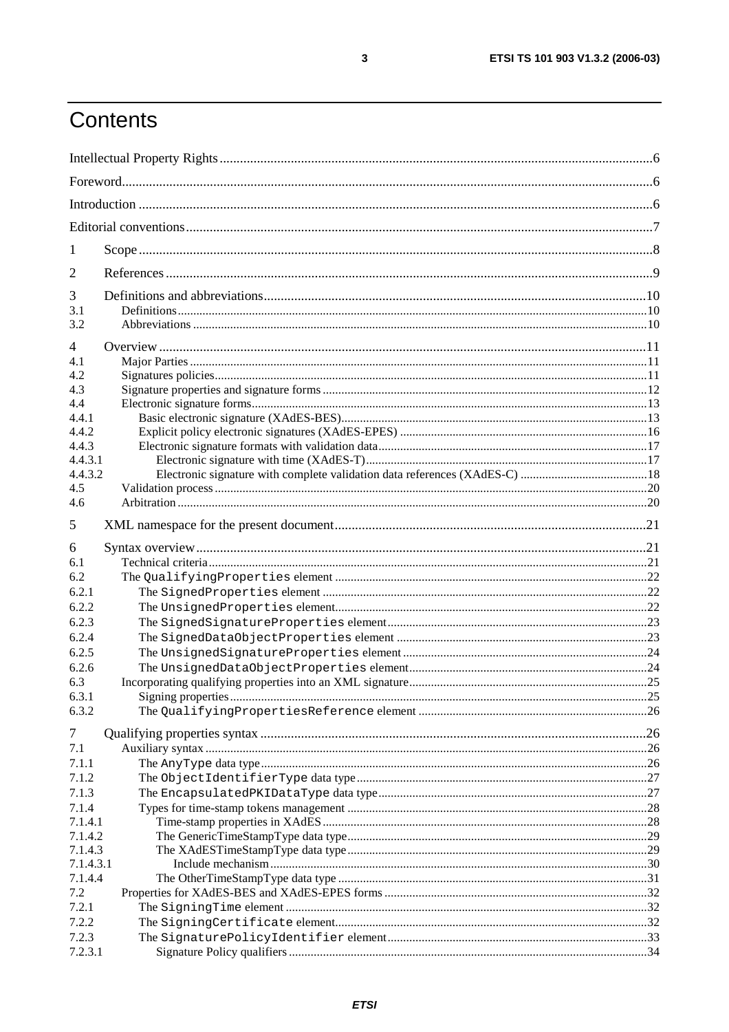# Contents

Intellectual Property Rights ....6

Foreword....6

Introduction ....6

Editorial conventions....7

1 Scope....8

2 References....9

3 Definitions and abbreviations....10
- 3.1 Definitions....10
- 3.2 Abbreviations ....10

4 Overview....11
- 4.1 Major Parties ....11
- 4.2 Signatures policies....11
- 4.3 Signature properties and signature forms ....12
- 4.4 Electronic signature forms....13
- 4.4.1 Basic electronic signature (XAdES-BES)....13
- 4.4.2 Explicit policy electronic signatures (XAdES-EPES) ....16
- 4.4.3 Electronic signature formats with validation data....17
- 4.4.3.1 Electronic signature with time (XAdES-T)....17
- 4.4.3.2 Electronic signature with complete validation data references (XAdES-C) ....18
- 4.5 Validation process....20
- 4.6 Arbitration....20

5 XML namespace for the present document....21

6 Syntax overview....21
- 6.1 Technical criteria....21
- 6.2 The `QualifyingProperties` element ....22
- 6.2.1 The `SignedProperties` element ....22
- 6.2.2 The `UnsignedProperties` element....22
- 6.2.3 The `SignedSignatureProperties` element....23
- 6.2.4 The `SignedDataObjectProperties` element ....23
- 6.2.5 The `UnsignedSignatureProperties` element....24
- 6.2.6 The `UnsignedDataObjectProperties` element....24
- 6.3 Incorporating qualifying properties into an XML signature....25
- 6.3.1 Signing properties....25
- 6.3.2 The `QualifyingPropertiesReference` element ....26

7 Qualifying properties syntax ....26
- 7.1 Auxiliary syntax ....26
- 7.1.1 The `AnyType` data type....26
- 7.1.2 The `ObjectIdentifierType` data type....27
- 7.1.3 The `EncapsulatedPKIDataType` data type....27
- 7.1.4 Types for time-stamp tokens management ....28
- 7.1.4.1 Time-stamp properties in XAdES....28
- 7.1.4.2 The GenericTimeStampType data type....29
- 7.1.4.3 The XAdESTimeStampType data type....29
- 7.1.4.3.1 Include mechanism....30
- 7.1.4.4 The OtherTimeStampType data type ....31
- 7.2 Properties for XAdES-BES and XAdES-EPES forms ....32
- 7.2.1 The `SigningTime` element ....32
- 7.2.2 The `SigningCertificate` element....32
- 7.2.3 The `SignaturePolicyIdentifier` element....33
- 7.2.3.1 Signature Policy qualifiers ....34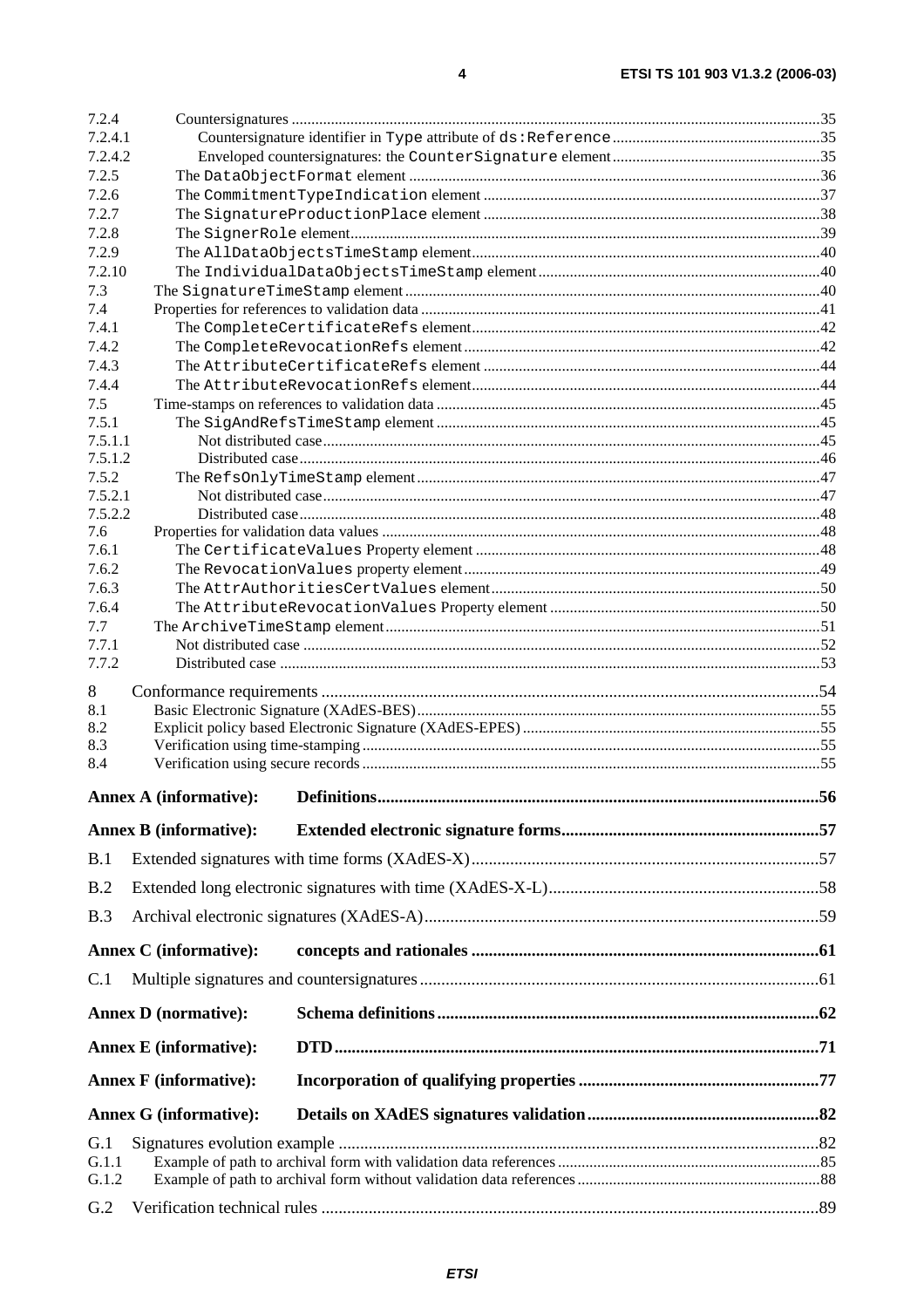7.2.4 Countersignatures ....................................................................................................................................35
7.2.4.1 Countersignature identifier in `Type` attribute of `ds:Reference` .....................................................35
7.2.4.2 Enveloped countersignatures: the `CounterSignature` element .....................................................35
7.2.5 The `DataObjectFormat` element .........................................................................................................36
7.2.6 The `CommitmentTypeIndication` element .....................................................................................37
7.2.7 The `SignatureProductionPlace` element .....................................................................................38
7.2.8 The `SignerRole` element........................................................................................................................39
7.2.9 The `AllDataObjectsTimeStamp` element.........................................................................................40
7.2.10 The `IndividualDataObjectsTimeStamp` element........................................................................40
7.3 The `SignatureTimeStamp` element .........................................................................................................40
7.4 Properties for references to validation data .....................................................................................................41
7.4.1 The `CompleteCertificateRefs` element........................................................................................42
7.4.2 The `CompleteRevocationRefs` element...........................................................................................42
7.4.3 The `AttributeCertificateRefs` element .....................................................................................44
7.4.4 The `AttributeRevocationRefs` element.........................................................................................44
7.5 Time-stamps on references to validation data .................................................................................................45
7.5.1 The `SigAndRefsTimeStamp` element .................................................................................................45
7.5.1.1 Not distributed case..............................................................................................................................45
7.5.1.2 Distributed case....................................................................................................................................46
7.5.2 The `RefsOnlyTimeStamp` element.....................................................................................................47
7.5.2.1 Not distributed case..............................................................................................................................47
7.5.2.2 Distributed case....................................................................................................................................48
7.6 Properties for validation data values ...............................................................................................................48
7.6.1 The `CertificateValues` Property element .......................................................................................48
7.6.2 The `RevocationValues` property element..........................................................................................49
7.6.3 The `AttrAuthoritiesCertValues` element...................................................................................50
7.6.4 The `AttributeRevocationValues` Property element ....................................................................50
7.7 The `ArchiveTimeStamp` element..............................................................................................................51
7.7.1 Not distributed case ...................................................................................................................................52
7.7.2 Distributed case .........................................................................................................................................53

8 Conformance requirements ...................................................................................................................54
8.1 Basic Electronic Signature (XAdES-BES)......................................................................................................55
8.2 Explicit policy based Electronic Signature (XAdES-EPES) ...........................................................................55
8.3 Verification using time-stamping ....................................................................................................................55
8.4 Verification using secure records ....................................................................................................................55

**Annex A (informative): Definitions......................................................................................................56**

**Annex B (informative): Extended electronic signature forms...........................................................57**

B.1 Extended signatures with time forms (XAdES-X).................................................................................57

B.2 Extended long electronic signatures with time (XAdES-X-L)...............................................................58

B.3 Archival electronic signatures (XAdES-A)............................................................................................59

**Annex C (informative): concepts and rationales ................................................................................61**

C.1 Multiple signatures and countersignatures............................................................................................61

**Annex D (normative): Schema definitions........................................................................................62**

**Annex E (informative): DTD................................................................................................................71**

**Annex F (informative): Incorporation of qualifying properties .......................................................77**

**Annex G (informative): Details on XAdES signatures validation.....................................................82**

G.1 Signatures evolution example ...............................................................................................................82
G.1.1 Example of path to archival form with validation data references ..................................................................85
G.1.2 Example of path to archival form without validation data references.............................................................88

G.2 Verification technical rules ..................................................................................................................89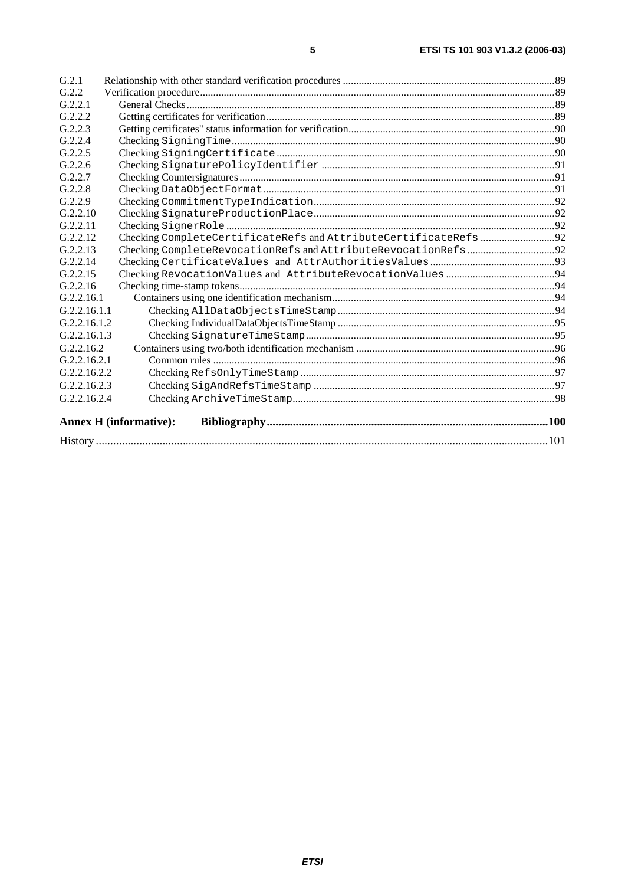G.2.1 Relationship with other standard verification procedures ...............................................................................89
G.2.2 Verification procedure....................................................................................................................................89
G.2.2.1 General Checks.........................................................................................................................................89
G.2.2.2 Getting certificates for verification...........................................................................................................89
G.2.2.3 Getting certificates" status information for verification...........................................................................90
G.2.2.4 Checking `SigningTime`.........................................................................................................................90
G.2.2.5 Checking `SigningCertificate`.................................................................................................................90
G.2.2.6 Checking `SignaturePolicyIdentifier` .......................................................................................................91
G.2.2.7 Checking Countersignatures.....................................................................................................................91
G.2.2.8 Checking `DataObjectFormat`.................................................................................................................91
G.2.2.9 Checking `CommitmentTypeIndication`...................................................................................................92
G.2.2.10 Checking `SignatureProductionPlace`.....................................................................................................92
G.2.2.11 Checking `SignerRole`...........................................................................................................................92
G.2.2.12 Checking `CompleteCertificateRefs` and `AttributeCertificateRefs` .........................................92
G.2.2.13 Checking `CompleteRevocationRefs` and `AttributeRevocationRefs`.......................................92
G.2.2.14 Checking `CertificateValues` and `AttrAuthoritiesValues`....................................................93
G.2.2.15 Checking `RevocationValues` and `AttributeRevocationValues`..................................................94
G.2.2.16 Checking time-stamp tokens.....................................................................................................................94
G.2.2.16.1 Containers using one identification mechanism.................................................................................94
G.2.2.16.1.1 Checking `AllDataObjectsTimeStamp`.........................................................................................94
G.2.2.16.1.2 Checking IndividualDataObjectsTimeStamp ...................................................................................95
G.2.2.16.1.3 Checking `SignatureTimeStamp`.............................................................................................95
G.2.2.16.2 Containers using two/both identification mechanism .......................................................................96
G.2.2.16.2.1 Common rules ..........................................................................................................................96
G.2.2.16.2.2 Checking `RefsOnlyTimeStamp`.............................................................................................97
G.2.2.16.2.3 Checking `SigAndRefsTimeStamp` ..........................................................................................97
G.2.2.16.2.4 Checking `ArchiveTimeStamp`.................................................................................................98

**Annex H (informative): Bibliography...............................................................................................100**

History ..........................................................................................................................................................101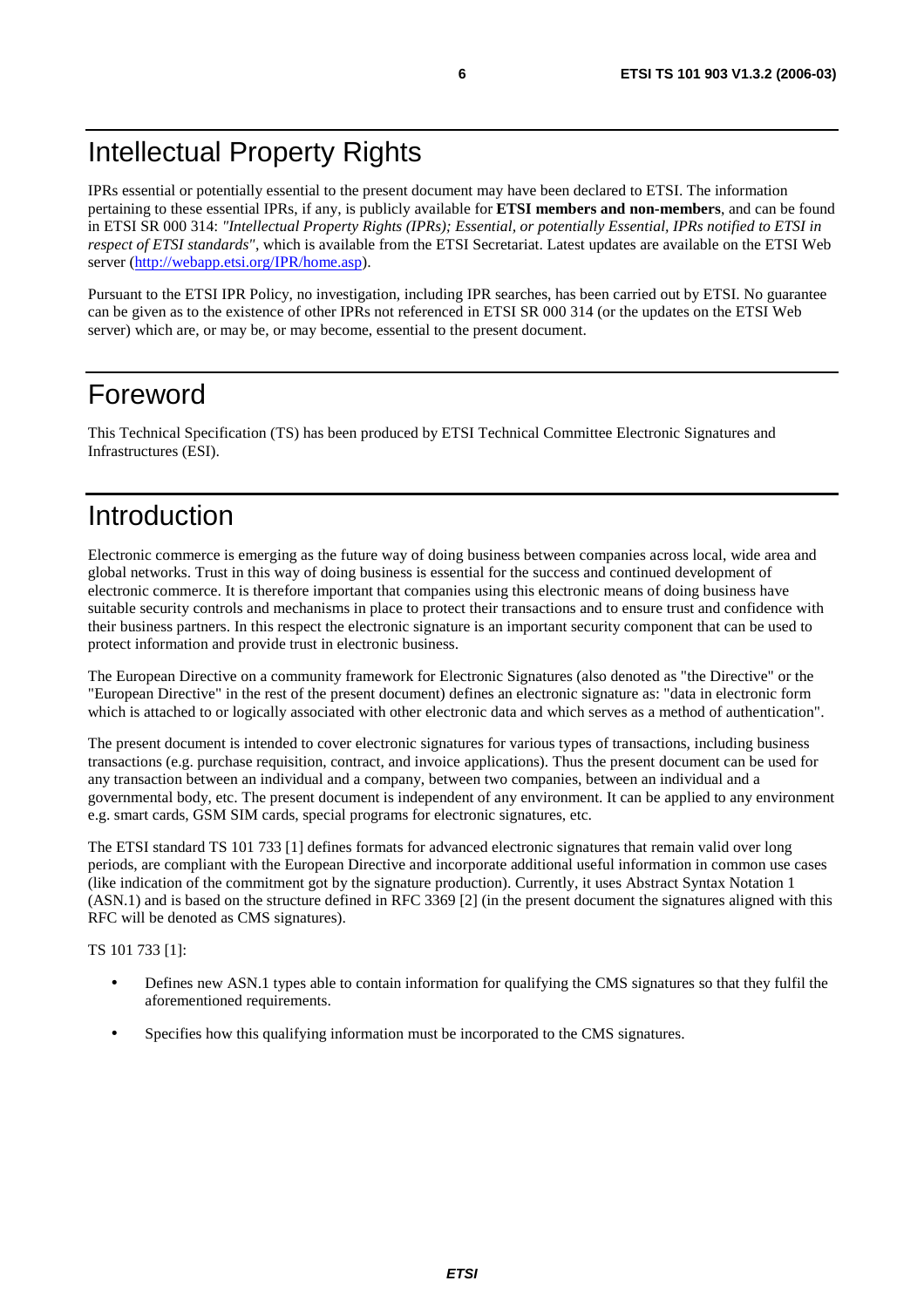# Intellectual Property Rights

IPRs essential or potentially essential to the present document may have been declared to ETSI. The information pertaining to these essential IPRs, if any, is publicly available for **ETSI members and non-members**, and can be found in ETSI SR 000 314: *"Intellectual Property Rights (IPRs); Essential, or potentially Essential, IPRs notified to ETSI in respect of ETSI standards"*, which is available from the ETSI Secretariat. Latest updates are available on the ETSI Web server (http://webapp.etsi.org/IPR/home.asp).

Pursuant to the ETSI IPR Policy, no investigation, including IPR searches, has been carried out by ETSI. No guarantee can be given as to the existence of other IPRs not referenced in ETSI SR 000 314 (or the updates on the ETSI Web server) which are, or may be, or may become, essential to the present document.

# Foreword

This Technical Specification (TS) has been produced by ETSI Technical Committee Electronic Signatures and Infrastructures (ESI).

# Introduction

Electronic commerce is emerging as the future way of doing business between companies across local, wide area and global networks. Trust in this way of doing business is essential for the success and continued development of electronic commerce. It is therefore important that companies using this electronic means of doing business have suitable security controls and mechanisms in place to protect their transactions and to ensure trust and confidence with their business partners. In this respect the electronic signature is an important security component that can be used to protect information and provide trust in electronic business.

The European Directive on a community framework for Electronic Signatures (also denoted as "the Directive" or the "European Directive" in the rest of the present document) defines an electronic signature as: "data in electronic form which is attached to or logically associated with other electronic data and which serves as a method of authentication".

The present document is intended to cover electronic signatures for various types of transactions, including business transactions (e.g. purchase requisition, contract, and invoice applications). Thus the present document can be used for any transaction between an individual and a company, between two companies, between an individual and a governmental body, etc. The present document is independent of any environment. It can be applied to any environment e.g. smart cards, GSM SIM cards, special programs for electronic signatures, etc.

The ETSI standard TS 101 733 [1] defines formats for advanced electronic signatures that remain valid over long periods, are compliant with the European Directive and incorporate additional useful information in common use cases (like indication of the commitment got by the signature production). Currently, it uses Abstract Syntax Notation 1 (ASN.1) and is based on the structure defined in RFC 3369 [2] (in the present document the signatures aligned with this RFC will be denoted as CMS signatures).

TS 101 733 [1]:

- Defines new ASN.1 types able to contain information for qualifying the CMS signatures so that they fulfil the aforementioned requirements.
- Specifies how this qualifying information must be incorporated to the CMS signatures.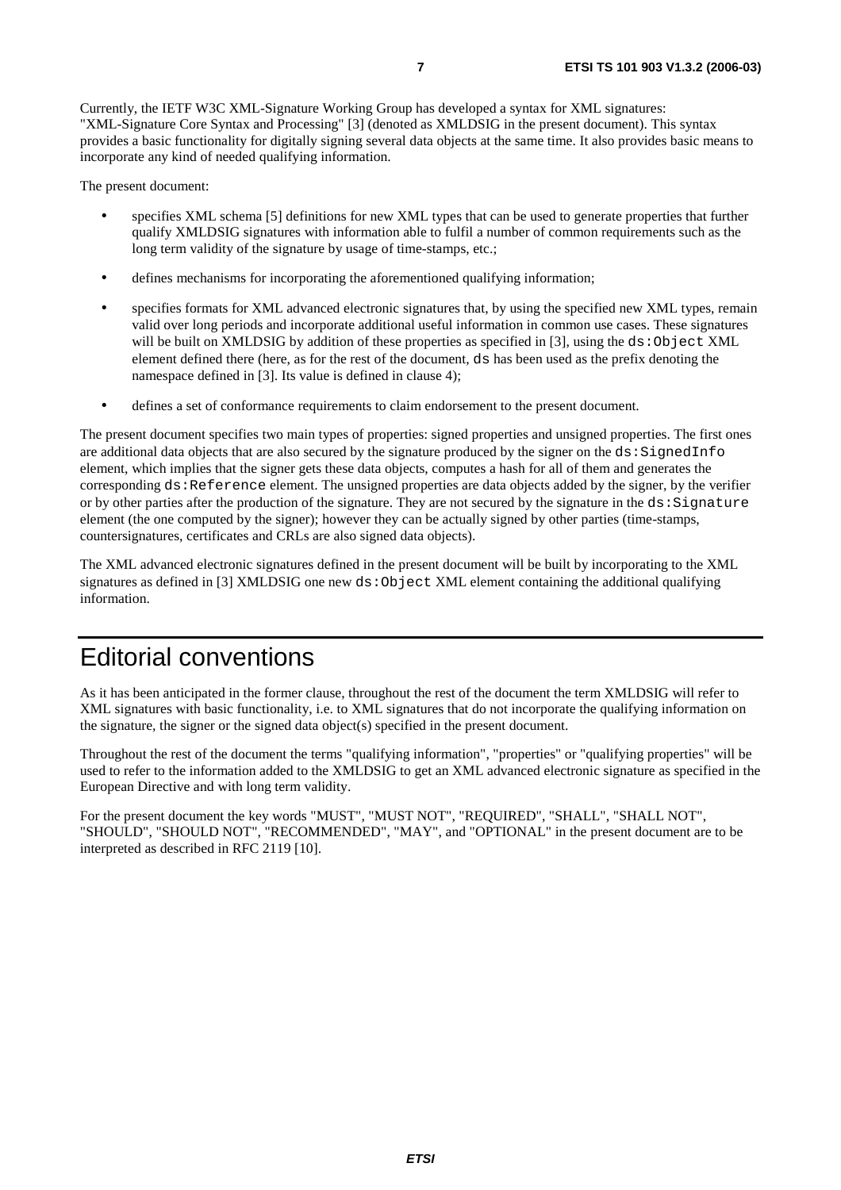Currently, the IETF W3C XML-Signature Working Group has developed a syntax for XML signatures: "XML-Signature Core Syntax and Processing" [3] (denoted as XMLDSIG in the present document). This syntax provides a basic functionality for digitally signing several data objects at the same time. It also provides basic means to incorporate any kind of needed qualifying information.

The present document:

- specifies XML schema [5] definitions for new XML types that can be used to generate properties that further qualify XMLDSIG signatures with information able to fulfil a number of common requirements such as the long term validity of the signature by usage of time-stamps, etc.;
- defines mechanisms for incorporating the aforementioned qualifying information;
- specifies formats for XML advanced electronic signatures that, by using the specified new XML types, remain valid over long periods and incorporate additional useful information in common use cases. These signatures will be built on XMLDSIG by addition of these properties as specified in [3], using the `ds:Object` XML element defined there (here, as for the rest of the document, `ds` has been used as the prefix denoting the namespace defined in [3]. Its value is defined in clause 4);
- defines a set of conformance requirements to claim endorsement to the present document.

The present document specifies two main types of properties: signed properties and unsigned properties. The first ones are additional data objects that are also secured by the signature produced by the signer on the `ds:SignedInfo` element, which implies that the signer gets these data objects, computes a hash for all of them and generates the corresponding `ds:Reference` element. The unsigned properties are data objects added by the signer, by the verifier or by other parties after the production of the signature. They are not secured by the signature in the `ds:Signature` element (the one computed by the signer); however they can be actually signed by other parties (time-stamps, countersignatures, certificates and CRLs are also signed data objects).

The XML advanced electronic signatures defined in the present document will be built by incorporating to the XML signatures as defined in [3] XMLDSIG one new `ds:Object` XML element containing the additional qualifying information.

# Editorial conventions

As it has been anticipated in the former clause, throughout the rest of the document the term XMLDSIG will refer to XML signatures with basic functionality, i.e. to XML signatures that do not incorporate the qualifying information on the signature, the signer or the signed data object(s) specified in the present document.

Throughout the rest of the document the terms "qualifying information", "properties" or "qualifying properties" will be used to refer to the information added to the XMLDSIG to get an XML advanced electronic signature as specified in the European Directive and with long term validity.

For the present document the key words "MUST", "MUST NOT", "REQUIRED", "SHALL", "SHALL NOT", "SHOULD", "SHOULD NOT", "RECOMMENDED", "MAY", and "OPTIONAL" in the present document are to be interpreted as described in RFC 2119 [10].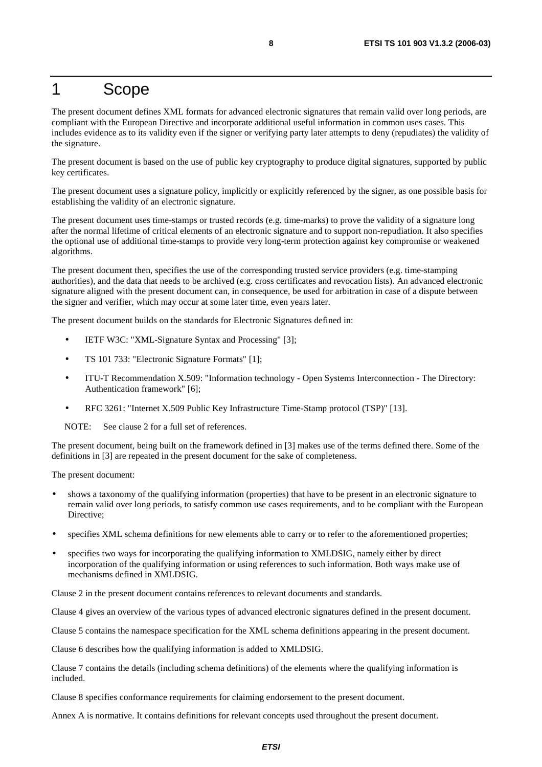# 1 Scope

The present document defines XML formats for advanced electronic signatures that remain valid over long periods, are compliant with the European Directive and incorporate additional useful information in common uses cases. This includes evidence as to its validity even if the signer or verifying party later attempts to deny (repudiates) the validity of the signature.

The present document is based on the use of public key cryptography to produce digital signatures, supported by public key certificates.

The present document uses a signature policy, implicitly or explicitly referenced by the signer, as one possible basis for establishing the validity of an electronic signature.

The present document uses time-stamps or trusted records (e.g. time-marks) to prove the validity of a signature long after the normal lifetime of critical elements of an electronic signature and to support non-repudiation. It also specifies the optional use of additional time-stamps to provide very long-term protection against key compromise or weakened algorithms.

The present document then, specifies the use of the corresponding trusted service providers (e.g. time-stamping authorities), and the data that needs to be archived (e.g. cross certificates and revocation lists). An advanced electronic signature aligned with the present document can, in consequence, be used for arbitration in case of a dispute between the signer and verifier, which may occur at some later time, even years later.

The present document builds on the standards for Electronic Signatures defined in:

- IETF W3C: "XML-Signature Syntax and Processing" [3];
- TS 101 733: "Electronic Signature Formats" [1];
- ITU-T Recommendation X.509: "Information technology - Open Systems Interconnection - The Directory: Authentication framework" [6];
- RFC 3261: "Internet X.509 Public Key Infrastructure Time-Stamp protocol (TSP)" [13].

NOTE: See clause 2 for a full set of references.

The present document, being built on the framework defined in [3] makes use of the terms defined there. Some of the definitions in [3] are repeated in the present document for the sake of completeness.

The present document:

- shows a taxonomy of the qualifying information (properties) that have to be present in an electronic signature to remain valid over long periods, to satisfy common use cases requirements, and to be compliant with the European Directive;
- specifies XML schema definitions for new elements able to carry or to refer to the aforementioned properties;
- specifies two ways for incorporating the qualifying information to XMLDSIG, namely either by direct incorporation of the qualifying information or using references to such information. Both ways make use of mechanisms defined in XMLDSIG.

Clause 2 in the present document contains references to relevant documents and standards.

Clause 4 gives an overview of the various types of advanced electronic signatures defined in the present document.

Clause 5 contains the namespace specification for the XML schema definitions appearing in the present document.

Clause 6 describes how the qualifying information is added to XMLDSIG.

Clause 7 contains the details (including schema definitions) of the elements where the qualifying information is included.

Clause 8 specifies conformance requirements for claiming endorsement to the present document.

Annex A is normative. It contains definitions for relevant concepts used throughout the present document.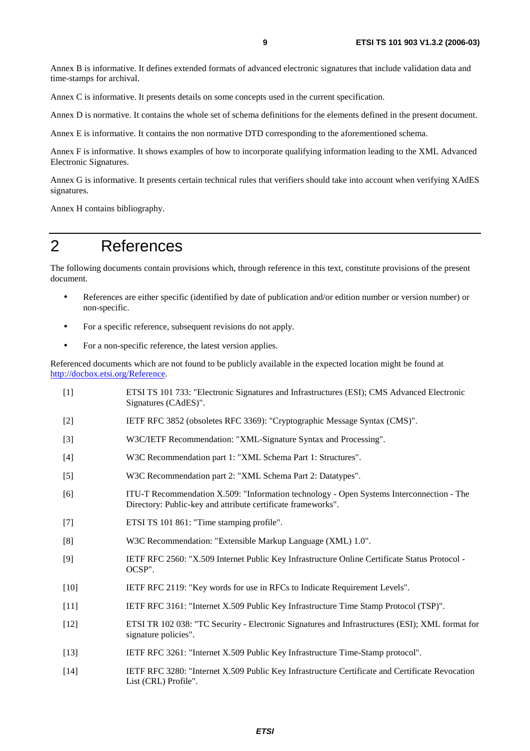Annex B is informative. It defines extended formats of advanced electronic signatures that include validation data and time-stamps for archival.

Annex C is informative. It presents details on some concepts used in the current specification.

Annex D is normative. It contains the whole set of schema definitions for the elements defined in the present document.

Annex E is informative. It contains the non normative DTD corresponding to the aforementioned schema.

Annex F is informative. It shows examples of how to incorporate qualifying information leading to the XML Advanced Electronic Signatures.

Annex G is informative. It presents certain technical rules that verifiers should take into account when verifying XAdES signatures.

Annex H contains bibliography.

# 2 References

The following documents contain provisions which, through reference in this text, constitute provisions of the present document.

- References are either specific (identified by date of publication and/or edition number or version number) or non-specific.
- For a specific reference, subsequent revisions do not apply.
- For a non-specific reference, the latest version applies.

Referenced documents which are not found to be publicly available in the expected location might be found at http://docbox.etsi.org/Reference.

[1] ETSI TS 101 733: "Electronic Signatures and Infrastructures (ESI); CMS Advanced Electronic Signatures (CAdES)".

[2] IETF RFC 3852 (obsoletes RFC 3369): "Cryptographic Message Syntax (CMS)".

[3] W3C/IETF Recommendation: "XML-Signature Syntax and Processing".

[4] W3C Recommendation part 1: "XML Schema Part 1: Structures".

[5] W3C Recommendation part 2: "XML Schema Part 2: Datatypes".

[6] ITU-T Recommendation X.509: "Information technology - Open Systems Interconnection - The Directory: Public-key and attribute certificate frameworks".

[7] ETSI TS 101 861: "Time stamping profile".

[8] W3C Recommendation: "Extensible Markup Language (XML) 1.0".

[9] IETF RFC 2560: "X.509 Internet Public Key Infrastructure Online Certificate Status Protocol - OCSP".

[10] IETF RFC 2119: "Key words for use in RFCs to Indicate Requirement Levels".

[11] IETF RFC 3161: "Internet X.509 Public Key Infrastructure Time Stamp Protocol (TSP)".

[12] ETSI TR 102 038: "TC Security - Electronic Signatures and Infrastructures (ESI); XML format for signature policies".

[13] IETF RFC 3261: "Internet X.509 Public Key Infrastructure Time-Stamp protocol".

[14] IETF RFC 3280: "Internet X.509 Public Key Infrastructure Certificate and Certificate Revocation List (CRL) Profile".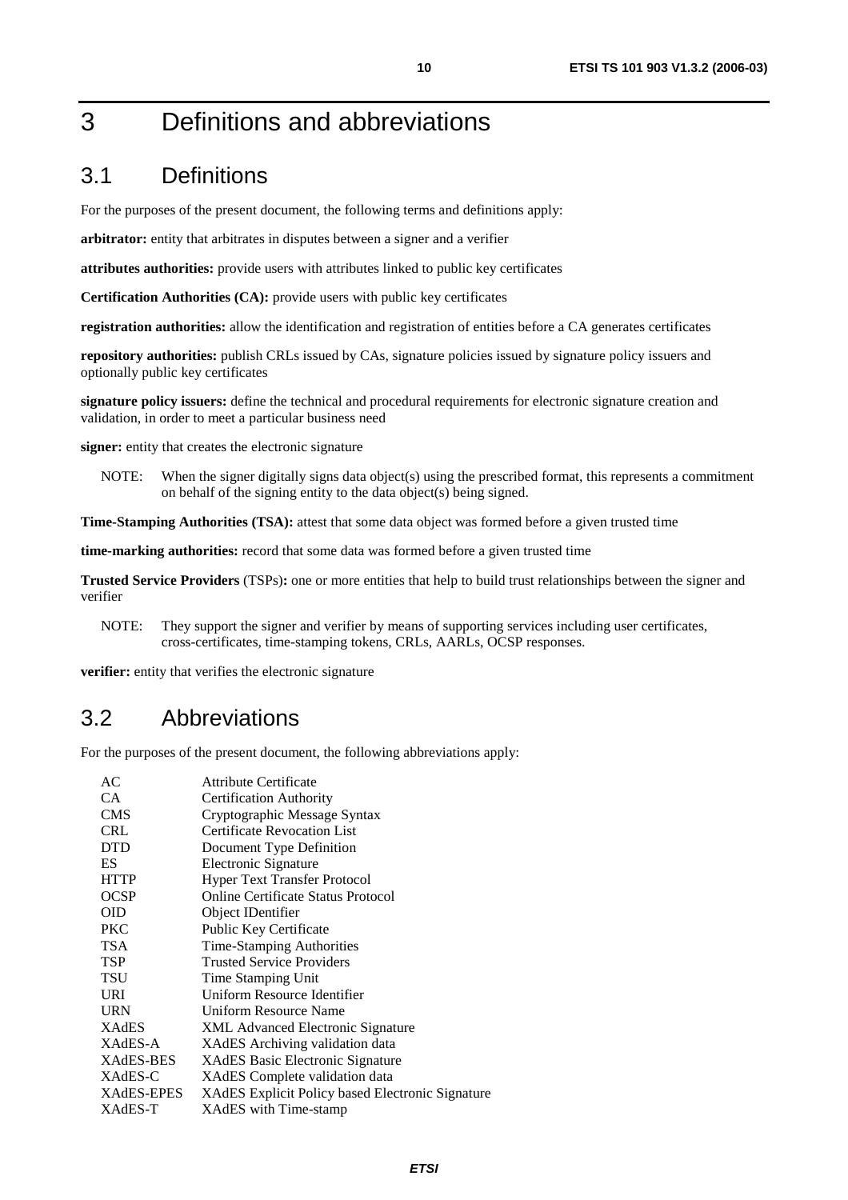# 3 Definitions and abbreviations

## 3.1 Definitions

For the purposes of the present document, the following terms and definitions apply:

**arbitrator:** entity that arbitrates in disputes between a signer and a verifier

**attributes authorities:** provide users with attributes linked to public key certificates

**Certification Authorities (CA):** provide users with public key certificates

**registration authorities:** allow the identification and registration of entities before a CA generates certificates

**repository authorities:** publish CRLs issued by CAs, signature policies issued by signature policy issuers and optionally public key certificates

**signature policy issuers:** define the technical and procedural requirements for electronic signature creation and validation, in order to meet a particular business need

**signer:** entity that creates the electronic signature

NOTE: When the signer digitally signs data object(s) using the prescribed format, this represents a commitment on behalf of the signing entity to the data object(s) being signed.

**Time-Stamping Authorities (TSA):** attest that some data object was formed before a given trusted time

**time-marking authorities:** record that some data was formed before a given trusted time

**Trusted Service Providers** (TSPs)**:** one or more entities that help to build trust relationships between the signer and verifier

NOTE: They support the signer and verifier by means of supporting services including user certificates, cross-certificates, time-stamping tokens, CRLs, AARLs, OCSP responses.

**verifier:** entity that verifies the electronic signature

## 3.2 Abbreviations

For the purposes of the present document, the following abbreviations apply:

| | |
|---|---|
| AC | Attribute Certificate |
| CA | Certification Authority |
| CMS | Cryptographic Message Syntax |
| CRL | Certificate Revocation List |
| DTD | Document Type Definition |
| ES | Electronic Signature |
| HTTP | Hyper Text Transfer Protocol |
| OCSP | Online Certificate Status Protocol |
| OID | Object IDentifier |
| PKC | Public Key Certificate |
| TSA | Time-Stamping Authorities |
| TSP | Trusted Service Providers |
| TSU | Time Stamping Unit |
| URI | Uniform Resource Identifier |
| URN | Uniform Resource Name |
| XAdES | XML Advanced Electronic Signature |
| XAdES-A | XAdES Archiving validation data |
| XAdES-BES | XAdES Basic Electronic Signature |
| XAdES-C | XAdES Complete validation data |
| XAdES-EPES | XAdES Explicit Policy based Electronic Signature |
| XAdES-T | XAdES with Time-stamp |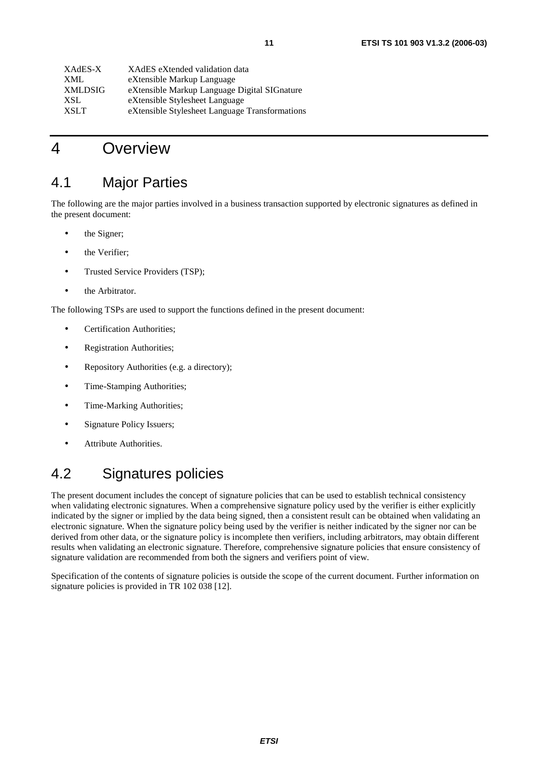| | |
|---|---|
| XAdES-X | XAdES eXtended validation data |
| XML | eXtensible Markup Language |
| XMLDSIG | eXtensible Markup Language Digital SIGnature |
| XSL | eXtensible Stylesheet Language |
| XSLT | eXtensible Stylesheet Language Transformations |

# 4 Overview

## 4.1 Major Parties

The following are the major parties involved in a business transaction supported by electronic signatures as defined in the present document:

- the Signer;
- the Verifier;
- Trusted Service Providers (TSP);
- the Arbitrator.

The following TSPs are used to support the functions defined in the present document:

- Certification Authorities;
- Registration Authorities;
- Repository Authorities (e.g. a directory);
- Time-Stamping Authorities;
- Time-Marking Authorities;
- Signature Policy Issuers;
- Attribute Authorities.

## 4.2 Signatures policies

The present document includes the concept of signature policies that can be used to establish technical consistency when validating electronic signatures. When a comprehensive signature policy used by the verifier is either explicitly indicated by the signer or implied by the data being signed, then a consistent result can be obtained when validating an electronic signature. When the signature policy being used by the verifier is neither indicated by the signer nor can be derived from other data, or the signature policy is incomplete then verifiers, including arbitrators, may obtain different results when validating an electronic signature. Therefore, comprehensive signature policies that ensure consistency of signature validation are recommended from both the signers and verifiers point of view.

Specification of the contents of signature policies is outside the scope of the current document. Further information on signature policies is provided in TR 102 038 [12].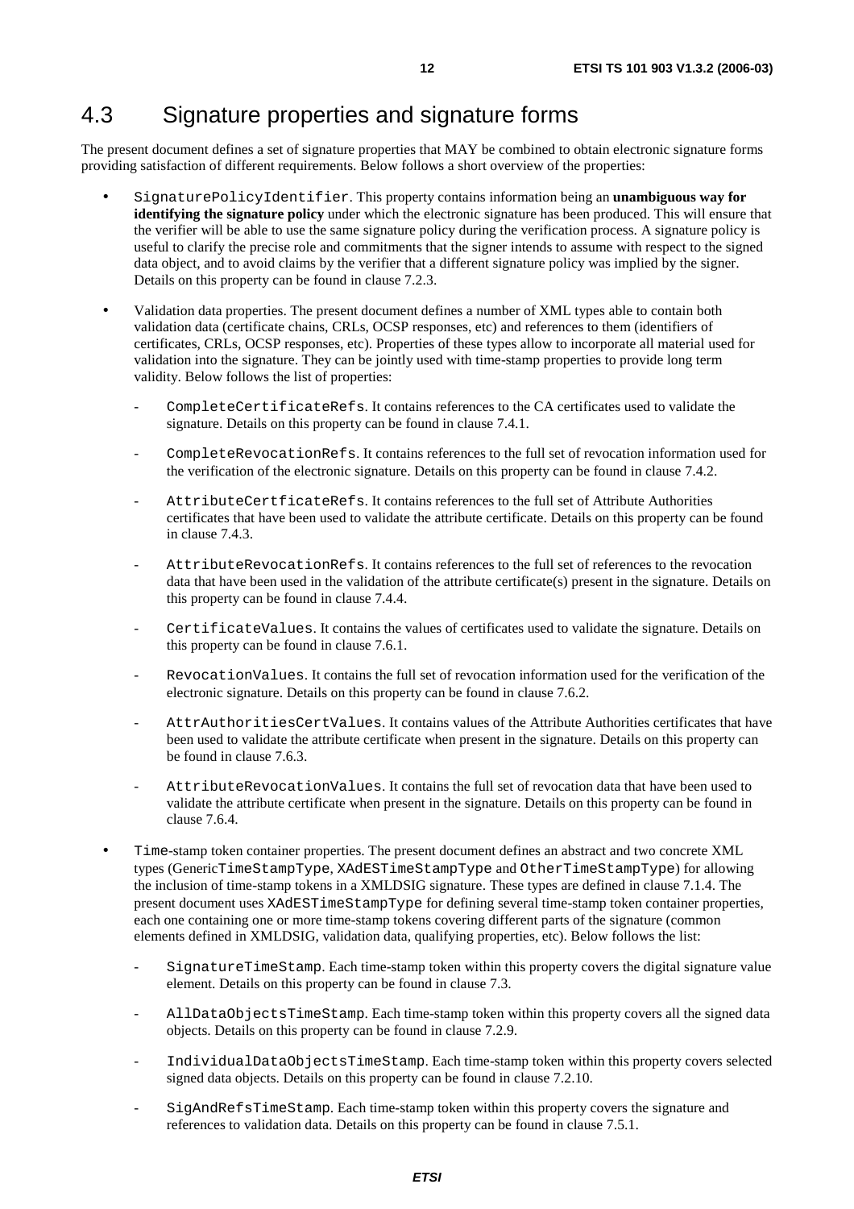## 4.3 Signature properties and signature forms

The present document defines a set of signature properties that MAY be combined to obtain electronic signature forms providing satisfaction of different requirements. Below follows a short overview of the properties:

- `SignaturePolicyIdentifier`. This property contains information being an **unambiguous way for identifying the signature policy** under which the electronic signature has been produced. This will ensure that the verifier will be able to use the same signature policy during the verification process. A signature policy is useful to clarify the precise role and commitments that the signer intends to assume with respect to the signed data object, and to avoid claims by the verifier that a different signature policy was implied by the signer. Details on this property can be found in clause 7.2.3.

- Validation data properties. The present document defines a number of XML types able to contain both validation data (certificate chains, CRLs, OCSP responses, etc) and references to them (identifiers of certificates, CRLs, OCSP responses, etc). Properties of these types allow to incorporate all material used for validation into the signature. They can be jointly used with time-stamp properties to provide long term validity. Below follows the list of properties:

  - `CompleteCertificateRefs`. It contains references to the CA certificates used to validate the signature. Details on this property can be found in clause 7.4.1.

  - `CompleteRevocationRefs`. It contains references to the full set of revocation information used for the verification of the electronic signature. Details on this property can be found in clause 7.4.2.

  - `AttributeCertficateRefs`. It contains references to the full set of Attribute Authorities certificates that have been used to validate the attribute certificate. Details on this property can be found in clause 7.4.3.

  - `AttributeRevocationRefs`. It contains references to the full set of references to the revocation data that have been used in the validation of the attribute certificate(s) present in the signature. Details on this property can be found in clause 7.4.4.

  - `CertificateValues`. It contains the values of certificates used to validate the signature. Details on this property can be found in clause 7.6.1.

  - `RevocationValues`. It contains the full set of revocation information used for the verification of the electronic signature. Details on this property can be found in clause 7.6.2.

  - `AttrAuthoritiesCertValues`. It contains values of the Attribute Authorities certificates that have been used to validate the attribute certificate when present in the signature. Details on this property can be found in clause 7.6.3.

  - `AttributeRevocationValues`. It contains the full set of revocation data that have been used to validate the attribute certificate when present in the signature. Details on this property can be found in clause 7.6.4.

- `Time`-stamp token container properties. The present document defines an abstract and two concrete XML types (Generic`TimeStampType`, `XAdESTimeStampType` and `OtherTimeStampType`) for allowing the inclusion of time-stamp tokens in a XMLDSIG signature. These types are defined in clause 7.1.4. The present document uses `XAdESTimeStampType` for defining several time-stamp token container properties, each one containing one or more time-stamp tokens covering different parts of the signature (common elements defined in XMLDSIG, validation data, qualifying properties, etc). Below follows the list:

  - `SignatureTimeStamp`. Each time-stamp token within this property covers the digital signature value element. Details on this property can be found in clause 7.3.

  - `AllDataObjectsTimeStamp`. Each time-stamp token within this property covers all the signed data objects. Details on this property can be found in clause 7.2.9.

  - `IndividualDataObjectsTimeStamp`. Each time-stamp token within this property covers selected signed data objects. Details on this property can be found in clause 7.2.10.

  - `SigAndRefsTimeStamp`. Each time-stamp token within this property covers the signature and references to validation data. Details on this property can be found in clause 7.5.1.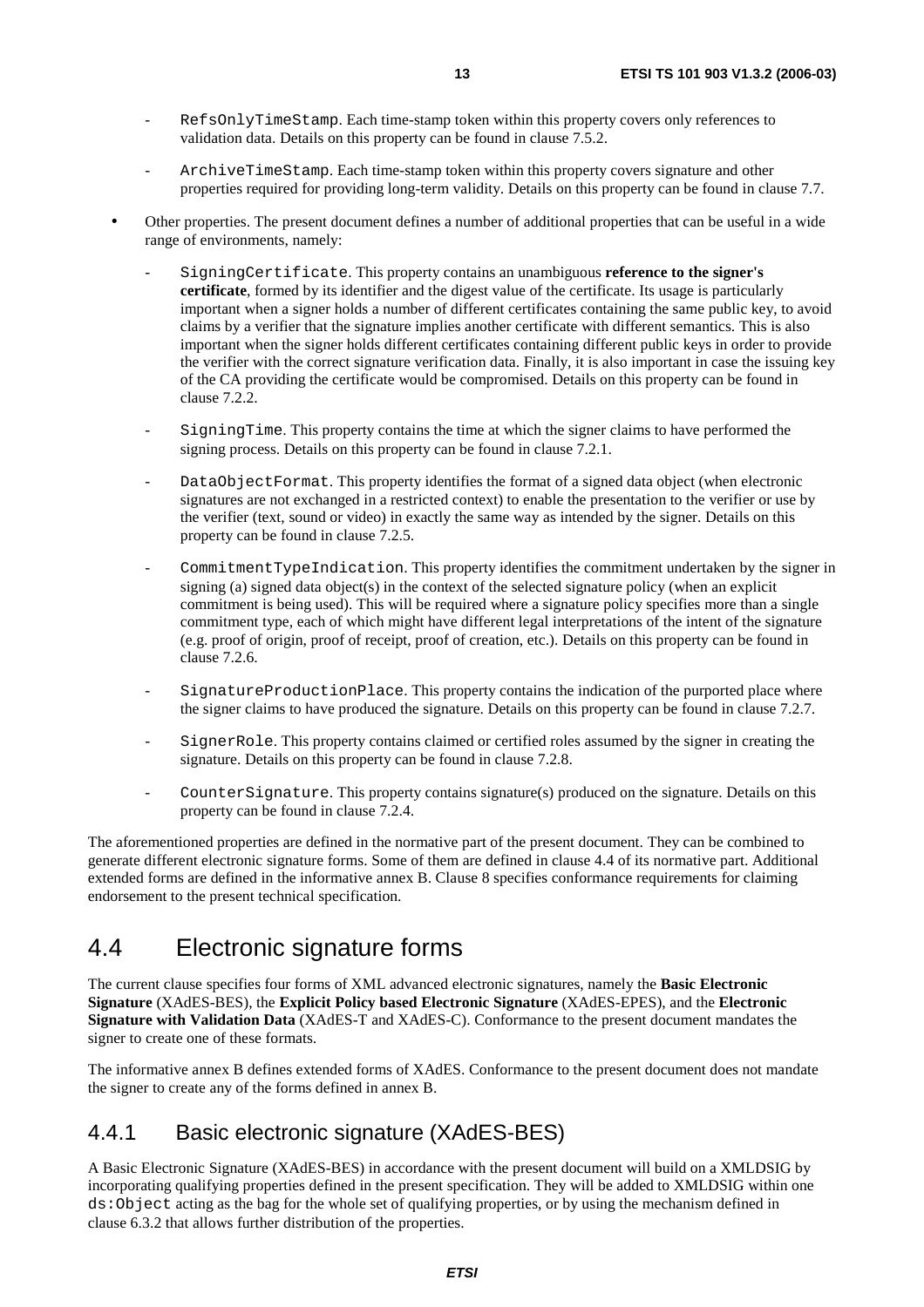- `RefsOnlyTimeStamp`. Each time-stamp token within this property covers only references to validation data. Details on this property can be found in clause 7.5.2.
    - `ArchiveTimeStamp`. Each time-stamp token within this property covers signature and other properties required for providing long-term validity. Details on this property can be found in clause 7.7.

- Other properties. The present document defines a number of additional properties that can be useful in a wide range of environments, namely:
    - `SigningCertificate`. This property contains an unambiguous **reference to the signer's certificate**, formed by its identifier and the digest value of the certificate. Its usage is particularly important when a signer holds a number of different certificates containing the same public key, to avoid claims by a verifier that the signature implies another certificate with different semantics. This is also important when the signer holds different certificates containing different public keys in order to provide the verifier with the correct signature verification data. Finally, it is also important in case the issuing key of the CA providing the certificate would be compromised. Details on this property can be found in clause 7.2.2.
    - `SigningTime`. This property contains the time at which the signer claims to have performed the signing process. Details on this property can be found in clause 7.2.1.
    - `DataObjectFormat`. This property identifies the format of a signed data object (when electronic signatures are not exchanged in a restricted context) to enable the presentation to the verifier or use by the verifier (text, sound or video) in exactly the same way as intended by the signer. Details on this property can be found in clause 7.2.5.
    - `CommitmentTypeIndication`. This property identifies the commitment undertaken by the signer in signing (a) signed data object(s) in the context of the selected signature policy (when an explicit commitment is being used). This will be required where a signature policy specifies more than a single commitment type, each of which might have different legal interpretations of the intent of the signature (e.g. proof of origin, proof of receipt, proof of creation, etc.). Details on this property can be found in clause 7.2.6.
    - `SignatureProductionPlace`. This property contains the indication of the purported place where the signer claims to have produced the signature. Details on this property can be found in clause 7.2.7.
    - `SignerRole`. This property contains claimed or certified roles assumed by the signer in creating the signature. Details on this property can be found in clause 7.2.8.
    - `CounterSignature`. This property contains signature(s) produced on the signature. Details on this property can be found in clause 7.2.4.

The aforementioned properties are defined in the normative part of the present document. They can be combined to generate different electronic signature forms. Some of them are defined in clause 4.4 of its normative part. Additional extended forms are defined in the informative annex B. Clause 8 specifies conformance requirements for claiming endorsement to the present technical specification.

## 4.4 Electronic signature forms

The current clause specifies four forms of XML advanced electronic signatures, namely the **Basic Electronic Signature** (XAdES-BES), the **Explicit Policy based Electronic Signature** (XAdES-EPES), and the **Electronic Signature with Validation Data** (XAdES-T and XAdES-C). Conformance to the present document mandates the signer to create one of these formats.

The informative annex B defines extended forms of XAdES. Conformance to the present document does not mandate the signer to create any of the forms defined in annex B.

### 4.4.1 Basic electronic signature (XAdES-BES)

A Basic Electronic Signature (XAdES-BES) in accordance with the present document will build on a XMLDSIG by incorporating qualifying properties defined in the present specification. They will be added to XMLDSIG within one `ds:Object` acting as the bag for the whole set of qualifying properties, or by using the mechanism defined in clause 6.3.2 that allows further distribution of the properties.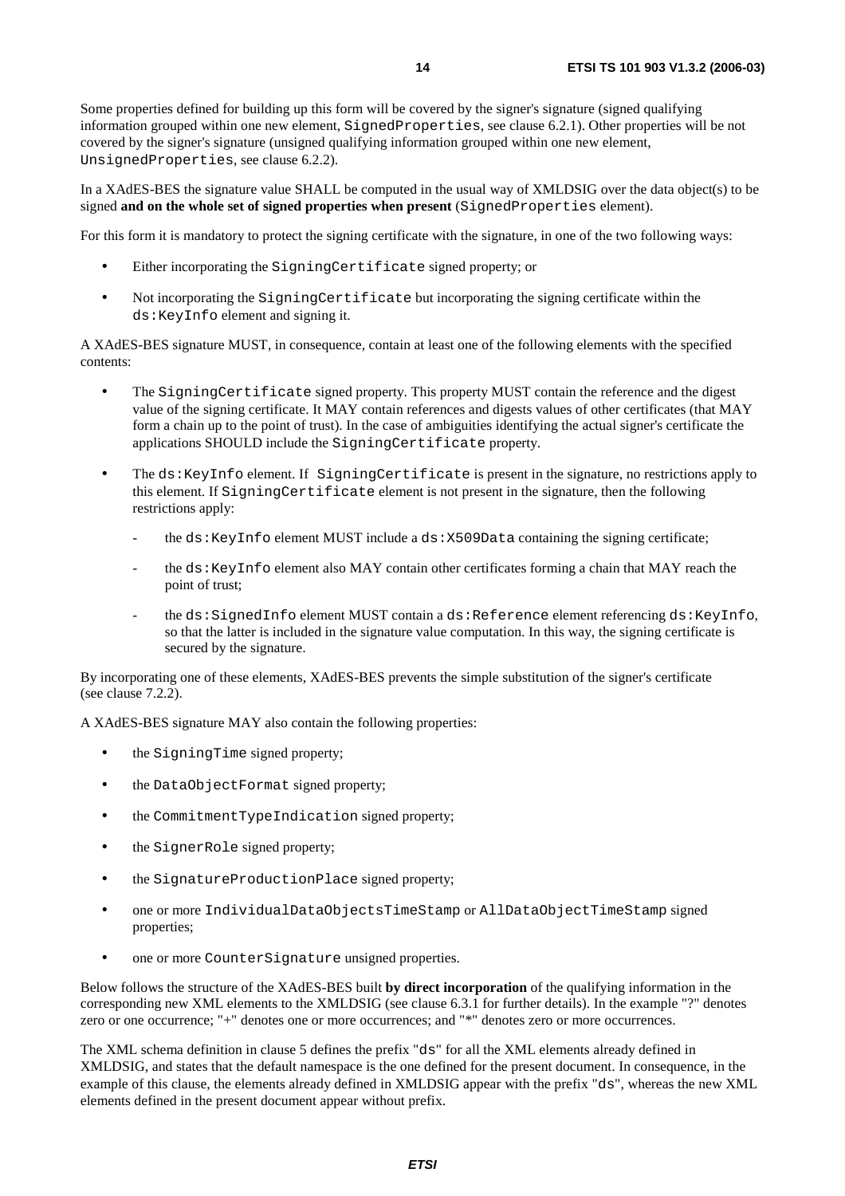Some properties defined for building up this form will be covered by the signer's signature (signed qualifying information grouped within one new element, `SignedProperties`, see clause 6.2.1). Other properties will be not covered by the signer's signature (unsigned qualifying information grouped within one new element, `UnsignedProperties`, see clause 6.2.2).

In a XAdES-BES the signature value SHALL be computed in the usual way of XMLDSIG over the data object(s) to be signed **and on the whole set of signed properties when present** (`SignedProperties` element).

For this form it is mandatory to protect the signing certificate with the signature, in one of the two following ways:

- Either incorporating the `SigningCertificate` signed property; or
- Not incorporating the `SigningCertificate` but incorporating the signing certificate within the `ds:KeyInfo` element and signing it.

A XAdES-BES signature MUST, in consequence, contain at least one of the following elements with the specified contents:

- The `SigningCertificate` signed property. This property MUST contain the reference and the digest value of the signing certificate. It MAY contain references and digests values of other certificates (that MAY form a chain up to the point of trust). In the case of ambiguities identifying the actual signer's certificate the applications SHOULD include the `SigningCertificate` property.
- The `ds:KeyInfo` element. If `SigningCertificate` is present in the signature, no restrictions apply to this element. If `SigningCertificate` element is not present in the signature, then the following restrictions apply:
  - the `ds:KeyInfo` element MUST include a `ds:X509Data` containing the signing certificate;
  - the `ds:KeyInfo` element also MAY contain other certificates forming a chain that MAY reach the point of trust;
  - the `ds:SignedInfo` element MUST contain a `ds:Reference` element referencing `ds:KeyInfo`, so that the latter is included in the signature value computation. In this way, the signing certificate is secured by the signature.

By incorporating one of these elements, XAdES-BES prevents the simple substitution of the signer's certificate (see clause 7.2.2).

A XAdES-BES signature MAY also contain the following properties:

- the `SigningTime` signed property;
- the `DataObjectFormat` signed property;
- the `CommitmentTypeIndication` signed property;
- the `SignerRole` signed property;
- the `SignatureProductionPlace` signed property;
- one or more `IndividualDataObjectsTimeStamp` or `AllDataObjectTimeStamp` signed properties;
- one or more `CounterSignature` unsigned properties.

Below follows the structure of the XAdES-BES built **by direct incorporation** of the qualifying information in the corresponding new XML elements to the XMLDSIG (see clause 6.3.1 for further details). In the example "?" denotes zero or one occurrence; "+" denotes one or more occurrences; and "*" denotes zero or more occurrences.

The XML schema definition in clause 5 defines the prefix "`ds`" for all the XML elements already defined in XMLDSIG, and states that the default namespace is the one defined for the present document. In consequence, in the example of this clause, the elements already defined in XMLDSIG appear with the prefix "`ds`", whereas the new XML elements defined in the present document appear without prefix.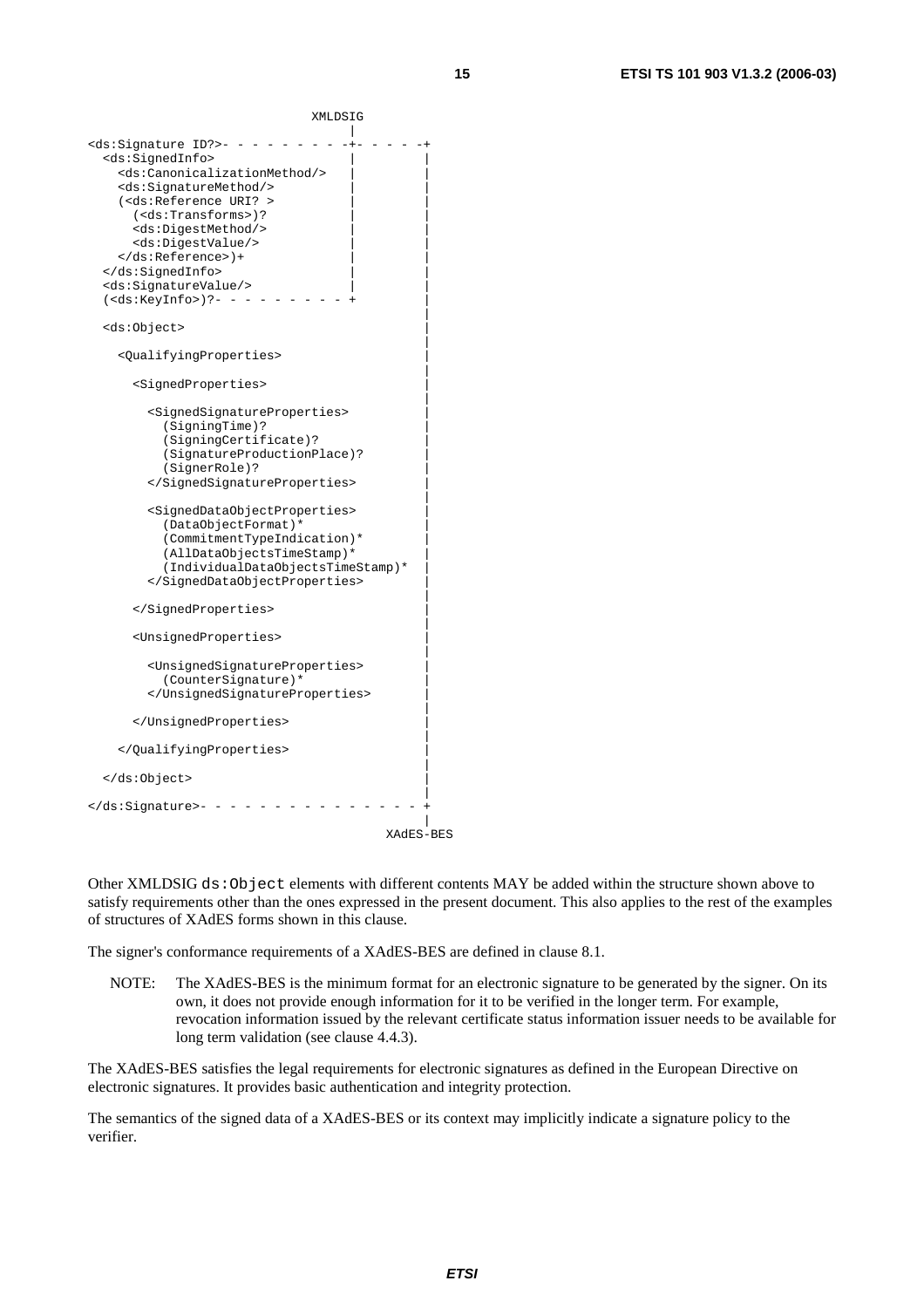```
                                XMLDSIG
                                   |
<ds:Signature ID?>- - - - - - - - -+- - - - -+
  <ds:SignedInfo>                  |         |
    <ds:CanonicalizationMethod/>   |         |
    <ds:SignatureMethod/>          |         |
    (<ds:Reference URI? >          |         |
      (<ds:Transforms>)?           |         |
      <ds:DigestMethod/>           |         |
      <ds:DigestValue/>            |         |
    </ds:Reference>)+              |         |
  </ds:SignedInfo>                 |         |
  <ds:SignatureValue/>             |         |
  (<ds:KeyInfo>)?- - - - - - - - - +         |
                                             |
  <ds:Object>                                |
                                             |
    <QualifyingProperties>                   |
                                             |
      <SignedProperties>                     |
                                             |
        <SignedSignatureProperties>          |
          (SigningTime)?                     |
          (SigningCertificate)?              |
          (SignatureProductionPlace)?        |
          (SignerRole)?                      |
        </SignedSignatureProperties>         |
                                             |
        <SignedDataObjectProperties>         |
          (DataObjectFormat)*                |
          (CommitmentTypeIndication)*        |
          (AllDataObjectsTimeStamp)*         |
          (IndividualDataObjectsTimeStamp)*  |
        </SignedDataObjectProperties>        |
                                             |
      </SignedProperties>                    |
                                             |
      <UnsignedProperties>                   |
                                             |
        <UnsignedSignatureProperties>        |
          (CounterSignature)*                |
        </UnsignedSignatureProperties>       |
                                             |
      </UnsignedProperties>                  |
                                             |
    </QualifyingProperties>                  |
                                             |
  </ds:Object>                               |
                                             |
</ds:Signature>- - - - - - - - - - - - - - - +
                                             |
                                         XAdES-BES
```

Other XMLDSIG `ds:Object` elements with different contents MAY be added within the structure shown above to satisfy requirements other than the ones expressed in the present document. This also applies to the rest of the examples of structures of XAdES forms shown in this clause.

The signer's conformance requirements of a XAdES-BES are defined in clause 8.1.

NOTE: The XAdES-BES is the minimum format for an electronic signature to be generated by the signer. On its own, it does not provide enough information for it to be verified in the longer term. For example, revocation information issued by the relevant certificate status information issuer needs to be available for long term validation (see clause 4.4.3).

The XAdES-BES satisfies the legal requirements for electronic signatures as defined in the European Directive on electronic signatures. It provides basic authentication and integrity protection.

The semantics of the signed data of a XAdES-BES or its context may implicitly indicate a signature policy to the verifier.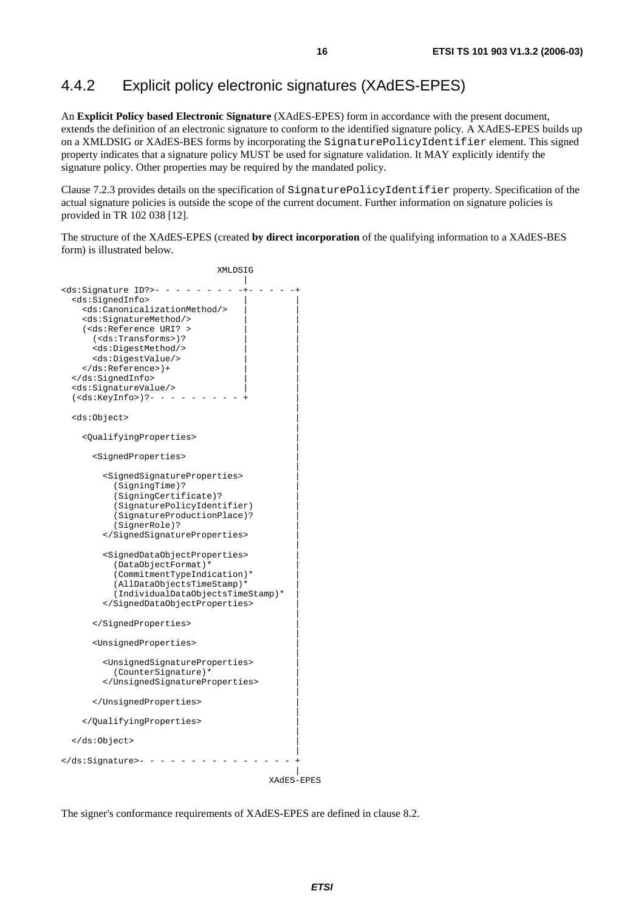### 4.4.2 Explicit policy electronic signatures (XAdES-EPES)

An **Explicit Policy based Electronic Signature** (XAdES-EPES) form in accordance with the present document, extends the definition of an electronic signature to conform to the identified signature policy. A XAdES-EPES builds up on a XMLDSIG or XAdES-BES forms by incorporating the `SignaturePolicyIdentifier` element. This signed property indicates that a signature policy MUST be used for signature validation. It MAY explicitly identify the signature policy. Other properties may be required by the mandated policy.

Clause 7.2.3 provides details on the specification of `SignaturePolicyIdentifier` property. Specification of the actual signature policies is outside the scope of the current document. Further information on signature policies is provided in TR 102 038 [12].

The structure of the XAdES-EPES (created **by direct incorporation** of the qualifying information to a XAdES-BES form) is illustrated below.

```
                             XMLDSIG
                                |
<ds:Signature ID?>- - - - - - - - -+- - - - -+
  <ds:SignedInfo>                  |         |
    <ds:CanonicalizationMethod/>   |         |
    <ds:SignatureMethod/>          |         |
    (<ds:Reference URI? >          |         |
      (<ds:Transforms>)?           |         |
      <ds:DigestMethod/>           |         |
      <ds:DigestValue/>            |         |
    </ds:Reference>)+              |         |
  </ds:SignedInfo>                 |         |
  <ds:SignatureValue/>             |         |
  (<ds:KeyInfo>)?- - - - - - - - - +         |
                                             |
  <ds:Object>                                |
                                             |
    <QualifyingProperties>                   |
                                             |
      <SignedProperties>                     |
                                             |
        <SignedSignatureProperties>          |
          (SigningTime)?                     |
          (SigningCertificate)?              |
          (SignaturePolicyIdentifier)        |
          (SignatureProductionPlace)?        |
          (SignerRole)?                      |
        </SignedSignatureProperties>         |
                                             |
        <SignedDataObjectProperties>         |
          (DataObjectFormat)*                |
          (CommitmentTypeIndication)*        |
          (AllDataObjectsTimeStamp)*         |
          (IndividualDataObjectsTimeStamp)*  |
        </SignedDataObjectProperties>        |
                                             |
      </SignedProperties>                    |
                                             |
      <UnsignedProperties>                   |
                                             |
        <UnsignedSignatureProperties>        |
          (CounterSignature)*                |
        </UnsignedSignatureProperties>       |
                                             |
      </UnsignedProperties>                  |
                                             |
    </QualifyingProperties>                  |
                                             |
  </ds:Object>                               |
                                             |
</ds:Signature>- - - - - - - - - - - - - - - +
                                             |
                                         XAdES-EPES
```

The signer's conformance requirements of XAdES-EPES are defined in clause 8.2.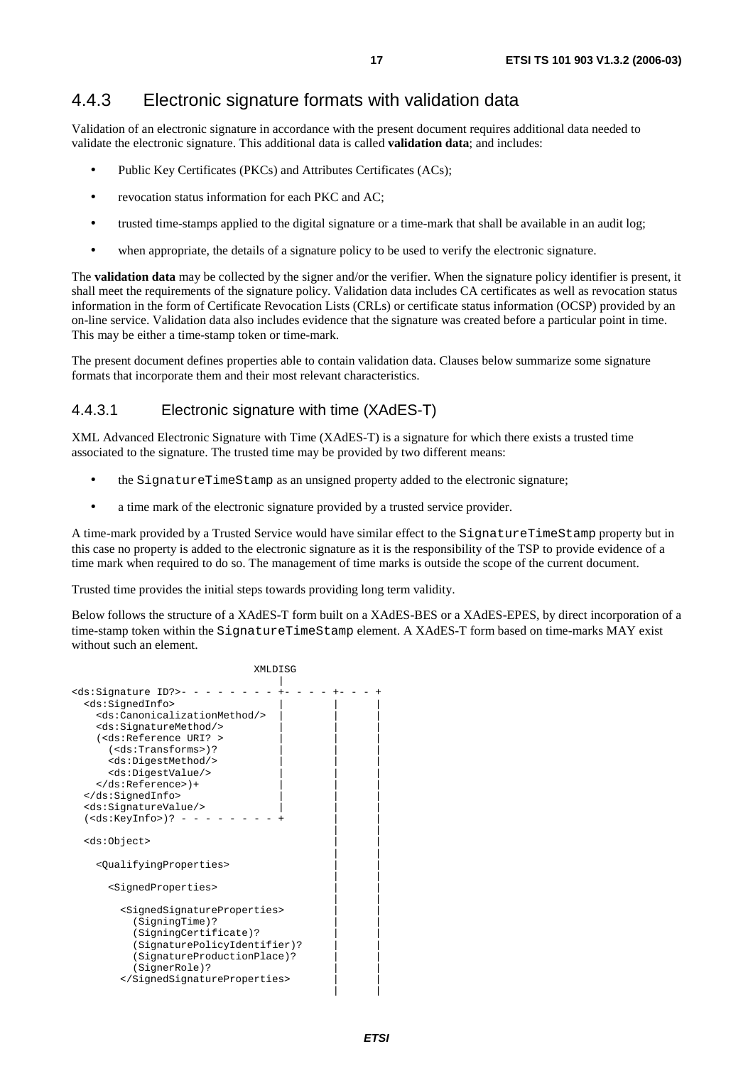### 4.4.3 Electronic signature formats with validation data

Validation of an electronic signature in accordance with the present document requires additional data needed to validate the electronic signature. This additional data is called **validation data**; and includes:

- Public Key Certificates (PKCs) and Attributes Certificates (ACs);
- revocation status information for each PKC and AC;
- trusted time-stamps applied to the digital signature or a time-mark that shall be available in an audit log;
- when appropriate, the details of a signature policy to be used to verify the electronic signature.

The **validation data** may be collected by the signer and/or the verifier. When the signature policy identifier is present, it shall meet the requirements of the signature policy. Validation data includes CA certificates as well as revocation status information in the form of Certificate Revocation Lists (CRLs) or certificate status information (OCSP) provided by an on-line service. Validation data also includes evidence that the signature was created before a particular point in time. This may be either a time-stamp token or time-mark.

The present document defines properties able to contain validation data. Clauses below summarize some signature formats that incorporate them and their most relevant characteristics.

#### 4.4.3.1 Electronic signature with time (XAdES-T)

XML Advanced Electronic Signature with Time (XAdES-T) is a signature for which there exists a trusted time associated to the signature. The trusted time may be provided by two different means:

- the `SignatureTimeStamp` as an unsigned property added to the electronic signature;
- a time mark of the electronic signature provided by a trusted service provider.

A time-mark provided by a Trusted Service would have similar effect to the `SignatureTimeStamp` property but in this case no property is added to the electronic signature as it is the responsibility of the TSP to provide evidence of a time mark when required to do so. The management of time marks is outside the scope of the current document.

Trusted time provides the initial steps towards providing long term validity.

Below follows the structure of a XAdES-T form built on a XAdES-BES or a XAdES-EPES, by direct incorporation of a time-stamp token within the `SignatureTimeStamp` element. A XAdES-T form based on time-marks MAY exist without such an element.

```
                              XMLDISG
                                 |
<ds:Signature ID?>- - - - - - - - +- - - - +- - - +
  <ds:SignedInfo>                 |        |      |
    <ds:CanonicalizationMethod/>  |        |      |
    <ds:SignatureMethod/>         |        |      |
    (<ds:Reference URI? >         |        |      |
      (<ds:Transforms>)?          |        |      |
      <ds:DigestMethod/>          |        |      |
      <ds:DigestValue/>           |        |      |
    </ds:Reference>)+             |        |      |
  </ds:SignedInfo>                |        |      |
  <ds:SignatureValue/>            |        |      |
  (<ds:KeyInfo>)? - - - - - - - - +        |      |
                                           |      |
  <ds:Object>                              |      |
                                           |      |
    <QualifyingProperties>                 |      |
                                           |      |
      <SignedProperties>                   |      |
                                           |      |
        <SignedSignatureProperties>        |      |
          (SigningTime)?                   |      |
          (SigningCertificate)?            |      |
          (SignaturePolicyIdentifier)?     |      |
          (SignatureProductionPlace)?      |      |
          (SignerRole)?                    |      |
        </SignedSignatureProperties>       |      |
                                           |      |
```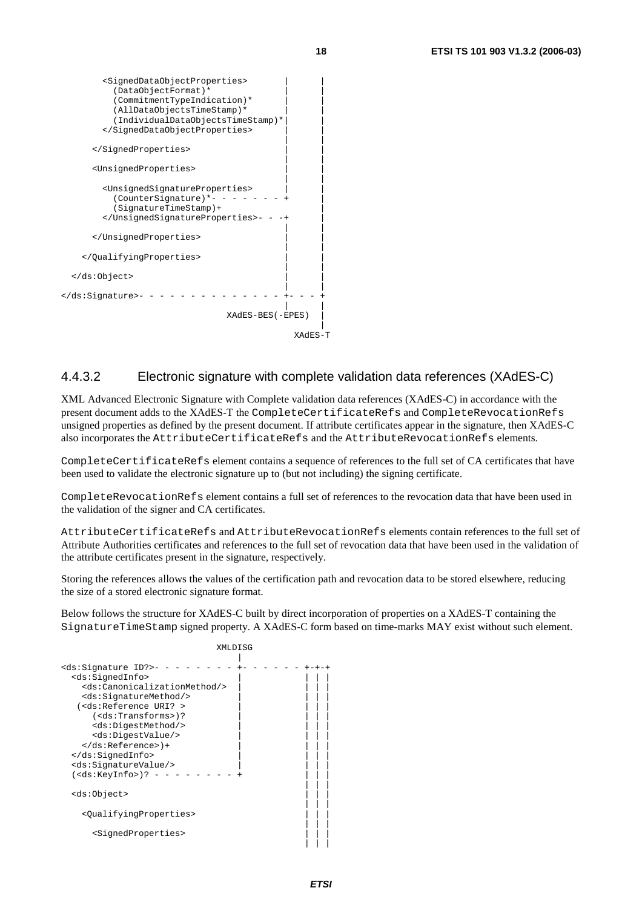```
        <SignedDataObjectProperties>        |       |
          (DataObjectFormat)*               |       |
          (CommitmentTypeIndication)*       |       |
          (AllDataObjectsTimeStamp)*        |       |
          (IndividualDataObjectsTimeStamp)* |       |
        </SignedDataObjectProperties>       |       |
                                            |       |
      </SignedProperties>                   |       |
                                            |       |
      <UnsignedProperties>                  |       |
                                            |       |
        <UnsignedSignatureProperties>       |       |
          (CounterSignature)*- - - - - - - - +      |
          (SignatureTimeStamp)+                     |
        </UnsignedSignatureProperties>- - -+        |
                                            |       |
      </UnsignedProperties>                 |       |
                                            |       |
    </QualifyingProperties>                 |       |
                                            |       |
  </ds:Object>                              |       |
                                            |       |
</ds:Signature>- - - - - - - - - - - - - - +- - - +
                                            |       |
                               XAdES-BES(-EPES)     |
                                                    |
                                                 XAdES-T
```

### 4.4.3.2 Electronic signature with complete validation data references (XAdES-C)

XML Advanced Electronic Signature with Complete validation data references (XAdES-C) in accordance with the present document adds to the XAdES-T the `CompleteCertificateRefs` and `CompleteRevocationRefs` unsigned properties as defined by the present document. If attribute certificates appear in the signature, then XAdES-C also incorporates the `AttributeCertificateRefs` and the `AttributeRevocationRefs` elements.

`CompleteCertificateRefs` element contains a sequence of references to the full set of CA certificates that have been used to validate the electronic signature up to (but not including) the signing certificate.

`CompleteRevocationRefs` element contains a full set of references to the revocation data that have been used in the validation of the signer and CA certificates.

`AttributeCertificateRefs` and `AttributeRevocationRefs` elements contain references to the full set of Attribute Authorities certificates and references to the full set of revocation data that have been used in the validation of the attribute certificates present in the signature, respectively.

Storing the references allows the values of the certification path and revocation data to be stored elsewhere, reducing the size of a stored electronic signature format.

Below follows the structure for XAdES-C built by direct incorporation of properties on a XAdES-T containing the `SignatureTimeStamp` signed property. A XAdES-C form based on time-marks MAY exist without such element.

```
                               XMLDISG
                                  |
<ds:Signature ID?>- - - - - - - - +- - - - - - +-+-+
  <ds:SignedInfo>                 |             | | |
    <ds:CanonicalizationMethod/>  |             | | |
    <ds:SignatureMethod/>         |             | | |
   (<ds:Reference URI? >          |             | | |
      (<ds:Transforms>)?          |             | | |
      <ds:DigestMethod/>          |             | | |
      <ds:DigestValue/>           |             | | |
    </ds:Reference>)+             |             | | |
  </ds:SignedInfo>                |             | | |
  <ds:SignatureValue/>            |             | | |
  (<ds:KeyInfo>)? - - - - - - - - +             | | |
                                                | | |
  <ds:Object>                                   | | |
                                                | | |
    <QualifyingProperties>                      | | |
                                                | | |
      <SignedProperties>                        | | |
                                                | | |
```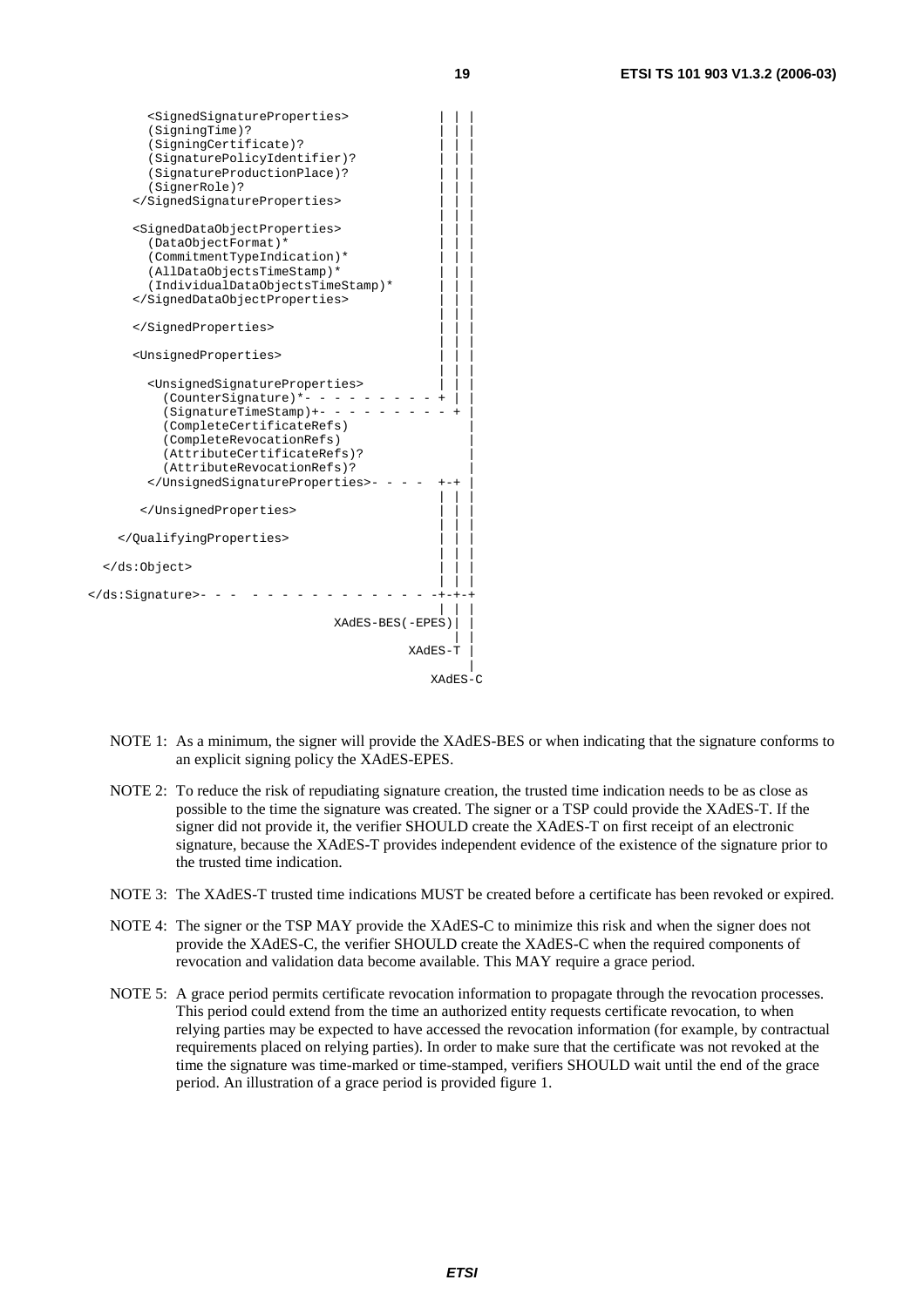```
        <SignedSignatureProperties>             | | |
        (SigningTime)?                          | | |
        (SigningCertificate)?                   | | |
        (SignaturePolicyIdentifier)?            | | |
        (SignatureProductionPlace)?             | | |
        (SignerRole)?                           | | |
      </SignedSignatureProperties>              | | |
                                                | | |
      <SignedDataObjectProperties>              | | |
        (DataObjectFormat)*                     | | |
        (CommitmentTypeIndication)*             | | |
        (AllDataObjectsTimeStamp)*              | | |
        (IndividualDataObjectsTimeStamp)*       | | |
      </SignedDataObjectProperties>             | | |
                                                | | |
      </SignedProperties>                       | | |
                                                | | |
      <UnsignedProperties>                      | | |
                                                | | |
        <UnsignedSignatureProperties>           | | |
          (CounterSignature)*- - - - - - - - - + | |
          (SignatureTimeStamp)+- - - - - - - - - + |
          (CompleteCertificateRefs)                |
          (CompleteRevocationRefs)                 |
          (AttributeCertificateRefs)?              |
          (AttributeRevocationRefs)?               |
        </UnsignedSignatureProperties>- - - -  +-+ |
                                                | | |
       </UnsignedProperties>                    | | |
                                                | | |
    </QualifyingProperties>                     | | |
                                                | | |
  </ds:Object>                                  | | |
                                                | | |
</ds:Signature>- - -  - - - - - - - - - - - - -+-+-+
                                                | | |
                                 XAdES-BES(-EPES)| |
                                                  | |
                                           XAdES-T |
                                                    |
                                             XAdES-C
```

NOTE 1: As a minimum, the signer will provide the XAdES-BES or when indicating that the signature conforms to an explicit signing policy the XAdES-EPES.

NOTE 2: To reduce the risk of repudiating signature creation, the trusted time indication needs to be as close as possible to the time the signature was created. The signer or a TSP could provide the XAdES-T. If the signer did not provide it, the verifier SHOULD create the XAdES-T on first receipt of an electronic signature, because the XAdES-T provides independent evidence of the existence of the signature prior to the trusted time indication.

NOTE 3: The XAdES-T trusted time indications MUST be created before a certificate has been revoked or expired.

NOTE 4: The signer or the TSP MAY provide the XAdES-C to minimize this risk and when the signer does not provide the XAdES-C, the verifier SHOULD create the XAdES-C when the required components of revocation and validation data become available. This MAY require a grace period.

NOTE 5: A grace period permits certificate revocation information to propagate through the revocation processes. This period could extend from the time an authorized entity requests certificate revocation, to when relying parties may be expected to have accessed the revocation information (for example, by contractual requirements placed on relying parties). In order to make sure that the certificate was not revoked at the time the signature was time-marked or time-stamped, verifiers SHOULD wait until the end of the grace period. An illustration of a grace period is provided figure 1.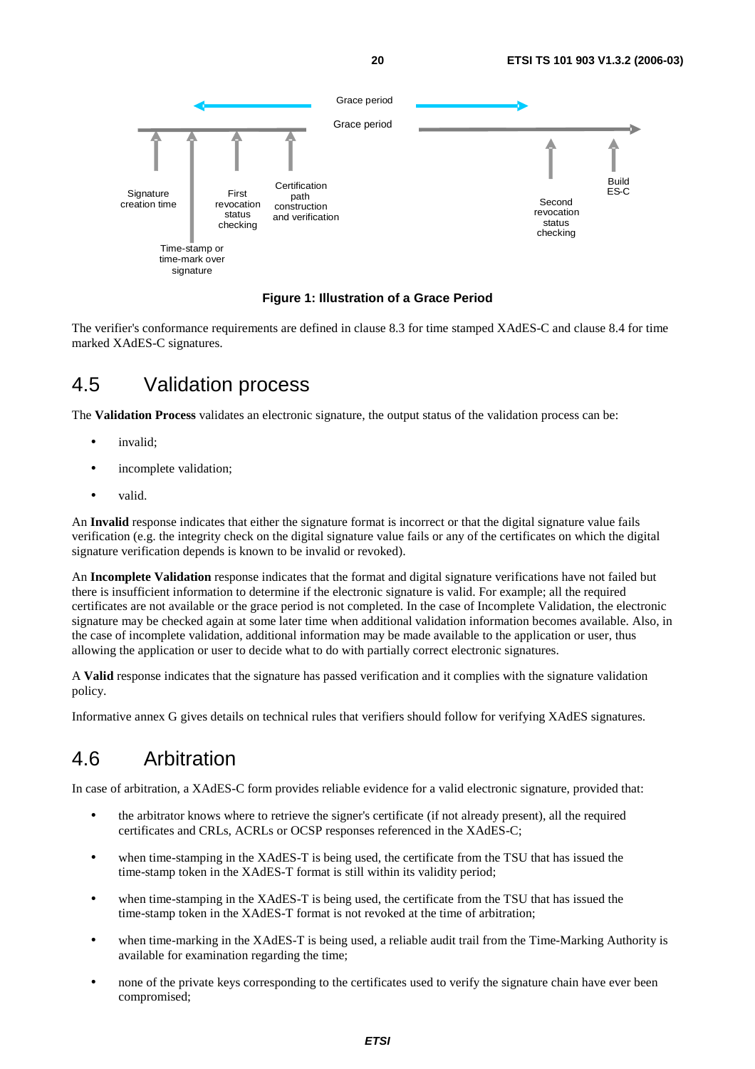Figure 1: Illustration of a Grace Period

The verifier's conformance requirements are defined in clause 8.3 for time stamped XAdES-C and clause 8.4 for time marked XAdES-C signatures.

## 4.5 Validation process

The **Validation Process** validates an electronic signature, the output status of the validation process can be:

- invalid;
- incomplete validation;
- valid.

An **Invalid** response indicates that either the signature format is incorrect or that the digital signature value fails verification (e.g. the integrity check on the digital signature value fails or any of the certificates on which the digital signature verification depends is known to be invalid or revoked).

An **Incomplete Validation** response indicates that the format and digital signature verifications have not failed but there is insufficient information to determine if the electronic signature is valid. For example; all the required certificates are not available or the grace period is not completed. In the case of Incomplete Validation, the electronic signature may be checked again at some later time when additional validation information becomes available. Also, in the case of incomplete validation, additional information may be made available to the application or user, thus allowing the application or user to decide what to do with partially correct electronic signatures.

A **Valid** response indicates that the signature has passed verification and it complies with the signature validation policy.

Informative annex G gives details on technical rules that verifiers should follow for verifying XAdES signatures.

## 4.6 Arbitration

In case of arbitration, a XAdES-C form provides reliable evidence for a valid electronic signature, provided that:

- the arbitrator knows where to retrieve the signer's certificate (if not already present), all the required certificates and CRLs, ACRLs or OCSP responses referenced in the XAdES-C;
- when time-stamping in the XAdES-T is being used, the certificate from the TSU that has issued the time-stamp token in the XAdES-T format is still within its validity period;
- when time-stamping in the XAdES-T is being used, the certificate from the TSU that has issued the time-stamp token in the XAdES-T format is not revoked at the time of arbitration;
- when time-marking in the XAdES-T is being used, a reliable audit trail from the Time-Marking Authority is available for examination regarding the time;
- none of the private keys corresponding to the certificates used to verify the signature chain have ever been compromised;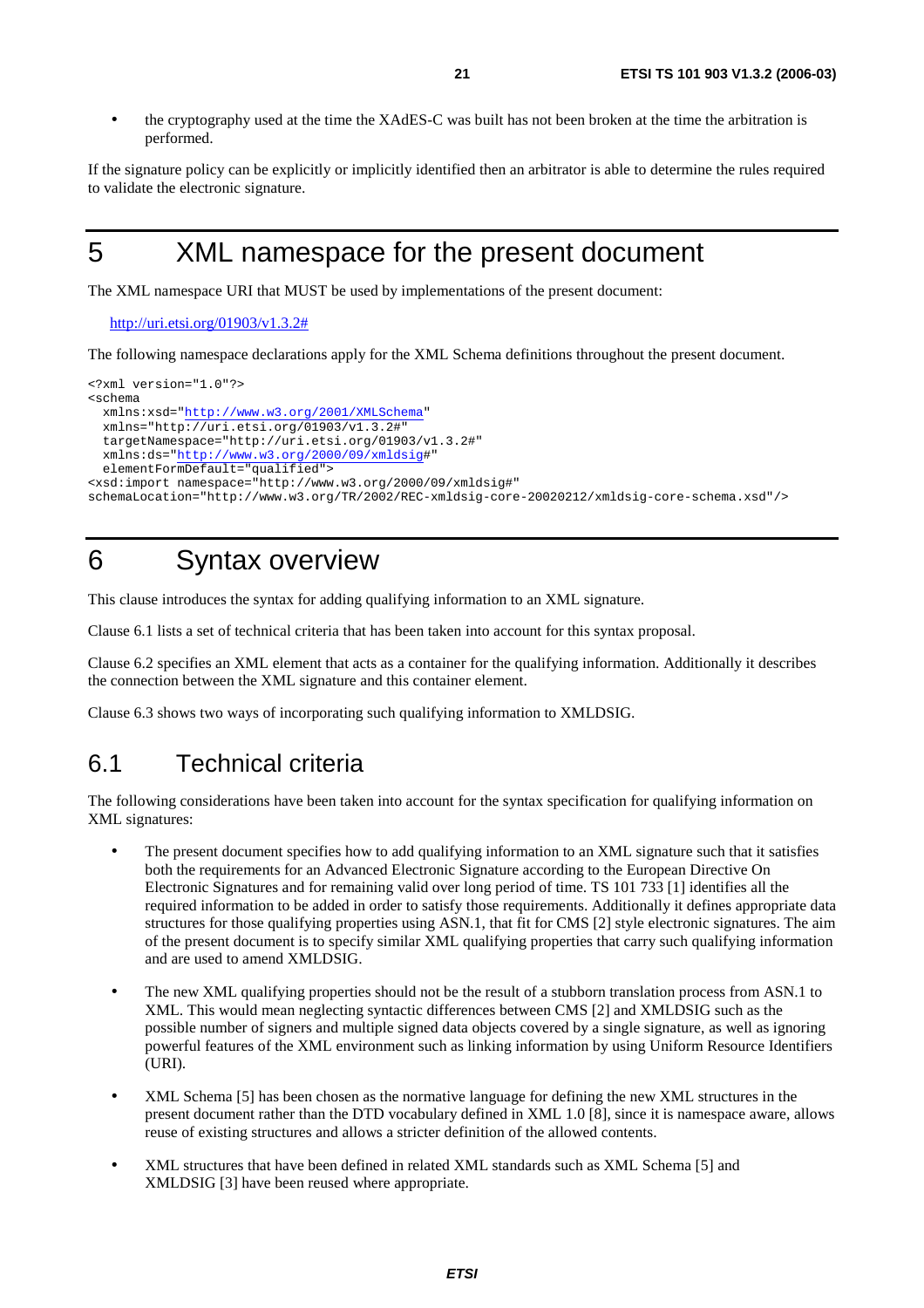- the cryptography used at the time the XAdES-C was built has not been broken at the time the arbitration is performed.

If the signature policy can be explicitly or implicitly identified then an arbitrator is able to determine the rules required to validate the electronic signature.

# 5 XML namespace for the present document

The XML namespace URI that MUST be used by implementations of the present document:

http://uri.etsi.org/01903/v1.3.2#

The following namespace declarations apply for the XML Schema definitions throughout the present document.

```
<?xml version="1.0"?>
<schema
  xmlns:xsd="http://www.w3.org/2001/XMLSchema"
  xmlns="http://uri.etsi.org/01903/v1.3.2#"
  targetNamespace="http://uri.etsi.org/01903/v1.3.2#"
  xmlns:ds="http://www.w3.org/2000/09/xmldsig#"
  elementFormDefault="qualified">
<xsd:import namespace="http://www.w3.org/2000/09/xmldsig#"
schemaLocation="http://www.w3.org/TR/2002/REC-xmldsig-core-20020212/xmldsig-core-schema.xsd"/>
```

# 6 Syntax overview

This clause introduces the syntax for adding qualifying information to an XML signature.

Clause 6.1 lists a set of technical criteria that has been taken into account for this syntax proposal.

Clause 6.2 specifies an XML element that acts as a container for the qualifying information. Additionally it describes the connection between the XML signature and this container element.

Clause 6.3 shows two ways of incorporating such qualifying information to XMLDSIG.

## 6.1 Technical criteria

The following considerations have been taken into account for the syntax specification for qualifying information on XML signatures:

- The present document specifies how to add qualifying information to an XML signature such that it satisfies both the requirements for an Advanced Electronic Signature according to the European Directive On Electronic Signatures and for remaining valid over long period of time. TS 101 733 [1] identifies all the required information to be added in order to satisfy those requirements. Additionally it defines appropriate data structures for those qualifying properties using ASN.1, that fit for CMS [2] style electronic signatures. The aim of the present document is to specify similar XML qualifying properties that carry such qualifying information and are used to amend XMLDSIG.

- The new XML qualifying properties should not be the result of a stubborn translation process from ASN.1 to XML. This would mean neglecting syntactic differences between CMS [2] and XMLDSIG such as the possible number of signers and multiple signed data objects covered by a single signature, as well as ignoring powerful features of the XML environment such as linking information by using Uniform Resource Identifiers (URI).

- XML Schema [5] has been chosen as the normative language for defining the new XML structures in the present document rather than the DTD vocabulary defined in XML 1.0 [8], since it is namespace aware, allows reuse of existing structures and allows a stricter definition of the allowed contents.

- XML structures that have been defined in related XML standards such as XML Schema [5] and XMLDSIG [3] have been reused where appropriate.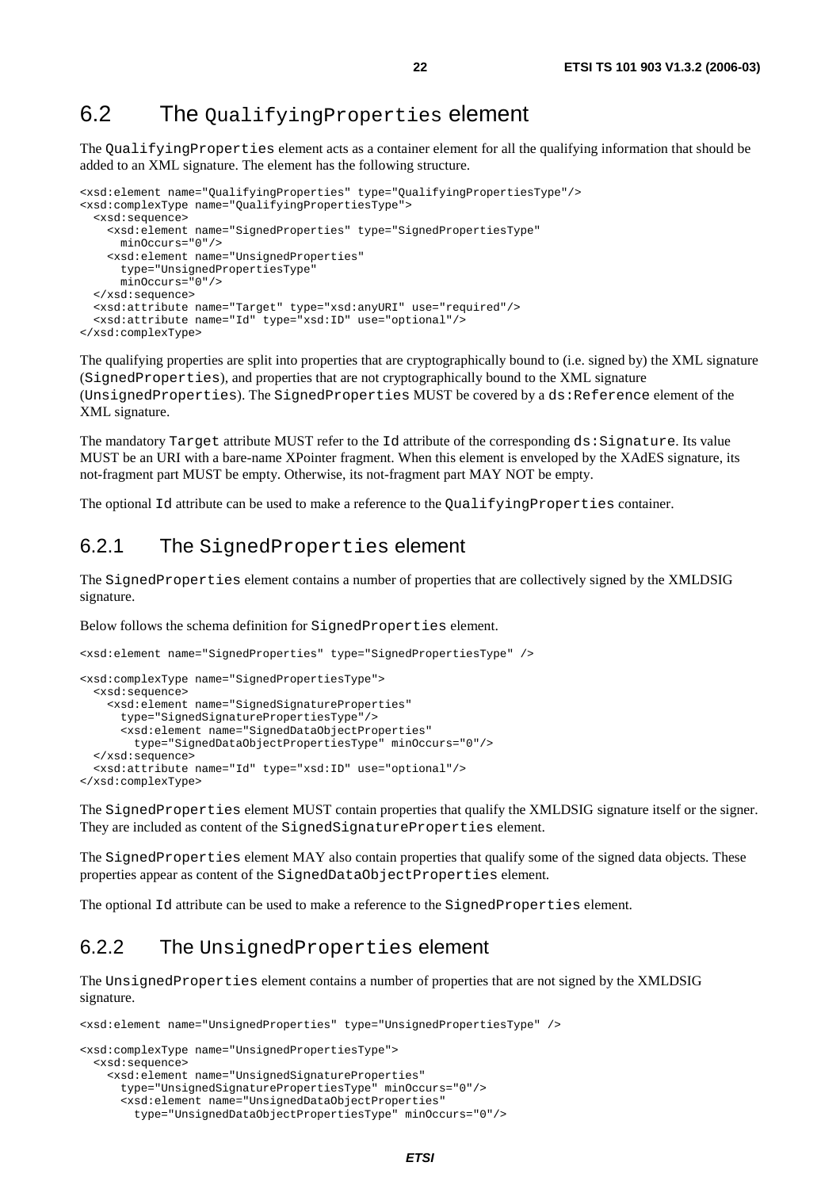## 6.2 The `QualifyingProperties` element

The `QualifyingProperties` element acts as a container element for all the qualifying information that should be added to an XML signature. The element has the following structure.

```
<xsd:element name="QualifyingProperties" type="QualifyingPropertiesType"/>
<xsd:complexType name="QualifyingPropertiesType">
  <xsd:sequence>
    <xsd:element name="SignedProperties" type="SignedPropertiesType"
      minOccurs="0"/>
    <xsd:element name="UnsignedProperties"
      type="UnsignedPropertiesType"
      minOccurs="0"/>
  </xsd:sequence>
  <xsd:attribute name="Target" type="xsd:anyURI" use="required"/>
  <xsd:attribute name="Id" type="xsd:ID" use="optional"/>
</xsd:complexType>
```

The qualifying properties are split into properties that are cryptographically bound to (i.e. signed by) the XML signature (`SignedProperties`), and properties that are not cryptographically bound to the XML signature (`UnsignedProperties`). The `SignedProperties` MUST be covered by a `ds:Reference` element of the XML signature.

The mandatory `Target` attribute MUST refer to the `Id` attribute of the corresponding `ds:Signature`. Its value MUST be an URI with a bare-name XPointer fragment. When this element is enveloped by the XAdES signature, its not-fragment part MUST be empty. Otherwise, its not-fragment part MAY NOT be empty.

The optional `Id` attribute can be used to make a reference to the `QualifyingProperties` container.

### 6.2.1 The `SignedProperties` element

The `SignedProperties` element contains a number of properties that are collectively signed by the XMLDSIG signature.

Below follows the schema definition for `SignedProperties` element.

```
<xsd:element name="SignedProperties" type="SignedPropertiesType" />

<xsd:complexType name="SignedPropertiesType">
  <xsd:sequence>
    <xsd:element name="SignedSignatureProperties"
      type="SignedSignaturePropertiesType"/>
      <xsd:element name="SignedDataObjectProperties"
        type="SignedDataObjectPropertiesType" minOccurs="0"/>
  </xsd:sequence>
  <xsd:attribute name="Id" type="xsd:ID" use="optional"/>
</xsd:complexType>
```

The `SignedProperties` element MUST contain properties that qualify the XMLDSIG signature itself or the signer. They are included as content of the `SignedSignatureProperties` element.

The `SignedProperties` element MAY also contain properties that qualify some of the signed data objects. These properties appear as content of the `SignedDataObjectProperties` element.

The optional `Id` attribute can be used to make a reference to the `SignedProperties` element.

### 6.2.2 The `UnsignedProperties` element

The `UnsignedProperties` element contains a number of properties that are not signed by the XMLDSIG signature.

```
<xsd:element name="UnsignedProperties" type="UnsignedPropertiesType" />

<xsd:complexType name="UnsignedPropertiesType">
  <xsd:sequence>
    <xsd:element name="UnsignedSignatureProperties"
      type="UnsignedSignaturePropertiesType" minOccurs="0"/>
      <xsd:element name="UnsignedDataObjectProperties"
        type="UnsignedDataObjectPropertiesType" minOccurs="0"/>
```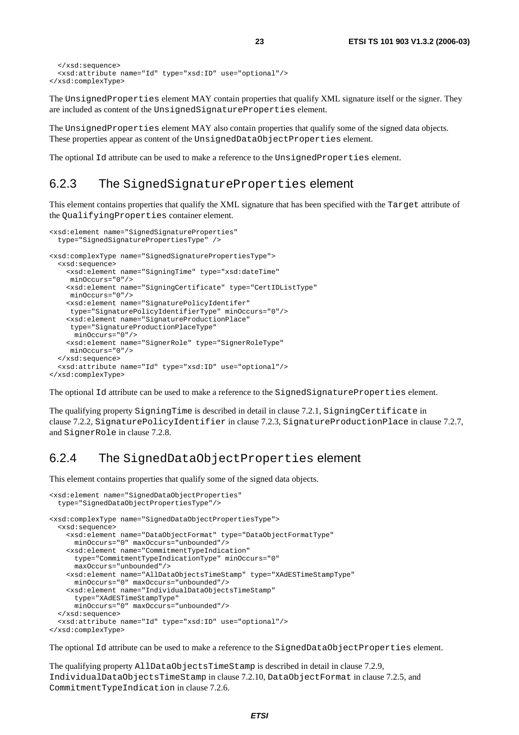```
  </xsd:sequence>
  <xsd:attribute name="Id" type="xsd:ID" use="optional"/>
</xsd:complexType>
```

The `UnsignedProperties` element MAY contain properties that qualify XML signature itself or the signer. They are included as content of the `UnsignedSignatureProperties` element.

The `UnsignedProperties` element MAY also contain properties that qualify some of the signed data objects. These properties appear as content of the `UnsignedDataObjectProperties` element.

The optional `Id` attribute can be used to make a reference to the `UnsignedProperties` element.

## 6.2.3 The SignedSignatureProperties element

This element contains properties that qualify the XML signature that has been specified with the `Target` attribute of the `QualifyingProperties` container element.

```
<xsd:element name="SignedSignatureProperties"
  type="SignedSignaturePropertiesType" />

<xsd:complexType name="SignedSignaturePropertiesType">
  <xsd:sequence>
    <xsd:element name="SigningTime" type="xsd:dateTime"
     minOccurs="0"/>
    <xsd:element name="SigningCertificate" type="CertIDListType"
     minOccurs="0"/>
    <xsd:element name="SignaturePolicyIdentifer"
     type="SignaturePolicyIdentifierType" minOccurs="0"/>
    <xsd:element name="SignatureProductionPlace"
     type="SignatureProductionPlaceType"
      minOccurs="0"/>
    <xsd:element name="SignerRole" type="SignerRoleType"
     minOccurs="0"/>
  </xsd:sequence>
  <xsd:attribute name="Id" type="xsd:ID" use="optional"/>
</xsd:complexType>
```

The optional `Id` attribute can be used to make a reference to the `SignedSignatureProperties` element.

The qualifying property `SigningTime` is described in detail in clause 7.2.1, `SigningCertificate` in clause 7.2.2, `SignaturePolicyIdentifier` in clause 7.2.3, `SignatureProductionPlace` in clause 7.2.7, and `SignerRole` in clause 7.2.8.

## 6.2.4 The SignedDataObjectProperties element

This element contains properties that qualify some of the signed data objects.

```
<xsd:element name="SignedDataObjectProperties"
  type="SignedDataObjectPropertiesType"/>

<xsd:complexType name="SignedDataObjectPropertiesType">
  <xsd:sequence>
    <xsd:element name="DataObjectFormat" type="DataObjectFormatType"
      minOccurs="0" maxOccurs="unbounded"/>
    <xsd:element name="CommitmentTypeIndication"
      type="CommitmentTypeIndicationType" minOccurs="0"
      maxOccurs="unbounded"/>
    <xsd:element name="AllDataObjectsTimeStamp" type="XAdESTimeStampType"
      minOccurs="0" maxOccurs="unbounded"/>
    <xsd:element name="IndividualDataObjectsTimeStamp"
      type="XAdESTimeStampType"
      minOccurs="0" maxOccurs="unbounded"/>
  </xsd:sequence>
  <xsd:attribute name="Id" type="xsd:ID" use="optional"/>
</xsd:complexType>
```

The optional `Id` attribute can be used to make a reference to the `SignedDataObjectProperties` element.

The qualifying property `AllDataObjectsTimeStamp` is described in detail in clause 7.2.9, `IndividualDataObjectsTimeStamp` in clause 7.2.10, `DataObjectFormat` in clause 7.2.5, and `CommitmentTypeIndication` in clause 7.2.6.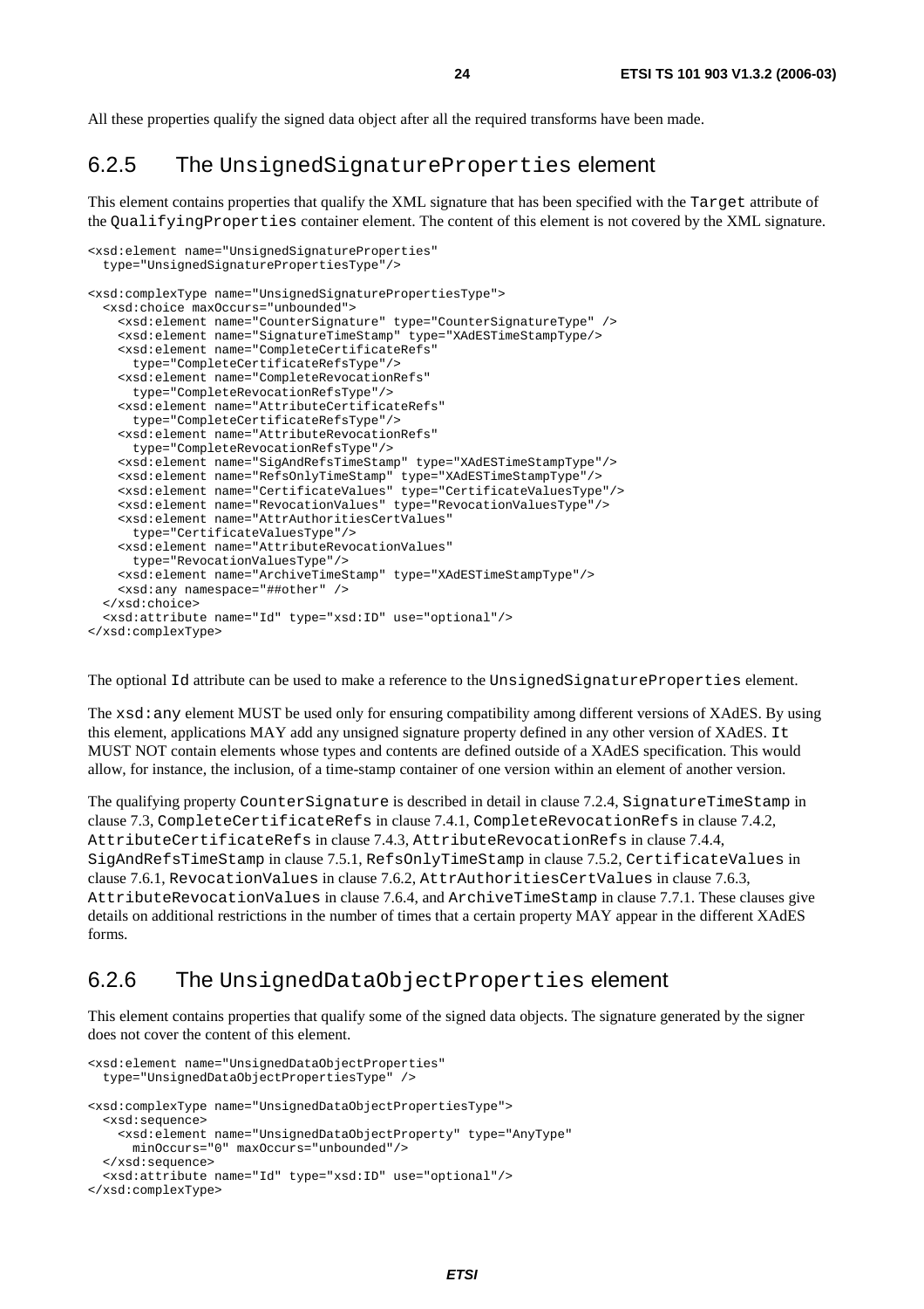All these properties qualify the signed data object after all the required transforms have been made.

### 6.2.5 The UnsignedSignatureProperties element

This element contains properties that qualify the XML signature that has been specified with the Target attribute of the QualifyingProperties container element. The content of this element is not covered by the XML signature.

```
<xsd:element name="UnsignedSignatureProperties"
  type="UnsignedSignaturePropertiesType"/>

<xsd:complexType name="UnsignedSignaturePropertiesType">
  <xsd:choice maxOccurs="unbounded">
    <xsd:element name="CounterSignature" type="CounterSignatureType" />
    <xsd:element name="SignatureTimeStamp" type="XAdESTimeStampType/>
    <xsd:element name="CompleteCertificateRefs"
      type="CompleteCertificateRefsType"/>
    <xsd:element name="CompleteRevocationRefs"
      type="CompleteRevocationRefsType"/>
    <xsd:element name="AttributeCertificateRefs"
      type="CompleteCertificateRefsType"/>
    <xsd:element name="AttributeRevocationRefs"
      type="CompleteRevocationRefsType"/>
    <xsd:element name="SigAndRefsTimeStamp" type="XAdESTimeStampType"/>
    <xsd:element name="RefsOnlyTimeStamp" type="XAdESTimeStampType"/>
    <xsd:element name="CertificateValues" type="CertificateValuesType"/>
    <xsd:element name="RevocationValues" type="RevocationValuesType"/>
    <xsd:element name="AttrAuthoritiesCertValues"
      type="CertificateValuesType"/>
    <xsd:element name="AttributeRevocationValues"
      type="RevocationValuesType"/>
    <xsd:element name="ArchiveTimeStamp" type="XAdESTimeStampType"/>
    <xsd:any namespace="##other" />
  </xsd:choice>
  <xsd:attribute name="Id" type="xsd:ID" use="optional"/>
</xsd:complexType>
```

The optional Id attribute can be used to make a reference to the UnsignedSignatureProperties element.

The xsd:any element MUST be used only for ensuring compatibility among different versions of XAdES. By using this element, applications MAY add any unsigned signature property defined in any other version of XAdES. It MUST NOT contain elements whose types and contents are defined outside of a XAdES specification. This would allow, for instance, the inclusion, of a time-stamp container of one version within an element of another version.

The qualifying property CounterSignature is described in detail in clause 7.2.4, SignatureTimeStamp in clause 7.3, CompleteCertificateRefs in clause 7.4.1, CompleteRevocationRefs in clause 7.4.2, AttributeCertificateRefs in clause 7.4.3, AttributeRevocationRefs in clause 7.4.4, SigAndRefsTimeStamp in clause 7.5.1, RefsOnlyTimeStamp in clause 7.5.2, CertificateValues in clause 7.6.1, RevocationValues in clause 7.6.2, AttrAuthoritiesCertValues in clause 7.6.3, AttributeRevocationValues in clause 7.6.4, and ArchiveTimeStamp in clause 7.7.1. These clauses give details on additional restrictions in the number of times that a certain property MAY appear in the different XAdES forms.

### 6.2.6 The UnsignedDataObjectProperties element

This element contains properties that qualify some of the signed data objects. The signature generated by the signer does not cover the content of this element.

```
<xsd:element name="UnsignedDataObjectProperties"
  type="UnsignedDataObjectPropertiesType" />

<xsd:complexType name="UnsignedDataObjectPropertiesType">
  <xsd:sequence>
    <xsd:element name="UnsignedDataObjectProperty" type="AnyType"
      minOccurs="0" maxOccurs="unbounded"/>
  </xsd:sequence>
  <xsd:attribute name="Id" type="xsd:ID" use="optional"/>
</xsd:complexType>
```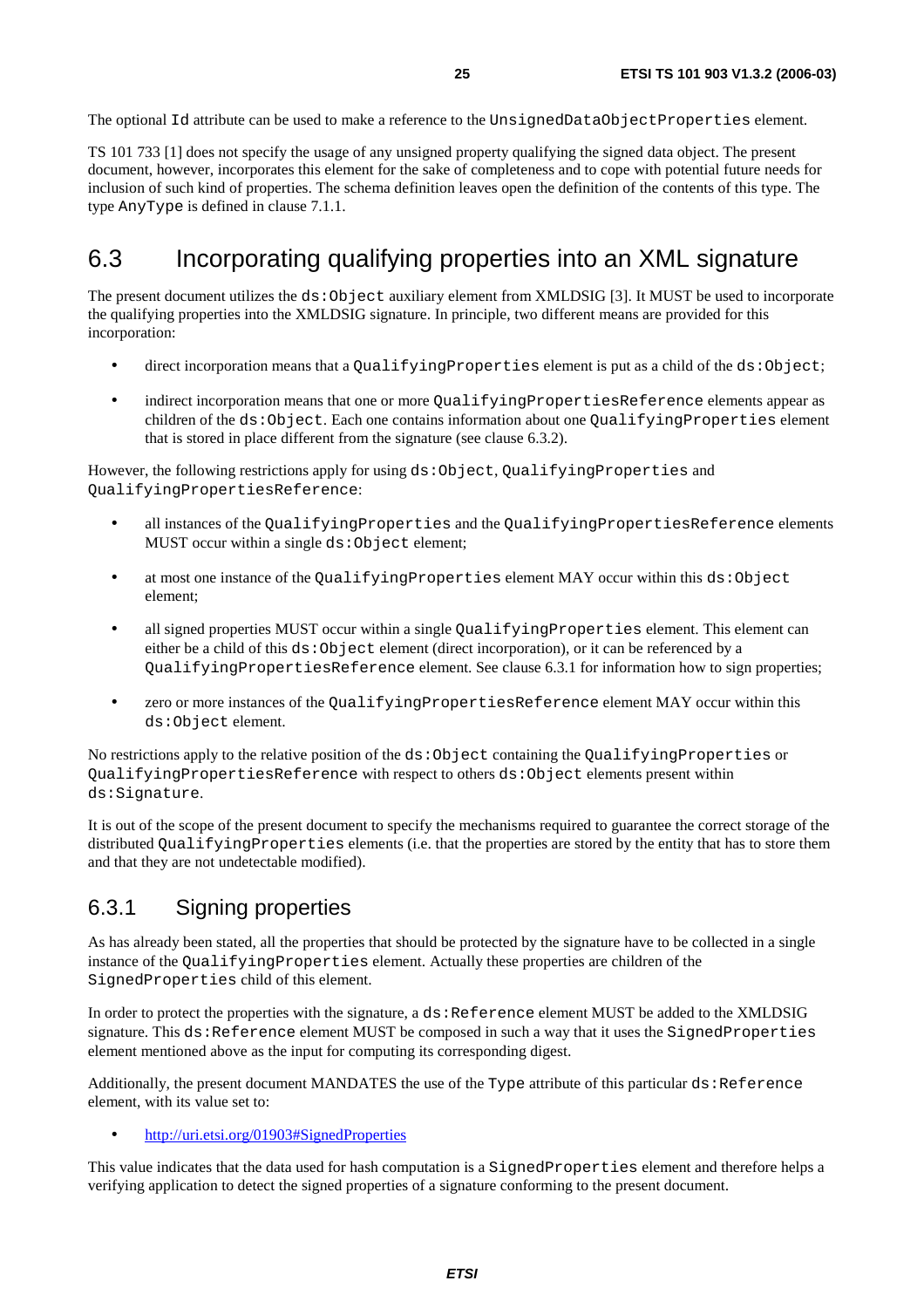The optional `Id` attribute can be used to make a reference to the `UnsignedDataObjectProperties` element.

TS 101 733 [1] does not specify the usage of any unsigned property qualifying the signed data object. The present document, however, incorporates this element for the sake of completeness and to cope with potential future needs for inclusion of such kind of properties. The schema definition leaves open the definition of the contents of this type. The type `AnyType` is defined in clause 7.1.1.

## 6.3 Incorporating qualifying properties into an XML signature

The present document utilizes the `ds:Object` auxiliary element from XMLDSIG [3]. It MUST be used to incorporate the qualifying properties into the XMLDSIG signature. In principle, two different means are provided for this incorporation:

- direct incorporation means that a `QualifyingProperties` element is put as a child of the `ds:Object`;
- indirect incorporation means that one or more `QualifyingPropertiesReference` elements appear as children of the `ds:Object`. Each one contains information about one `QualifyingProperties` element that is stored in place different from the signature (see clause 6.3.2).

However, the following restrictions apply for using `ds:Object`, `QualifyingProperties` and `QualifyingPropertiesReference`:

- all instances of the `QualifyingProperties` and the `QualifyingPropertiesReference` elements MUST occur within a single `ds:Object` element;
- at most one instance of the `QualifyingProperties` element MAY occur within this `ds:Object` element;
- all signed properties MUST occur within a single `QualifyingProperties` element. This element can either be a child of this `ds:Object` element (direct incorporation), or it can be referenced by a `QualifyingPropertiesReference` element. See clause 6.3.1 for information how to sign properties;
- zero or more instances of the `QualifyingPropertiesReference` element MAY occur within this `ds:Object` element.

No restrictions apply to the relative position of the `ds:Object` containing the `QualifyingProperties` or `QualifyingPropertiesReference` with respect to others `ds:Object` elements present within `ds:Signature`.

It is out of the scope of the present document to specify the mechanisms required to guarantee the correct storage of the distributed `QualifyingProperties` elements (i.e. that the properties are stored by the entity that has to store them and that they are not undetectable modified).

### 6.3.1 Signing properties

As has already been stated, all the properties that should be protected by the signature have to be collected in a single instance of the `QualifyingProperties` element. Actually these properties are children of the `SignedProperties` child of this element.

In order to protect the properties with the signature, a `ds:Reference` element MUST be added to the XMLDSIG signature. This `ds:Reference` element MUST be composed in such a way that it uses the `SignedProperties` element mentioned above as the input for computing its corresponding digest.

Additionally, the present document MANDATES the use of the `Type` attribute of this particular `ds:Reference` element, with its value set to:

- http://uri.etsi.org/01903#SignedProperties

This value indicates that the data used for hash computation is a `SignedProperties` element and therefore helps a verifying application to detect the signed properties of a signature conforming to the present document.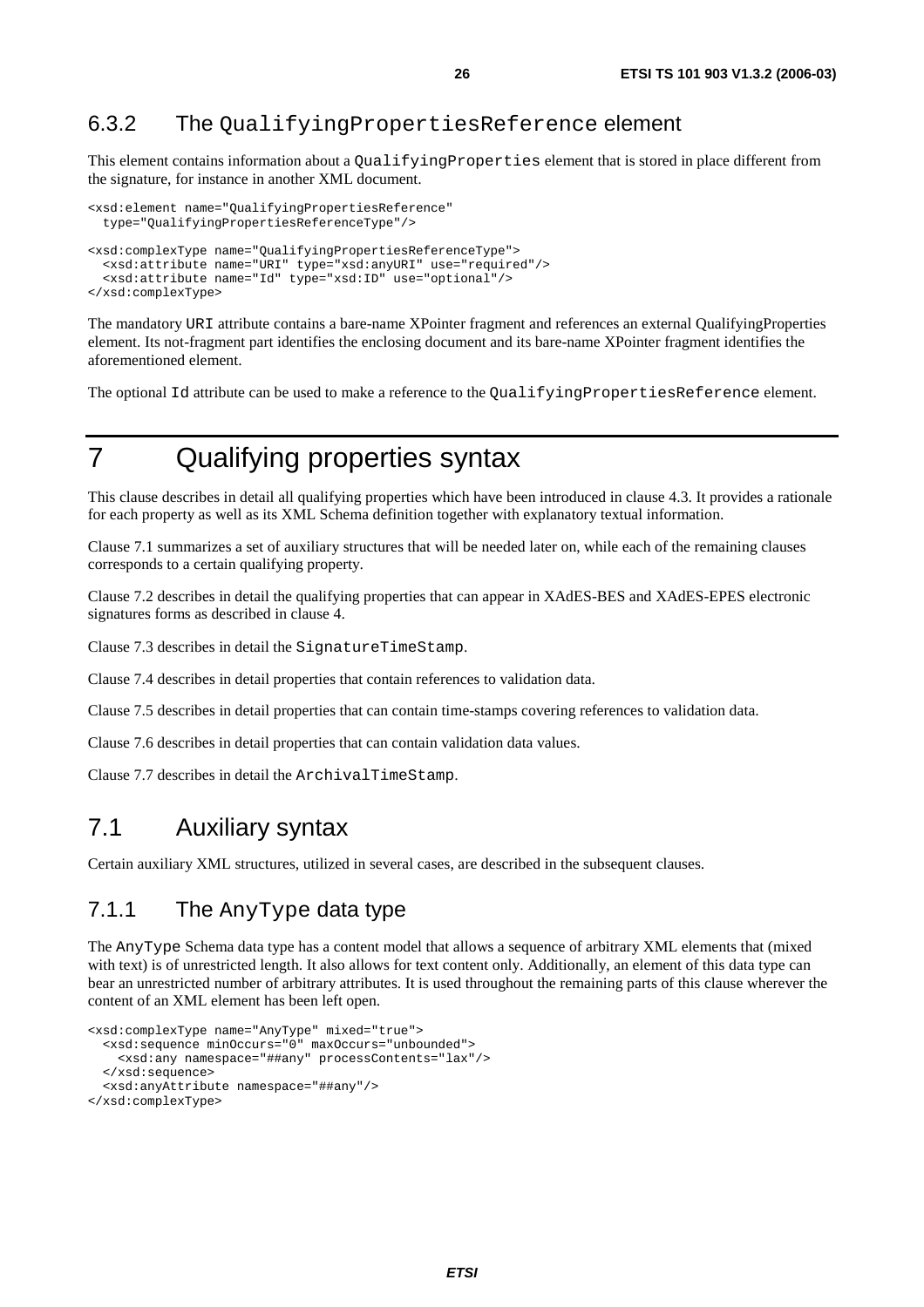### 6.3.2 The QualifyingPropertiesReference element

This element contains information about a `QualifyingProperties` element that is stored in place different from the signature, for instance in another XML document.

```
<xsd:element name="QualifyingPropertiesReference"
  type="QualifyingPropertiesReferenceType"/>

<xsd:complexType name="QualifyingPropertiesReferenceType">
  <xsd:attribute name="URI" type="xsd:anyURI" use="required"/>
  <xsd:attribute name="Id" type="xsd:ID" use="optional"/>
</xsd:complexType>
```

The mandatory `URI` attribute contains a bare-name XPointer fragment and references an external QualifyingProperties element. Its not-fragment part identifies the enclosing document and its bare-name XPointer fragment identifies the aforementioned element.

The optional `Id` attribute can be used to make a reference to the `QualifyingPropertiesReference` element.

# 7 Qualifying properties syntax

This clause describes in detail all qualifying properties which have been introduced in clause 4.3. It provides a rationale for each property as well as its XML Schema definition together with explanatory textual information.

Clause 7.1 summarizes a set of auxiliary structures that will be needed later on, while each of the remaining clauses corresponds to a certain qualifying property.

Clause 7.2 describes in detail the qualifying properties that can appear in XAdES-BES and XAdES-EPES electronic signatures forms as described in clause 4.

Clause 7.3 describes in detail the `SignatureTimeStamp`.

Clause 7.4 describes in detail properties that contain references to validation data.

Clause 7.5 describes in detail properties that can contain time-stamps covering references to validation data.

Clause 7.6 describes in detail properties that can contain validation data values.

Clause 7.7 describes in detail the `ArchivalTimeStamp`.

## 7.1 Auxiliary syntax

Certain auxiliary XML structures, utilized in several cases, are described in the subsequent clauses.

### 7.1.1 The AnyType data type

The `AnyType` Schema data type has a content model that allows a sequence of arbitrary XML elements that (mixed with text) is of unrestricted length. It also allows for text content only. Additionally, an element of this data type can bear an unrestricted number of arbitrary attributes. It is used throughout the remaining parts of this clause wherever the content of an XML element has been left open.

```
<xsd:complexType name="AnyType" mixed="true">
  <xsd:sequence minOccurs="0" maxOccurs="unbounded">
    <xsd:any namespace="##any" processContents="lax"/>
  </xsd:sequence>
  <xsd:anyAttribute namespace="##any"/>
</xsd:complexType>
```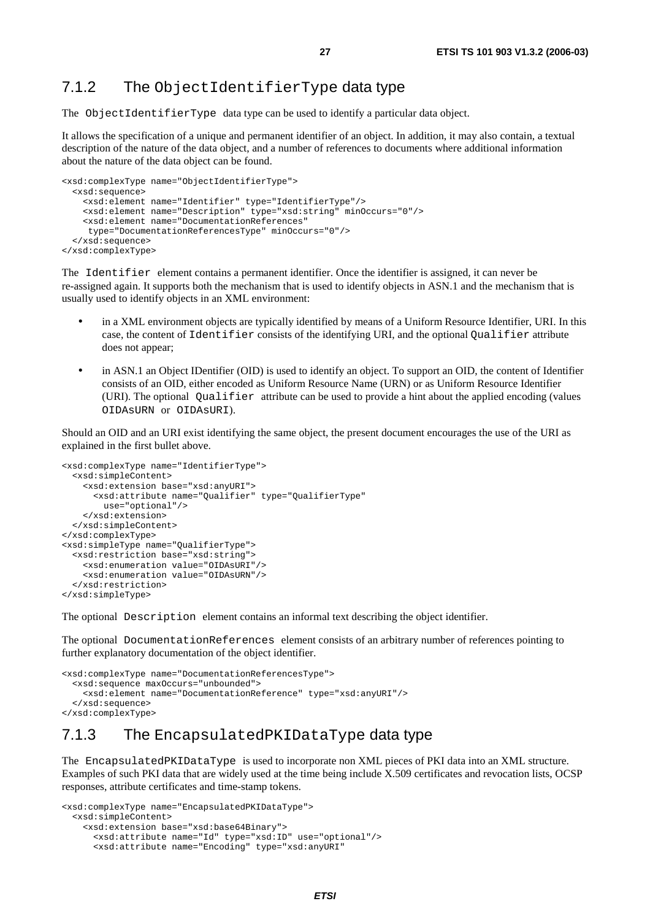### 7.1.2 The `ObjectIdentifierType` data type

The `ObjectIdentifierType` data type can be used to identify a particular data object.

It allows the specification of a unique and permanent identifier of an object. In addition, it may also contain, a textual description of the nature of the data object, and a number of references to documents where additional information about the nature of the data object can be found.

```
<xsd:complexType name="ObjectIdentifierType">
  <xsd:sequence>
    <xsd:element name="Identifier" type="IdentifierType"/>
    <xsd:element name="Description" type="xsd:string" minOccurs="0"/>
    <xsd:element name="DocumentationReferences"
     type="DocumentationReferencesType" minOccurs="0"/>
  </xsd:sequence>
</xsd:complexType>
```

The `Identifier` element contains a permanent identifier. Once the identifier is assigned, it can never be re-assigned again. It supports both the mechanism that is used to identify objects in ASN.1 and the mechanism that is usually used to identify objects in an XML environment:

- in a XML environment objects are typically identified by means of a Uniform Resource Identifier, URI. In this case, the content of `Identifier` consists of the identifying URI, and the optional `Qualifier` attribute does not appear;
- in ASN.1 an Object IDentifier (OID) is used to identify an object. To support an OID, the content of Identifier consists of an OID, either encoded as Uniform Resource Name (URN) or as Uniform Resource Identifier (URI). The optional `Qualifier` attribute can be used to provide a hint about the applied encoding (values `OIDAsURN` or `OIDAsURI`).

Should an OID and an URI exist identifying the same object, the present document encourages the use of the URI as explained in the first bullet above.

```
<xsd:complexType name="IdentifierType">
  <xsd:simpleContent>
    <xsd:extension base="xsd:anyURI">
      <xsd:attribute name="Qualifier" type="QualifierType"
        use="optional"/>
    </xsd:extension>
  </xsd:simpleContent>
</xsd:complexType>
<xsd:simpleType name="QualifierType">
  <xsd:restriction base="xsd:string">
    <xsd:enumeration value="OIDAsURI"/>
    <xsd:enumeration value="OIDAsURN"/>
  </xsd:restriction>
</xsd:simpleType>
```

The optional `Description` element contains an informal text describing the object identifier.

The optional `DocumentationReferences` element consists of an arbitrary number of references pointing to further explanatory documentation of the object identifier.

```
<xsd:complexType name="DocumentationReferencesType">
  <xsd:sequence maxOccurs="unbounded">
    <xsd:element name="DocumentationReference" type="xsd:anyURI"/>
  </xsd:sequence>
</xsd:complexType>
```

### 7.1.3 The `EncapsulatedPKIDataType` data type

The `EncapsulatedPKIDataType` is used to incorporate non XML pieces of PKI data into an XML structure. Examples of such PKI data that are widely used at the time being include X.509 certificates and revocation lists, OCSP responses, attribute certificates and time-stamp tokens.

```
<xsd:complexType name="EncapsulatedPKIDataType">
  <xsd:simpleContent>
    <xsd:extension base="xsd:base64Binary">
      <xsd:attribute name="Id" type="xsd:ID" use="optional"/>
      <xsd:attribute name="Encoding" type="xsd:anyURI"
```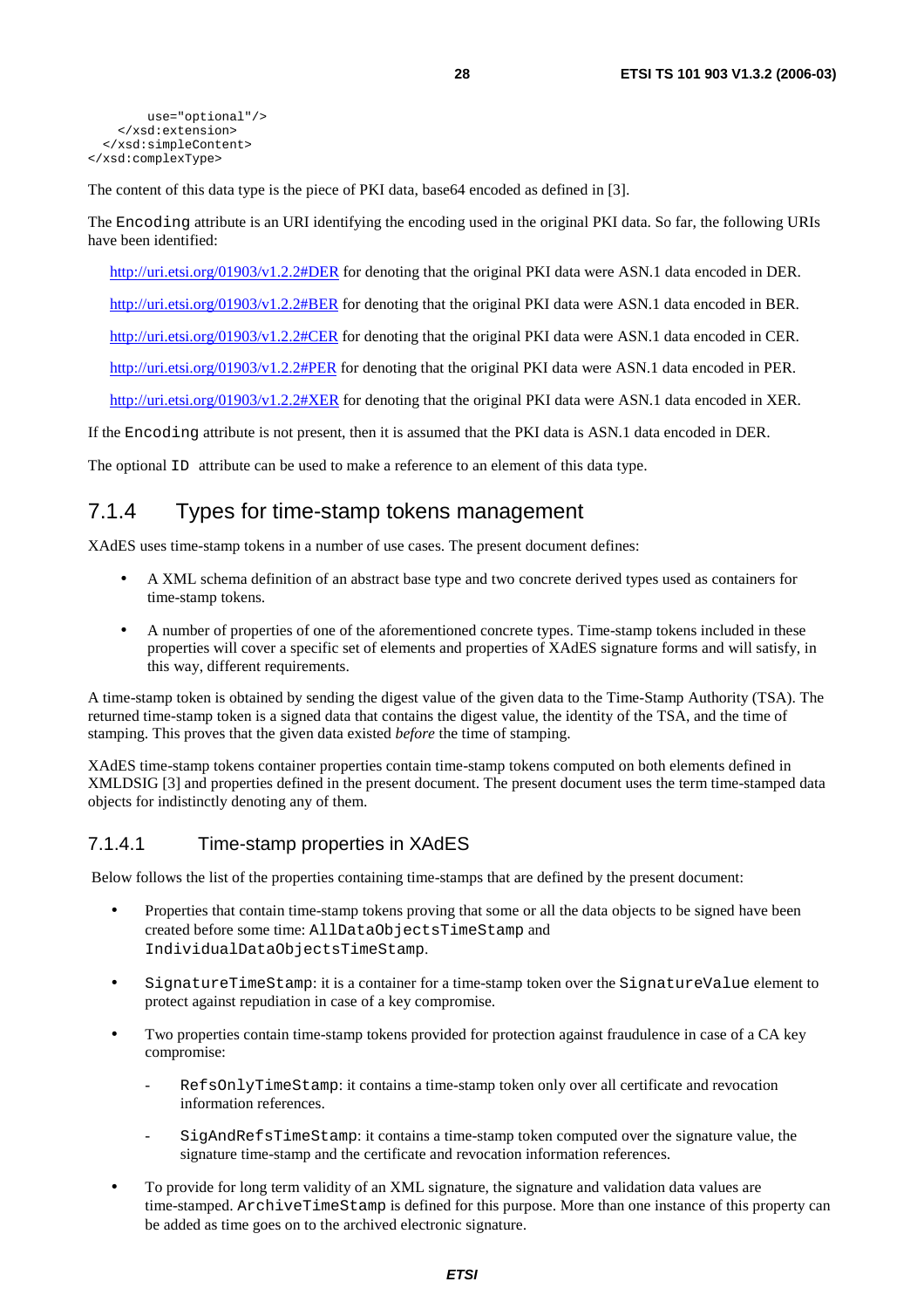```
        use="optional"/>
    </xsd:extension>
  </xsd:simpleContent>
</xsd:complexType>
```

The content of this data type is the piece of PKI data, base64 encoded as defined in [3].

The `Encoding` attribute is an URI identifying the encoding used in the original PKI data. So far, the following URIs have been identified:

http://uri.etsi.org/01903/v1.2.2#DER for denoting that the original PKI data were ASN.1 data encoded in DER.

http://uri.etsi.org/01903/v1.2.2#BER for denoting that the original PKI data were ASN.1 data encoded in BER.

http://uri.etsi.org/01903/v1.2.2#CER for denoting that the original PKI data were ASN.1 data encoded in CER.

http://uri.etsi.org/01903/v1.2.2#PER for denoting that the original PKI data were ASN.1 data encoded in PER.

http://uri.etsi.org/01903/v1.2.2#XER for denoting that the original PKI data were ASN.1 data encoded in XER.

If the `Encoding` attribute is not present, then it is assumed that the PKI data is ASN.1 data encoded in DER.

The optional `ID` attribute can be used to make a reference to an element of this data type.

### 7.1.4 Types for time-stamp tokens management

XAdES uses time-stamp tokens in a number of use cases. The present document defines:

- A XML schema definition of an abstract base type and two concrete derived types used as containers for time-stamp tokens.
- A number of properties of one of the aforementioned concrete types. Time-stamp tokens included in these properties will cover a specific set of elements and properties of XAdES signature forms and will satisfy, in this way, different requirements.

A time-stamp token is obtained by sending the digest value of the given data to the Time-Stamp Authority (TSA). The returned time-stamp token is a signed data that contains the digest value, the identity of the TSA, and the time of stamping. This proves that the given data existed *before* the time of stamping.

XAdES time-stamp tokens container properties contain time-stamp tokens computed on both elements defined in XMLDSIG [3] and properties defined in the present document. The present document uses the term time-stamped data objects for indistinctly denoting any of them.

#### 7.1.4.1 Time-stamp properties in XAdES

Below follows the list of the properties containing time-stamps that are defined by the present document:

- Properties that contain time-stamp tokens proving that some or all the data objects to be signed have been created before some time: `AllDataObjectsTimeStamp` and `IndividualDataObjectsTimeStamp`.
- `SignatureTimeStamp`: it is a container for a time-stamp token over the `SignatureValue` element to protect against repudiation in case of a key compromise.
- Two properties contain time-stamp tokens provided for protection against fraudulence in case of a CA key compromise:
  - `RefsOnlyTimeStamp`: it contains a time-stamp token only over all certificate and revocation information references.
  - `SigAndRefsTimeStamp`: it contains a time-stamp token computed over the signature value, the signature time-stamp and the certificate and revocation information references.
- To provide for long term validity of an XML signature, the signature and validation data values are time-stamped. `ArchiveTimeStamp` is defined for this purpose. More than one instance of this property can be added as time goes on to the archived electronic signature.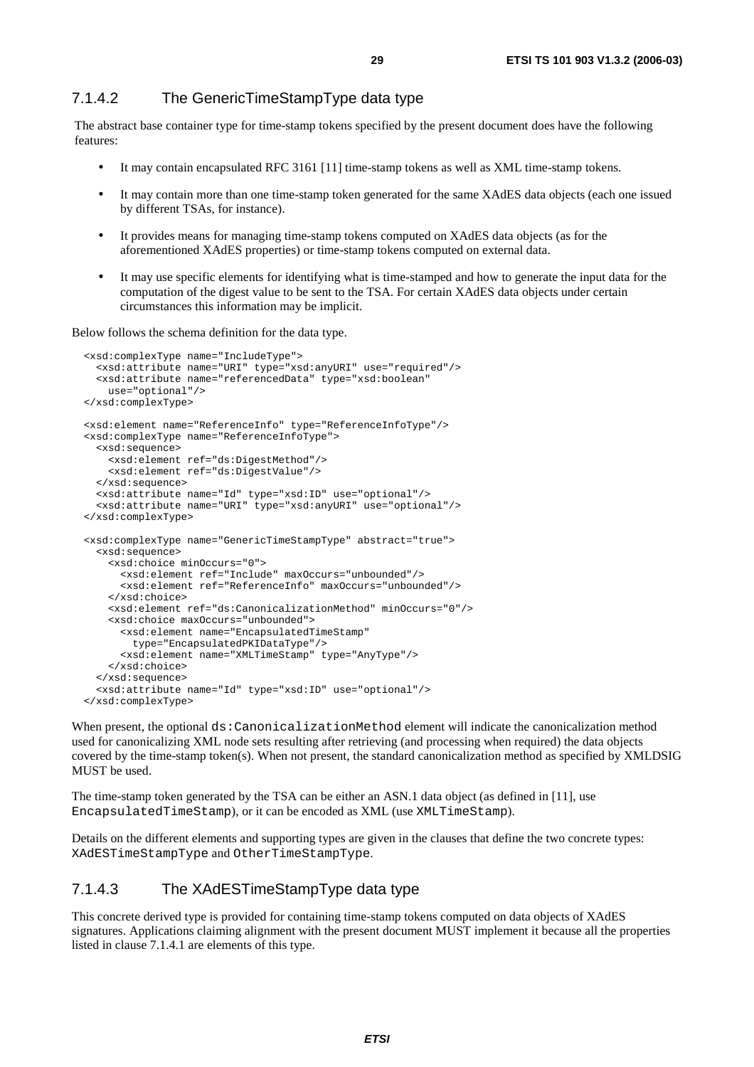### 7.1.4.2 The GenericTimeStampType data type

The abstract base container type for time-stamp tokens specified by the present document does have the following features:

- It may contain encapsulated RFC 3161 [11] time-stamp tokens as well as XML time-stamp tokens.
- It may contain more than one time-stamp token generated for the same XAdES data objects (each one issued by different TSAs, for instance).
- It provides means for managing time-stamp tokens computed on XAdES data objects (as for the aforementioned XAdES properties) or time-stamp tokens computed on external data.
- It may use specific elements for identifying what is time-stamped and how to generate the input data for the computation of the digest value to be sent to the TSA. For certain XAdES data objects under certain circumstances this information may be implicit.

Below follows the schema definition for the data type.

```
<xsd:complexType name="IncludeType">
  <xsd:attribute name="URI" type="xsd:anyURI" use="required"/>
  <xsd:attribute name="referencedData" type="xsd:boolean"
    use="optional"/>
</xsd:complexType>

<xsd:element name="ReferenceInfo" type="ReferenceInfoType"/>
<xsd:complexType name="ReferenceInfoType">
  <xsd:sequence>
    <xsd:element ref="ds:DigestMethod"/>
    <xsd:element ref="ds:DigestValue"/>
  </xsd:sequence>
  <xsd:attribute name="Id" type="xsd:ID" use="optional"/>
  <xsd:attribute name="URI" type="xsd:anyURI" use="optional"/>
</xsd:complexType>

<xsd:complexType name="GenericTimeStampType" abstract="true">
  <xsd:sequence>
    <xsd:choice minOccurs="0">
      <xsd:element ref="Include" maxOccurs="unbounded"/>
      <xsd:element ref="ReferenceInfo" maxOccurs="unbounded"/>
    </xsd:choice>
    <xsd:element ref="ds:CanonicalizationMethod" minOccurs="0"/>
    <xsd:choice maxOccurs="unbounded">
      <xsd:element name="EncapsulatedTimeStamp"
        type="EncapsulatedPKIDataType"/>
      <xsd:element name="XMLTimeStamp" type="AnyType"/>
    </xsd:choice>
  </xsd:sequence>
  <xsd:attribute name="Id" type="xsd:ID" use="optional"/>
</xsd:complexType>
```

When present, the optional `ds:CanonicalizationMethod` element will indicate the canonicalization method used for canonicalizing XML node sets resulting after retrieving (and processing when required) the data objects covered by the time-stamp token(s). When not present, the standard canonicalization method as specified by XMLDSIG MUST be used.

The time-stamp token generated by the TSA can be either an ASN.1 data object (as defined in [11], use `EncapsulatedTimeStamp`), or it can be encoded as XML (use `XMLTimeStamp`).

Details on the different elements and supporting types are given in the clauses that define the two concrete types: `XAdESTimeStampType` and `OtherTimeStampType`.

### 7.1.4.3 The XAdESTimeStampType data type

This concrete derived type is provided for containing time-stamp tokens computed on data objects of XAdES signatures. Applications claiming alignment with the present document MUST implement it because all the properties listed in clause 7.1.4.1 are elements of this type.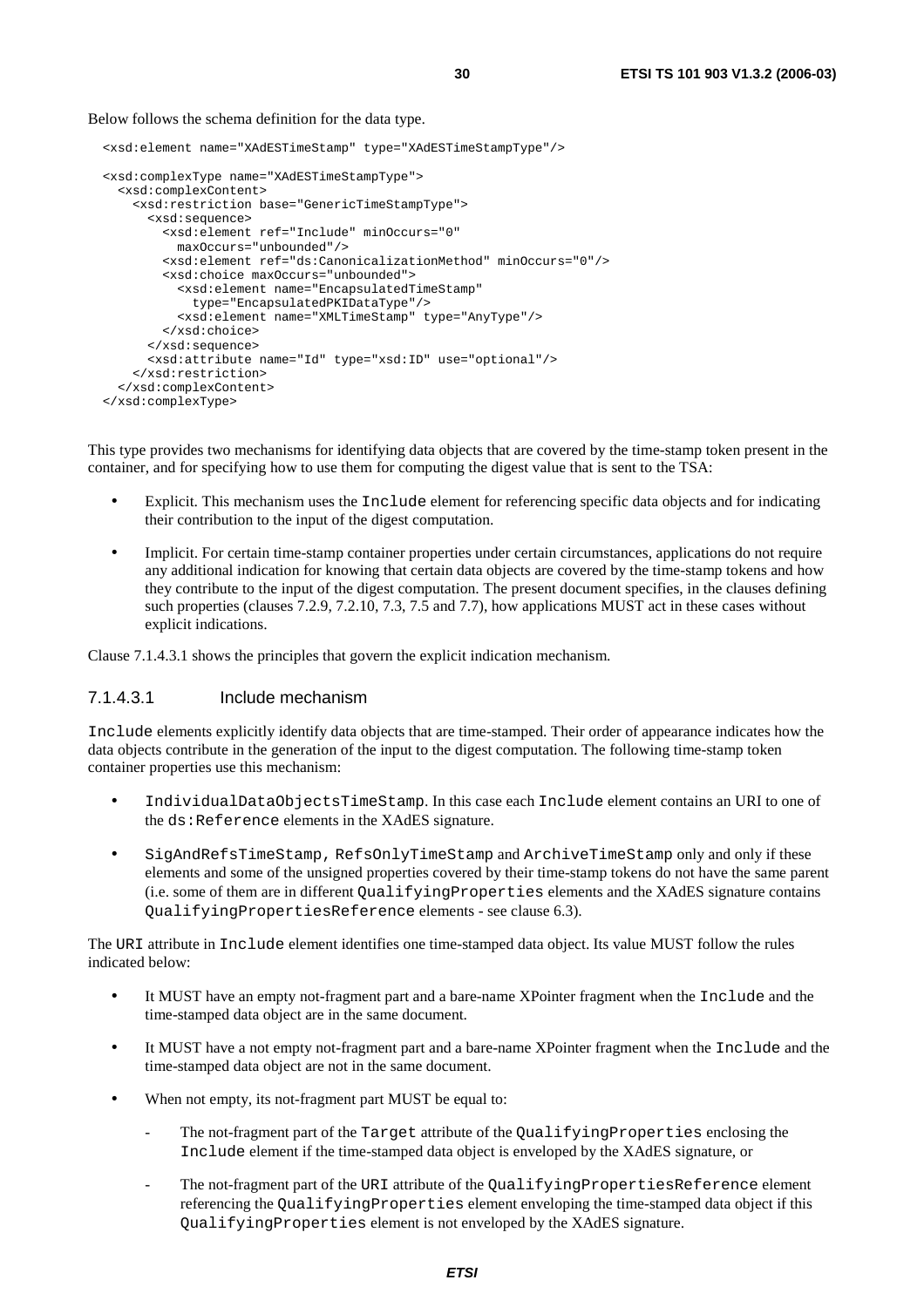Below follows the schema definition for the data type.

```
<xsd:element name="XAdESTimeStamp" type="XAdESTimeStampType"/>

<xsd:complexType name="XAdESTimeStampType">
  <xsd:complexContent>
    <xsd:restriction base="GenericTimeStampType">
      <xsd:sequence>
        <xsd:element ref="Include" minOccurs="0"
          maxOccurs="unbounded"/>
        <xsd:element ref="ds:CanonicalizationMethod" minOccurs="0"/>
        <xsd:choice maxOccurs="unbounded">
          <xsd:element name="EncapsulatedTimeStamp"
            type="EncapsulatedPKIDataType"/>
          <xsd:element name="XMLTimeStamp" type="AnyType"/>
        </xsd:choice>
      </xsd:sequence>
      <xsd:attribute name="Id" type="xsd:ID" use="optional"/>
    </xsd:restriction>
  </xsd:complexContent>
</xsd:complexType>
```

This type provides two mechanisms for identifying data objects that are covered by the time-stamp token present in the container, and for specifying how to use them for computing the digest value that is sent to the TSA:

- Explicit. This mechanism uses the `Include` element for referencing specific data objects and for indicating their contribution to the input of the digest computation.
- Implicit. For certain time-stamp container properties under certain circumstances, applications do not require any additional indication for knowing that certain data objects are covered by the time-stamp tokens and how they contribute to the input of the digest computation. The present document specifies, in the clauses defining such properties (clauses 7.2.9, 7.2.10, 7.3, 7.5 and 7.7), how applications MUST act in these cases without explicit indications.

Clause 7.1.4.3.1 shows the principles that govern the explicit indication mechanism.

#### 7.1.4.3.1 Include mechanism

`Include` elements explicitly identify data objects that are time-stamped. Their order of appearance indicates how the data objects contribute in the generation of the input to the digest computation. The following time-stamp token container properties use this mechanism:

- `IndividualDataObjectsTimeStamp`. In this case each `Include` element contains an URI to one of the `ds:Reference` elements in the XAdES signature.
- `SigAndRefsTimeStamp`, `RefsOnlyTimeStamp` and `ArchiveTimeStamp` only and only if these elements and some of the unsigned properties covered by their time-stamp tokens do not have the same parent (i.e. some of them are in different `QualifyingProperties` elements and the XAdES signature contains `QualifyingPropertiesReference` elements - see clause 6.3).

The URI attribute in `Include` element identifies one time-stamped data object. Its value MUST follow the rules indicated below:

- It MUST have an empty not-fragment part and a bare-name XPointer fragment when the `Include` and the time-stamped data object are in the same document.
- It MUST have a not empty not-fragment part and a bare-name XPointer fragment when the `Include` and the time-stamped data object are not in the same document.
- When not empty, its not-fragment part MUST be equal to:
  - The not-fragment part of the `Target` attribute of the `QualifyingProperties` enclosing the `Include` element if the time-stamped data object is enveloped by the XAdES signature, or
  - The not-fragment part of the URI attribute of the `QualifyingPropertiesReference` element referencing the `QualifyingProperties` element enveloping the time-stamped data object if this `QualifyingProperties` element is not enveloped by the XAdES signature.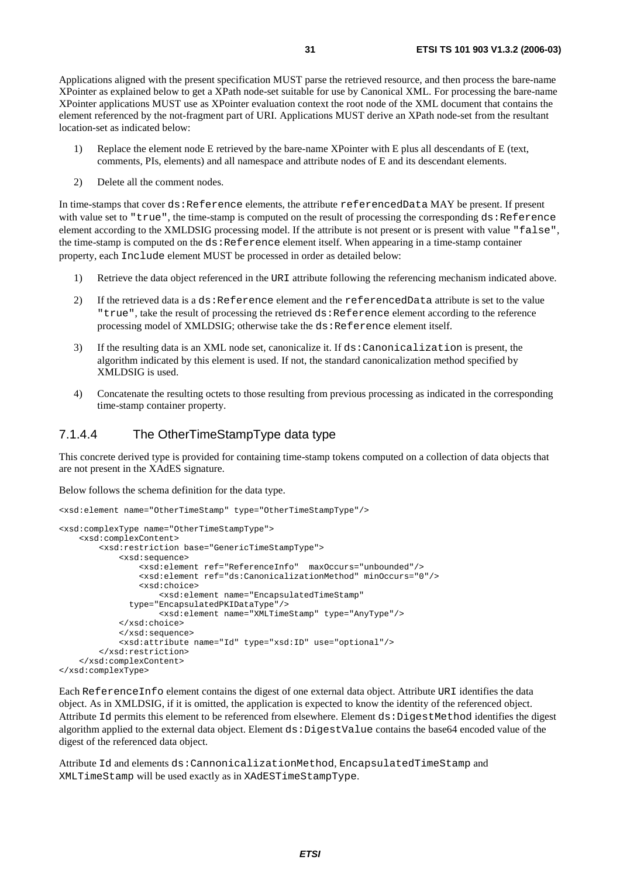Applications aligned with the present specification MUST parse the retrieved resource, and then process the bare-name XPointer as explained below to get a XPath node-set suitable for use by Canonical XML. For processing the bare-name XPointer applications MUST use as XPointer evaluation context the root node of the XML document that contains the element referenced by the not-fragment part of URI. Applications MUST derive an XPath node-set from the resultant location-set as indicated below:

1) Replace the element node E retrieved by the bare-name XPointer with E plus all descendants of E (text, comments, PIs, elements) and all namespace and attribute nodes of E and its descendant elements.

2) Delete all the comment nodes.

In time-stamps that cover `ds:Reference` elements, the attribute `referencedData` MAY be present. If present with value set to `"true"`, the time-stamp is computed on the result of processing the corresponding `ds:Reference` element according to the XMLDSIG processing model. If the attribute is not present or is present with value `"false"`, the time-stamp is computed on the `ds:Reference` element itself. When appearing in a time-stamp container property, each `Include` element MUST be processed in order as detailed below:

1) Retrieve the data object referenced in the `URI` attribute following the referencing mechanism indicated above.

2) If the retrieved data is a `ds:Reference` element and the `referencedData` attribute is set to the value `"true"`, take the result of processing the retrieved `ds:Reference` element according to the reference processing model of XMLDSIG; otherwise take the `ds:Reference` element itself.

3) If the resulting data is an XML node set, canonicalize it. If `ds:Canonicalization` is present, the algorithm indicated by this element is used. If not, the standard canonicalization method specified by XMLDSIG is used.

4) Concatenate the resulting octets to those resulting from previous processing as indicated in the corresponding time-stamp container property.

### 7.1.4.4 The OtherTimeStampType data type

This concrete derived type is provided for containing time-stamp tokens computed on a collection of data objects that are not present in the XAdES signature.

Below follows the schema definition for the data type.

```
<xsd:element name="OtherTimeStamp" type="OtherTimeStampType"/>

<xsd:complexType name="OtherTimeStampType">
    <xsd:complexContent>
        <xsd:restriction base="GenericTimeStampType">
            <xsd:sequence>
                <xsd:element ref="ReferenceInfo"  maxOccurs="unbounded"/>
                <xsd:element ref="ds:CanonicalizationMethod" minOccurs="0"/>
                <xsd:choice>
                    <xsd:element name="EncapsulatedTimeStamp"
              type="EncapsulatedPKIDataType"/>
                    <xsd:element name="XMLTimeStamp" type="AnyType"/>
            </xsd:choice>
            </xsd:sequence>
            <xsd:attribute name="Id" type="xsd:ID" use="optional"/>
        </xsd:restriction>
    </xsd:complexContent>
</xsd:complexType>
```

Each `ReferenceInfo` element contains the digest of one external data object. Attribute `URI` identifies the data object. As in XMLDSIG, if it is omitted, the application is expected to know the identity of the referenced object. Attribute `Id` permits this element to be referenced from elsewhere. Element `ds:DigestMethod` identifies the digest algorithm applied to the external data object. Element `ds:DigestValue` contains the base64 encoded value of the digest of the referenced data object.

Attribute `Id` and elements `ds:CannonicalizationMethod`, `EncapsulatedTimeStamp` and `XMLTimeStamp` will be used exactly as in `XAdESTimeStampType`.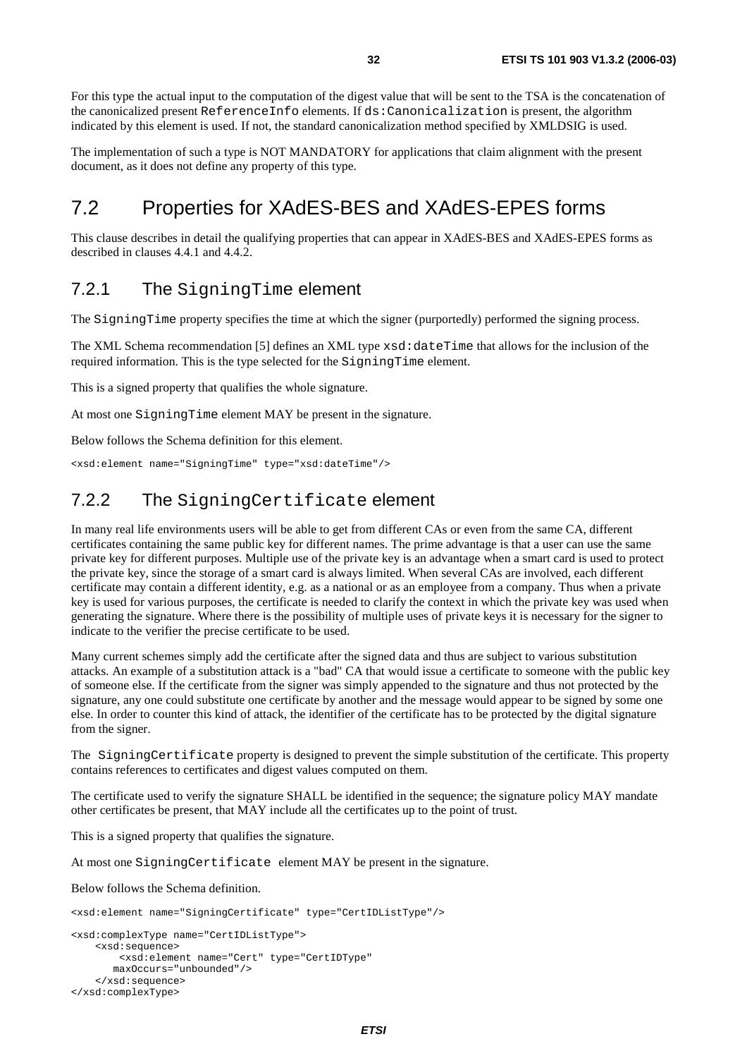For this type the actual input to the computation of the digest value that will be sent to the TSA is the concatenation of the canonicalized present `ReferenceInfo` elements. If `ds:Canonicalization` is present, the algorithm indicated by this element is used. If not, the standard canonicalization method specified by XMLDSIG is used.

The implementation of such a type is NOT MANDATORY for applications that claim alignment with the present document, as it does not define any property of this type.

## 7.2 Properties for XAdES-BES and XAdES-EPES forms

This clause describes in detail the qualifying properties that can appear in XAdES-BES and XAdES-EPES forms as described in clauses 4.4.1 and 4.4.2.

### 7.2.1 The `SigningTime` element

The `SigningTime` property specifies the time at which the signer (purportedly) performed the signing process.

The XML Schema recommendation [5] defines an XML type `xsd:dateTime` that allows for the inclusion of the required information. This is the type selected for the `SigningTime` element.

This is a signed property that qualifies the whole signature.

At most one `SigningTime` element MAY be present in the signature.

Below follows the Schema definition for this element.

```
<xsd:element name="SigningTime" type="xsd:dateTime"/>
```

### 7.2.2 The `SigningCertificate` element

In many real life environments users will be able to get from different CAs or even from the same CA, different certificates containing the same public key for different names. The prime advantage is that a user can use the same private key for different purposes. Multiple use of the private key is an advantage when a smart card is used to protect the private key, since the storage of a smart card is always limited. When several CAs are involved, each different certificate may contain a different identity, e.g. as a national or as an employee from a company. Thus when a private key is used for various purposes, the certificate is needed to clarify the context in which the private key was used when generating the signature. Where there is the possibility of multiple uses of private keys it is necessary for the signer to indicate to the verifier the precise certificate to be used.

Many current schemes simply add the certificate after the signed data and thus are subject to various substitution attacks. An example of a substitution attack is a "bad" CA that would issue a certificate to someone with the public key of someone else. If the certificate from the signer was simply appended to the signature and thus not protected by the signature, any one could substitute one certificate by another and the message would appear to be signed by some one else. In order to counter this kind of attack, the identifier of the certificate has to be protected by the digital signature from the signer.

The `SigningCertificate` property is designed to prevent the simple substitution of the certificate. This property contains references to certificates and digest values computed on them.

The certificate used to verify the signature SHALL be identified in the sequence; the signature policy MAY mandate other certificates be present, that MAY include all the certificates up to the point of trust.

This is a signed property that qualifies the signature.

At most one `SigningCertificate` element MAY be present in the signature.

Below follows the Schema definition.

```
<xsd:element name="SigningCertificate" type="CertIDListType"/>

<xsd:complexType name="CertIDListType">
    <xsd:sequence>
        <xsd:element name="Cert" type="CertIDType"
       maxOccurs="unbounded"/>
    </xsd:sequence>
</xsd:complexType>
```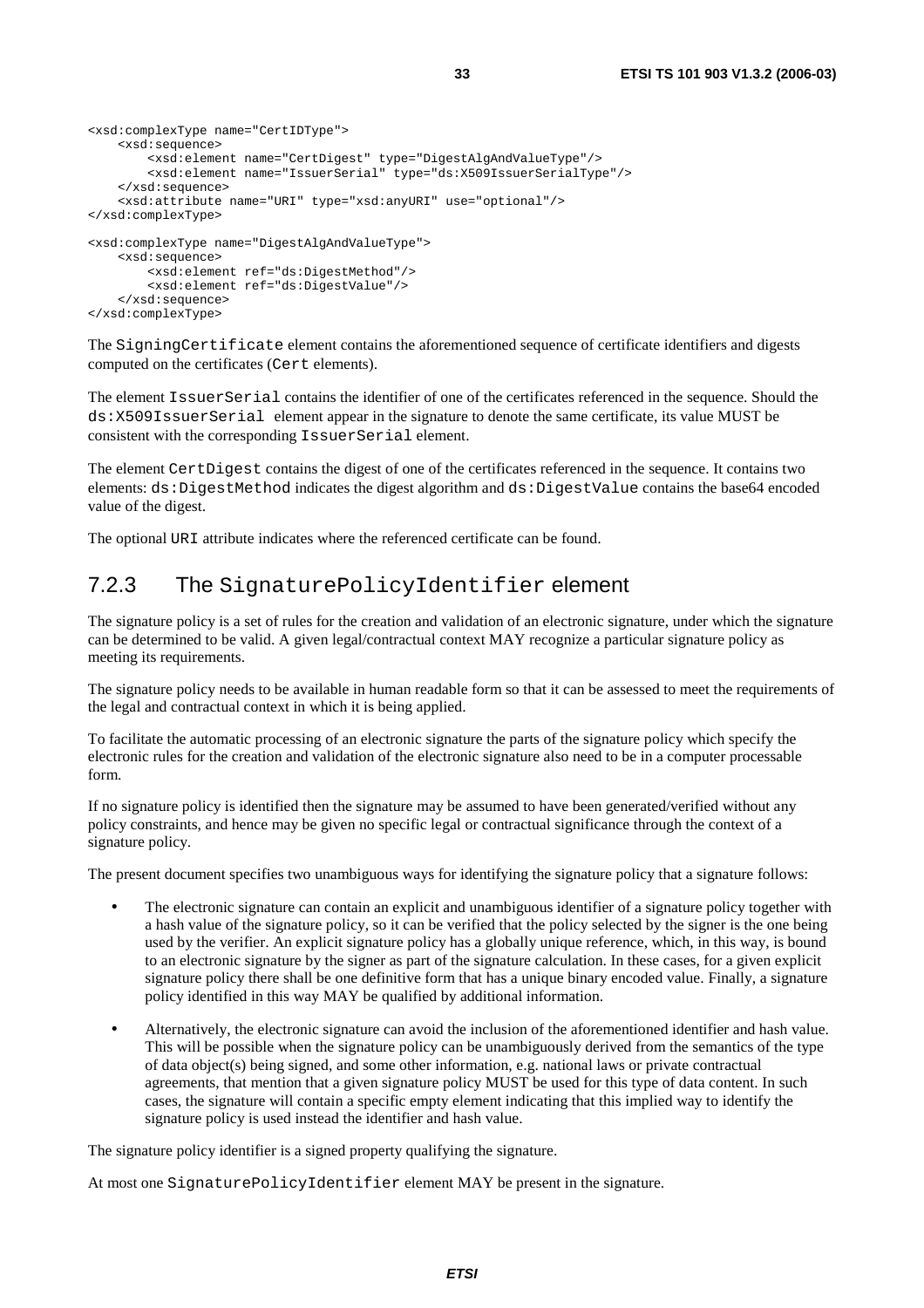```
<xsd:complexType name="CertIDType">
    <xsd:sequence>
        <xsd:element name="CertDigest" type="DigestAlgAndValueType"/>
        <xsd:element name="IssuerSerial" type="ds:X509IssuerSerialType"/>
    </xsd:sequence>
    <xsd:attribute name="URI" type="xsd:anyURI" use="optional"/>
</xsd:complexType>

<xsd:complexType name="DigestAlgAndValueType">
    <xsd:sequence>
        <xsd:element ref="ds:DigestMethod"/>
        <xsd:element ref="ds:DigestValue"/>
    </xsd:sequence>
</xsd:complexType>
```

The `SigningCertificate` element contains the aforementioned sequence of certificate identifiers and digests computed on the certificates (`Cert` elements).

The element `IssuerSerial` contains the identifier of one of the certificates referenced in the sequence. Should the `ds:X509IssuerSerial` element appear in the signature to denote the same certificate, its value MUST be consistent with the corresponding `IssuerSerial` element.

The element `CertDigest` contains the digest of one of the certificates referenced in the sequence. It contains two elements: `ds:DigestMethod` indicates the digest algorithm and `ds:DigestValue` contains the base64 encoded value of the digest.

The optional `URI` attribute indicates where the referenced certificate can be found.

### 7.2.3 The `SignaturePolicyIdentifier` element

The signature policy is a set of rules for the creation and validation of an electronic signature, under which the signature can be determined to be valid. A given legal/contractual context MAY recognize a particular signature policy as meeting its requirements.

The signature policy needs to be available in human readable form so that it can be assessed to meet the requirements of the legal and contractual context in which it is being applied.

To facilitate the automatic processing of an electronic signature the parts of the signature policy which specify the electronic rules for the creation and validation of the electronic signature also need to be in a computer processable form.

If no signature policy is identified then the signature may be assumed to have been generated/verified without any policy constraints, and hence may be given no specific legal or contractual significance through the context of a signature policy.

The present document specifies two unambiguous ways for identifying the signature policy that a signature follows:

- The electronic signature can contain an explicit and unambiguous identifier of a signature policy together with a hash value of the signature policy, so it can be verified that the policy selected by the signer is the one being used by the verifier. An explicit signature policy has a globally unique reference, which, in this way, is bound to an electronic signature by the signer as part of the signature calculation. In these cases, for a given explicit signature policy there shall be one definitive form that has a unique binary encoded value. Finally, a signature policy identified in this way MAY be qualified by additional information.
- Alternatively, the electronic signature can avoid the inclusion of the aforementioned identifier and hash value. This will be possible when the signature policy can be unambiguously derived from the semantics of the type of data object(s) being signed, and some other information, e.g. national laws or private contractual agreements, that mention that a given signature policy MUST be used for this type of data content. In such cases, the signature will contain a specific empty element indicating that this implied way to identify the signature policy is used instead the identifier and hash value.

The signature policy identifier is a signed property qualifying the signature.

At most one `SignaturePolicyIdentifier` element MAY be present in the signature.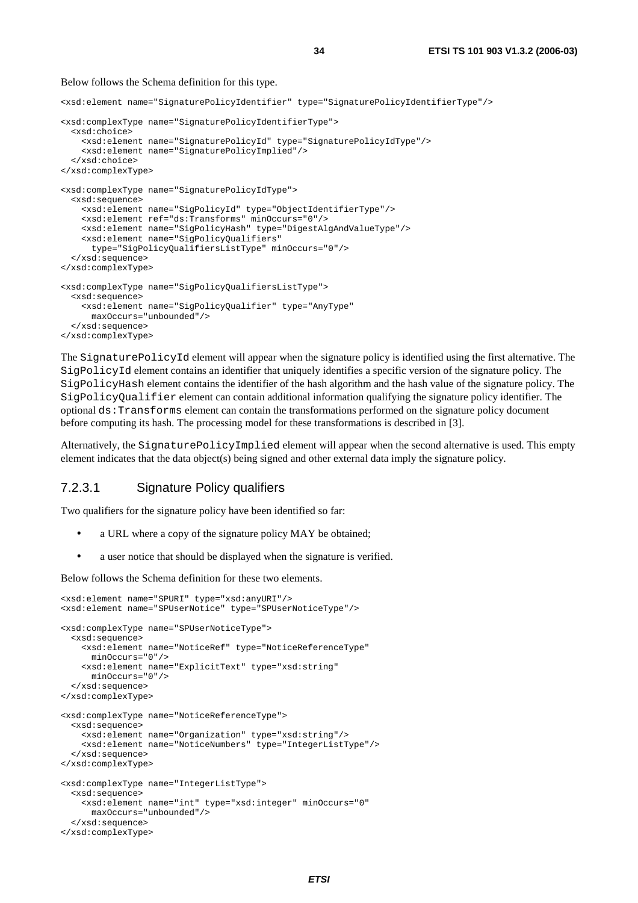Below follows the Schema definition for this type.

```
<xsd:element name="SignaturePolicyIdentifier" type="SignaturePolicyIdentifierType"/>

<xsd:complexType name="SignaturePolicyIdentifierType">
  <xsd:choice>
    <xsd:element name="SignaturePolicyId" type="SignaturePolicyIdType"/>
    <xsd:element name="SignaturePolicyImplied"/>
  </xsd:choice>
</xsd:complexType>

<xsd:complexType name="SignaturePolicyIdType">
  <xsd:sequence>
    <xsd:element name="SigPolicyId" type="ObjectIdentifierType"/>
    <xsd:element ref="ds:Transforms" minOccurs="0"/>
    <xsd:element name="SigPolicyHash" type="DigestAlgAndValueType"/>
    <xsd:element name="SigPolicyQualifiers"
      type="SigPolicyQualifiersListType" minOccurs="0"/>
  </xsd:sequence>
</xsd:complexType>

<xsd:complexType name="SigPolicyQualifiersListType">
  <xsd:sequence>
    <xsd:element name="SigPolicyQualifier" type="AnyType"
      maxOccurs="unbounded"/>
  </xsd:sequence>
</xsd:complexType>
```

The `SignaturePolicyId` element will appear when the signature policy is identified using the first alternative. The `SigPolicyId` element contains an identifier that uniquely identifies a specific version of the signature policy. The `SigPolicyHash` element contains the identifier of the hash algorithm and the hash value of the signature policy. The `SigPolicyQualifier` element can contain additional information qualifying the signature policy identifier. The optional `ds:Transforms` element can contain the transformations performed on the signature policy document before computing its hash. The processing model for these transformations is described in [3].

Alternatively, the `SignaturePolicyImplied` element will appear when the second alternative is used. This empty element indicates that the data object(s) being signed and other external data imply the signature policy.

#### 7.2.3.1 Signature Policy qualifiers

Two qualifiers for the signature policy have been identified so far:

- a URL where a copy of the signature policy MAY be obtained;
- a user notice that should be displayed when the signature is verified.

Below follows the Schema definition for these two elements.

```
<xsd:element name="SPURI" type="xsd:anyURI"/>
<xsd:element name="SPUserNotice" type="SPUserNoticeType"/>

<xsd:complexType name="SPUserNoticeType">
  <xsd:sequence>
    <xsd:element name="NoticeRef" type="NoticeReferenceType"
      minOccurs="0"/>
    <xsd:element name="ExplicitText" type="xsd:string"
      minOccurs="0"/>
  </xsd:sequence>
</xsd:complexType>

<xsd:complexType name="NoticeReferenceType">
  <xsd:sequence>
    <xsd:element name="Organization" type="xsd:string"/>
    <xsd:element name="NoticeNumbers" type="IntegerListType"/>
  </xsd:sequence>
</xsd:complexType>

<xsd:complexType name="IntegerListType">
  <xsd:sequence>
    <xsd:element name="int" type="xsd:integer" minOccurs="0"
      maxOccurs="unbounded"/>
  </xsd:sequence>
</xsd:complexType>
```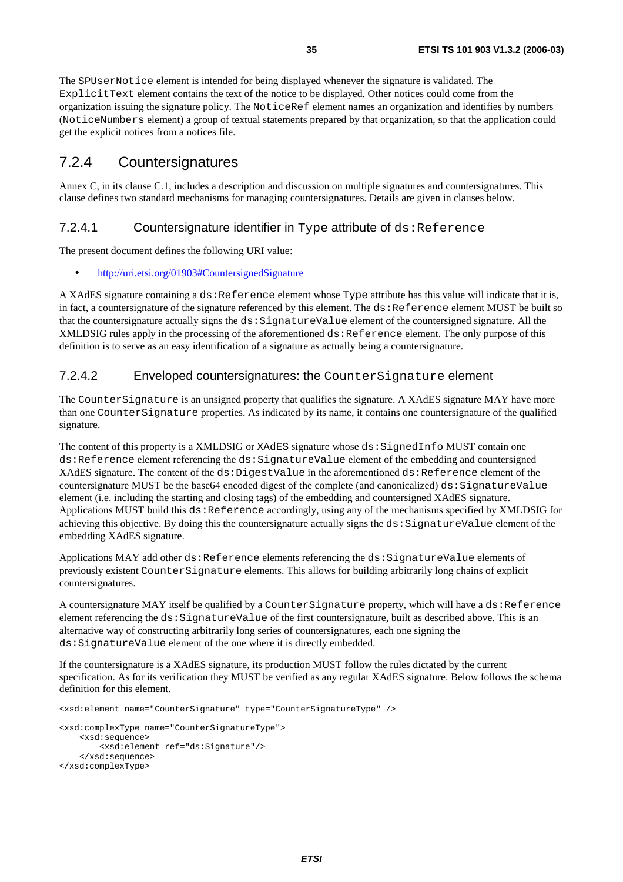The SPUserNotice element is intended for being displayed whenever the signature is validated. The ExplicitText element contains the text of the notice to be displayed. Other notices could come from the organization issuing the signature policy. The NoticeRef element names an organization and identifies by numbers (NoticeNumbers element) a group of textual statements prepared by that organization, so that the application could get the explicit notices from a notices file.

## 7.2.4 Countersignatures

Annex C, in its clause C.1, includes a description and discussion on multiple signatures and countersignatures. This clause defines two standard mechanisms for managing countersignatures. Details are given in clauses below.

### 7.2.4.1 Countersignature identifier in Type attribute of ds:Reference

The present document defines the following URI value:

- http://uri.etsi.org/01903#CountersignedSignature

A XAdES signature containing a ds:Reference element whose Type attribute has this value will indicate that it is, in fact, a countersignature of the signature referenced by this element. The ds:Reference element MUST be built so that the countersignature actually signs the ds:SignatureValue element of the countersigned signature. All the XMLDSIG rules apply in the processing of the aforementioned ds:Reference element. The only purpose of this definition is to serve as an easy identification of a signature as actually being a countersignature.

### 7.2.4.2 Enveloped countersignatures: the CounterSignature element

The CounterSignature is an unsigned property that qualifies the signature. A XAdES signature MAY have more than one CounterSignature properties. As indicated by its name, it contains one countersignature of the qualified signature.

The content of this property is a XMLDSIG or XAdES signature whose ds:SignedInfo MUST contain one ds:Reference element referencing the ds:SignatureValue element of the embedding and countersigned XAdES signature. The content of the ds:DigestValue in the aforementioned ds:Reference element of the countersignature MUST be the base64 encoded digest of the complete (and canonicalized) ds:SignatureValue element (i.e. including the starting and closing tags) of the embedding and countersigned XAdES signature. Applications MUST build this ds:Reference accordingly, using any of the mechanisms specified by XMLDSIG for achieving this objective. By doing this the countersignature actually signs the ds:SignatureValue element of the embedding XAdES signature.

Applications MAY add other ds:Reference elements referencing the ds:SignatureValue elements of previously existent CounterSignature elements. This allows for building arbitrarily long chains of explicit countersignatures.

A countersignature MAY itself be qualified by a CounterSignature property, which will have a ds:Reference element referencing the ds:SignatureValue of the first countersignature, built as described above. This is an alternative way of constructing arbitrarily long series of countersignatures, each one signing the ds:SignatureValue element of the one where it is directly embedded.

If the countersignature is a XAdES signature, its production MUST follow the rules dictated by the current specification. As for its verification they MUST be verified as any regular XAdES signature. Below follows the schema definition for this element.

```
<xsd:element name="CounterSignature" type="CounterSignatureType" />

<xsd:complexType name="CounterSignatureType">
    <xsd:sequence>
        <xsd:element ref="ds:Signature"/>
    </xsd:sequence>
</xsd:complexType>
```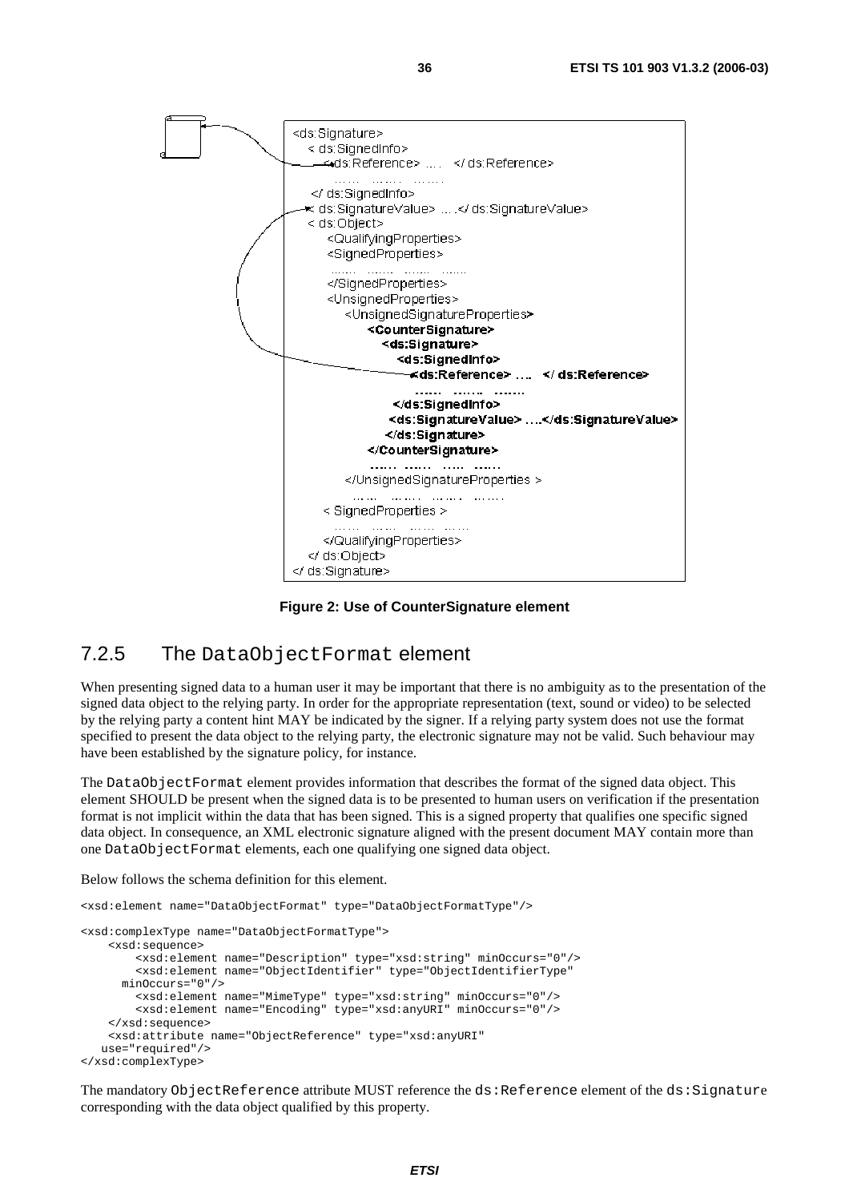```
<ds:Signature>
   < ds:SignedInfo>
      < ds:Reference> ....   </ ds:Reference>
       ......  .......  .......
   </ ds:SignedInfo>
   < ds:SignatureValue> ....</ ds:SignatureValue>
   < ds:Object>
       <QualifyingProperties>
       <SignedProperties>
        .......  .......  .......  .......
       </SignedProperties>
       <UnsignedProperties>
          <UnsignedSignatureProperties>
              <CounterSignature>
                 <ds:Signature>
                    <ds:SignedInfo>
                       <ds:Reference> ....   </ ds:Reference>
                        ......  .......  .......
                    </ds:SignedInfo>
                    <ds:SignatureValue> ....</ds:SignatureValue>
                 </ds:Signature>
              </CounterSignature>
              .......  .......  ......  ......
          </UnsignedSignatureProperties >
           ......  .......  .......  .......
       < SignedProperties >
        ......  ......  .......  ......
       </QualifyingProperties>
   </ ds:Object>
</ ds:Signature>
```

**Figure 2: Use of CounterSignature element**

### 7.2.5 The DataObjectFormat element

When presenting signed data to a human user it may be important that there is no ambiguity as to the presentation of the signed data object to the relying party. In order for the appropriate representation (text, sound or video) to be selected by the relying party a content hint MAY be indicated by the signer. If a relying party system does not use the format specified to present the data object to the relying party, the electronic signature may not be valid. Such behaviour may have been established by the signature policy, for instance.

The DataObjectFormat element provides information that describes the format of the signed data object. This element SHOULD be present when the signed data is to be presented to human users on verification if the presentation format is not implicit within the data that has been signed. This is a signed property that qualifies one specific signed data object. In consequence, an XML electronic signature aligned with the present document MAY contain more than one DataObjectFormat elements, each one qualifying one signed data object.

Below follows the schema definition for this element.

```
<xsd:element name="DataObjectFormat" type="DataObjectFormatType"/>

<xsd:complexType name="DataObjectFormatType">
    <xsd:sequence>
        <xsd:element name="Description" type="xsd:string" minOccurs="0"/>
        <xsd:element name="ObjectIdentifier" type="ObjectIdentifierType"
      minOccurs="0"/>
        <xsd:element name="MimeType" type="xsd:string" minOccurs="0"/>
        <xsd:element name="Encoding" type="xsd:anyURI" minOccurs="0"/>
    </xsd:sequence>
    <xsd:attribute name="ObjectReference" type="xsd:anyURI"
   use="required"/>
</xsd:complexType>
```

The mandatory ObjectReference attribute MUST reference the ds:Reference element of the ds:Signature corresponding with the data object qualified by this property.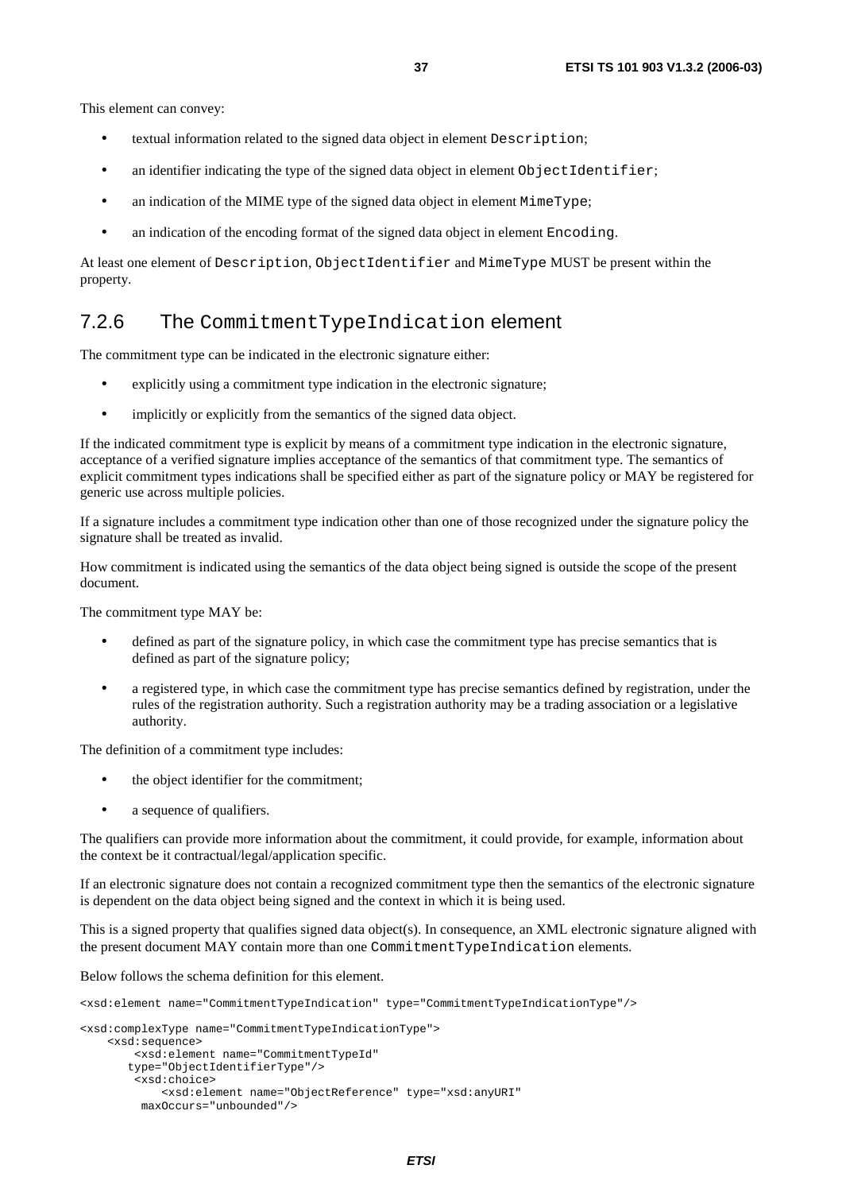This element can convey:

- textual information related to the signed data object in element `Description`;
- an identifier indicating the type of the signed data object in element `ObjectIdentifier`;
- an indication of the MIME type of the signed data object in element `MimeType`;
- an indication of the encoding format of the signed data object in element `Encoding`.

At least one element of `Description`, `ObjectIdentifier` and `MimeType` MUST be present within the property.

### 7.2.6 The `CommitmentTypeIndication` element

The commitment type can be indicated in the electronic signature either:

- explicitly using a commitment type indication in the electronic signature;
- implicitly or explicitly from the semantics of the signed data object.

If the indicated commitment type is explicit by means of a commitment type indication in the electronic signature, acceptance of a verified signature implies acceptance of the semantics of that commitment type. The semantics of explicit commitment types indications shall be specified either as part of the signature policy or MAY be registered for generic use across multiple policies.

If a signature includes a commitment type indication other than one of those recognized under the signature policy the signature shall be treated as invalid.

How commitment is indicated using the semantics of the data object being signed is outside the scope of the present document.

The commitment type MAY be:

- defined as part of the signature policy, in which case the commitment type has precise semantics that is defined as part of the signature policy;
- a registered type, in which case the commitment type has precise semantics defined by registration, under the rules of the registration authority. Such a registration authority may be a trading association or a legislative authority.

The definition of a commitment type includes:

- the object identifier for the commitment;
- a sequence of qualifiers.

The qualifiers can provide more information about the commitment, it could provide, for example, information about the context be it contractual/legal/application specific.

If an electronic signature does not contain a recognized commitment type then the semantics of the electronic signature is dependent on the data object being signed and the context in which it is being used.

This is a signed property that qualifies signed data object(s). In consequence, an XML electronic signature aligned with the present document MAY contain more than one `CommitmentTypeIndication` elements.

Below follows the schema definition for this element.

```
<xsd:element name="CommitmentTypeIndication" type="CommitmentTypeIndicationType"/>

<xsd:complexType name="CommitmentTypeIndicationType">
    <xsd:sequence>
        <xsd:element name="CommitmentTypeId"
       type="ObjectIdentifierType"/>
        <xsd:choice>
            <xsd:element name="ObjectReference" type="xsd:anyURI"
         maxOccurs="unbounded"/>
```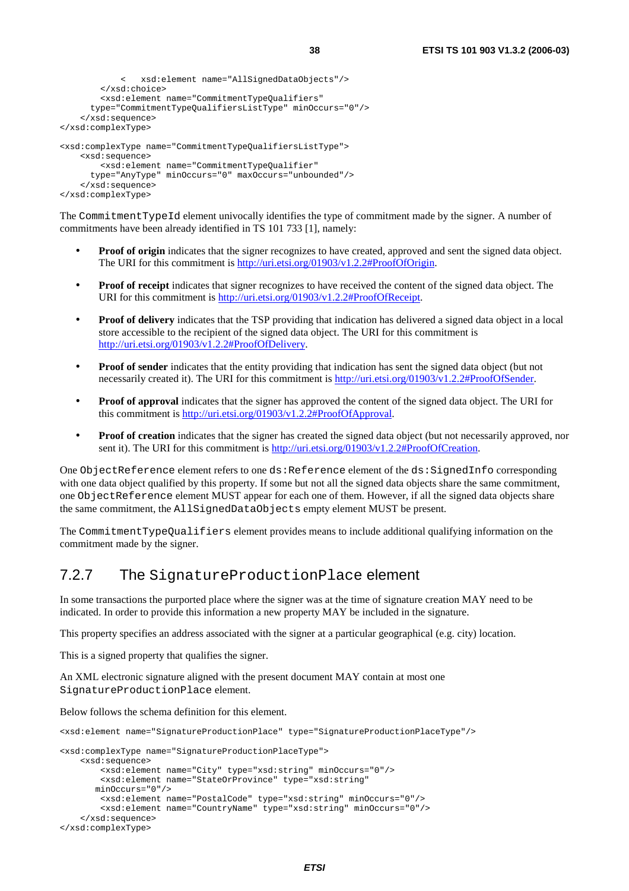```
            <   xsd:element name="AllSignedDataObjects"/>
        </xsd:choice>
        <xsd:element name="CommitmentTypeQualifiers"
      type="CommitmentTypeQualifiersListType" minOccurs="0"/>
    </xsd:sequence>
</xsd:complexType>

<xsd:complexType name="CommitmentTypeQualifiersListType">
    <xsd:sequence>
        <xsd:element name="CommitmentTypeQualifier"
      type="AnyType" minOccurs="0" maxOccurs="unbounded"/>
    </xsd:sequence>
</xsd:complexType>
```

The `CommitmentTypeId` element univocally identifies the type of commitment made by the signer. A number of commitments have been already identified in TS 101 733 [1], namely:

- **Proof of origin** indicates that the signer recognizes to have created, approved and sent the signed data object. The URI for this commitment is http://uri.etsi.org/01903/v1.2.2#ProofOfOrigin.
- **Proof of receipt** indicates that signer recognizes to have received the content of the signed data object. The URI for this commitment is http://uri.etsi.org/01903/v1.2.2#ProofOfReceipt.
- **Proof of delivery** indicates that the TSP providing that indication has delivered a signed data object in a local store accessible to the recipient of the signed data object. The URI for this commitment is http://uri.etsi.org/01903/v1.2.2#ProofOfDelivery.
- **Proof of sender** indicates that the entity providing that indication has sent the signed data object (but not necessarily created it). The URI for this commitment is http://uri.etsi.org/01903/v1.2.2#ProofOfSender.
- **Proof of approval** indicates that the signer has approved the content of the signed data object. The URI for this commitment is http://uri.etsi.org/01903/v1.2.2#ProofOfApproval.
- **Proof of creation** indicates that the signer has created the signed data object (but not necessarily approved, nor sent it). The URI for this commitment is http://uri.etsi.org/01903/v1.2.2#ProofOfCreation.

One `ObjectReference` element refers to one `ds:Reference` element of the `ds:SignedInfo` corresponding with one data object qualified by this property. If some but not all the signed data objects share the same commitment, one `ObjectReference` element MUST appear for each one of them. However, if all the signed data objects share the same commitment, the `AllSignedDataObjects` empty element MUST be present.

The `CommitmentTypeQualifiers` element provides means to include additional qualifying information on the commitment made by the signer.

### 7.2.7 The `SignatureProductionPlace` element

In some transactions the purported place where the signer was at the time of signature creation MAY need to be indicated. In order to provide this information a new property MAY be included in the signature.

This property specifies an address associated with the signer at a particular geographical (e.g. city) location.

This is a signed property that qualifies the signer.

An XML electronic signature aligned with the present document MAY contain at most one `SignatureProductionPlace` element.

Below follows the schema definition for this element.

```
<xsd:element name="SignatureProductionPlace" type="SignatureProductionPlaceType"/>

<xsd:complexType name="SignatureProductionPlaceType">
    <xsd:sequence>
        <xsd:element name="City" type="xsd:string" minOccurs="0"/>
        <xsd:element name="StateOrProvince" type="xsd:string"
       minOccurs="0"/>
        <xsd:element name="PostalCode" type="xsd:string" minOccurs="0"/>
        <xsd:element name="CountryName" type="xsd:string" minOccurs="0"/>
    </xsd:sequence>
</xsd:complexType>
```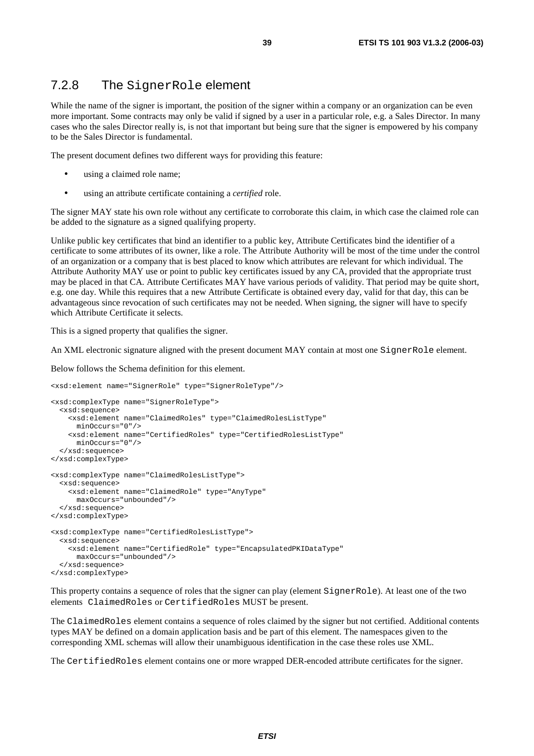### 7.2.8 The `SignerRole` element

While the name of the signer is important, the position of the signer within a company or an organization can be even more important. Some contracts may only be valid if signed by a user in a particular role, e.g. a Sales Director. In many cases who the sales Director really is, is not that important but being sure that the signer is empowered by his company to be the Sales Director is fundamental.

The present document defines two different ways for providing this feature:

- using a claimed role name;
- using an attribute certificate containing a *certified* role.

The signer MAY state his own role without any certificate to corroborate this claim, in which case the claimed role can be added to the signature as a signed qualifying property.

Unlike public key certificates that bind an identifier to a public key, Attribute Certificates bind the identifier of a certificate to some attributes of its owner, like a role. The Attribute Authority will be most of the time under the control of an organization or a company that is best placed to know which attributes are relevant for which individual. The Attribute Authority MAY use or point to public key certificates issued by any CA, provided that the appropriate trust may be placed in that CA. Attribute Certificates MAY have various periods of validity. That period may be quite short, e.g. one day. While this requires that a new Attribute Certificate is obtained every day, valid for that day, this can be advantageous since revocation of such certificates may not be needed. When signing, the signer will have to specify which Attribute Certificate it selects.

This is a signed property that qualifies the signer.

An XML electronic signature aligned with the present document MAY contain at most one `SignerRole` element.

Below follows the Schema definition for this element.

```
<xsd:element name="SignerRole" type="SignerRoleType"/>

<xsd:complexType name="SignerRoleType">
  <xsd:sequence>
    <xsd:element name="ClaimedRoles" type="ClaimedRolesListType"
      minOccurs="0"/>
    <xsd:element name="CertifiedRoles" type="CertifiedRolesListType"
      minOccurs="0"/>
  </xsd:sequence>
</xsd:complexType>

<xsd:complexType name="ClaimedRolesListType">
  <xsd:sequence>
    <xsd:element name="ClaimedRole" type="AnyType"
      maxOccurs="unbounded"/>
  </xsd:sequence>
</xsd:complexType>

<xsd:complexType name="CertifiedRolesListType">
  <xsd:sequence>
    <xsd:element name="CertifiedRole" type="EncapsulatedPKIDataType"
      maxOccurs="unbounded"/>
  </xsd:sequence>
</xsd:complexType>
```

This property contains a sequence of roles that the signer can play (element `SignerRole`). At least one of the two elements `ClaimedRoles` or `CertifiedRoles` MUST be present.

The `ClaimedRoles` element contains a sequence of roles claimed by the signer but not certified. Additional contents types MAY be defined on a domain application basis and be part of this element. The namespaces given to the corresponding XML schemas will allow their unambiguous identification in the case these roles use XML.

The `CertifiedRoles` element contains one or more wrapped DER-encoded attribute certificates for the signer.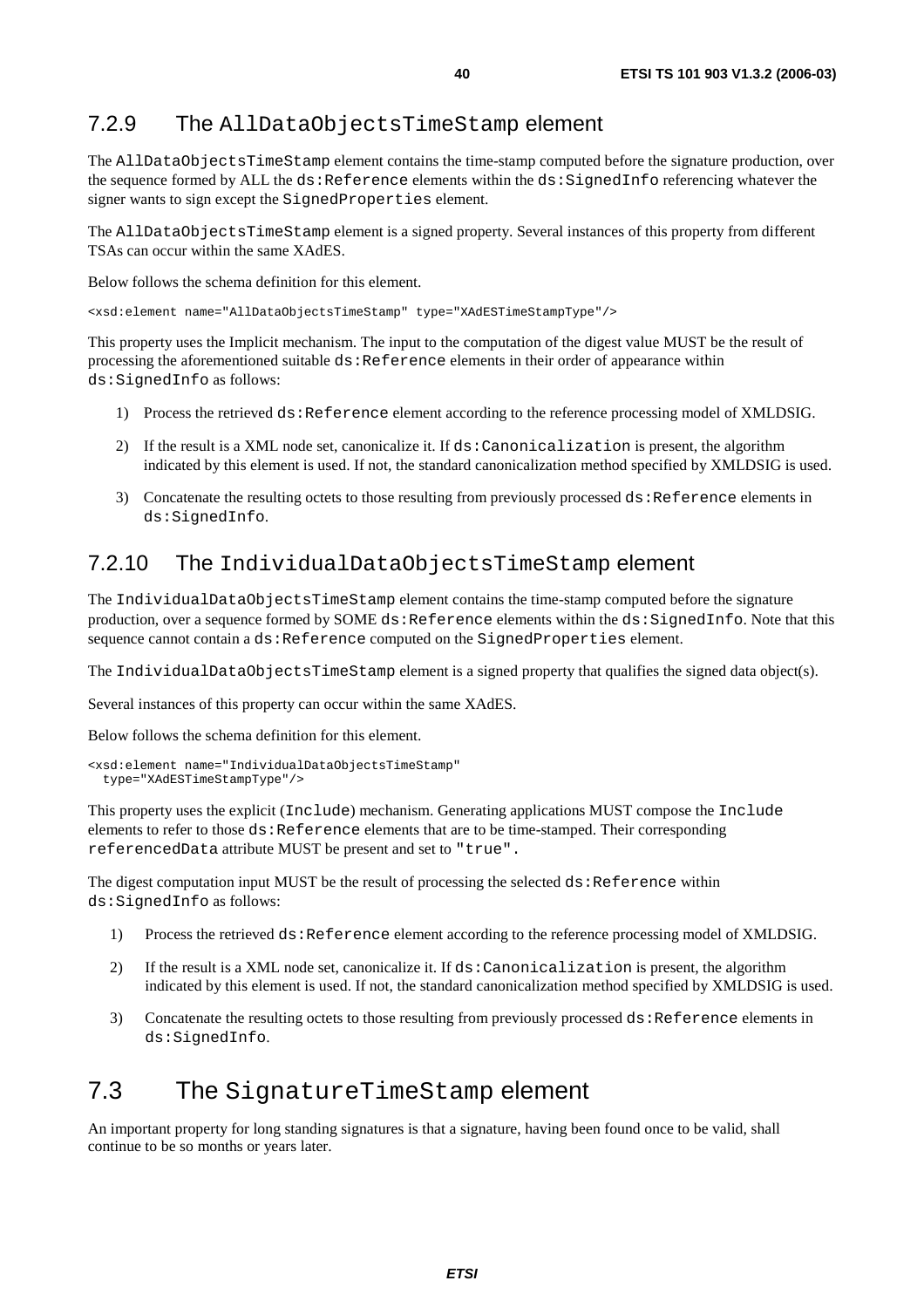### 7.2.9 The AllDataObjectsTimeStamp element

The AllDataObjectsTimeStamp element contains the time-stamp computed before the signature production, over the sequence formed by ALL the ds:Reference elements within the ds:SignedInfo referencing whatever the signer wants to sign except the SignedProperties element.

The AllDataObjectsTimeStamp element is a signed property. Several instances of this property from different TSAs can occur within the same XAdES.

Below follows the schema definition for this element.

```
<xsd:element name="AllDataObjectsTimeStamp" type="XAdESTimeStampType"/>
```

This property uses the Implicit mechanism. The input to the computation of the digest value MUST be the result of processing the aforementioned suitable ds:Reference elements in their order of appearance within ds:SignedInfo as follows:

1) Process the retrieved ds:Reference element according to the reference processing model of XMLDSIG.
2) If the result is a XML node set, canonicalize it. If ds:Canonicalization is present, the algorithm indicated by this element is used. If not, the standard canonicalization method specified by XMLDSIG is used.
3) Concatenate the resulting octets to those resulting from previously processed ds:Reference elements in ds:SignedInfo.

### 7.2.10 The IndividualDataObjectsTimeStamp element

The IndividualDataObjectsTimeStamp element contains the time-stamp computed before the signature production, over a sequence formed by SOME ds:Reference elements within the ds:SignedInfo. Note that this sequence cannot contain a ds:Reference computed on the SignedProperties element.

The IndividualDataObjectsTimeStamp element is a signed property that qualifies the signed data object(s).

Several instances of this property can occur within the same XAdES.

Below follows the schema definition for this element.

```
<xsd:element name="IndividualDataObjectsTimeStamp"
  type="XAdESTimeStampType"/>
```

This property uses the explicit (Include) mechanism. Generating applications MUST compose the Include elements to refer to those ds:Reference elements that are to be time-stamped. Their corresponding referencedData attribute MUST be present and set to "true".

The digest computation input MUST be the result of processing the selected ds:Reference within ds:SignedInfo as follows:

1) Process the retrieved ds:Reference element according to the reference processing model of XMLDSIG.
2) If the result is a XML node set, canonicalize it. If ds:Canonicalization is present, the algorithm indicated by this element is used. If not, the standard canonicalization method specified by XMLDSIG is used.
3) Concatenate the resulting octets to those resulting from previously processed ds:Reference elements in ds:SignedInfo.

## 7.3 The SignatureTimeStamp element

An important property for long standing signatures is that a signature, having been found once to be valid, shall continue to be so months or years later.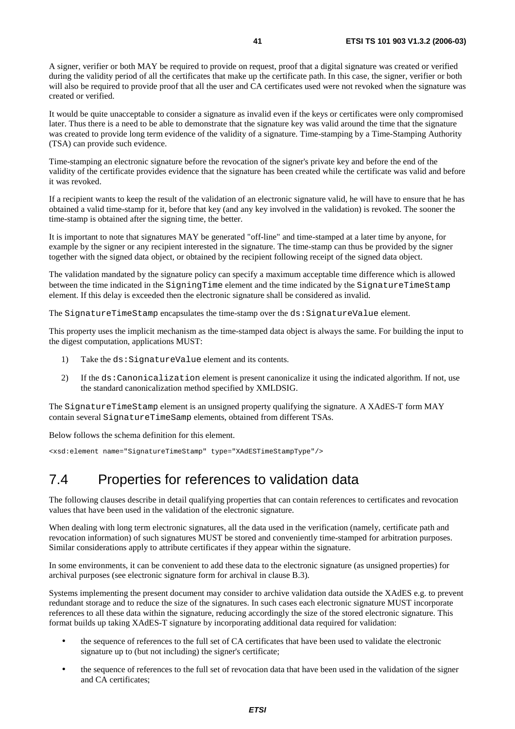A signer, verifier or both MAY be required to provide on request, proof that a digital signature was created or verified during the validity period of all the certificates that make up the certificate path. In this case, the signer, verifier or both will also be required to provide proof that all the user and CA certificates used were not revoked when the signature was created or verified.

It would be quite unacceptable to consider a signature as invalid even if the keys or certificates were only compromised later. Thus there is a need to be able to demonstrate that the signature key was valid around the time that the signature was created to provide long term evidence of the validity of a signature. Time-stamping by a Time-Stamping Authority (TSA) can provide such evidence.

Time-stamping an electronic signature before the revocation of the signer's private key and before the end of the validity of the certificate provides evidence that the signature has been created while the certificate was valid and before it was revoked.

If a recipient wants to keep the result of the validation of an electronic signature valid, he will have to ensure that he has obtained a valid time-stamp for it, before that key (and any key involved in the validation) is revoked. The sooner the time-stamp is obtained after the signing time, the better.

It is important to note that signatures MAY be generated "off-line" and time-stamped at a later time by anyone, for example by the signer or any recipient interested in the signature. The time-stamp can thus be provided by the signer together with the signed data object, or obtained by the recipient following receipt of the signed data object.

The validation mandated by the signature policy can specify a maximum acceptable time difference which is allowed between the time indicated in the `SigningTime` element and the time indicated by the `SignatureTimeStamp` element. If this delay is exceeded then the electronic signature shall be considered as invalid.

The `SignatureTimeStamp` encapsulates the time-stamp over the `ds:SignatureValue` element.

This property uses the implicit mechanism as the time-stamped data object is always the same. For building the input to the digest computation, applications MUST:

1) Take the `ds:SignatureValue` element and its contents.

2) If the `ds:Canonicalization` element is present canonicalize it using the indicated algorithm. If not, use the standard canonicalization method specified by XMLDSIG.

The `SignatureTimeStamp` element is an unsigned property qualifying the signature. A XAdES-T form MAY contain several `SignatureTimeSamp` elements, obtained from different TSAs.

Below follows the schema definition for this element.

```
<xsd:element name="SignatureTimeStamp" type="XAdESTimeStampType"/>
```

## 7.4 Properties for references to validation data

The following clauses describe in detail qualifying properties that can contain references to certificates and revocation values that have been used in the validation of the electronic signature.

When dealing with long term electronic signatures, all the data used in the verification (namely, certificate path and revocation information) of such signatures MUST be stored and conveniently time-stamped for arbitration purposes. Similar considerations apply to attribute certificates if they appear within the signature.

In some environments, it can be convenient to add these data to the electronic signature (as unsigned properties) for archival purposes (see electronic signature form for archival in clause B.3).

Systems implementing the present document may consider to archive validation data outside the XAdES e.g. to prevent redundant storage and to reduce the size of the signatures. In such cases each electronic signature MUST incorporate references to all these data within the signature, reducing accordingly the size of the stored electronic signature. This format builds up taking XAdES-T signature by incorporating additional data required for validation:

- the sequence of references to the full set of CA certificates that have been used to validate the electronic signature up to (but not including) the signer's certificate;
- the sequence of references to the full set of revocation data that have been used in the validation of the signer and CA certificates;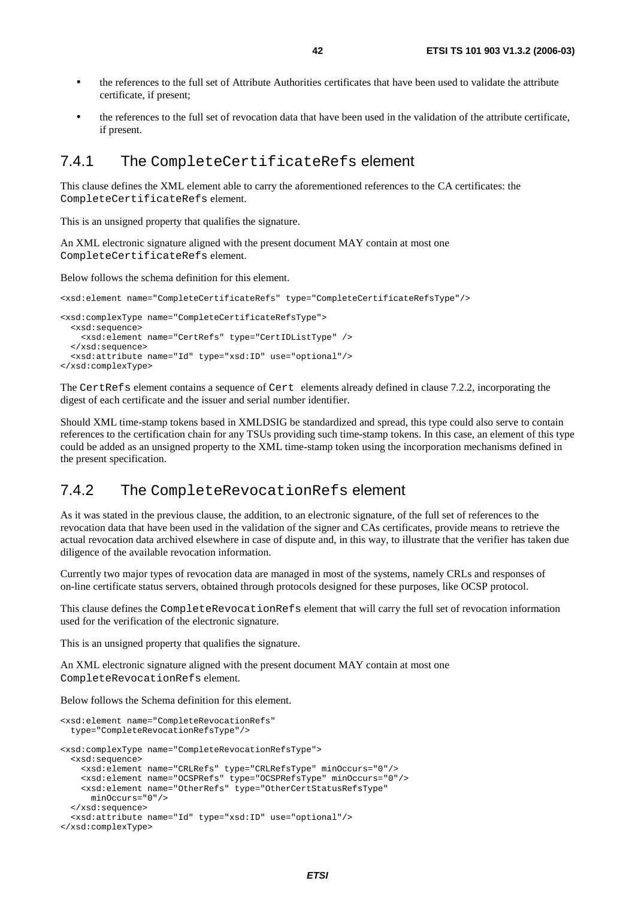- the references to the full set of Attribute Authorities certificates that have been used to validate the attribute certificate, if present;
- the references to the full set of revocation data that have been used in the validation of the attribute certificate, if present.

### 7.4.1 The `CompleteCertificateRefs` element

This clause defines the XML element able to carry the aforementioned references to the CA certificates: the `CompleteCertificateRefs` element.

This is an unsigned property that qualifies the signature.

An XML electronic signature aligned with the present document MAY contain at most one `CompleteCertificateRefs` element.

Below follows the schema definition for this element.

```
<xsd:element name="CompleteCertificateRefs" type="CompleteCertificateRefsType"/>

<xsd:complexType name="CompleteCertificateRefsType">
  <xsd:sequence>
    <xsd:element name="CertRefs" type="CertIDListType" />
  </xsd:sequence>
  <xsd:attribute name="Id" type="xsd:ID" use="optional"/>
</xsd:complexType>
```

The `CertRefs` element contains a sequence of `Cert` elements already defined in clause 7.2.2, incorporating the digest of each certificate and the issuer and serial number identifier.

Should XML time-stamp tokens based in XMLDSIG be standardized and spread, this type could also serve to contain references to the certification chain for any TSUs providing such time-stamp tokens. In this case, an element of this type could be added as an unsigned property to the XML time-stamp token using the incorporation mechanisms defined in the present specification.

### 7.4.2 The `CompleteRevocationRefs` element

As it was stated in the previous clause, the addition, to an electronic signature, of the full set of references to the revocation data that have been used in the validation of the signer and CAs certificates, provide means to retrieve the actual revocation data archived elsewhere in case of dispute and, in this way, to illustrate that the verifier has taken due diligence of the available revocation information.

Currently two major types of revocation data are managed in most of the systems, namely CRLs and responses of on-line certificate status servers, obtained through protocols designed for these purposes, like OCSP protocol.

This clause defines the `CompleteRevocationRefs` element that will carry the full set of revocation information used for the verification of the electronic signature.

This is an unsigned property that qualifies the signature.

An XML electronic signature aligned with the present document MAY contain at most one `CompleteRevocationRefs` element.

Below follows the Schema definition for this element.

```
<xsd:element name="CompleteRevocationRefs"
  type="CompleteRevocationRefsType"/>

<xsd:complexType name="CompleteRevocationRefsType">
  <xsd:sequence>
    <xsd:element name="CRLRefs" type="CRLRefsType" minOccurs="0"/>
    <xsd:element name="OCSPRefs" type="OCSPRefsType" minOccurs="0"/>
    <xsd:element name="OtherRefs" type="OtherCertStatusRefsType"
      minOccurs="0"/>
  </xsd:sequence>
  <xsd:attribute name="Id" type="xsd:ID" use="optional"/>
</xsd:complexType>
```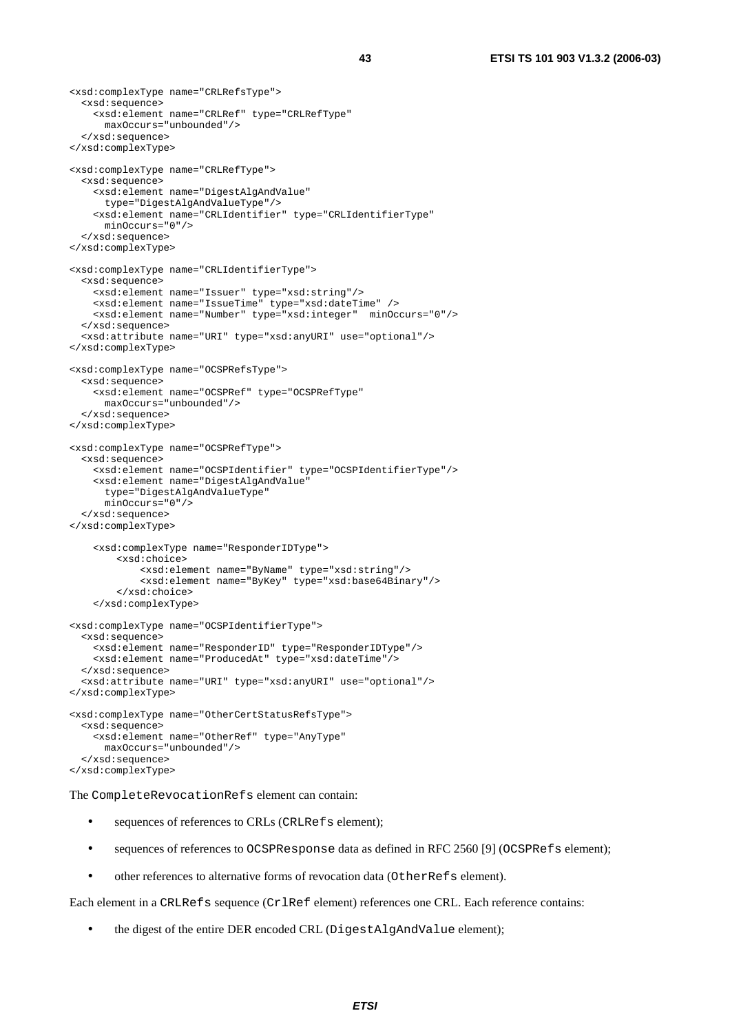```
<xsd:complexType name="CRLRefsType">
  <xsd:sequence>
    <xsd:element name="CRLRef" type="CRLRefType"
      maxOccurs="unbounded"/>
  </xsd:sequence>
</xsd:complexType>

<xsd:complexType name="CRLRefType">
  <xsd:sequence>
    <xsd:element name="DigestAlgAndValue"
      type="DigestAlgAndValueType"/>
    <xsd:element name="CRLIdentifier" type="CRLIdentifierType"
      minOccurs="0"/>
  </xsd:sequence>
</xsd:complexType>

<xsd:complexType name="CRLIdentifierType">
  <xsd:sequence>
    <xsd:element name="Issuer" type="xsd:string"/>
    <xsd:element name="IssueTime" type="xsd:dateTime" />
    <xsd:element name="Number" type="xsd:integer"  minOccurs="0"/>
  </xsd:sequence>
  <xsd:attribute name="URI" type="xsd:anyURI" use="optional"/>
</xsd:complexType>

<xsd:complexType name="OCSPRefsType">
  <xsd:sequence>
    <xsd:element name="OCSPRef" type="OCSPRefType"
      maxOccurs="unbounded"/>
  </xsd:sequence>
</xsd:complexType>

<xsd:complexType name="OCSPRefType">
  <xsd:sequence>
    <xsd:element name="OCSPIdentifier" type="OCSPIdentifierType"/>
    <xsd:element name="DigestAlgAndValue"
      type="DigestAlgAndValueType"
      minOccurs="0"/>
  </xsd:sequence>
</xsd:complexType>

    <xsd:complexType name="ResponderIDType">
        <xsd:choice>
            <xsd:element name="ByName" type="xsd:string"/>
            <xsd:element name="ByKey" type="xsd:base64Binary"/>
        </xsd:choice>
    </xsd:complexType>

<xsd:complexType name="OCSPIdentifierType">
  <xsd:sequence>
    <xsd:element name="ResponderID" type="ResponderIDType"/>
    <xsd:element name="ProducedAt" type="xsd:dateTime"/>
  </xsd:sequence>
  <xsd:attribute name="URI" type="xsd:anyURI" use="optional"/>
</xsd:complexType>

<xsd:complexType name="OtherCertStatusRefsType">
  <xsd:sequence>
    <xsd:element name="OtherRef" type="AnyType"
      maxOccurs="unbounded"/>
  </xsd:sequence>
</xsd:complexType>
```

The `CompleteRevocationRefs` element can contain:

- sequences of references to CRLs (`CRLRefs` element);
- sequences of references to `OCSPResponse` data as defined in RFC 2560 [9] (`OCSPRefs` element);
- other references to alternative forms of revocation data (`OtherRefs` element).

Each element in a `CRLRefs` sequence (`CrlRef` element) references one CRL. Each reference contains:

- the digest of the entire DER encoded CRL (`DigestAlgAndValue` element);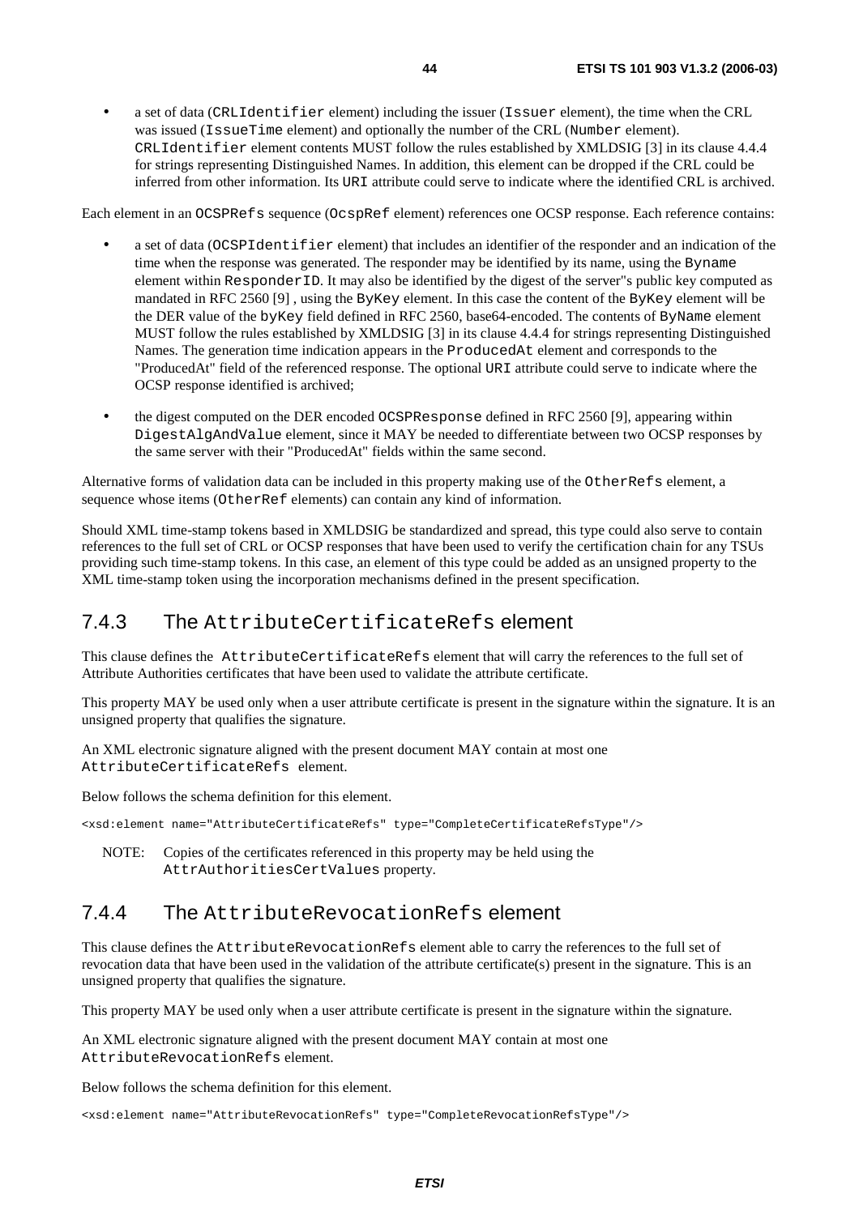- a set of data (`CRLIdentifier` element) including the issuer (`Issuer` element), the time when the CRL was issued (`IssueTime` element) and optionally the number of the CRL (`Number` element). `CRLIdentifier` element contents MUST follow the rules established by XMLDSIG [3] in its clause 4.4.4 for strings representing Distinguished Names. In addition, this element can be dropped if the CRL could be inferred from other information. Its `URI` attribute could serve to indicate where the identified CRL is archived.

Each element in an `OCSPRefs` sequence (`OcspRef` element) references one OCSP response. Each reference contains:

- a set of data (`OCSPIdentifier` element) that includes an identifier of the responder and an indication of the time when the response was generated. The responder may be identified by its name, using the `Byname` element within `ResponderID`. It may also be identified by the digest of the server"s public key computed as mandated in RFC 2560 [9] , using the `ByKey` element. In this case the content of the `ByKey` element will be the DER value of the `byKey` field defined in RFC 2560, base64-encoded. The contents of `ByName` element MUST follow the rules established by XMLDSIG [3] in its clause 4.4.4 for strings representing Distinguished Names. The generation time indication appears in the `ProducedAt` element and corresponds to the "ProducedAt" field of the referenced response. The optional `URI` attribute could serve to indicate where the OCSP response identified is archived;
- the digest computed on the DER encoded `OCSPResponse` defined in RFC 2560 [9], appearing within `DigestAlgAndValue` element, since it MAY be needed to differentiate between two OCSP responses by the same server with their "ProducedAt" fields within the same second.

Alternative forms of validation data can be included in this property making use of the `OtherRefs` element, a sequence whose items (`OtherRef` elements) can contain any kind of information.

Should XML time-stamp tokens based in XMLDSIG be standardized and spread, this type could also serve to contain references to the full set of CRL or OCSP responses that have been used to verify the certification chain for any TSUs providing such time-stamp tokens. In this case, an element of this type could be added as an unsigned property to the XML time-stamp token using the incorporation mechanisms defined in the present specification.

## 7.4.3 The `AttributeCertificateRefs` element

This clause defines the `AttributeCertificateRefs` element that will carry the references to the full set of Attribute Authorities certificates that have been used to validate the attribute certificate.

This property MAY be used only when a user attribute certificate is present in the signature within the signature. It is an unsigned property that qualifies the signature.

An XML electronic signature aligned with the present document MAY contain at most one `AttributeCertificateRefs` element.

Below follows the schema definition for this element.

```
<xsd:element name="AttributeCertificateRefs" type="CompleteCertificateRefsType"/>
```

NOTE: Copies of the certificates referenced in this property may be held using the `AttrAuthoritiesCertValues` property.

## 7.4.4 The `AttributeRevocationRefs` element

This clause defines the `AttributeRevocationRefs` element able to carry the references to the full set of revocation data that have been used in the validation of the attribute certificate(s) present in the signature. This is an unsigned property that qualifies the signature.

This property MAY be used only when a user attribute certificate is present in the signature within the signature.

An XML electronic signature aligned with the present document MAY contain at most one `AttributeRevocationRefs` element.

Below follows the schema definition for this element.

```
<xsd:element name="AttributeRevocationRefs" type="CompleteRevocationRefsType"/>
```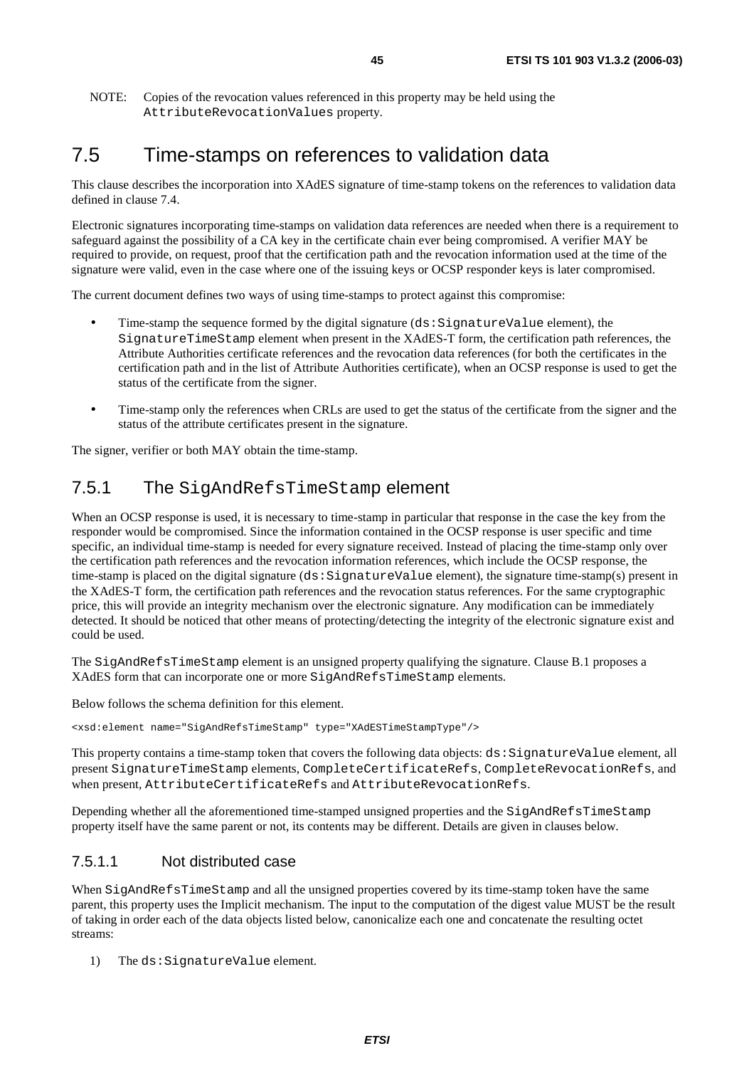NOTE: Copies of the revocation values referenced in this property may be held using the `AttributeRevocationValues` property.

## 7.5 Time-stamps on references to validation data

This clause describes the incorporation into XAdES signature of time-stamp tokens on the references to validation data defined in clause 7.4.

Electronic signatures incorporating time-stamps on validation data references are needed when there is a requirement to safeguard against the possibility of a CA key in the certificate chain ever being compromised. A verifier MAY be required to provide, on request, proof that the certification path and the revocation information used at the time of the signature were valid, even in the case where one of the issuing keys or OCSP responder keys is later compromised.

The current document defines two ways of using time-stamps to protect against this compromise:

- Time-stamp the sequence formed by the digital signature (`ds:SignatureValue` element), the `SignatureTimeStamp` element when present in the XAdES-T form, the certification path references, the Attribute Authorities certificate references and the revocation data references (for both the certificates in the certification path and in the list of Attribute Authorities certificate), when an OCSP response is used to get the status of the certificate from the signer.

- Time-stamp only the references when CRLs are used to get the status of the certificate from the signer and the status of the attribute certificates present in the signature.

The signer, verifier or both MAY obtain the time-stamp.

### 7.5.1 The `SigAndRefsTimeStamp` element

When an OCSP response is used, it is necessary to time-stamp in particular that response in the case the key from the responder would be compromised. Since the information contained in the OCSP response is user specific and time specific, an individual time-stamp is needed for every signature received. Instead of placing the time-stamp only over the certification path references and the revocation information references, which include the OCSP response, the time-stamp is placed on the digital signature (`ds:SignatureValue` element), the signature time-stamp(s) present in the XAdES-T form, the certification path references and the revocation status references. For the same cryptographic price, this will provide an integrity mechanism over the electronic signature. Any modification can be immediately detected. It should be noticed that other means of protecting/detecting the integrity of the electronic signature exist and could be used.

The `SigAndRefsTimeStamp` element is an unsigned property qualifying the signature. Clause B.1 proposes a XAdES form that can incorporate one or more `SigAndRefsTimeStamp` elements.

Below follows the schema definition for this element.

```
<xsd:element name="SigAndRefsTimeStamp" type="XAdESTimeStampType"/>
```

This property contains a time-stamp token that covers the following data objects: `ds:SignatureValue` element, all present `SignatureTimeStamp` elements, `CompleteCertificateRefs`, `CompleteRevocationRefs`, and when present, `AttributeCertificateRefs` and `AttributeRevocationRefs`.

Depending whether all the aforementioned time-stamped unsigned properties and the `SigAndRefsTimeStamp` property itself have the same parent or not, its contents may be different. Details are given in clauses below.

#### 7.5.1.1 Not distributed case

When `SigAndRefsTimeStamp` and all the unsigned properties covered by its time-stamp token have the same parent, this property uses the Implicit mechanism. The input to the computation of the digest value MUST be the result of taking in order each of the data objects listed below, canonicalize each one and concatenate the resulting octet streams:

1) The `ds:SignatureValue` element.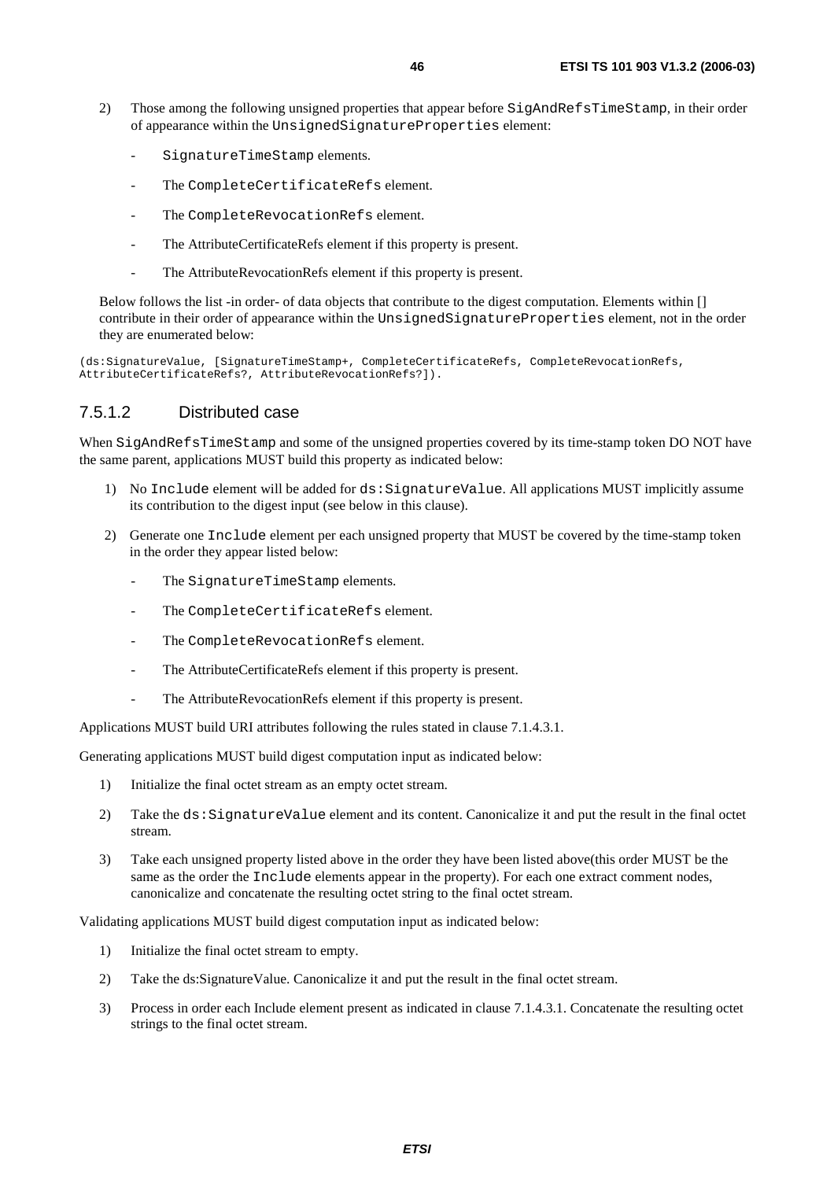2) Those among the following unsigned properties that appear before SigAndRefsTimeStamp, in their order of appearance within the UnsignedSignatureProperties element:

   - SignatureTimeStamp elements.
   - The CompleteCertificateRefs element.
   - The CompleteRevocationRefs element.
   - The AttributeCertificateRefs element if this property is present.
   - The AttributeRevocationRefs element if this property is present.

   Below follows the list -in order- of data objects that contribute to the digest computation. Elements within [] contribute in their order of appearance within the UnsignedSignatureProperties element, not in the order they are enumerated below:

```
(ds:SignatureValue, [SignatureTimeStamp+, CompleteCertificateRefs, CompleteRevocationRefs,
AttributeCertificateRefs?, AttributeRevocationRefs?]).
```

### 7.5.1.2 Distributed case

When SigAndRefsTimeStamp and some of the unsigned properties covered by its time-stamp token DO NOT have the same parent, applications MUST build this property as indicated below:

1) No Include element will be added for ds:SignatureValue. All applications MUST implicitly assume its contribution to the digest input (see below in this clause).

2) Generate one Include element per each unsigned property that MUST be covered by the time-stamp token in the order they appear listed below:

   - The SignatureTimeStamp elements.
   - The CompleteCertificateRefs element.
   - The CompleteRevocationRefs element.
   - The AttributeCertificateRefs element if this property is present.
   - The AttributeRevocationRefs element if this property is present.

Applications MUST build URI attributes following the rules stated in clause 7.1.4.3.1.

Generating applications MUST build digest computation input as indicated below:

1) Initialize the final octet stream as an empty octet stream.

2) Take the ds:SignatureValue element and its content. Canonicalize it and put the result in the final octet stream.

3) Take each unsigned property listed above in the order they have been listed above(this order MUST be the same as the order the Include elements appear in the property). For each one extract comment nodes, canonicalize and concatenate the resulting octet string to the final octet stream.

Validating applications MUST build digest computation input as indicated below:

1) Initialize the final octet stream to empty.

2) Take the ds:SignatureValue. Canonicalize it and put the result in the final octet stream.

3) Process in order each Include element present as indicated in clause 7.1.4.3.1. Concatenate the resulting octet strings to the final octet stream.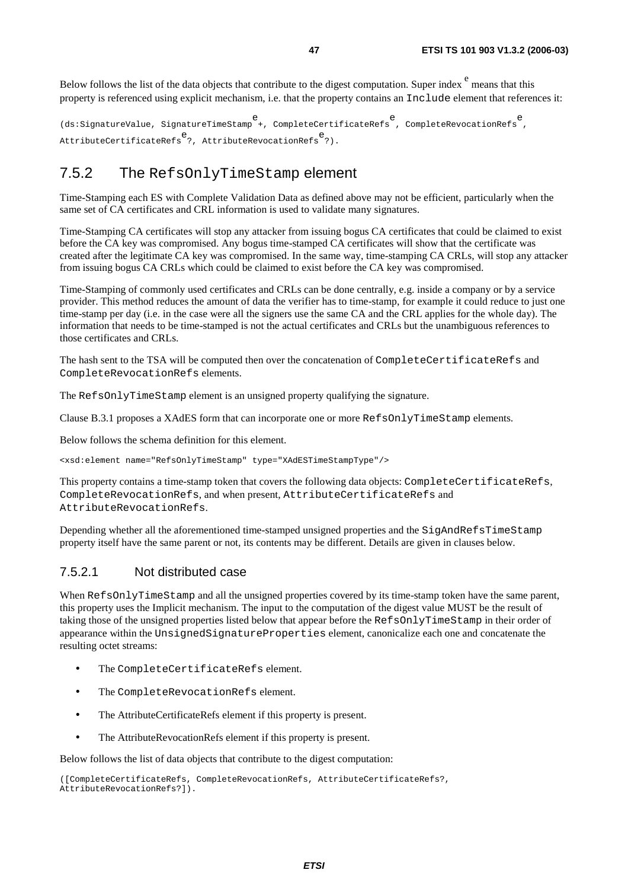Below follows the list of the data objects that contribute to the digest computation. Super index e means that this property is referenced using explicit mechanism, i.e. that the property contains an `Include` element that references it:

```
(ds:SignatureValue, SignatureTimeStamp^e+, CompleteCertificateRefs^e, CompleteRevocationRefs^e,
AttributeCertificateRefs^e?, AttributeRevocationRefs^e?).
```

## 7.5.2 The RefsOnlyTimeStamp element

Time-Stamping each ES with Complete Validation Data as defined above may not be efficient, particularly when the same set of CA certificates and CRL information is used to validate many signatures.

Time-Stamping CA certificates will stop any attacker from issuing bogus CA certificates that could be claimed to exist before the CA key was compromised. Any bogus time-stamped CA certificates will show that the certificate was created after the legitimate CA key was compromised. In the same way, time-stamping CA CRLs, will stop any attacker from issuing bogus CA CRLs which could be claimed to exist before the CA key was compromised.

Time-Stamping of commonly used certificates and CRLs can be done centrally, e.g. inside a company or by a service provider. This method reduces the amount of data the verifier has to time-stamp, for example it could reduce to just one time-stamp per day (i.e. in the case were all the signers use the same CA and the CRL applies for the whole day). The information that needs to be time-stamped is not the actual certificates and CRLs but the unambiguous references to those certificates and CRLs.

The hash sent to the TSA will be computed then over the concatenation of `CompleteCertificateRefs` and `CompleteRevocationRefs` elements.

The `RefsOnlyTimeStamp` element is an unsigned property qualifying the signature.

Clause B.3.1 proposes a XAdES form that can incorporate one or more `RefsOnlyTimeStamp` elements.

Below follows the schema definition for this element.

```
<xsd:element name="RefsOnlyTimeStamp" type="XAdESTimeStampType"/>
```

This property contains a time-stamp token that covers the following data objects: `CompleteCertificateRefs`, `CompleteRevocationRefs`, and when present, `AttributeCertificateRefs` and `AttributeRevocationRefs`.

Depending whether all the aforementioned time-stamped unsigned properties and the `SigAndRefsTimeStamp` property itself have the same parent or not, its contents may be different. Details are given in clauses below.

### 7.5.2.1 Not distributed case

When `RefsOnlyTimeStamp` and all the unsigned properties covered by its time-stamp token have the same parent, this property uses the Implicit mechanism. The input to the computation of the digest value MUST be the result of taking those of the unsigned properties listed below that appear before the `RefsOnlyTimeStamp` in their order of appearance within the `UnsignedSignatureProperties` element, canonicalize each one and concatenate the resulting octet streams:

- The `CompleteCertificateRefs` element.
- The `CompleteRevocationRefs` element.
- The AttributeCertificateRefs element if this property is present.
- The AttributeRevocationRefs element if this property is present.

Below follows the list of data objects that contribute to the digest computation:

```
([CompleteCertificateRefs, CompleteRevocationRefs, AttributeCertificateRefs?,
AttributeRevocationRefs?]).
```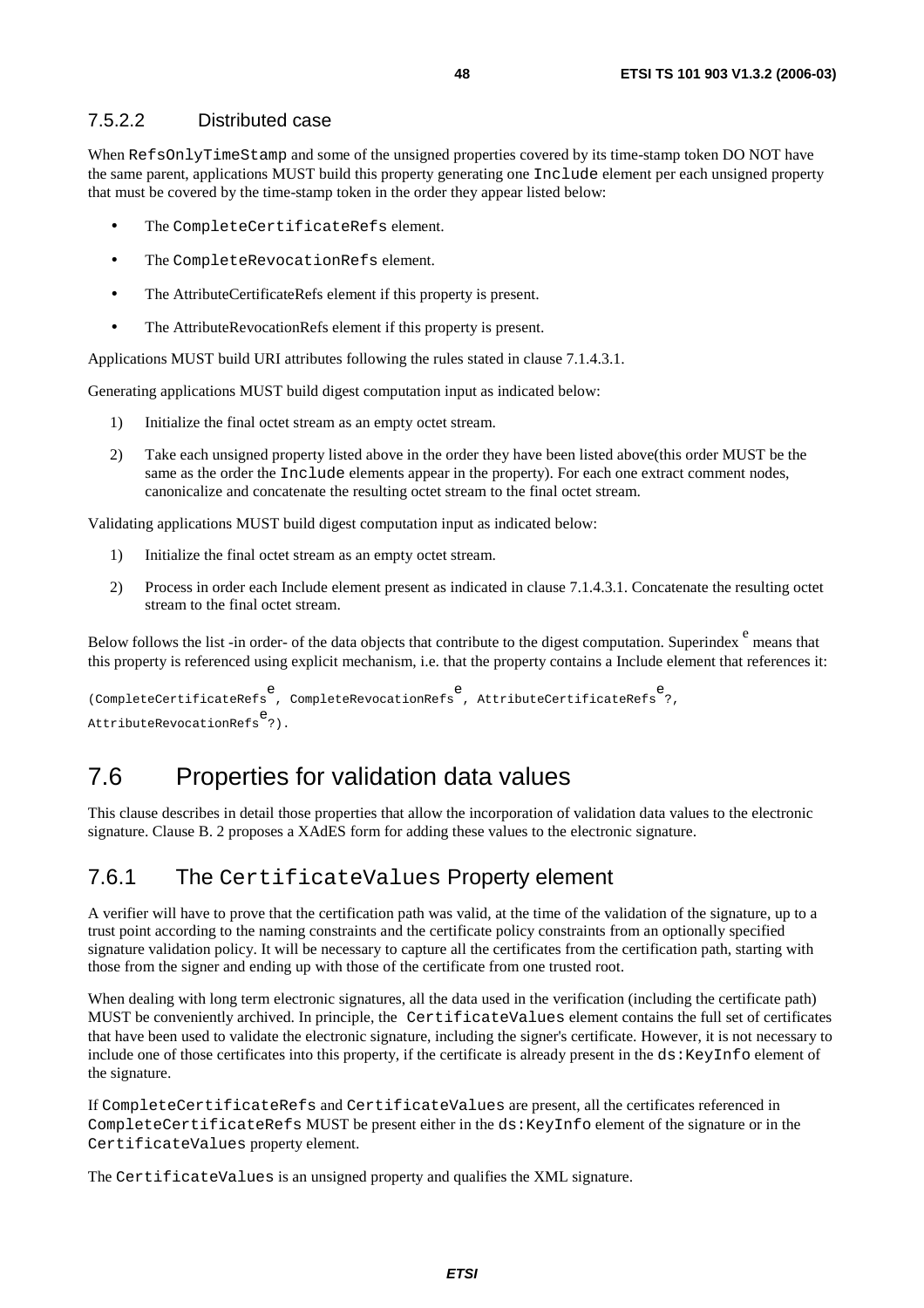#### 7.5.2.2 Distributed case

When RefsOnlyTimeStamp and some of the unsigned properties covered by its time-stamp token DO NOT have the same parent, applications MUST build this property generating one Include element per each unsigned property that must be covered by the time-stamp token in the order they appear listed below:

- The CompleteCertificateRefs element.
- The CompleteRevocationRefs element.
- The AttributeCertificateRefs element if this property is present.
- The AttributeRevocationRefs element if this property is present.

Applications MUST build URI attributes following the rules stated in clause 7.1.4.3.1.

Generating applications MUST build digest computation input as indicated below:

1) Initialize the final octet stream as an empty octet stream.

2) Take each unsigned property listed above in the order they have been listed above(this order MUST be the same as the order the Include elements appear in the property). For each one extract comment nodes, canonicalize and concatenate the resulting octet stream to the final octet stream.

Validating applications MUST build digest computation input as indicated below:

1) Initialize the final octet stream as an empty octet stream.

2) Process in order each Include element present as indicated in clause 7.1.4.3.1. Concatenate the resulting octet stream to the final octet stream.

Below follows the list -in order- of the data objects that contribute to the digest computation. Superindex $^{e}$ means that this property is referenced using explicit mechanism, i.e. that the property contains a Include element that references it:

(CompleteCertificateRefs$^{e}$, CompleteRevocationRefs$^{e}$, AttributeCertificateRefs$^{e}$?, AttributeRevocationRefs$^{e}$?).

## 7.6 Properties for validation data values

This clause describes in detail those properties that allow the incorporation of validation data values to the electronic signature. Clause B. 2 proposes a XAdES form for adding these values to the electronic signature.

### 7.6.1 The CertificateValues Property element

A verifier will have to prove that the certification path was valid, at the time of the validation of the signature, up to a trust point according to the naming constraints and the certificate policy constraints from an optionally specified signature validation policy. It will be necessary to capture all the certificates from the certification path, starting with those from the signer and ending up with those of the certificate from one trusted root.

When dealing with long term electronic signatures, all the data used in the verification (including the certificate path) MUST be conveniently archived. In principle, the CertificateValues element contains the full set of certificates that have been used to validate the electronic signature, including the signer's certificate. However, it is not necessary to include one of those certificates into this property, if the certificate is already present in the ds:KeyInfo element of the signature.

If CompleteCertificateRefs and CertificateValues are present, all the certificates referenced in CompleteCertificateRefs MUST be present either in the ds:KeyInfo element of the signature or in the CertificateValues property element.

The CertificateValues is an unsigned property and qualifies the XML signature.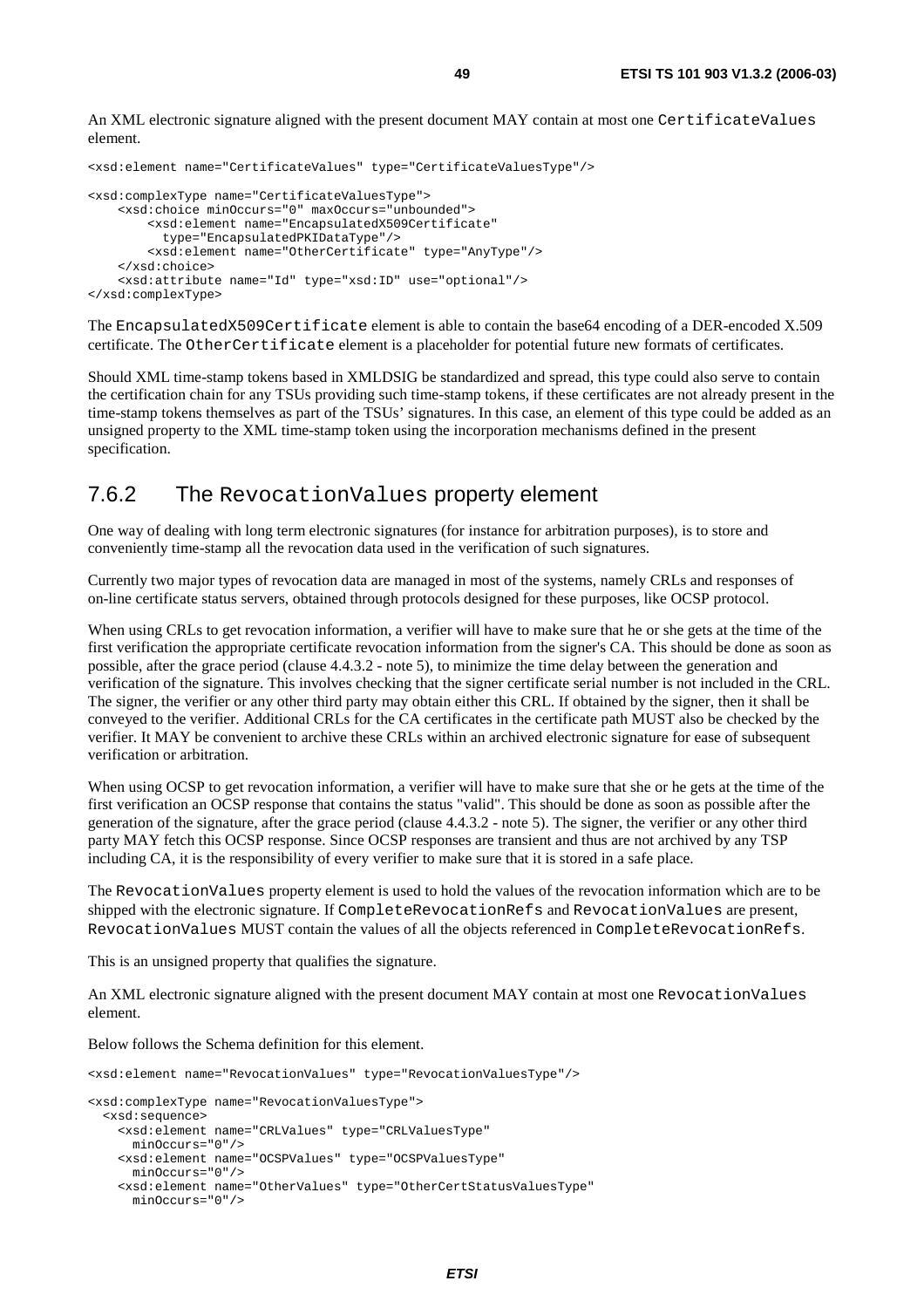An XML electronic signature aligned with the present document MAY contain at most one `CertificateValues` element.

```
<xsd:element name="CertificateValues" type="CertificateValuesType"/>

<xsd:complexType name="CertificateValuesType">
    <xsd:choice minOccurs="0" maxOccurs="unbounded">
        <xsd:element name="EncapsulatedX509Certificate"
          type="EncapsulatedPKIDataType"/>
        <xsd:element name="OtherCertificate" type="AnyType"/>
    </xsd:choice>
    <xsd:attribute name="Id" type="xsd:ID" use="optional"/>
</xsd:complexType>
```

The `EncapsulatedX509Certificate` element is able to contain the base64 encoding of a DER-encoded X.509 certificate. The `OtherCertificate` element is a placeholder for potential future new formats of certificates.

Should XML time-stamp tokens based in XMLDSIG be standardized and spread, this type could also serve to contain the certification chain for any TSUs providing such time-stamp tokens, if these certificates are not already present in the time-stamp tokens themselves as part of the TSUs' signatures. In this case, an element of this type could be added as an unsigned property to the XML time-stamp token using the incorporation mechanisms defined in the present specification.

### 7.6.2 The `RevocationValues` property element

One way of dealing with long term electronic signatures (for instance for arbitration purposes), is to store and conveniently time-stamp all the revocation data used in the verification of such signatures.

Currently two major types of revocation data are managed in most of the systems, namely CRLs and responses of on-line certificate status servers, obtained through protocols designed for these purposes, like OCSP protocol.

When using CRLs to get revocation information, a verifier will have to make sure that he or she gets at the time of the first verification the appropriate certificate revocation information from the signer's CA. This should be done as soon as possible, after the grace period (clause 4.4.3.2 - note 5), to minimize the time delay between the generation and verification of the signature. This involves checking that the signer certificate serial number is not included in the CRL. The signer, the verifier or any other third party may obtain either this CRL. If obtained by the signer, then it shall be conveyed to the verifier. Additional CRLs for the CA certificates in the certificate path MUST also be checked by the verifier. It MAY be convenient to archive these CRLs within an archived electronic signature for ease of subsequent verification or arbitration.

When using OCSP to get revocation information, a verifier will have to make sure that she or he gets at the time of the first verification an OCSP response that contains the status "valid". This should be done as soon as possible after the generation of the signature, after the grace period (clause 4.4.3.2 - note 5). The signer, the verifier or any other third party MAY fetch this OCSP response. Since OCSP responses are transient and thus are not archived by any TSP including CA, it is the responsibility of every verifier to make sure that it is stored in a safe place.

The `RevocationValues` property element is used to hold the values of the revocation information which are to be shipped with the electronic signature. If `CompleteRevocationRefs` and `RevocationValues` are present, `RevocationValues` MUST contain the values of all the objects referenced in `CompleteRevocationRefs`.

This is an unsigned property that qualifies the signature.

An XML electronic signature aligned with the present document MAY contain at most one `RevocationValues` element.

Below follows the Schema definition for this element.

```
<xsd:element name="RevocationValues" type="RevocationValuesType"/>

<xsd:complexType name="RevocationValuesType">
  <xsd:sequence>
    <xsd:element name="CRLValues" type="CRLValuesType"
      minOccurs="0"/>
    <xsd:element name="OCSPValues" type="OCSPValuesType"
      minOccurs="0"/>
    <xsd:element name="OtherValues" type="OtherCertStatusValuesType"
      minOccurs="0"/>
```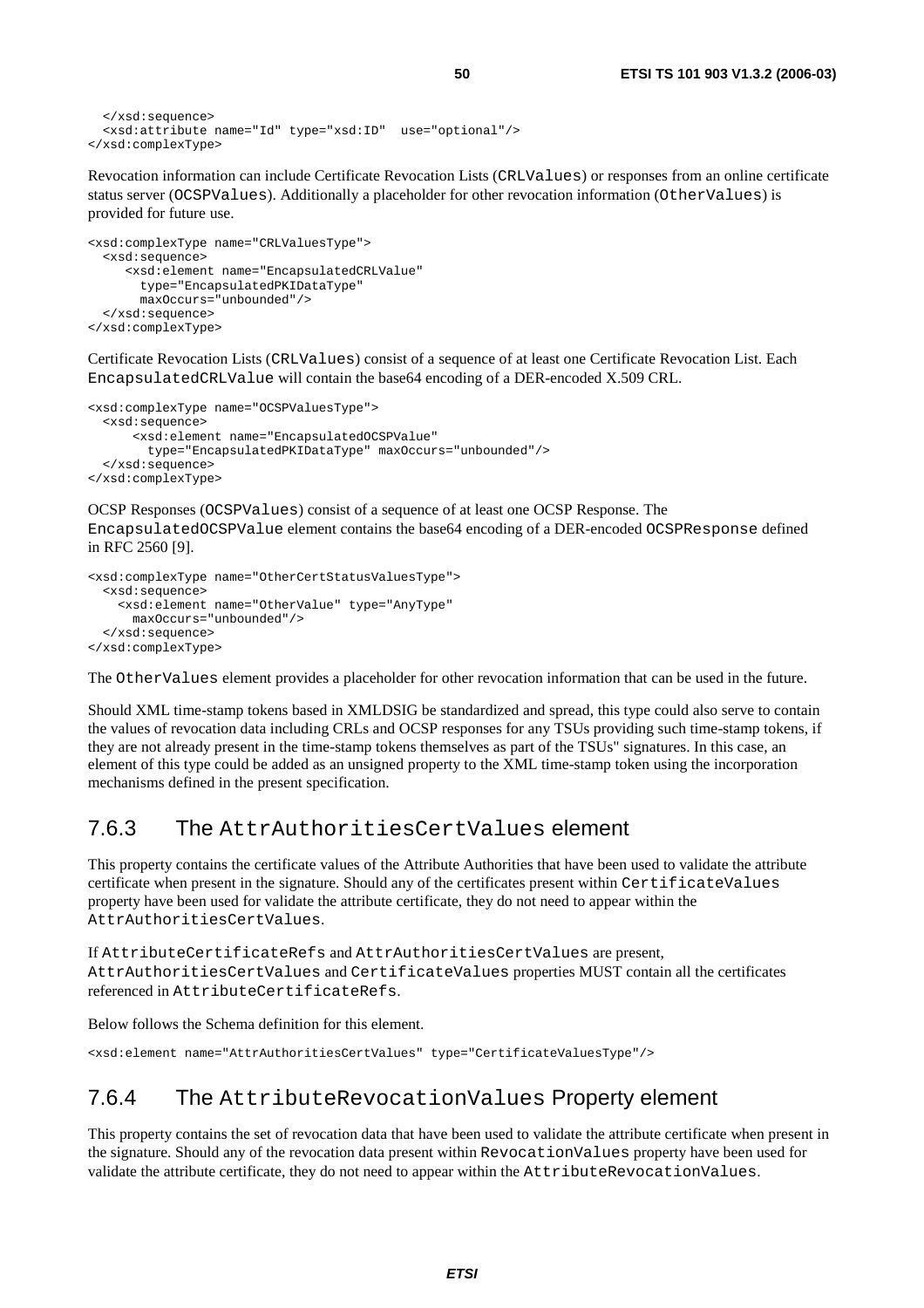```
  </xsd:sequence>
  <xsd:attribute name="Id" type="xsd:ID"  use="optional"/>
</xsd:complexType>
```

Revocation information can include Certificate Revocation Lists (CRLValues) or responses from an online certificate status server (OCSPValues). Additionally a placeholder for other revocation information (OtherValues) is provided for future use.

```
<xsd:complexType name="CRLValuesType">
  <xsd:sequence>
     <xsd:element name="EncapsulatedCRLValue"
       type="EncapsulatedPKIDataType"
       maxOccurs="unbounded"/>
  </xsd:sequence>
</xsd:complexType>
```

Certificate Revocation Lists (CRLValues) consist of a sequence of at least one Certificate Revocation List. Each EncapsulatedCRLValue will contain the base64 encoding of a DER-encoded X.509 CRL.

```
<xsd:complexType name="OCSPValuesType">
  <xsd:sequence>
      <xsd:element name="EncapsulatedOCSPValue"
        type="EncapsulatedPKIDataType" maxOccurs="unbounded"/>
  </xsd:sequence>
</xsd:complexType>
```

OCSP Responses (OCSPValues) consist of a sequence of at least one OCSP Response. The EncapsulatedOCSPValue element contains the base64 encoding of a DER-encoded OCSPResponse defined in RFC 2560 [9].

```
<xsd:complexType name="OtherCertStatusValuesType">
  <xsd:sequence>
    <xsd:element name="OtherValue" type="AnyType"
      maxOccurs="unbounded"/>
  </xsd:sequence>
</xsd:complexType>
```

The OtherValues element provides a placeholder for other revocation information that can be used in the future.

Should XML time-stamp tokens based in XMLDSIG be standardized and spread, this type could also serve to contain the values of revocation data including CRLs and OCSP responses for any TSUs providing such time-stamp tokens, if they are not already present in the time-stamp tokens themselves as part of the TSUs" signatures. In this case, an element of this type could be added as an unsigned property to the XML time-stamp token using the incorporation mechanisms defined in the present specification.

### 7.6.3 The AttrAuthoritiesCertValues element

This property contains the certificate values of the Attribute Authorities that have been used to validate the attribute certificate when present in the signature. Should any of the certificates present within CertificateValues property have been used for validate the attribute certificate, they do not need to appear within the AttrAuthoritiesCertValues.

If AttributeCertificateRefs and AttrAuthoritiesCertValues are present, AttrAuthoritiesCertValues and CertificateValues properties MUST contain all the certificates referenced in AttributeCertificateRefs.

Below follows the Schema definition for this element.

```
<xsd:element name="AttrAuthoritiesCertValues" type="CertificateValuesType"/>
```

### 7.6.4 The AttributeRevocationValues Property element

This property contains the set of revocation data that have been used to validate the attribute certificate when present in the signature. Should any of the revocation data present within RevocationValues property have been used for validate the attribute certificate, they do not need to appear within the AttributeRevocationValues.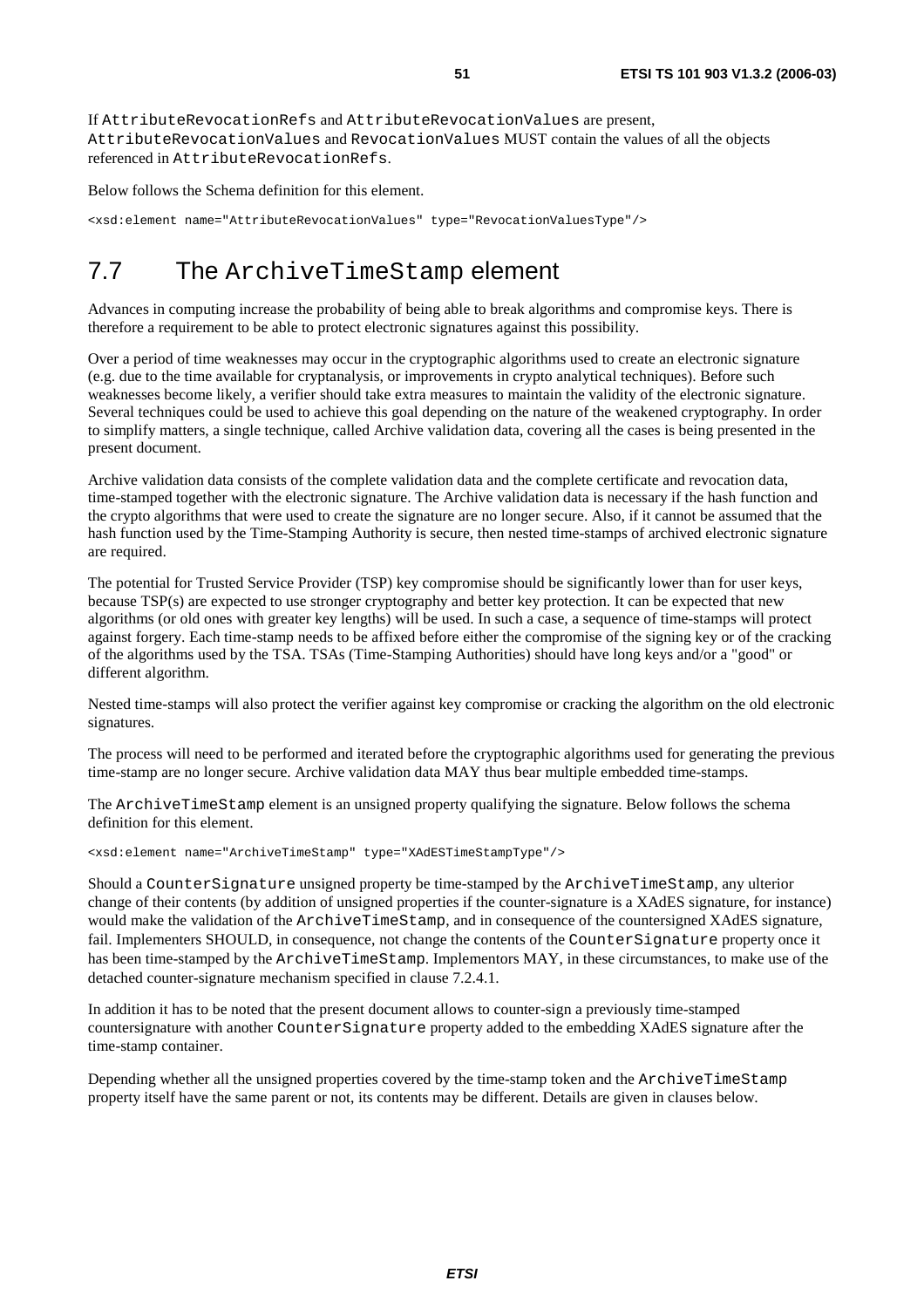If `AttributeRevocationRefs` and `AttributeRevocationValues` are present, `AttributeRevocationValues` and `RevocationValues` MUST contain the values of all the objects referenced in `AttributeRevocationRefs`.

Below follows the Schema definition for this element.

```
<xsd:element name="AttributeRevocationValues" type="RevocationValuesType"/>
```

## 7.7 The `ArchiveTimeStamp` element

Advances in computing increase the probability of being able to break algorithms and compromise keys. There is therefore a requirement to be able to protect electronic signatures against this possibility.

Over a period of time weaknesses may occur in the cryptographic algorithms used to create an electronic signature (e.g. due to the time available for cryptanalysis, or improvements in crypto analytical techniques). Before such weaknesses become likely, a verifier should take extra measures to maintain the validity of the electronic signature. Several techniques could be used to achieve this goal depending on the nature of the weakened cryptography. In order to simplify matters, a single technique, called Archive validation data, covering all the cases is being presented in the present document.

Archive validation data consists of the complete validation data and the complete certificate and revocation data, time-stamped together with the electronic signature. The Archive validation data is necessary if the hash function and the crypto algorithms that were used to create the signature are no longer secure. Also, if it cannot be assumed that the hash function used by the Time-Stamping Authority is secure, then nested time-stamps of archived electronic signature are required.

The potential for Trusted Service Provider (TSP) key compromise should be significantly lower than for user keys, because TSP(s) are expected to use stronger cryptography and better key protection. It can be expected that new algorithms (or old ones with greater key lengths) will be used. In such a case, a sequence of time-stamps will protect against forgery. Each time-stamp needs to be affixed before either the compromise of the signing key or of the cracking of the algorithms used by the TSA. TSAs (Time-Stamping Authorities) should have long keys and/or a "good" or different algorithm.

Nested time-stamps will also protect the verifier against key compromise or cracking the algorithm on the old electronic signatures.

The process will need to be performed and iterated before the cryptographic algorithms used for generating the previous time-stamp are no longer secure. Archive validation data MAY thus bear multiple embedded time-stamps.

The `ArchiveTimeStamp` element is an unsigned property qualifying the signature. Below follows the schema definition for this element.

```
<xsd:element name="ArchiveTimeStamp" type="XAdESTimeStampType"/>
```

Should a `CounterSignature` unsigned property be time-stamped by the `ArchiveTimeStamp`, any ulterior change of their contents (by addition of unsigned properties if the counter-signature is a XAdES signature, for instance) would make the validation of the `ArchiveTimeStamp`, and in consequence of the countersigned XAdES signature, fail. Implementers SHOULD, in consequence, not change the contents of the `CounterSignature` property once it has been time-stamped by the `ArchiveTimeStamp`. Implementors MAY, in these circumstances, to make use of the detached counter-signature mechanism specified in clause 7.2.4.1.

In addition it has to be noted that the present document allows to counter-sign a previously time-stamped countersignature with another `CounterSignature` property added to the embedding XAdES signature after the time-stamp container.

Depending whether all the unsigned properties covered by the time-stamp token and the `ArchiveTimeStamp` property itself have the same parent or not, its contents may be different. Details are given in clauses below.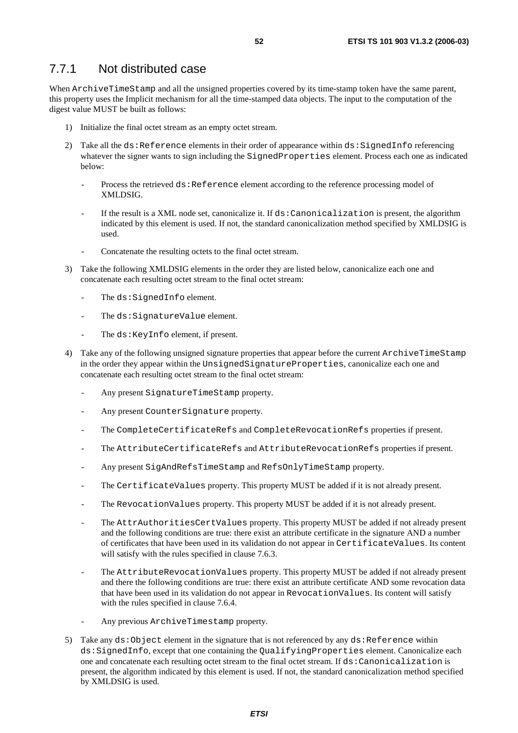### 7.7.1 Not distributed case

When `ArchiveTimeStamp` and all the unsigned properties covered by its time-stamp token have the same parent, this property uses the Implicit mechanism for all the time-stamped data objects. The input to the computation of the digest value MUST be built as follows:

1) Initialize the final octet stream as an empty octet stream.

2) Take all the `ds:Reference` elements in their order of appearance within `ds:SignedInfo` referencing whatever the signer wants to sign including the `SignedProperties` element. Process each one as indicated below:

   - Process the retrieved `ds:Reference` element according to the reference processing model of XMLDSIG.
   - If the result is a XML node set, canonicalize it. If `ds:Canonicalization` is present, the algorithm indicated by this element is used. If not, the standard canonicalization method specified by XMLDSIG is used.
   - Concatenate the resulting octets to the final octet stream.

3) Take the following XMLDSIG elements in the order they are listed below, canonicalize each one and concatenate each resulting octet stream to the final octet stream:

   - The `ds:SignedInfo` element.
   - The `ds:SignatureValue` element.
   - The `ds:KeyInfo` element, if present.

4) Take any of the following unsigned signature properties that appear before the current `ArchiveTimeStamp` in the order they appear within the `UnsignedSignatureProperties`, canonicalize each one and concatenate each resulting octet stream to the final octet stream:

   - Any present `SignatureTimeStamp` property.
   - Any present `CounterSignature` property.
   - The `CompleteCertificateRefs` and `CompleteRevocationRefs` properties if present.
   - The `AttributeCertificateRefs` and `AttributeRevocationRefs` properties if present.
   - Any present `SigAndRefsTimeStamp` and `RefsOnlyTimeStamp` property.
   - The `CertificateValues` property. This property MUST be added if it is not already present.
   - The `RevocationValues` property. This property MUST be added if it is not already present.
   - The `AttrAuthoritiesCertValues` property. This property MUST be added if not already present and the following conditions are true: there exist an attribute certificate in the signature AND a number of certificates that have been used in its validation do not appear in `CertificateValues`. Its content will satisfy with the rules specified in clause 7.6.3.
   - The `AttributeRevocationValues` property. This property MUST be added if not already present and there the following conditions are true: there exist an attribute certificate AND some revocation data that have been used in its validation do not appear in `RevocationValues`. Its content will satisfy with the rules specified in clause 7.6.4.
   - Any previous `ArchiveTimestamp` property.

5) Take any `ds:Object` element in the signature that is not referenced by any `ds:Reference` within `ds:SignedInfo`, except that one containing the `QualifyingProperties` element. Canonicalize each one and concatenate each resulting octet stream to the final octet stream. If `ds:Canonicalization` is present, the algorithm indicated by this element is used. If not, the standard canonicalization method specified by XMLDSIG is used.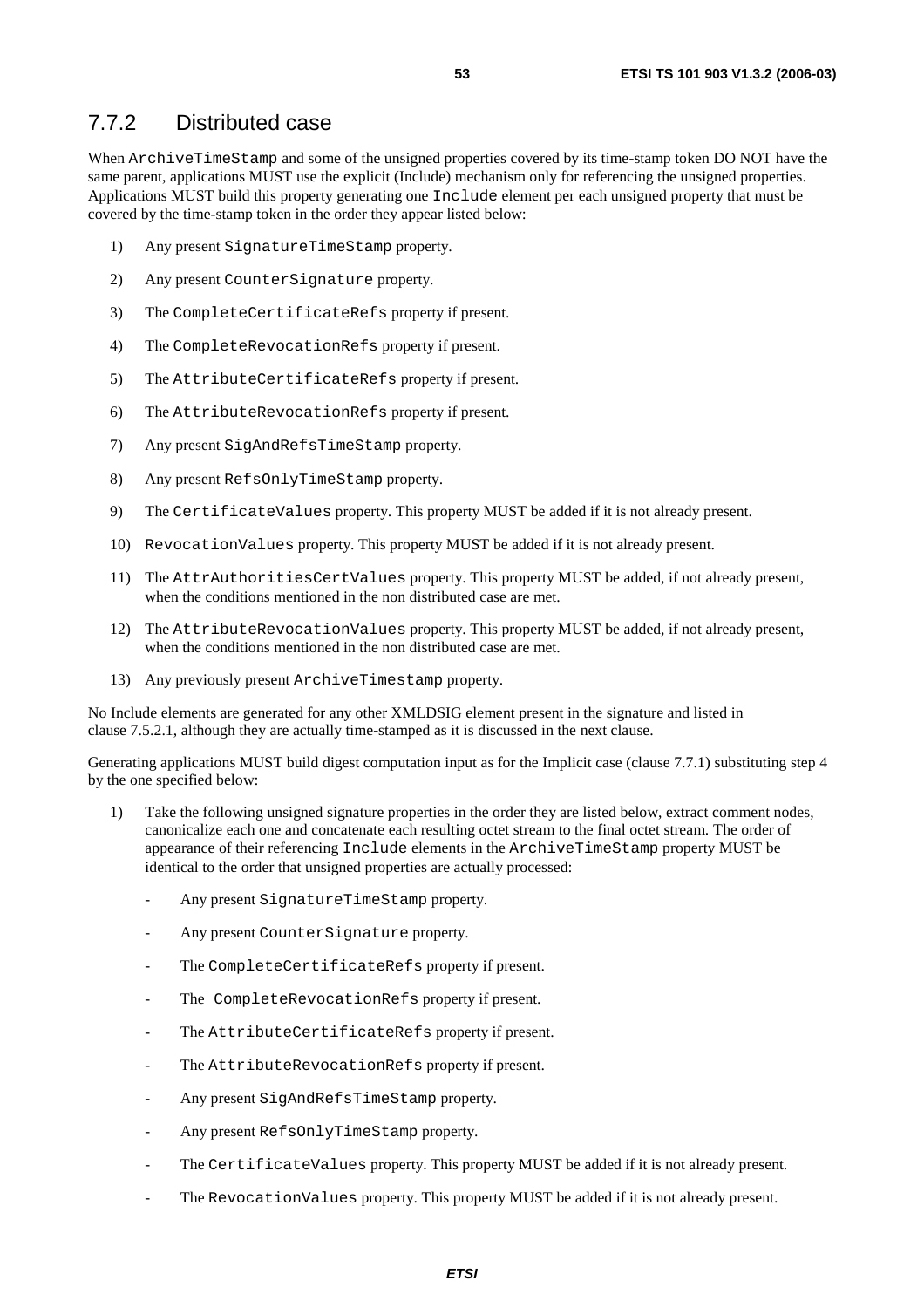### 7.7.2 Distributed case

When ArchiveTimeStamp and some of the unsigned properties covered by its time-stamp token DO NOT have the same parent, applications MUST use the explicit (Include) mechanism only for referencing the unsigned properties. Applications MUST build this property generating one Include element per each unsigned property that must be covered by the time-stamp token in the order they appear listed below:

1) Any present SignatureTimeStamp property.
2) Any present CounterSignature property.
3) The CompleteCertificateRefs property if present.
4) The CompleteRevocationRefs property if present.
5) The AttributeCertificateRefs property if present.
6) The AttributeRevocationRefs property if present.
7) Any present SigAndRefsTimeStamp property.
8) Any present RefsOnlyTimeStamp property.
9) The CertificateValues property. This property MUST be added if it is not already present.
10) RevocationValues property. This property MUST be added if it is not already present.
11) The AttrAuthoritiesCertValues property. This property MUST be added, if not already present, when the conditions mentioned in the non distributed case are met.
12) The AttributeRevocationValues property. This property MUST be added, if not already present, when the conditions mentioned in the non distributed case are met.
13) Any previously present ArchiveTimestamp property.

No Include elements are generated for any other XMLDSIG element present in the signature and listed in clause 7.5.2.1, although they are actually time-stamped as it is discussed in the next clause.

Generating applications MUST build digest computation input as for the Implicit case (clause 7.7.1) substituting step 4 by the one specified below:

1) Take the following unsigned signature properties in the order they are listed below, extract comment nodes, canonicalize each one and concatenate each resulting octet stream to the final octet stream. The order of appearance of their referencing Include elements in the ArchiveTimeStamp property MUST be identical to the order that unsigned properties are actually processed:
   - Any present SignatureTimeStamp property.
   - Any present CounterSignature property.
   - The CompleteCertificateRefs property if present.
   - The CompleteRevocationRefs property if present.
   - The AttributeCertificateRefs property if present.
   - The AttributeRevocationRefs property if present.
   - Any present SigAndRefsTimeStamp property.
   - Any present RefsOnlyTimeStamp property.
   - The CertificateValues property. This property MUST be added if it is not already present.
   - The RevocationValues property. This property MUST be added if it is not already present.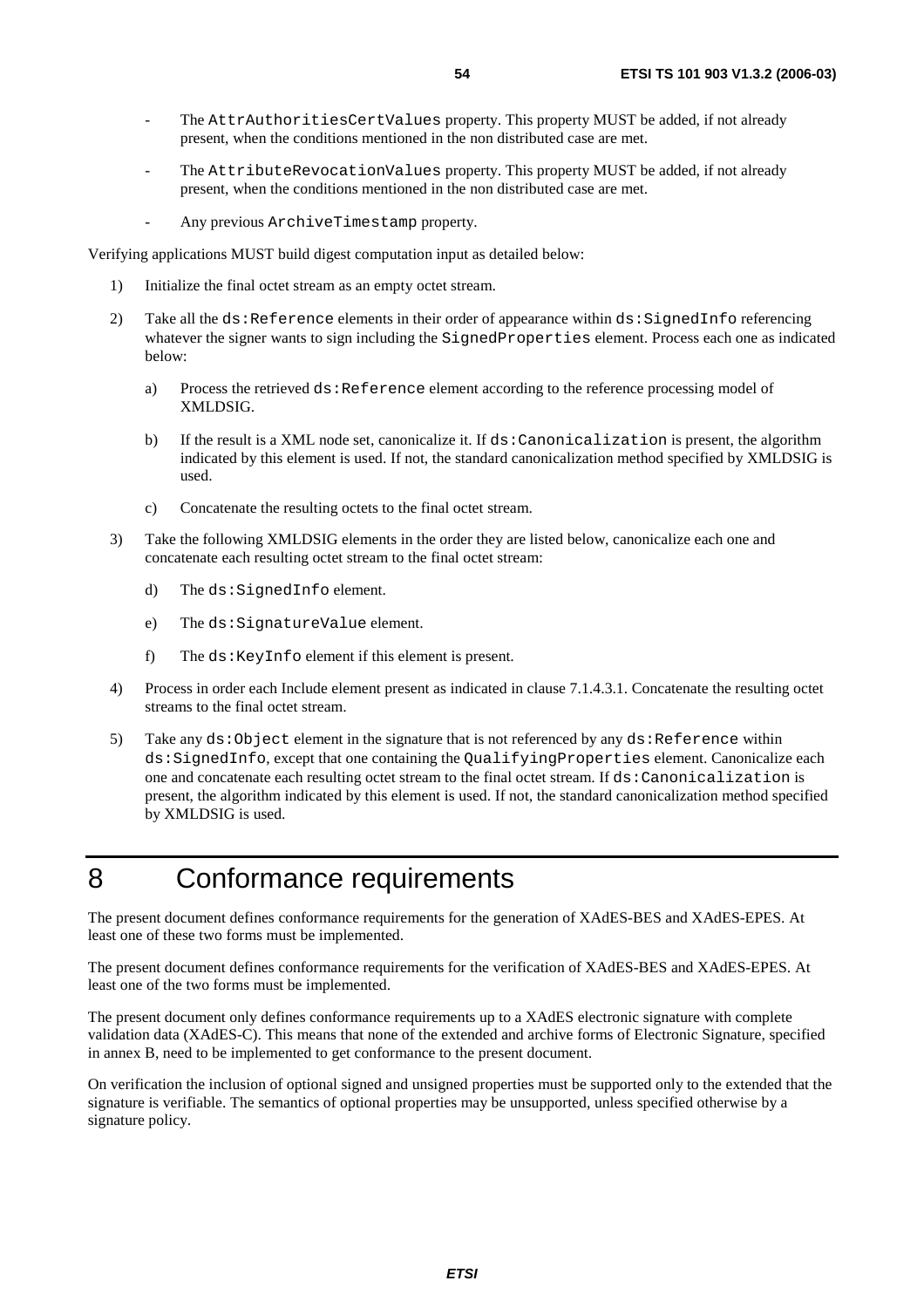- The `AttrAuthoritiesCertValues` property. This property MUST be added, if not already present, when the conditions mentioned in the non distributed case are met.

- The `AttributeRevocationValues` property. This property MUST be added, if not already present, when the conditions mentioned in the non distributed case are met.

- Any previous `ArchiveTimestamp` property.

Verifying applications MUST build digest computation input as detailed below:

1) Initialize the final octet stream as an empty octet stream.

2) Take all the `ds:Reference` elements in their order of appearance within `ds:SignedInfo` referencing whatever the signer wants to sign including the `SignedProperties` element. Process each one as indicated below:

   a) Process the retrieved `ds:Reference` element according to the reference processing model of XMLDSIG.

   b) If the result is a XML node set, canonicalize it. If `ds:Canonicalization` is present, the algorithm indicated by this element is used. If not, the standard canonicalization method specified by XMLDSIG is used.

   c) Concatenate the resulting octets to the final octet stream.

3) Take the following XMLDSIG elements in the order they are listed below, canonicalize each one and concatenate each resulting octet stream to the final octet stream:

   d) The `ds:SignedInfo` element.

   e) The `ds:SignatureValue` element.

   f) The `ds:KeyInfo` element if this element is present.

4) Process in order each Include element present as indicated in clause 7.1.4.3.1. Concatenate the resulting octet streams to the final octet stream.

5) Take any `ds:Object` element in the signature that is not referenced by any `ds:Reference` within `ds:SignedInfo`, except that one containing the `QualifyingProperties` element. Canonicalize each one and concatenate each resulting octet stream to the final octet stream. If `ds:Canonicalization` is present, the algorithm indicated by this element is used. If not, the standard canonicalization method specified by XMLDSIG is used.

# 8 Conformance requirements

The present document defines conformance requirements for the generation of XAdES-BES and XAdES-EPES. At least one of these two forms must be implemented.

The present document defines conformance requirements for the verification of XAdES-BES and XAdES-EPES. At least one of the two forms must be implemented.

The present document only defines conformance requirements up to a XAdES electronic signature with complete validation data (XAdES-C). This means that none of the extended and archive forms of Electronic Signature, specified in annex B, need to be implemented to get conformance to the present document.

On verification the inclusion of optional signed and unsigned properties must be supported only to the extended that the signature is verifiable. The semantics of optional properties may be unsupported, unless specified otherwise by a signature policy.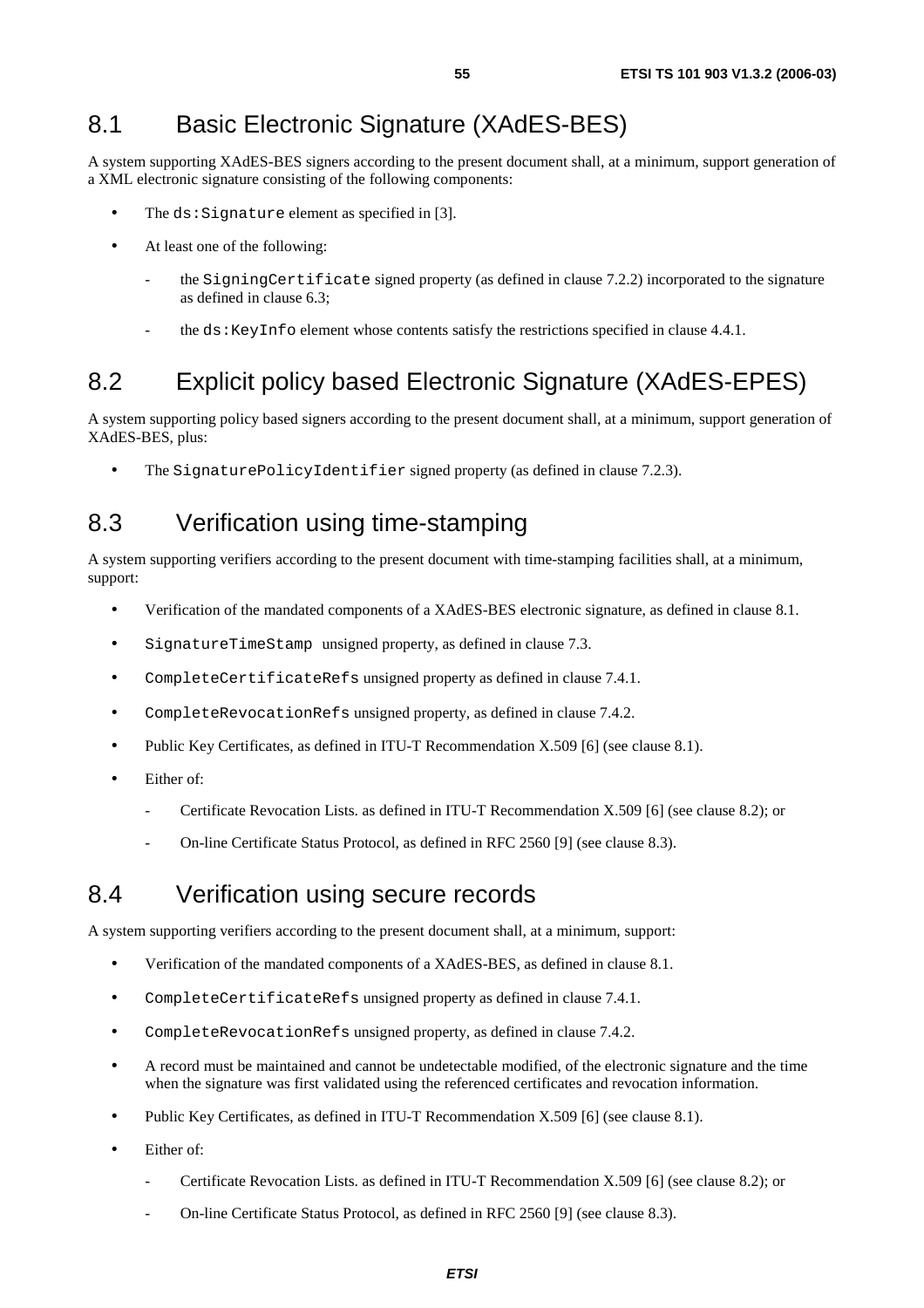## 8.1 Basic Electronic Signature (XAdES-BES)

A system supporting XAdES-BES signers according to the present document shall, at a minimum, support generation of a XML electronic signature consisting of the following components:

- The `ds:Signature` element as specified in [3].
- At least one of the following:
  - the `SigningCertificate` signed property (as defined in clause 7.2.2) incorporated to the signature as defined in clause 6.3;
  - the `ds:KeyInfo` element whose contents satisfy the restrictions specified in clause 4.4.1.

## 8.2 Explicit policy based Electronic Signature (XAdES-EPES)

A system supporting policy based signers according to the present document shall, at a minimum, support generation of XAdES-BES, plus:

- The `SignaturePolicyIdentifier` signed property (as defined in clause 7.2.3).

## 8.3 Verification using time-stamping

A system supporting verifiers according to the present document with time-stamping facilities shall, at a minimum, support:

- Verification of the mandated components of a XAdES-BES electronic signature, as defined in clause 8.1.
- `SignatureTimeStamp` unsigned property, as defined in clause 7.3.
- `CompleteCertificateRefs` unsigned property as defined in clause 7.4.1.
- `CompleteRevocationRefs` unsigned property, as defined in clause 7.4.2.
- Public Key Certificates, as defined in ITU-T Recommendation X.509 [6] (see clause 8.1).
- Either of:
  - Certificate Revocation Lists. as defined in ITU-T Recommendation X.509 [6] (see clause 8.2); or
  - On-line Certificate Status Protocol, as defined in RFC 2560 [9] (see clause 8.3).

## 8.4 Verification using secure records

A system supporting verifiers according to the present document shall, at a minimum, support:

- Verification of the mandated components of a XAdES-BES, as defined in clause 8.1.
- `CompleteCertificateRefs` unsigned property as defined in clause 7.4.1.
- `CompleteRevocationRefs` unsigned property, as defined in clause 7.4.2.
- A record must be maintained and cannot be undetectable modified, of the electronic signature and the time when the signature was first validated using the referenced certificates and revocation information.
- Public Key Certificates, as defined in ITU-T Recommendation X.509 [6] (see clause 8.1).
- Either of:
  - Certificate Revocation Lists. as defined in ITU-T Recommendation X.509 [6] (see clause 8.2); or
  - On-line Certificate Status Protocol, as defined in RFC 2560 [9] (see clause 8.3).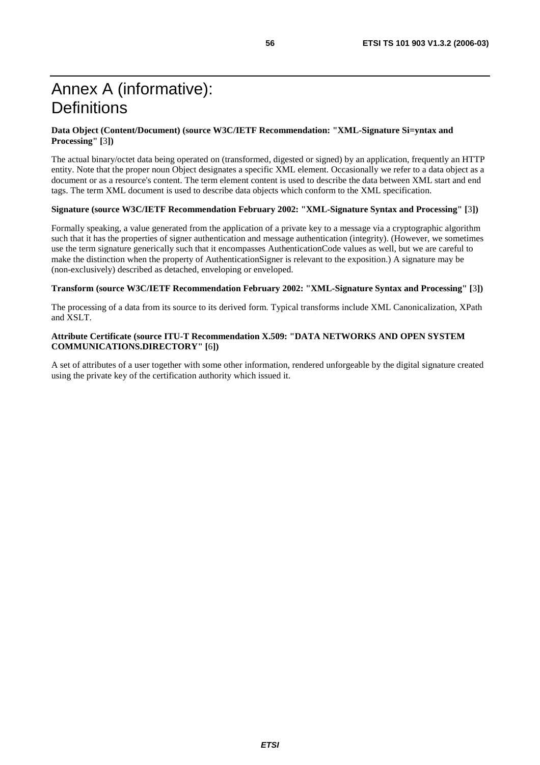# Annex A (informative): Definitions

**Data Object (Content/Document) (source W3C/IETF Recommendation: "XML-Signature Si=yntax and Processing" [3])**

The actual binary/octet data being operated on (transformed, digested or signed) by an application, frequently an HTTP entity. Note that the proper noun Object designates a specific XML element. Occasionally we refer to a data object as a document or as a resource's content. The term element content is used to describe the data between XML start and end tags. The term XML document is used to describe data objects which conform to the XML specification.

**Signature (source W3C/IETF Recommendation February 2002: "XML-Signature Syntax and Processing" [3])**

Formally speaking, a value generated from the application of a private key to a message via a cryptographic algorithm such that it has the properties of signer authentication and message authentication (integrity). (However, we sometimes use the term signature generically such that it encompasses AuthenticationCode values as well, but we are careful to make the distinction when the property of AuthenticationSigner is relevant to the exposition.) A signature may be (non-exclusively) described as detached, enveloping or enveloped.

**Transform (source W3C/IETF Recommendation February 2002: "XML-Signature Syntax and Processing" [3])**

The processing of a data from its source to its derived form. Typical transforms include XML Canonicalization, XPath and XSLT.

**Attribute Certificate (source ITU-T Recommendation X.509: "DATA NETWORKS AND OPEN SYSTEM COMMUNICATIONS.DIRECTORY" [6])**

A set of attributes of a user together with some other information, rendered unforgeable by the digital signature created using the private key of the certification authority which issued it.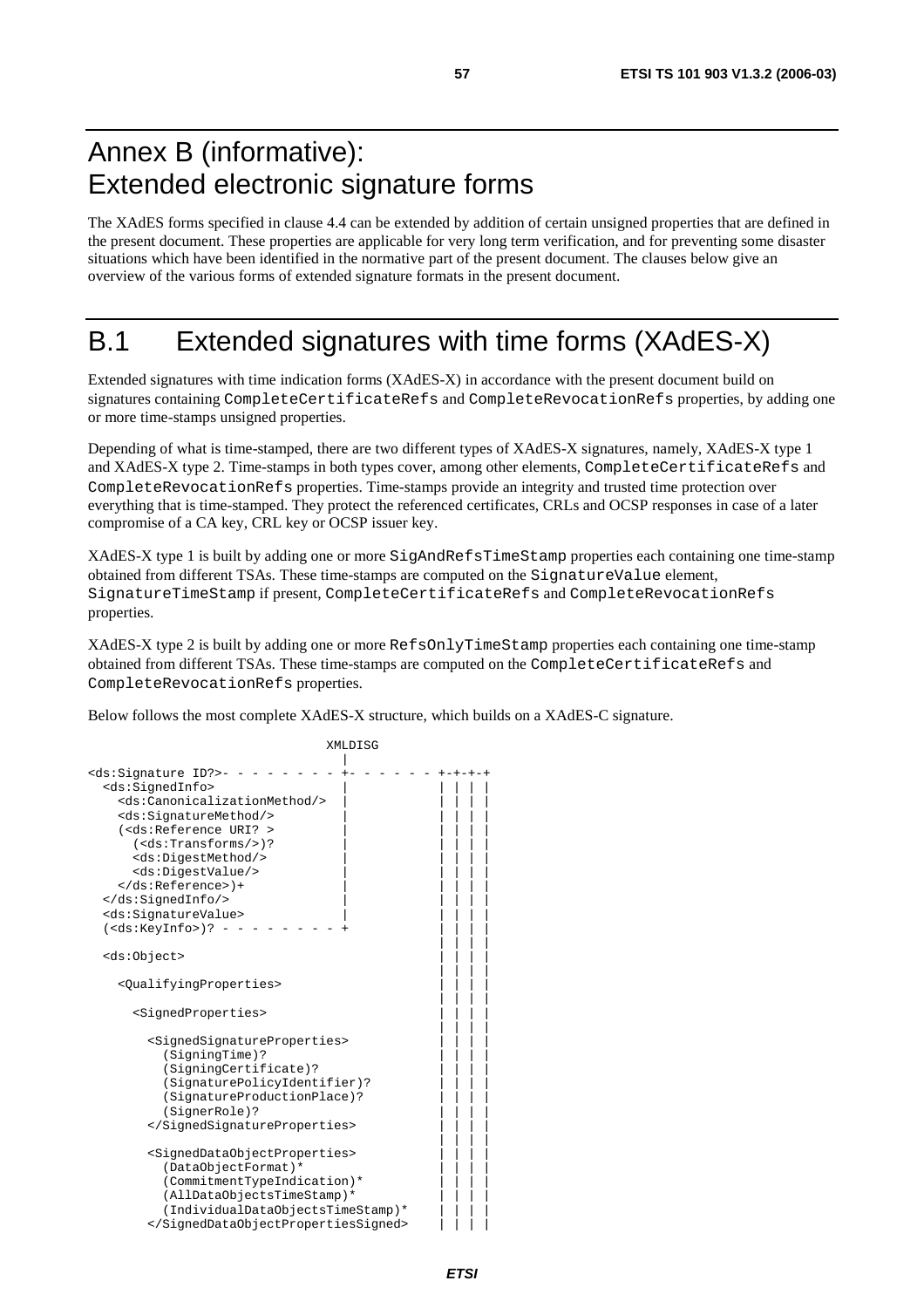# Annex B (informative): Extended electronic signature forms

The XAdES forms specified in clause 4.4 can be extended by addition of certain unsigned properties that are defined in the present document. These properties are applicable for very long term verification, and for preventing some disaster situations which have been identified in the normative part of the present document. The clauses below give an overview of the various forms of extended signature formats in the present document.

# B.1 Extended signatures with time forms (XAdES-X)

Extended signatures with time indication forms (XAdES-X) in accordance with the present document build on signatures containing CompleteCertificateRefs and CompleteRevocationRefs properties, by adding one or more time-stamps unsigned properties.

Depending of what is time-stamped, there are two different types of XAdES-X signatures, namely, XAdES-X type 1 and XAdES-X type 2. Time-stamps in both types cover, among other elements, CompleteCertificateRefs and CompleteRevocationRefs properties. Time-stamps provide an integrity and trusted time protection over everything that is time-stamped. They protect the referenced certificates, CRLs and OCSP responses in case of a later compromise of a CA key, CRL key or OCSP issuer key.

XAdES-X type 1 is built by adding one or more SigAndRefsTimeStamp properties each containing one time-stamp obtained from different TSAs. These time-stamps are computed on the SignatureValue element, SignatureTimeStamp if present, CompleteCertificateRefs and CompleteRevocationRefs properties.

XAdES-X type 2 is built by adding one or more RefsOnlyTimeStamp properties each containing one time-stamp obtained from different TSAs. These time-stamps are computed on the CompleteCertificateRefs and CompleteRevocationRefs properties.

Below follows the most complete XAdES-X structure, which builds on a XAdES-C signature.

```
                             XMLDISG
                               |
<ds:Signature ID?>- - - - - - - - +- - - - - - +-+-+-+
  <ds:SignedInfo>                 |            | | | |
    <ds:CanonicalizationMethod/>  |            | | | |
    <ds:SignatureMethod/>         |            | | | |
    (<ds:Reference URI? >         |            | | | |
      (<ds:Transforms/>)?         |            | | | |
      <ds:DigestMethod/>          |            | | | |
      <ds:DigestValue/>           |            | | | |
    </ds:Reference>)+             |            | | | |
  </ds:SignedInfo/>               |            | | | |
  <ds:SignatureValue>             |            | | | |
  (<ds:KeyInfo>)? - - - - - - - - +            | | | |
                                               | | | |
  <ds:Object>                                  | | | |
                                               | | | |
    <QualifyingProperties>                     | | | |
                                               | | | |
      <SignedProperties>                       | | | |
                                               | | | |
        <SignedSignatureProperties>            | | | |
          (SigningTime)?                       | | | |
          (SigningCertificate)?                | | | |
          (SignaturePolicyIdentifier)?         | | | |
          (SignatureProductionPlace)?          | | | |
          (SignerRole)?                        | | | |
        </SignedSignatureProperties>           | | | |
                                               | | | |
        <SignedDataObjectProperties>           | | | |
          (DataObjectFormat)*                  | | | |
          (CommitmentTypeIndication)*          | | | |
          (AllDataObjectsTimeStamp)*           | | | |
          (IndividualDataObjectsTimeStamp)*    | | | |
        </SignedDataObjectPropertiesSigned>    | | | |
```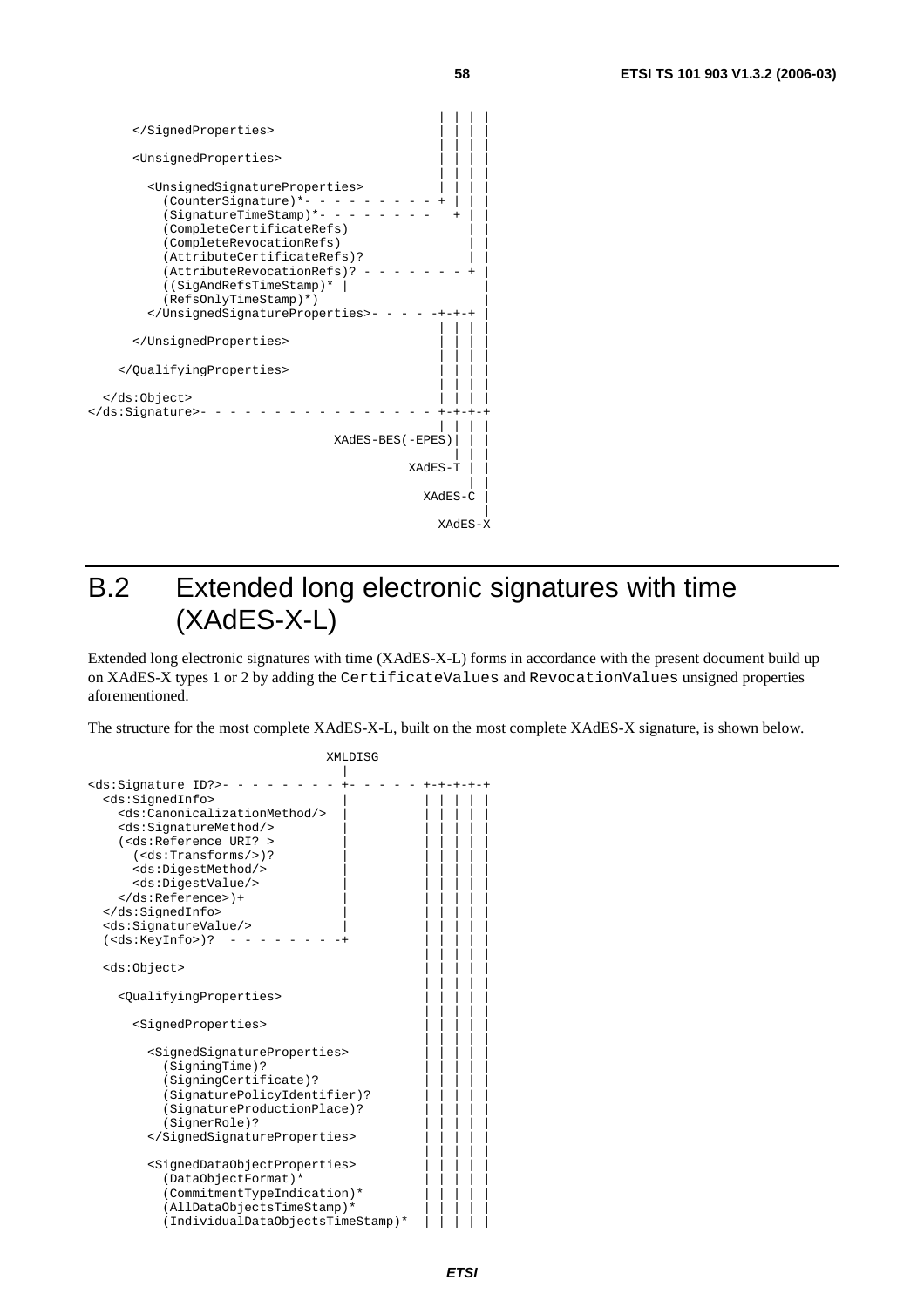```
                                              | | | |
      </SignedProperties>                     | | | |
                                              | | | |
      <UnsignedProperties>                    | | | |
                                              | | | |
        <UnsignedSignatureProperties>         | | | |
          (CounterSignature)*- - - - - - - - + | | |
          (SignatureTimeStamp)*- - - - - - -   + | |
          (CompleteCertificateRefs)              | |
          (CompleteRevocationRefs)               | |
          (AttributeCertificateRefs)?            | |
          (AttributeRevocationRefs)? - - - - - - - + |
          ((SigAndRefsTimeStamp)* |                  |
          (RefsOnlyTimeStamp)*)                      |
        </UnsignedSignatureProperties>- - - - -+-+-+ |
                                              | | | |
      </UnsignedProperties>                   | | | |
                                              | | | |
    </QualifyingProperties>                   | | | |
                                              | | | |
  </ds:Object>                                | | | |
</ds:Signature>- - - - - - - - - - - - - - - +-+-+-+
                                              | | | |
                              XAdES-BES(-EPES)| | |
                                                | | |
                                         XAdES-T | |
                                                   | |
                                           XAdES-C |
                                                     |
                                             XAdES-X
```

# B.2 Extended long electronic signatures with time (XAdES-X-L)

Extended long electronic signatures with time (XAdES-X-L) forms in accordance with the present document build up on XAdES-X types 1 or 2 by adding the `CertificateValues` and `RevocationValues` unsigned properties aforementioned.

The structure for the most complete XAdES-X-L, built on the most complete XAdES-X signature, is shown below.

```
                               XMLDISG
                                 |
<ds:Signature ID?>- - - - - - - - +- - - - - - +-+-+-+-+
  <ds:SignedInfo>                |           | | | | |
    <ds:CanonicalizationMethod/>  |           | | | | |
    <ds:SignatureMethod/>         |           | | | | |
    (<ds:Reference URI? >         |           | | | | |
      (<ds:Transforms/>)?         |           | | | | |
      <ds:DigestMethod/>          |           | | | | |
      <ds:DigestValue/>           |           | | | | |
    </ds:Reference>)+             |           | | | | |
  </ds:SignedInfo>                |           | | | | |
  <ds:SignatureValue/>            |           | | | | |
  (<ds:KeyInfo>)?  - - - - - - - -+           | | | | |
                                              | | | | |
  <ds:Object>                                 | | | | |
                                              | | | | |
    <QualifyingProperties>                    | | | | |
                                              | | | | |
      <SignedProperties>                      | | | | |
                                              | | | | |
        <SignedSignatureProperties>           | | | | |
          (SigningTime)?                      | | | | |
          (SigningCertificate)?               | | | | |
          (SignaturePolicyIdentifier)?        | | | | |
          (SignatureProductionPlace)?         | | | | |
          (SignerRole)?                       | | | | |
        </SignedSignatureProperties>          | | | | |
                                              | | | | |
        <SignedDataObjectProperties>          | | | | |
          (DataObjectFormat)*                 | | | | |
          (CommitmentTypeIndication)*         | | | | |
          (AllDataObjectsTimeStamp)*          | | | | |
          (IndividualDataObjectsTimeStamp)*   | | | | |
```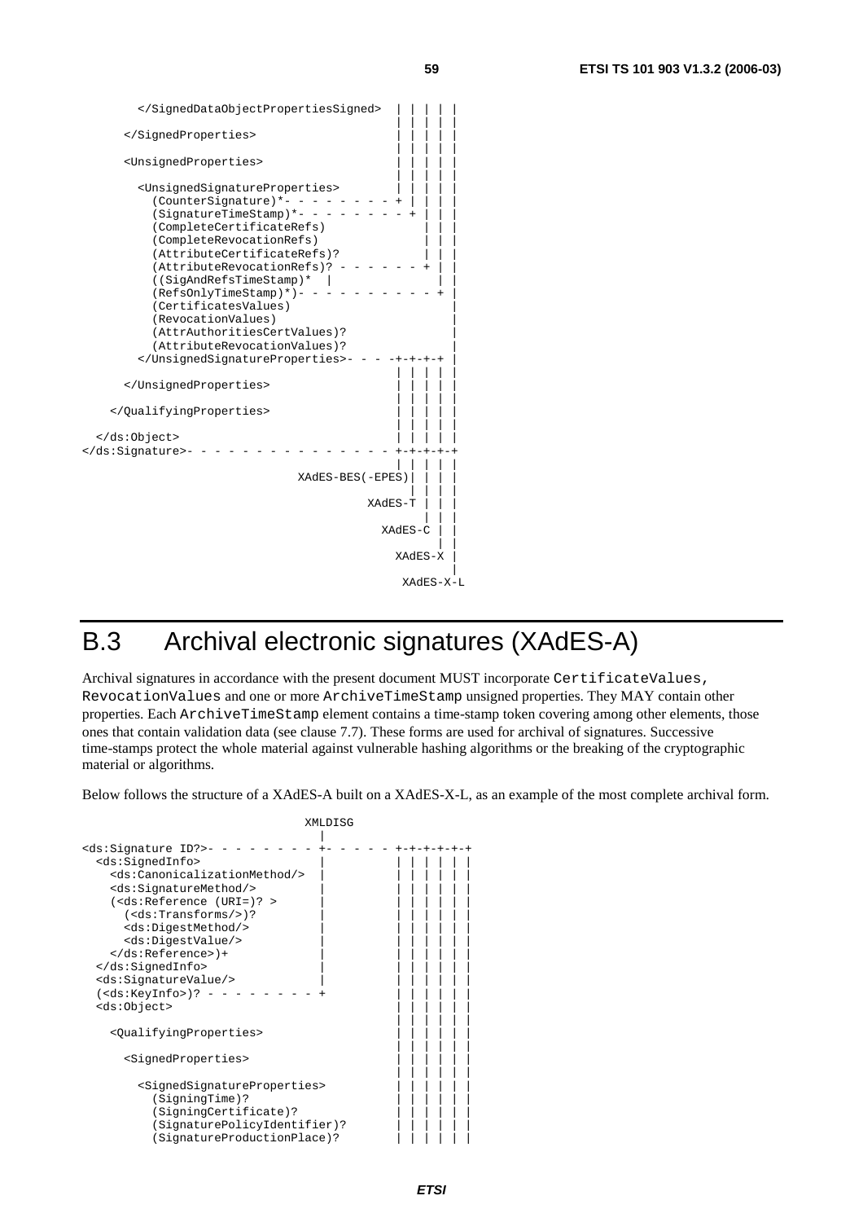```
        </SignedDataObjectPropertiesSigned>  | | | | |
                                             | | | | |
      </SignedProperties>                    | | | | |
                                             | | | | |
      <UnsignedProperties>                   | | | | |
                                             | | | | |
        <UnsignedSignatureProperties>        | | | | |
          (CounterSignature)*- - - - - - - - + | | | |
          (SignatureTimeStamp)*- - - - - - - - + | | |
          (CompleteCertificateRefs)              | | |
          (CompleteRevocationRefs)               | | |
          (AttributeCertificateRefs)?            | | |
          (AttributeRevocationRefs)? - - - - - - + | |
          ((SigAndRefsTimeStamp)*  |               | |
          (RefsOnlyTimeStamp)*)- - - - - - - - - - + |
          (CertificatesValues)                       |
          (RevocationValues)                         |
          (AttrAuthoritiesCertValues)?               |
          (AttributeRevocationValues)?               |
        </UnsignedSignatureProperties>- - - -+-+-+-+ |
                                             | | | | |
      </UnsignedProperties>                  | | | | |
                                             | | | | |
    </QualifyingProperties>                  | | | | |
                                             | | | | |
  </ds:Object>                               | | | | |
</ds:Signature>- - - - - - - - - - - - - - - +-+-+-+-+
                                             | | | | |
                              XAdES-BES(-EPES)| | | |
                                               | | | |
                                        XAdES-T | | |
                                                 | | |
                                          XAdES-C | |
                                                   | |
                                            XAdES-X |
                                                     |
                                             XAdES-X-L
```

# B.3 Archival electronic signatures (XAdES-A)

Archival signatures in accordance with the present document MUST incorporate `CertificateValues`, `RevocationValues` and one or more `ArchiveTimeStamp` unsigned properties. They MAY contain other properties. Each `ArchiveTimeStamp` element contains a time-stamp token covering among other elements, those ones that contain validation data (see clause 7.7). These forms are used for archival of signatures. Successive time-stamps protect the whole material against vulnerable hashing algorithms or the breaking of the cryptographic material or algorithms.

Below follows the structure of a XAdES-A built on a XAdES-X-L, as an example of the most complete archival form.

```
                            XMLDISG
                               |
<ds:Signature ID?>- - - - - - - - +- - - - - - +-+-+-+-+-+
  <ds:SignedInfo>                 |            | | | | | |
    <ds:CanonicalizationMethod/>  |            | | | | | |
    <ds:SignatureMethod/>         |            | | | | | |
    (<ds:Reference (URI=)? >      |            | | | | | |
      (<ds:Transforms/>)?         |            | | | | | |
      <ds:DigestMethod/>          |            | | | | | |
      <ds:DigestValue/>           |            | | | | | |
    </ds:Reference>)+             |            | | | | | |
  </ds:SignedInfo>                |            | | | | | |
  <ds:SignatureValue/>            |            | | | | | |
  (<ds:KeyInfo>)? - - - - - - - - +            | | | | | |
  <ds:Object>                                  | | | | | |
                                               | | | | | |
    <QualifyingProperties>                     | | | | | |
                                               | | | | | |
      <SignedProperties>                       | | | | | |
                                               | | | | | |
        <SignedSignatureProperties>            | | | | | |
          (SigningTime)?                       | | | | | |
          (SigningCertificate)?                | | | | | |
          (SignaturePolicyIdentifier)?         | | | | | |
          (SignatureProductionPlace)?          | | | | | |
```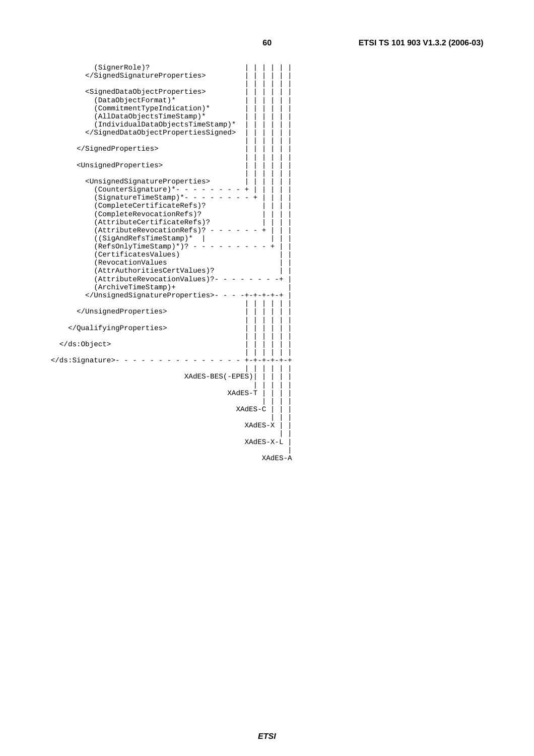```
        (SignerRole)?                        | | | | | |
      </SignedSignatureProperties>           | | | | | |
                                             | | | | | |
      <SignedDataObjectProperties>           | | | | | |
        (DataObjectFormat)*                  | | | | | |
        (CommitmentTypeIndication)*          | | | | | |
        (AllDataObjectsTimeStamp)*           | | | | | |
        (IndividualDataObjectsTimeStamp)*    | | | | | |
      </SignedDataObjectPropertiesSigned>    | | | | | |
                                             | | | | | |
    </SignedProperties>                      | | | | | |
                                             | | | | | |
    <UnsignedProperties>                     | | | | | |
                                             | | | | | |
      <UnsignedSignatureProperties>          | | | | | |
        (CounterSignature)*- - - - - - - - + | | | | |
        (SignatureTimeStamp)*- - - - - - - - + | | | |
        (CompleteCertificateRefs)?             | | | |
        (CompleteRevocationRefs)?              | | | |
        (AttributeCertificateRefs)?            | | | |
        (AttributeRevocationRefs)? - - - - - - + | | |
        ((SigAndRefsTimeStamp)*  |               | | |
        (RefsOnlyTimeStamp)*)? - - - - - - - - - + | |
        (CertificatesValues)                       | |
        (RevocationValues                          | |
        (AttrAuthoritiesCertValues)?               | |
        (AttributeRevocationValues)?- - - - - - - -+ |
        (ArchiveTimeStamp)+                          |
      </UnsignedSignatureProperties>- - - -+-+-+-+-+ |
                                             | | | | | |
    </UnsignedProperties>                    | | | | | |
                                             | | | | | |
  </QualifyingProperties>                    | | | | | |
                                             | | | | | |
</ds:Object>                                 | | | | | |
                                             | | | | | |
</ds:Signature>- - - - - - - - - - - - - - - +-+-+-+-+-+
                                             | | | | | |
                            XAdES-BES(-EPES)| | | | |
                                               | | | |
                                      XAdES-T | | | |
                                                 | | |
                                        XAdES-C | | |
                                                  | |
                                          XAdES-X | |
                                                  | |
                                          XAdES-X-L |
                                                    |
                                              XAdES-A
```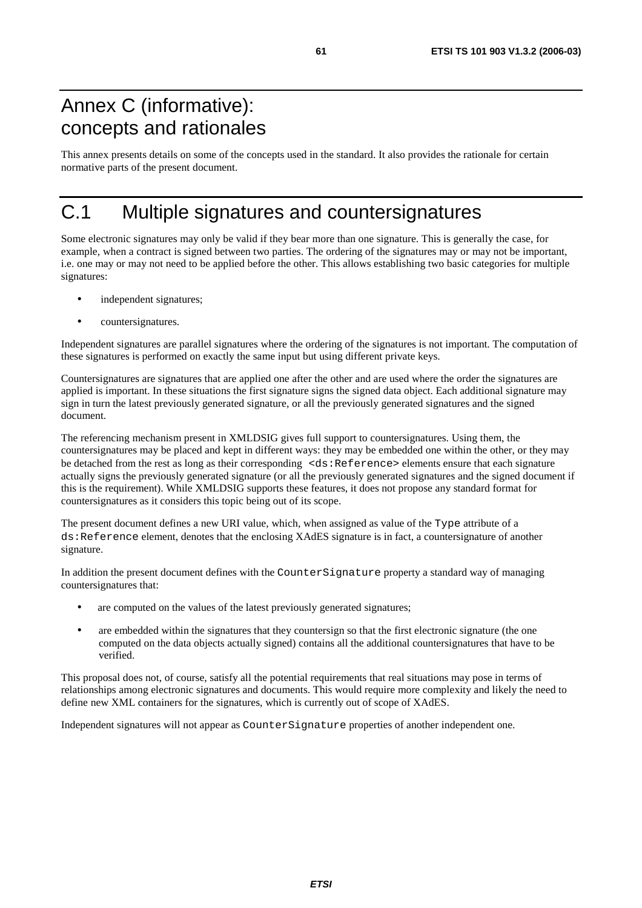# Annex C (informative): concepts and rationales

This annex presents details on some of the concepts used in the standard. It also provides the rationale for certain normative parts of the present document.

# C.1 Multiple signatures and countersignatures

Some electronic signatures may only be valid if they bear more than one signature. This is generally the case, for example, when a contract is signed between two parties. The ordering of the signatures may or may not be important, i.e. one may or may not need to be applied before the other. This allows establishing two basic categories for multiple signatures:

- independent signatures;
- countersignatures.

Independent signatures are parallel signatures where the ordering of the signatures is not important. The computation of these signatures is performed on exactly the same input but using different private keys.

Countersignatures are signatures that are applied one after the other and are used where the order the signatures are applied is important. In these situations the first signature signs the signed data object. Each additional signature may sign in turn the latest previously generated signature, or all the previously generated signatures and the signed document.

The referencing mechanism present in XMLDSIG gives full support to countersignatures. Using them, the countersignatures may be placed and kept in different ways: they may be embedded one within the other, or they may be detached from the rest as long as their corresponding `<ds:Reference>` elements ensure that each signature actually signs the previously generated signature (or all the previously generated signatures and the signed document if this is the requirement). While XMLDSIG supports these features, it does not propose any standard format for countersignatures as it considers this topic being out of its scope.

The present document defines a new URI value, which, when assigned as value of the `Type` attribute of a `ds:Reference` element, denotes that the enclosing XAdES signature is in fact, a countersignature of another signature.

In addition the present document defines with the `CounterSignature` property a standard way of managing countersignatures that:

- are computed on the values of the latest previously generated signatures;
- are embedded within the signatures that they countersign so that the first electronic signature (the one computed on the data objects actually signed) contains all the additional countersignatures that have to be verified.

This proposal does not, of course, satisfy all the potential requirements that real situations may pose in terms of relationships among electronic signatures and documents. This would require more complexity and likely the need to define new XML containers for the signatures, which is currently out of scope of XAdES.

Independent signatures will not appear as `CounterSignature` properties of another independent one.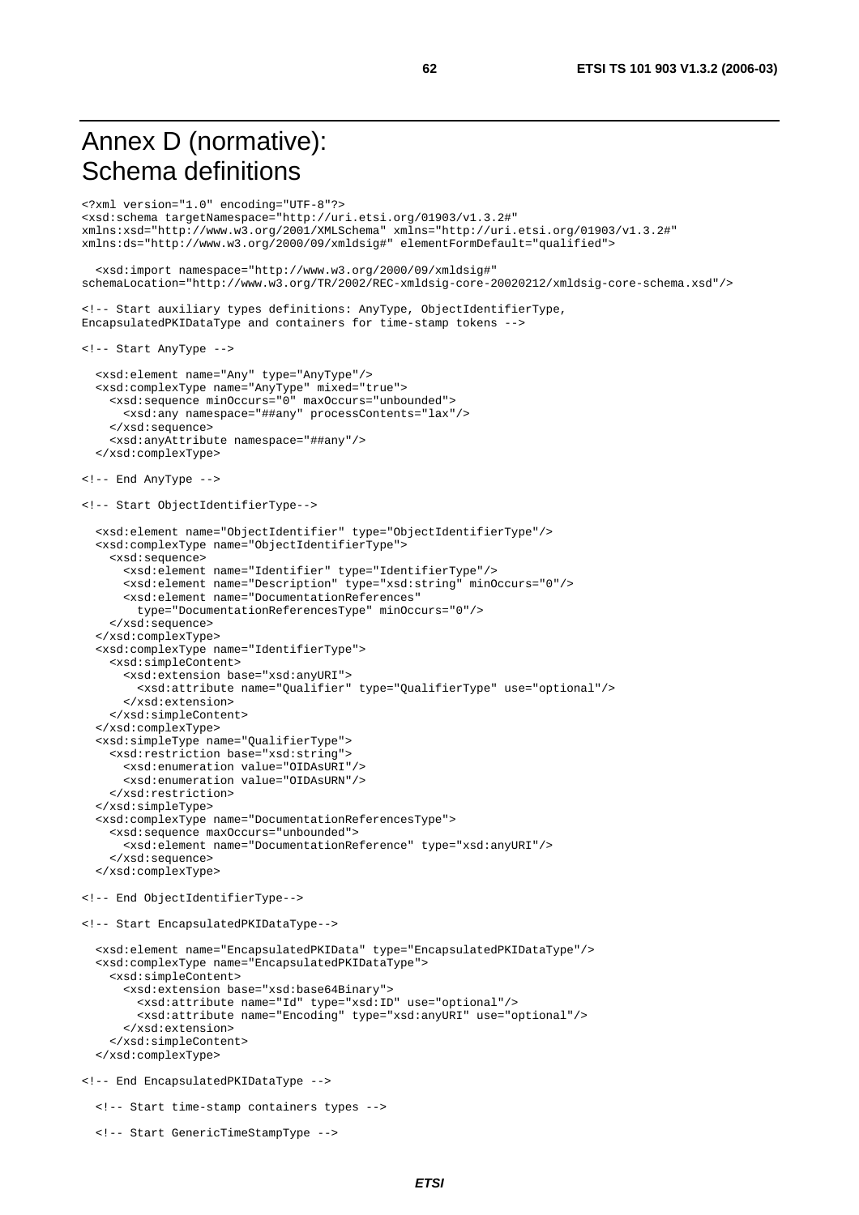# Annex D (normative): Schema definitions

```
<?xml version="1.0" encoding="UTF-8"?>
<xsd:schema targetNamespace="http://uri.etsi.org/01903/v1.3.2#"
xmlns:xsd="http://www.w3.org/2001/XMLSchema" xmlns="http://uri.etsi.org/01903/v1.3.2#"
xmlns:ds="http://www.w3.org/2000/09/xmldsig#" elementFormDefault="qualified">

  <xsd:import namespace="http://www.w3.org/2000/09/xmldsig#"
schemaLocation="http://www.w3.org/TR/2002/REC-xmldsig-core-20020212/xmldsig-core-schema.xsd"/>

<!-- Start auxiliary types definitions: AnyType, ObjectIdentifierType,
EncapsulatedPKIDataType and containers for time-stamp tokens -->

<!-- Start AnyType -->

  <xsd:element name="Any" type="AnyType"/>
  <xsd:complexType name="AnyType" mixed="true">
    <xsd:sequence minOccurs="0" maxOccurs="unbounded">
      <xsd:any namespace="##any" processContents="lax"/>
    </xsd:sequence>
    <xsd:anyAttribute namespace="##any"/>
  </xsd:complexType>

<!-- End AnyType -->

<!-- Start ObjectIdentifierType-->

  <xsd:element name="ObjectIdentifier" type="ObjectIdentifierType"/>
  <xsd:complexType name="ObjectIdentifierType">
    <xsd:sequence>
      <xsd:element name="Identifier" type="IdentifierType"/>
      <xsd:element name="Description" type="xsd:string" minOccurs="0"/>
      <xsd:element name="DocumentationReferences"
        type="DocumentationReferencesType" minOccurs="0"/>
    </xsd:sequence>
  </xsd:complexType>
  <xsd:complexType name="IdentifierType">
    <xsd:simpleContent>
      <xsd:extension base="xsd:anyURI">
        <xsd:attribute name="Qualifier" type="QualifierType" use="optional"/>
      </xsd:extension>
    </xsd:simpleContent>
  </xsd:complexType>
  <xsd:simpleType name="QualifierType">
    <xsd:restriction base="xsd:string">
      <xsd:enumeration value="OIDAsURI"/>
      <xsd:enumeration value="OIDAsURN"/>
    </xsd:restriction>
  </xsd:simpleType>
  <xsd:complexType name="DocumentationReferencesType">
    <xsd:sequence maxOccurs="unbounded">
      <xsd:element name="DocumentationReference" type="xsd:anyURI"/>
    </xsd:sequence>
  </xsd:complexType>

<!-- End ObjectIdentifierType-->

<!-- Start EncapsulatedPKIDataType-->

  <xsd:element name="EncapsulatedPKIData" type="EncapsulatedPKIDataType"/>
  <xsd:complexType name="EncapsulatedPKIDataType">
    <xsd:simpleContent>
      <xsd:extension base="xsd:base64Binary">
        <xsd:attribute name="Id" type="xsd:ID" use="optional"/>
        <xsd:attribute name="Encoding" type="xsd:anyURI" use="optional"/>
      </xsd:extension>
    </xsd:simpleContent>
  </xsd:complexType>

<!-- End EncapsulatedPKIDataType -->

  <!-- Start time-stamp containers types -->

  <!-- Start GenericTimeStampType -->
```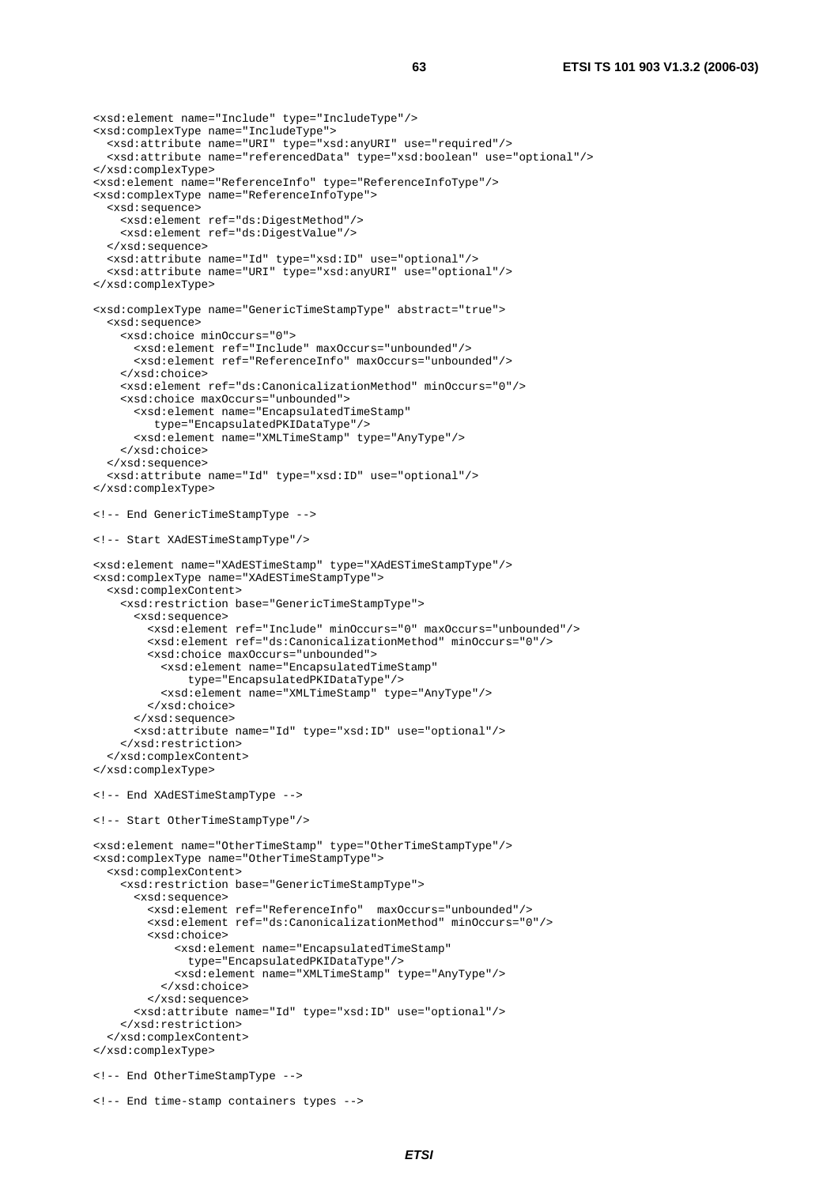```
<xsd:element name="Include" type="IncludeType"/>
<xsd:complexType name="IncludeType">
  <xsd:attribute name="URI" type="xsd:anyURI" use="required"/>
  <xsd:attribute name="referencedData" type="xsd:boolean" use="optional"/>
</xsd:complexType>
<xsd:element name="ReferenceInfo" type="ReferenceInfoType"/>
<xsd:complexType name="ReferenceInfoType">
  <xsd:sequence>
    <xsd:element ref="ds:DigestMethod"/>
    <xsd:element ref="ds:DigestValue"/>
  </xsd:sequence>
  <xsd:attribute name="Id" type="xsd:ID" use="optional"/>
  <xsd:attribute name="URI" type="xsd:anyURI" use="optional"/>
</xsd:complexType>

<xsd:complexType name="GenericTimeStampType" abstract="true">
  <xsd:sequence>
    <xsd:choice minOccurs="0">
      <xsd:element ref="Include" maxOccurs="unbounded"/>
      <xsd:element ref="ReferenceInfo" maxOccurs="unbounded"/>
    </xsd:choice>
    <xsd:element ref="ds:CanonicalizationMethod" minOccurs="0"/>
    <xsd:choice maxOccurs="unbounded">
      <xsd:element name="EncapsulatedTimeStamp"
         type="EncapsulatedPKIDataType"/>
      <xsd:element name="XMLTimeStamp" type="AnyType"/>
    </xsd:choice>
  </xsd:sequence>
  <xsd:attribute name="Id" type="xsd:ID" use="optional"/>
</xsd:complexType>

<!-- End GenericTimeStampType -->

<!-- Start XAdESTimeStampType"/>

<xsd:element name="XAdESTimeStamp" type="XAdESTimeStampType"/>
<xsd:complexType name="XAdESTimeStampType">
  <xsd:complexContent>
    <xsd:restriction base="GenericTimeStampType">
      <xsd:sequence>
        <xsd:element ref="Include" minOccurs="0" maxOccurs="unbounded"/>
        <xsd:element ref="ds:CanonicalizationMethod" minOccurs="0"/>
        <xsd:choice maxOccurs="unbounded">
          <xsd:element name="EncapsulatedTimeStamp"
              type="EncapsulatedPKIDataType"/>
          <xsd:element name="XMLTimeStamp" type="AnyType"/>
        </xsd:choice>
      </xsd:sequence>
      <xsd:attribute name="Id" type="xsd:ID" use="optional"/>
    </xsd:restriction>
  </xsd:complexContent>
</xsd:complexType>

<!-- End XAdESTimeStampType -->

<!-- Start OtherTimeStampType"/>

<xsd:element name="OtherTimeStamp" type="OtherTimeStampType"/>
<xsd:complexType name="OtherTimeStampType">
  <xsd:complexContent>
    <xsd:restriction base="GenericTimeStampType">
      <xsd:sequence>
        <xsd:element ref="ReferenceInfo"  maxOccurs="unbounded"/>
        <xsd:element ref="ds:CanonicalizationMethod" minOccurs="0"/>
        <xsd:choice>
            <xsd:element name="EncapsulatedTimeStamp"
              type="EncapsulatedPKIDataType"/>
            <xsd:element name="XMLTimeStamp" type="AnyType"/>
          </xsd:choice>
        </xsd:sequence>
      <xsd:attribute name="Id" type="xsd:ID" use="optional"/>
    </xsd:restriction>
  </xsd:complexContent>
</xsd:complexType>

<!-- End OtherTimeStampType -->

<!-- End time-stamp containers types -->
```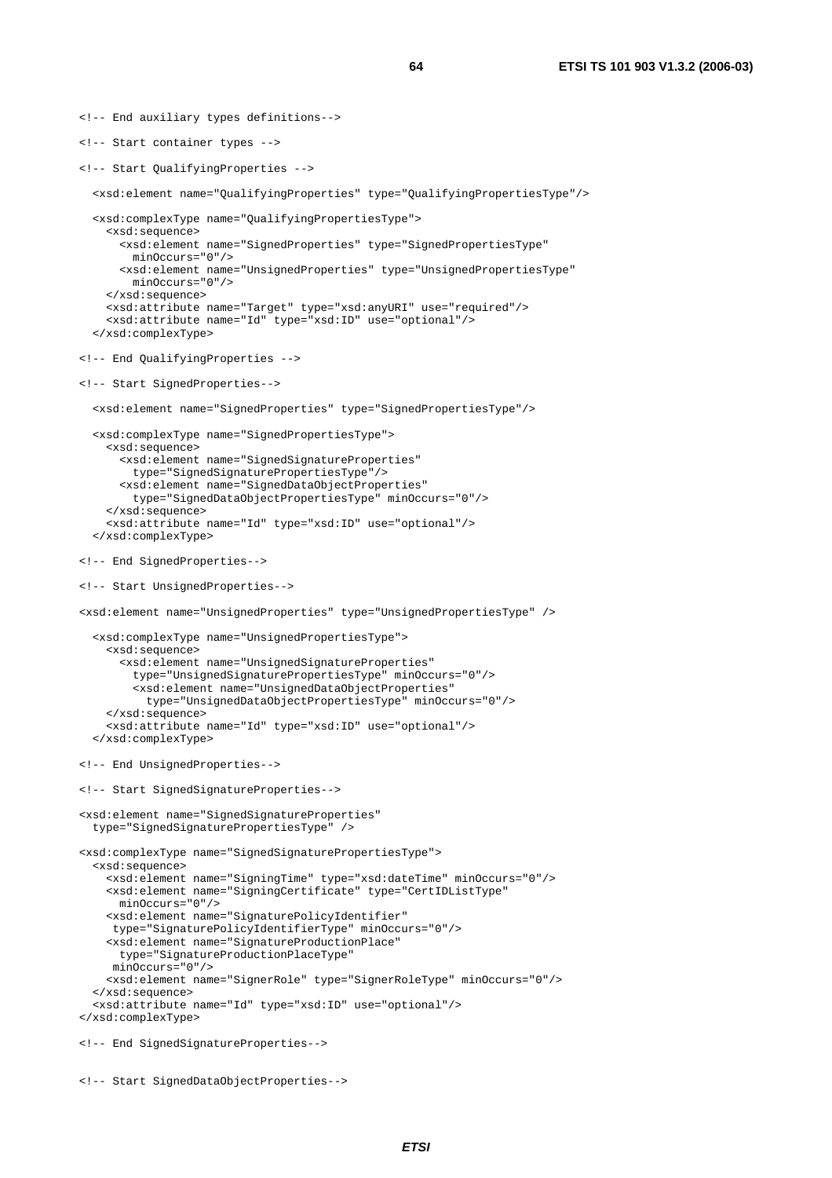```xml
<!-- End auxiliary types definitions-->

<!-- Start container types -->

<!-- Start QualifyingProperties -->

  <xsd:element name="QualifyingProperties" type="QualifyingPropertiesType"/>

  <xsd:complexType name="QualifyingPropertiesType">
    <xsd:sequence>
      <xsd:element name="SignedProperties" type="SignedPropertiesType"
        minOccurs="0"/>
      <xsd:element name="UnsignedProperties" type="UnsignedPropertiesType"
        minOccurs="0"/>
    </xsd:sequence>
    <xsd:attribute name="Target" type="xsd:anyURI" use="required"/>
    <xsd:attribute name="Id" type="xsd:ID" use="optional"/>
  </xsd:complexType>

<!-- End QualifyingProperties -->

<!-- Start SignedProperties-->

  <xsd:element name="SignedProperties" type="SignedPropertiesType"/>

  <xsd:complexType name="SignedPropertiesType">
    <xsd:sequence>
      <xsd:element name="SignedSignatureProperties"
        type="SignedSignaturePropertiesType"/>
      <xsd:element name="SignedDataObjectProperties"
        type="SignedDataObjectPropertiesType" minOccurs="0"/>
    </xsd:sequence>
    <xsd:attribute name="Id" type="xsd:ID" use="optional"/>
  </xsd:complexType>

<!-- End SignedProperties-->

<!-- Start UnsignedProperties-->

<xsd:element name="UnsignedProperties" type="UnsignedPropertiesType" />

  <xsd:complexType name="UnsignedPropertiesType">
    <xsd:sequence>
      <xsd:element name="UnsignedSignatureProperties"
        type="UnsignedSignaturePropertiesType" minOccurs="0"/>
        <xsd:element name="UnsignedDataObjectProperties"
          type="UnsignedDataObjectPropertiesType" minOccurs="0"/>
    </xsd:sequence>
    <xsd:attribute name="Id" type="xsd:ID" use="optional"/>
  </xsd:complexType>

<!-- End UnsignedProperties-->

<!-- Start SignedSignatureProperties-->

<xsd:element name="SignedSignatureProperties"
  type="SignedSignaturePropertiesType" />

<xsd:complexType name="SignedSignaturePropertiesType">
  <xsd:sequence>
    <xsd:element name="SigningTime" type="xsd:dateTime" minOccurs="0"/>
    <xsd:element name="SigningCertificate" type="CertIDListType"
      minOccurs="0"/>
    <xsd:element name="SignaturePolicyIdentifier"
     type="SignaturePolicyIdentifierType" minOccurs="0"/>
    <xsd:element name="SignatureProductionPlace"
      type="SignatureProductionPlaceType"
     minOccurs="0"/>
    <xsd:element name="SignerRole" type="SignerRoleType" minOccurs="0"/>
  </xsd:sequence>
  <xsd:attribute name="Id" type="xsd:ID" use="optional"/>
</xsd:complexType>

<!-- End SignedSignatureProperties-->


<!-- Start SignedDataObjectProperties-->
```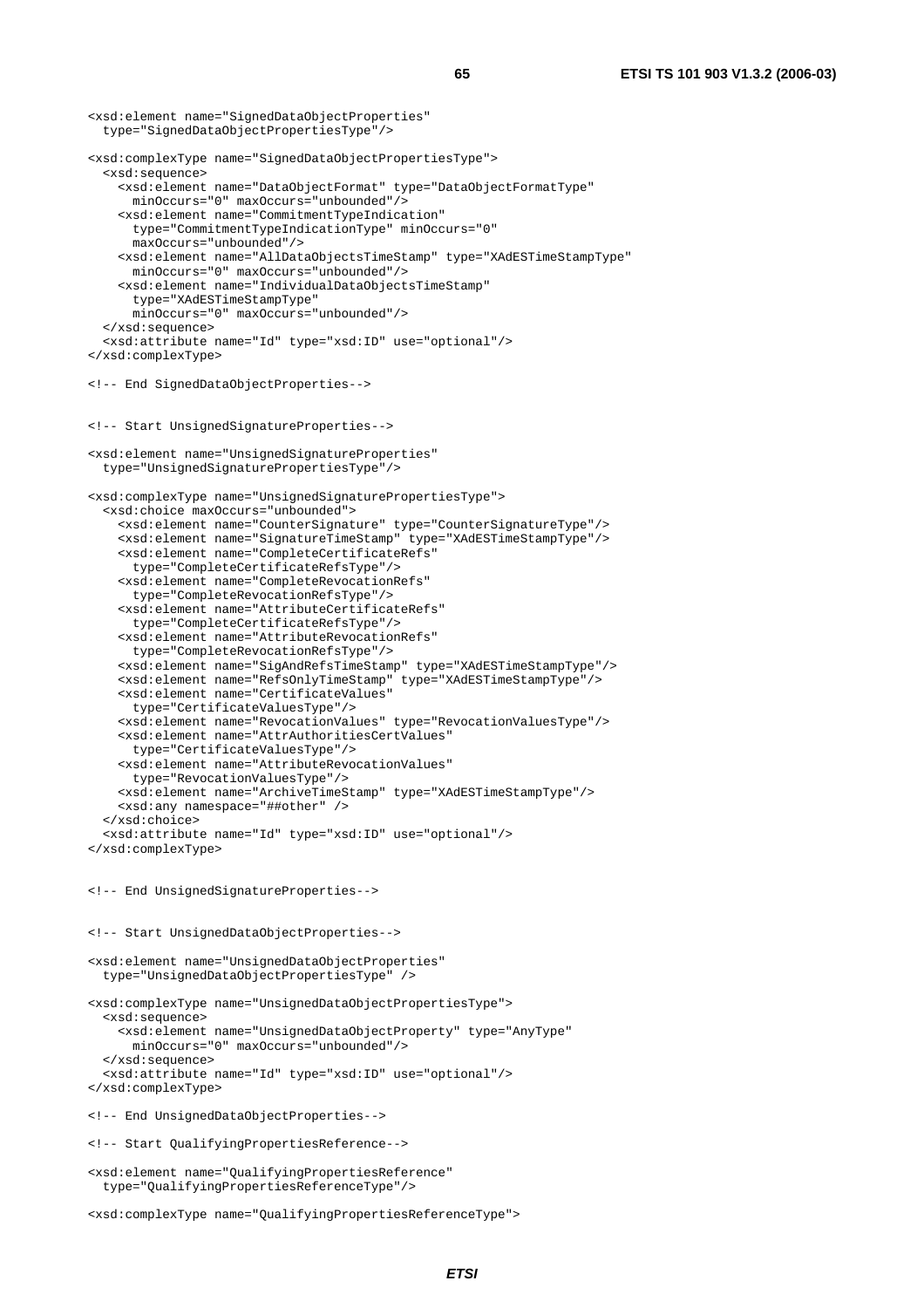```
<xsd:element name="SignedDataObjectProperties"
  type="SignedDataObjectPropertiesType"/>

<xsd:complexType name="SignedDataObjectPropertiesType">
  <xsd:sequence>
    <xsd:element name="DataObjectFormat" type="DataObjectFormatType"
      minOccurs="0" maxOccurs="unbounded"/>
    <xsd:element name="CommitmentTypeIndication"
      type="CommitmentTypeIndicationType" minOccurs="0"
      maxOccurs="unbounded"/>
    <xsd:element name="AllDataObjectsTimeStamp" type="XAdESTimeStampType"
      minOccurs="0" maxOccurs="unbounded"/>
    <xsd:element name="IndividualDataObjectsTimeStamp"
      type="XAdESTimeStampType"
      minOccurs="0" maxOccurs="unbounded"/>
  </xsd:sequence>
  <xsd:attribute name="Id" type="xsd:ID" use="optional"/>
</xsd:complexType>

<!-- End SignedDataObjectProperties-->


<!-- Start UnsignedSignatureProperties-->

<xsd:element name="UnsignedSignatureProperties"
  type="UnsignedSignaturePropertiesType"/>

<xsd:complexType name="UnsignedSignaturePropertiesType">
  <xsd:choice maxOccurs="unbounded">
    <xsd:element name="CounterSignature" type="CounterSignatureType"/>
    <xsd:element name="SignatureTimeStamp" type="XAdESTimeStampType"/>
    <xsd:element name="CompleteCertificateRefs"
      type="CompleteCertificateRefsType"/>
    <xsd:element name="CompleteRevocationRefs"
      type="CompleteRevocationRefsType"/>
    <xsd:element name="AttributeCertificateRefs"
      type="CompleteCertificateRefsType"/>
    <xsd:element name="AttributeRevocationRefs"
      type="CompleteRevocationRefsType"/>
    <xsd:element name="SigAndRefsTimeStamp" type="XAdESTimeStampType"/>
    <xsd:element name="RefsOnlyTimeStamp" type="XAdESTimeStampType"/>
    <xsd:element name="CertificateValues"
      type="CertificateValuesType"/>
    <xsd:element name="RevocationValues" type="RevocationValuesType"/>
    <xsd:element name="AttrAuthoritiesCertValues"
      type="CertificateValuesType"/>
    <xsd:element name="AttributeRevocationValues"
      type="RevocationValuesType"/>
    <xsd:element name="ArchiveTimeStamp" type="XAdESTimeStampType"/>
    <xsd:any namespace="##other" />
  </xsd:choice>
  <xsd:attribute name="Id" type="xsd:ID" use="optional"/>
</xsd:complexType>


<!-- End UnsignedSignatureProperties-->


<!-- Start UnsignedDataObjectProperties-->

<xsd:element name="UnsignedDataObjectProperties"
  type="UnsignedDataObjectPropertiesType" />

<xsd:complexType name="UnsignedDataObjectPropertiesType">
  <xsd:sequence>
    <xsd:element name="UnsignedDataObjectProperty" type="AnyType"
      minOccurs="0" maxOccurs="unbounded"/>
  </xsd:sequence>
  <xsd:attribute name="Id" type="xsd:ID" use="optional"/>
</xsd:complexType>

<!-- End UnsignedDataObjectProperties-->

<!-- Start QualifyingPropertiesReference-->

<xsd:element name="QualifyingPropertiesReference"
  type="QualifyingPropertiesReferenceType"/>

<xsd:complexType name="QualifyingPropertiesReferenceType">
```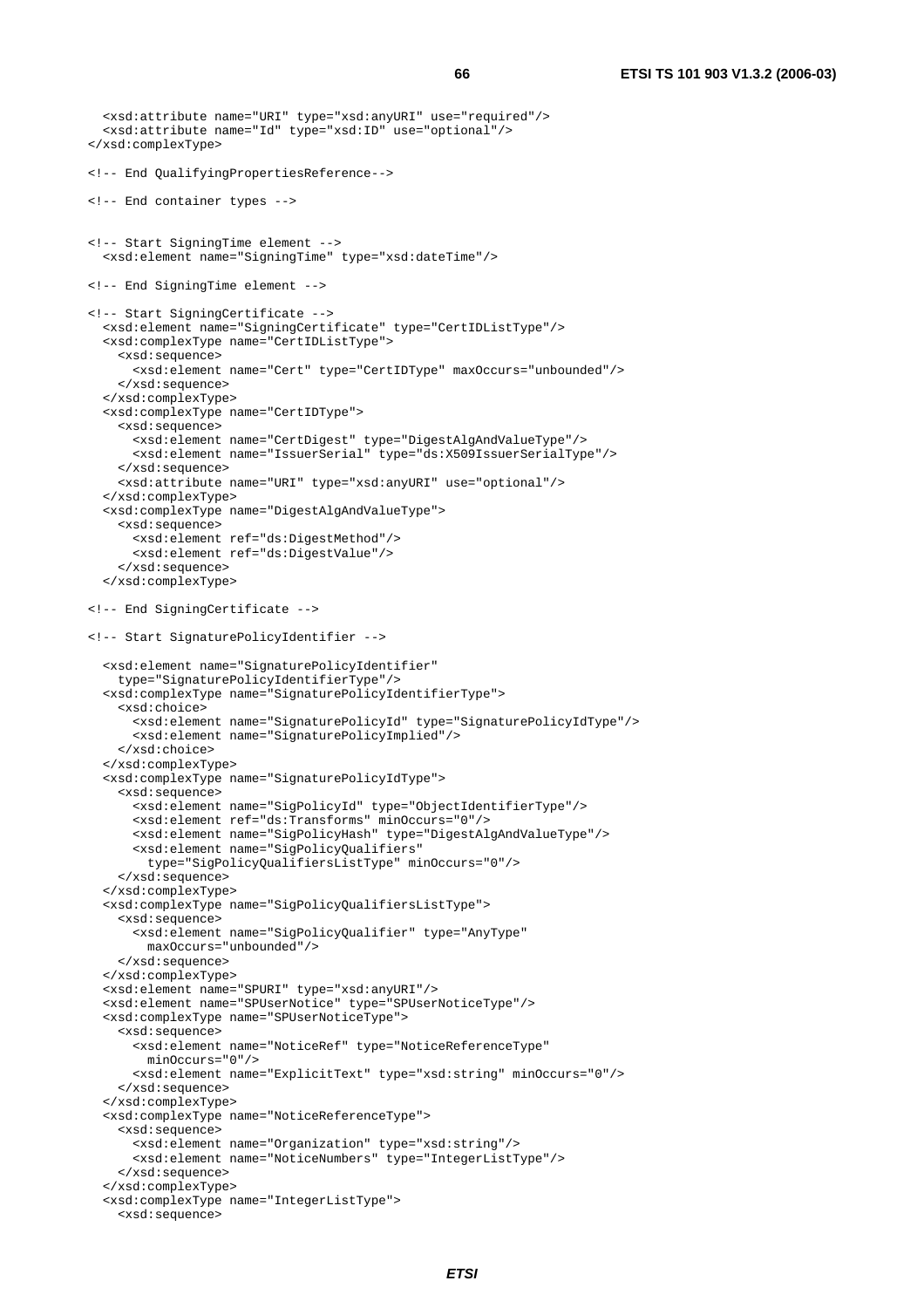```
  <xsd:attribute name="URI" type="xsd:anyURI" use="required"/>
  <xsd:attribute name="Id" type="xsd:ID" use="optional"/>
</xsd:complexType>

<!-- End QualifyingPropertiesReference-->

<!-- End container types -->


<!-- Start SigningTime element -->
  <xsd:element name="SigningTime" type="xsd:dateTime"/>

<!-- End SigningTime element -->

<!-- Start SigningCertificate -->
  <xsd:element name="SigningCertificate" type="CertIDListType"/>
  <xsd:complexType name="CertIDListType">
    <xsd:sequence>
      <xsd:element name="Cert" type="CertIDType" maxOccurs="unbounded"/>
    </xsd:sequence>
  </xsd:complexType>
  <xsd:complexType name="CertIDType">
    <xsd:sequence>
      <xsd:element name="CertDigest" type="DigestAlgAndValueType"/>
      <xsd:element name="IssuerSerial" type="ds:X509IssuerSerialType"/>
    </xsd:sequence>
    <xsd:attribute name="URI" type="xsd:anyURI" use="optional"/>
  </xsd:complexType>
  <xsd:complexType name="DigestAlgAndValueType">
    <xsd:sequence>
      <xsd:element ref="ds:DigestMethod"/>
      <xsd:element ref="ds:DigestValue"/>
    </xsd:sequence>
  </xsd:complexType>

<!-- End SigningCertificate -->

<!-- Start SignaturePolicyIdentifier -->

  <xsd:element name="SignaturePolicyIdentifier"
    type="SignaturePolicyIdentifierType"/>
  <xsd:complexType name="SignaturePolicyIdentifierType">
    <xsd:choice>
      <xsd:element name="SignaturePolicyId" type="SignaturePolicyIdType"/>
      <xsd:element name="SignaturePolicyImplied"/>
    </xsd:choice>
  </xsd:complexType>
  <xsd:complexType name="SignaturePolicyIdType">
    <xsd:sequence>
      <xsd:element name="SigPolicyId" type="ObjectIdentifierType"/>
      <xsd:element ref="ds:Transforms" minOccurs="0"/>
      <xsd:element name="SigPolicyHash" type="DigestAlgAndValueType"/>
      <xsd:element name="SigPolicyQualifiers"
        type="SigPolicyQualifiersListType" minOccurs="0"/>
    </xsd:sequence>
  </xsd:complexType>
  <xsd:complexType name="SigPolicyQualifiersListType">
    <xsd:sequence>
      <xsd:element name="SigPolicyQualifier" type="AnyType"
        maxOccurs="unbounded"/>
    </xsd:sequence>
  </xsd:complexType>
  <xsd:element name="SPURI" type="xsd:anyURI"/>
  <xsd:element name="SPUserNotice" type="SPUserNoticeType"/>
  <xsd:complexType name="SPUserNoticeType">
    <xsd:sequence>
      <xsd:element name="NoticeRef" type="NoticeReferenceType"
        minOccurs="0"/>
      <xsd:element name="ExplicitText" type="xsd:string" minOccurs="0"/>
    </xsd:sequence>
  </xsd:complexType>
  <xsd:complexType name="NoticeReferenceType">
    <xsd:sequence>
      <xsd:element name="Organization" type="xsd:string"/>
      <xsd:element name="NoticeNumbers" type="IntegerListType"/>
    </xsd:sequence>
  </xsd:complexType>
  <xsd:complexType name="IntegerListType">
    <xsd:sequence>
```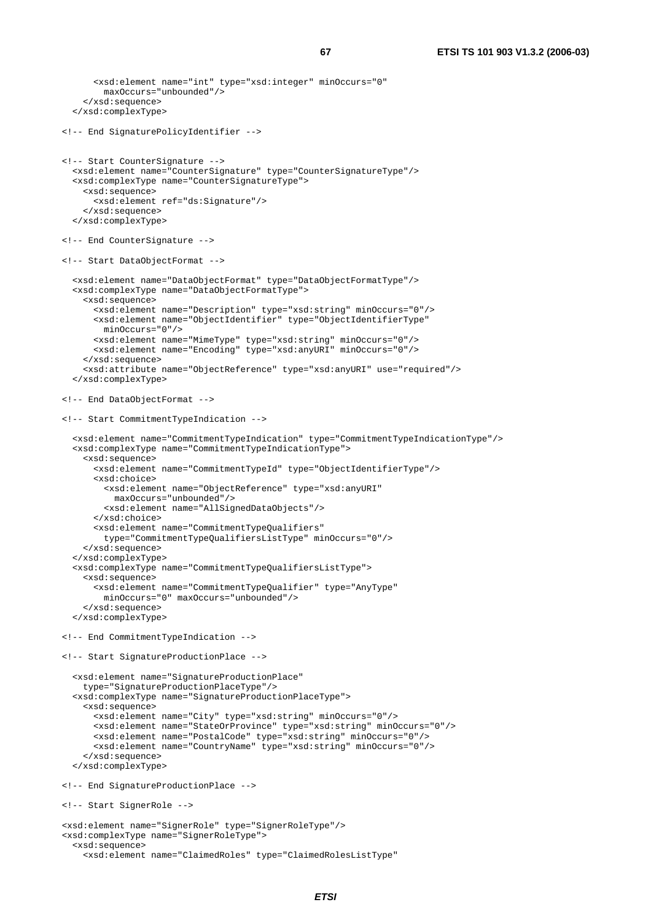```
      <xsd:element name="int" type="xsd:integer" minOccurs="0"
        maxOccurs="unbounded"/>
    </xsd:sequence>
  </xsd:complexType>

<!-- End SignaturePolicyIdentifier -->


<!-- Start CounterSignature -->
  <xsd:element name="CounterSignature" type="CounterSignatureType"/>
  <xsd:complexType name="CounterSignatureType">
    <xsd:sequence>
      <xsd:element ref="ds:Signature"/>
    </xsd:sequence>
  </xsd:complexType>

<!-- End CounterSignature -->

<!-- Start DataObjectFormat -->

  <xsd:element name="DataObjectFormat" type="DataObjectFormatType"/>
  <xsd:complexType name="DataObjectFormatType">
    <xsd:sequence>
      <xsd:element name="Description" type="xsd:string" minOccurs="0"/>
      <xsd:element name="ObjectIdentifier" type="ObjectIdentifierType"
        minOccurs="0"/>
      <xsd:element name="MimeType" type="xsd:string" minOccurs="0"/>
      <xsd:element name="Encoding" type="xsd:anyURI" minOccurs="0"/>
    </xsd:sequence>
    <xsd:attribute name="ObjectReference" type="xsd:anyURI" use="required"/>
  </xsd:complexType>

<!-- End DataObjectFormat -->

<!-- Start CommitmentTypeIndication -->

  <xsd:element name="CommitmentTypeIndication" type="CommitmentTypeIndicationType"/>
  <xsd:complexType name="CommitmentTypeIndicationType">
    <xsd:sequence>
      <xsd:element name="CommitmentTypeId" type="ObjectIdentifierType"/>
      <xsd:choice>
        <xsd:element name="ObjectReference" type="xsd:anyURI"
          maxOccurs="unbounded"/>
        <xsd:element name="AllSignedDataObjects"/>
      </xsd:choice>
      <xsd:element name="CommitmentTypeQualifiers"
        type="CommitmentTypeQualifiersListType" minOccurs="0"/>
    </xsd:sequence>
  </xsd:complexType>
  <xsd:complexType name="CommitmentTypeQualifiersListType">
    <xsd:sequence>
      <xsd:element name="CommitmentTypeQualifier" type="AnyType"
        minOccurs="0" maxOccurs="unbounded"/>
    </xsd:sequence>
  </xsd:complexType>

<!-- End CommitmentTypeIndication -->

<!-- Start SignatureProductionPlace -->

  <xsd:element name="SignatureProductionPlace"
    type="SignatureProductionPlaceType"/>
  <xsd:complexType name="SignatureProductionPlaceType">
    <xsd:sequence>
      <xsd:element name="City" type="xsd:string" minOccurs="0"/>
      <xsd:element name="StateOrProvince" type="xsd:string" minOccurs="0"/>
      <xsd:element name="PostalCode" type="xsd:string" minOccurs="0"/>
      <xsd:element name="CountryName" type="xsd:string" minOccurs="0"/>
    </xsd:sequence>
  </xsd:complexType>

<!-- End SignatureProductionPlace -->

<!-- Start SignerRole -->

<xsd:element name="SignerRole" type="SignerRoleType"/>
<xsd:complexType name="SignerRoleType">
  <xsd:sequence>
    <xsd:element name="ClaimedRoles" type="ClaimedRolesListType"
```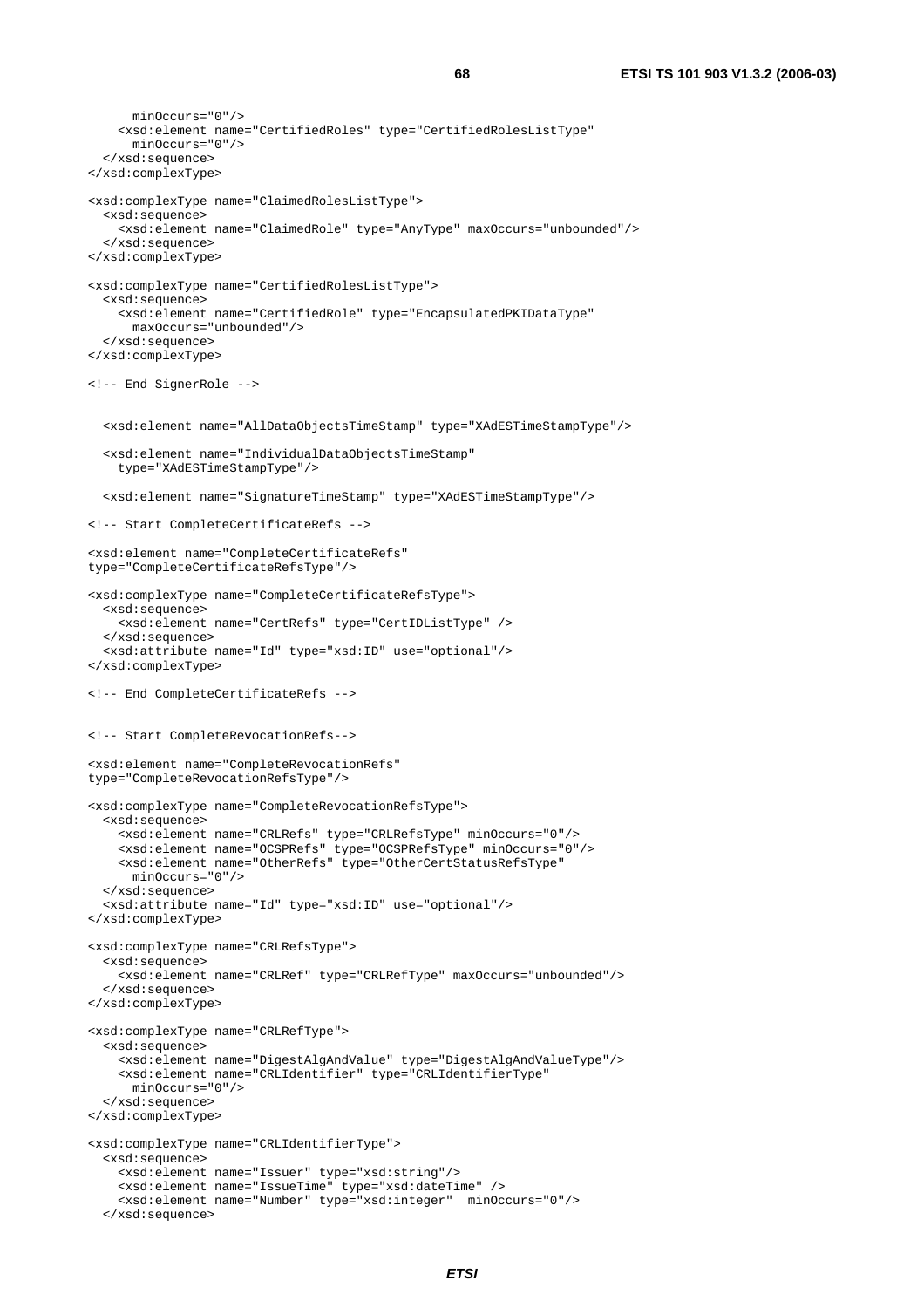```
      minOccurs="0"/>
    <xsd:element name="CertifiedRoles" type="CertifiedRolesListType"
      minOccurs="0"/>
  </xsd:sequence>
</xsd:complexType>

<xsd:complexType name="ClaimedRolesListType">
  <xsd:sequence>
    <xsd:element name="ClaimedRole" type="AnyType" maxOccurs="unbounded"/>
  </xsd:sequence>
</xsd:complexType>

<xsd:complexType name="CertifiedRolesListType">
  <xsd:sequence>
    <xsd:element name="CertifiedRole" type="EncapsulatedPKIDataType"
      maxOccurs="unbounded"/>
  </xsd:sequence>
</xsd:complexType>

<!-- End SignerRole -->


  <xsd:element name="AllDataObjectsTimeStamp" type="XAdESTimeStampType"/>

  <xsd:element name="IndividualDataObjectsTimeStamp"
    type="XAdESTimeStampType"/>

  <xsd:element name="SignatureTimeStamp" type="XAdESTimeStampType"/>

<!-- Start CompleteCertificateRefs -->

<xsd:element name="CompleteCertificateRefs"
type="CompleteCertificateRefsType"/>

<xsd:complexType name="CompleteCertificateRefsType">
  <xsd:sequence>
    <xsd:element name="CertRefs" type="CertIDListType" />
  </xsd:sequence>
  <xsd:attribute name="Id" type="xsd:ID" use="optional"/>
</xsd:complexType>

<!-- End CompleteCertificateRefs -->


<!-- Start CompleteRevocationRefs-->

<xsd:element name="CompleteRevocationRefs"
type="CompleteRevocationRefsType"/>

<xsd:complexType name="CompleteRevocationRefsType">
  <xsd:sequence>
    <xsd:element name="CRLRefs" type="CRLRefsType" minOccurs="0"/>
    <xsd:element name="OCSPRefs" type="OCSPRefsType" minOccurs="0"/>
    <xsd:element name="OtherRefs" type="OtherCertStatusRefsType"
      minOccurs="0"/>
  </xsd:sequence>
  <xsd:attribute name="Id" type="xsd:ID" use="optional"/>
</xsd:complexType>

<xsd:complexType name="CRLRefsType">
  <xsd:sequence>
    <xsd:element name="CRLRef" type="CRLRefType" maxOccurs="unbounded"/>
  </xsd:sequence>
</xsd:complexType>

<xsd:complexType name="CRLRefType">
  <xsd:sequence>
    <xsd:element name="DigestAlgAndValue" type="DigestAlgAndValueType"/>
    <xsd:element name="CRLIdentifier" type="CRLIdentifierType"
      minOccurs="0"/>
  </xsd:sequence>
</xsd:complexType>

<xsd:complexType name="CRLIdentifierType">
  <xsd:sequence>
    <xsd:element name="Issuer" type="xsd:string"/>
    <xsd:element name="IssueTime" type="xsd:dateTime" />
    <xsd:element name="Number" type="xsd:integer"  minOccurs="0"/>
  </xsd:sequence>
```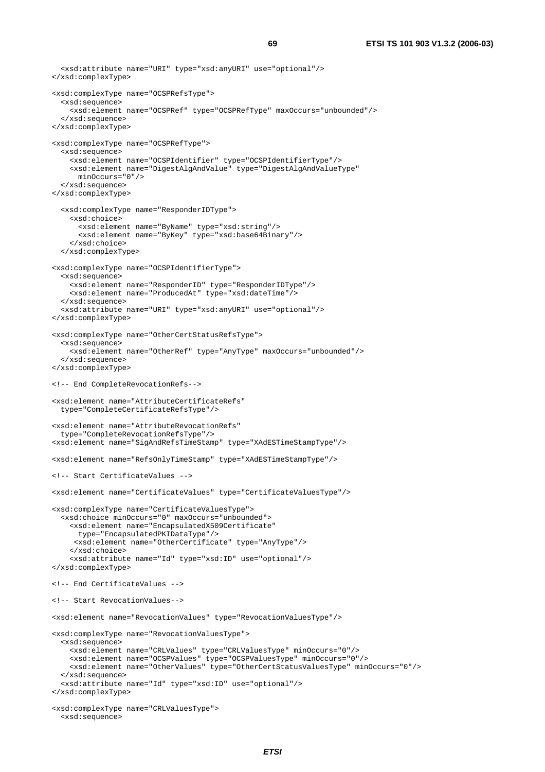```
  <xsd:attribute name="URI" type="xsd:anyURI" use="optional"/>
</xsd:complexType>

<xsd:complexType name="OCSPRefsType">
  <xsd:sequence>
    <xsd:element name="OCSPRef" type="OCSPRefType" maxOccurs="unbounded"/>
  </xsd:sequence>
</xsd:complexType>

<xsd:complexType name="OCSPRefType">
  <xsd:sequence>
    <xsd:element name="OCSPIdentifier" type="OCSPIdentifierType"/>
    <xsd:element name="DigestAlgAndValue" type="DigestAlgAndValueType"
      minOccurs="0"/>
  </xsd:sequence>
</xsd:complexType>

  <xsd:complexType name="ResponderIDType">
    <xsd:choice>
      <xsd:element name="ByName" type="xsd:string"/>
      <xsd:element name="ByKey" type="xsd:base64Binary"/>
    </xsd:choice>
  </xsd:complexType>

<xsd:complexType name="OCSPIdentifierType">
  <xsd:sequence>
    <xsd:element name="ResponderID" type="ResponderIDType"/>
    <xsd:element name="ProducedAt" type="xsd:dateTime"/>
  </xsd:sequence>
  <xsd:attribute name="URI" type="xsd:anyURI" use="optional"/>
</xsd:complexType>

<xsd:complexType name="OtherCertStatusRefsType">
  <xsd:sequence>
    <xsd:element name="OtherRef" type="AnyType" maxOccurs="unbounded"/>
  </xsd:sequence>
</xsd:complexType>

<!-- End CompleteRevocationRefs-->

<xsd:element name="AttributeCertificateRefs"
  type="CompleteCertificateRefsType"/>

<xsd:element name="AttributeRevocationRefs"
  type="CompleteRevocationRefsType"/>
<xsd:element name="SigAndRefsTimeStamp" type="XAdESTimeStampType"/>

<xsd:element name="RefsOnlyTimeStamp" type="XAdESTimeStampType"/>

<!-- Start CertificateValues -->

<xsd:element name="CertificateValues" type="CertificateValuesType"/>

<xsd:complexType name="CertificateValuesType">
  <xsd:choice minOccurs="0" maxOccurs="unbounded">
    <xsd:element name="EncapsulatedX509Certificate"
      type="EncapsulatedPKIDataType"/>
     <xsd:element name="OtherCertificate" type="AnyType"/>
    </xsd:choice>
    <xsd:attribute name="Id" type="xsd:ID" use="optional"/>
</xsd:complexType>

<!-- End CertificateValues -->

<!-- Start RevocationValues-->

<xsd:element name="RevocationValues" type="RevocationValuesType"/>

<xsd:complexType name="RevocationValuesType">
  <xsd:sequence>
    <xsd:element name="CRLValues" type="CRLValuesType" minOccurs="0"/>
    <xsd:element name="OCSPValues" type="OCSPValuesType" minOccurs="0"/>
    <xsd:element name="OtherValues" type="OtherCertStatusValuesType" minOccurs="0"/>
  </xsd:sequence>
  <xsd:attribute name="Id" type="xsd:ID" use="optional"/>
</xsd:complexType>

<xsd:complexType name="CRLValuesType">
  <xsd:sequence>
```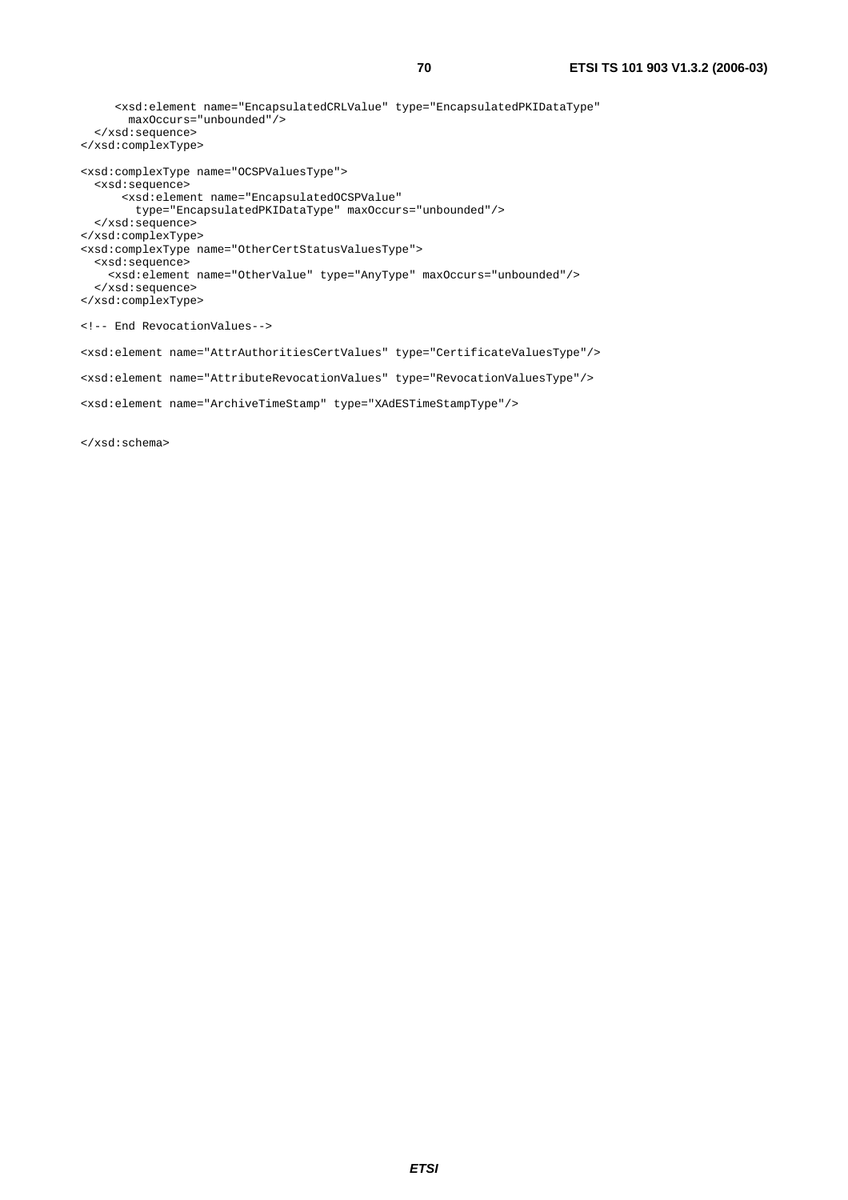```
      <xsd:element name="EncapsulatedCRLValue" type="EncapsulatedPKIDataType"
        maxOccurs="unbounded"/>
  </xsd:sequence>
</xsd:complexType>

<xsd:complexType name="OCSPValuesType">
  <xsd:sequence>
      <xsd:element name="EncapsulatedOCSPValue"
        type="EncapsulatedPKIDataType" maxOccurs="unbounded"/>
  </xsd:sequence>
</xsd:complexType>
<xsd:complexType name="OtherCertStatusValuesType">
  <xsd:sequence>
    <xsd:element name="OtherValue" type="AnyType" maxOccurs="unbounded"/>
  </xsd:sequence>
</xsd:complexType>

<!-- End RevocationValues-->

<xsd:element name="AttrAuthoritiesCertValues" type="CertificateValuesType"/>

<xsd:element name="AttributeRevocationValues" type="RevocationValuesType"/>

<xsd:element name="ArchiveTimeStamp" type="XAdESTimeStampType"/>

</xsd:schema>
```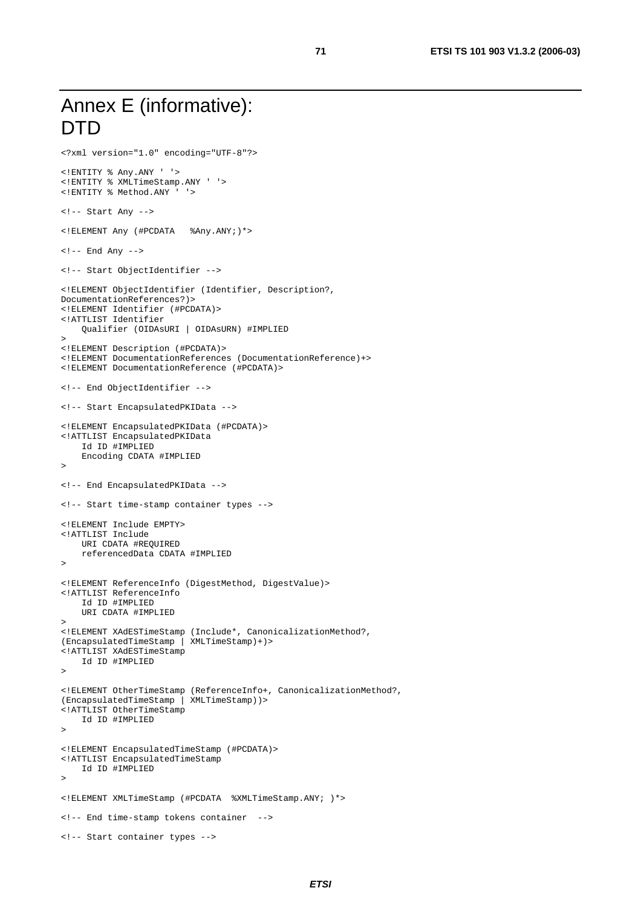# Annex E (informative): DTD

```
<?xml version="1.0" encoding="UTF-8"?>

<!ENTITY % Any.ANY ' '>
<!ENTITY % XMLTimeStamp.ANY ' '>
<!ENTITY % Method.ANY ' '>

<!-- Start Any -->

<!ELEMENT Any (#PCDATA   %Any.ANY;)*>

<!-- End Any -->

<!-- Start ObjectIdentifier -->

<!ELEMENT ObjectIdentifier (Identifier, Description?,
DocumentationReferences?)>
<!ELEMENT Identifier (#PCDATA)>
<!ATTLIST Identifier
    Qualifier (OIDAsURI | OIDAsURN) #IMPLIED
>
<!ELEMENT Description (#PCDATA)>
<!ELEMENT DocumentationReferences (DocumentationReference)+>
<!ELEMENT DocumentationReference (#PCDATA)>

<!-- End ObjectIdentifier -->

<!-- Start EncapsulatedPKIData -->

<!ELEMENT EncapsulatedPKIData (#PCDATA)>
<!ATTLIST EncapsulatedPKIData
    Id ID #IMPLIED
    Encoding CDATA #IMPLIED
>

<!-- End EncapsulatedPKIData -->

<!-- Start time-stamp container types -->

<!ELEMENT Include EMPTY>
<!ATTLIST Include
    URI CDATA #REQUIRED
    referencedData CDATA #IMPLIED
>

<!ELEMENT ReferenceInfo (DigestMethod, DigestValue)>
<!ATTLIST ReferenceInfo
    Id ID #IMPLIED
    URI CDATA #IMPLIED
>
<!ELEMENT XAdESTimeStamp (Include*, CanonicalizationMethod?,
(EncapsulatedTimeStamp | XMLTimeStamp)+)>
<!ATTLIST XAdESTimeStamp
    Id ID #IMPLIED
>

<!ELEMENT OtherTimeStamp (ReferenceInfo+, CanonicalizationMethod?,
(EncapsulatedTimeStamp | XMLTimeStamp))>
<!ATTLIST OtherTimeStamp
    Id ID #IMPLIED
>

<!ELEMENT EncapsulatedTimeStamp (#PCDATA)>
<!ATTLIST EncapsulatedTimeStamp
    Id ID #IMPLIED
>

<!ELEMENT XMLTimeStamp (#PCDATA  %XMLTimeStamp.ANY; )*>

<!-- End time-stamp tokens container  -->

<!-- Start container types -->
```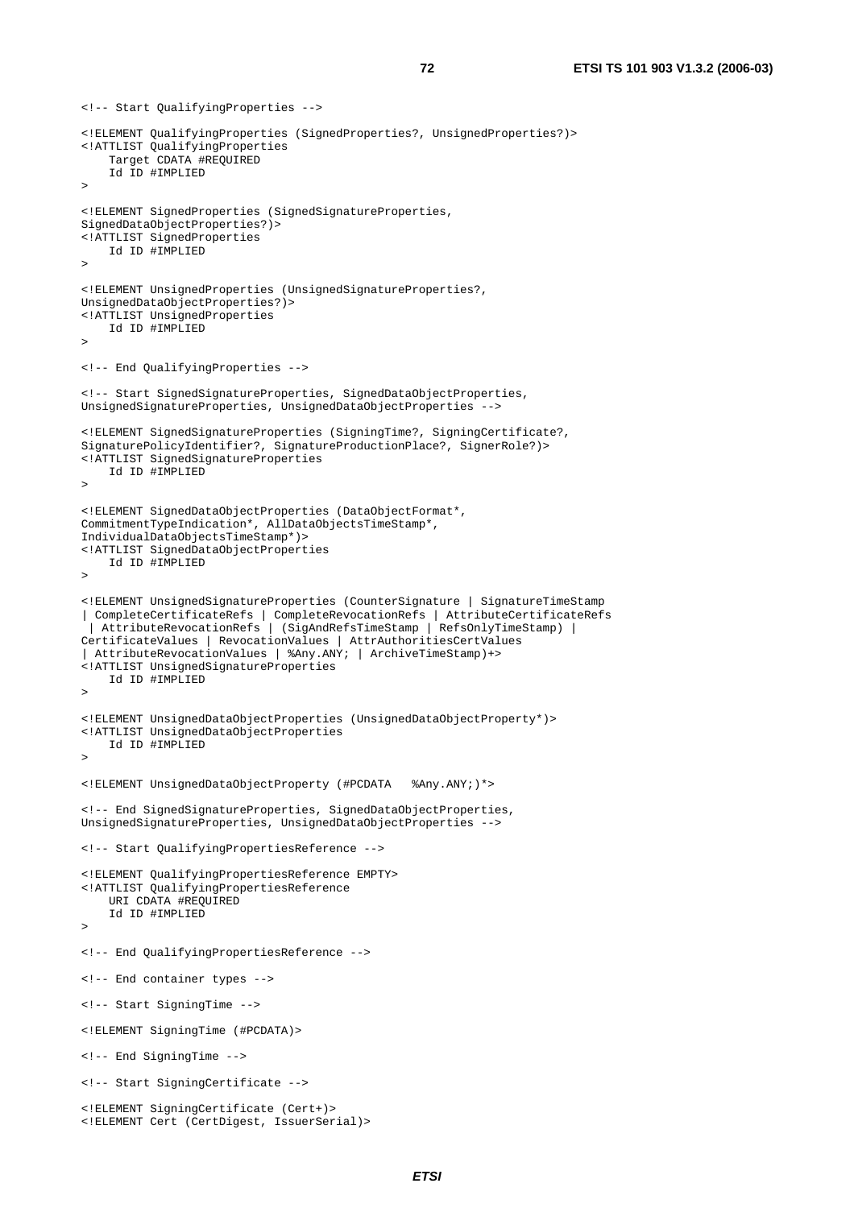```
<!-- Start QualifyingProperties -->

<!ELEMENT QualifyingProperties (SignedProperties?, UnsignedProperties?)>
<!ATTLIST QualifyingProperties
    Target CDATA #REQUIRED
    Id ID #IMPLIED
>

<!ELEMENT SignedProperties (SignedSignatureProperties,
SignedDataObjectProperties?)>
<!ATTLIST SignedProperties
    Id ID #IMPLIED
>

<!ELEMENT UnsignedProperties (UnsignedSignatureProperties?,
UnsignedDataObjectProperties?)>
<!ATTLIST UnsignedProperties
    Id ID #IMPLIED
>

<!-- End QualifyingProperties -->

<!-- Start SignedSignatureProperties, SignedDataObjectProperties,
UnsignedSignatureProperties, UnsignedDataObjectProperties -->

<!ELEMENT SignedSignatureProperties (SigningTime?, SigningCertificate?,
SignaturePolicyIdentifier?, SignatureProductionPlace?, SignerRole?)>
<!ATTLIST SignedSignatureProperties
    Id ID #IMPLIED
>

<!ELEMENT SignedDataObjectProperties (DataObjectFormat*,
CommitmentTypeIndication*, AllDataObjectsTimeStamp*,
IndividualDataObjectsTimeStamp*)>
<!ATTLIST SignedDataObjectProperties
    Id ID #IMPLIED
>

<!ELEMENT UnsignedSignatureProperties (CounterSignature | SignatureTimeStamp
| CompleteCertificateRefs | CompleteRevocationRefs | AttributeCertificateRefs
 | AttributeRevocationRefs | (SigAndRefsTimeStamp | RefsOnlyTimeStamp) |
CertificateValues | RevocationValues | AttrAuthoritiesCertValues
| AttributeRevocationValues | %Any.ANY; | ArchiveTimeStamp)+>
<!ATTLIST UnsignedSignatureProperties
    Id ID #IMPLIED
>

<!ELEMENT UnsignedDataObjectProperties (UnsignedDataObjectProperty*)>
<!ATTLIST UnsignedDataObjectProperties
    Id ID #IMPLIED
>

<!ELEMENT UnsignedDataObjectProperty (#PCDATA   %Any.ANY;)*>

<!-- End SignedSignatureProperties, SignedDataObjectProperties,
UnsignedSignatureProperties, UnsignedDataObjectProperties -->

<!-- Start QualifyingPropertiesReference -->

<!ELEMENT QualifyingPropertiesReference EMPTY>
<!ATTLIST QualifyingPropertiesReference
    URI CDATA #REQUIRED
    Id ID #IMPLIED
>

<!-- End QualifyingPropertiesReference -->

<!-- End container types -->

<!-- Start SigningTime -->

<!ELEMENT SigningTime (#PCDATA)>

<!-- End SigningTime -->

<!-- Start SigningCertificate -->

<!ELEMENT SigningCertificate (Cert+)>
<!ELEMENT Cert (CertDigest, IssuerSerial)>
```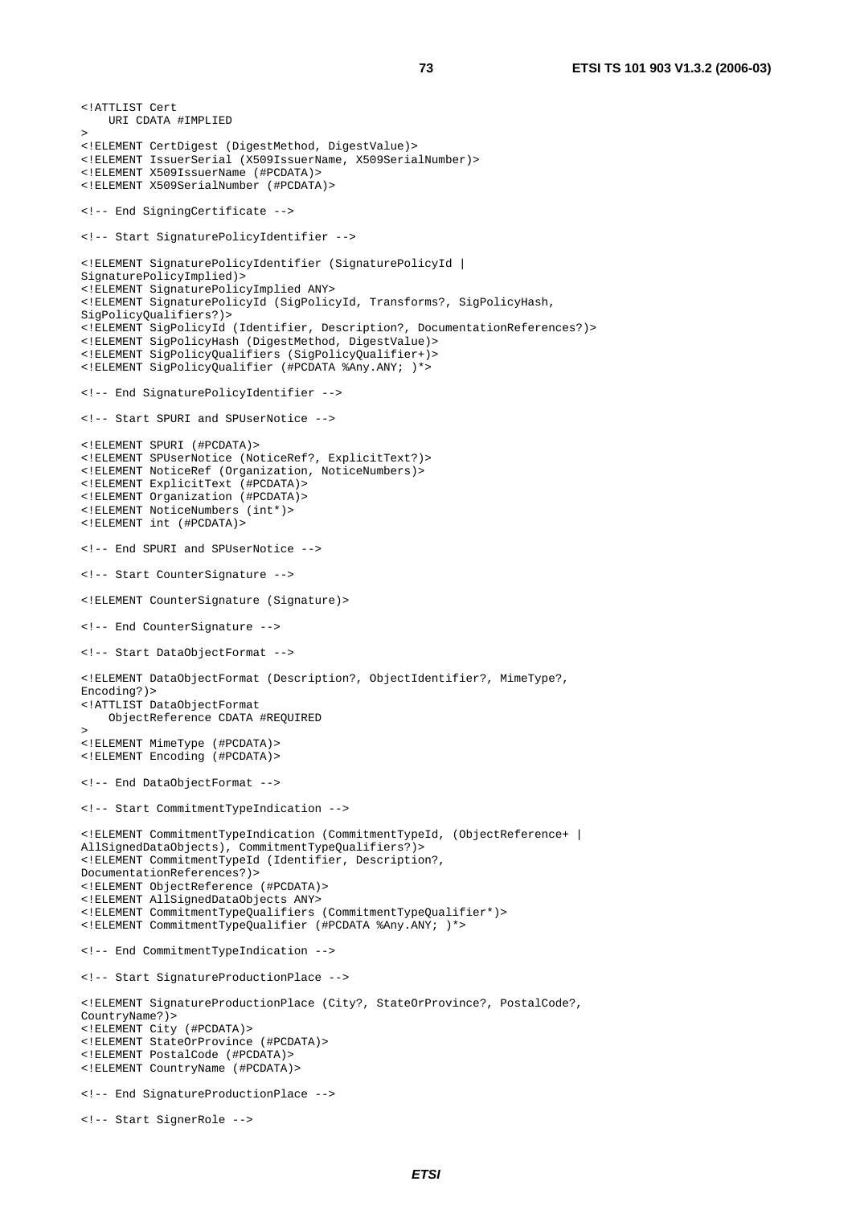```
<!ATTLIST Cert
    URI CDATA #IMPLIED
>
<!ELEMENT CertDigest (DigestMethod, DigestValue)>
<!ELEMENT IssuerSerial (X509IssuerName, X509SerialNumber)>
<!ELEMENT X509IssuerName (#PCDATA)>
<!ELEMENT X509SerialNumber (#PCDATA)>

<!-- End SigningCertificate -->

<!-- Start SignaturePolicyIdentifier -->

<!ELEMENT SignaturePolicyIdentifier (SignaturePolicyId |
SignaturePolicyImplied)>
<!ELEMENT SignaturePolicyImplied ANY>
<!ELEMENT SignaturePolicyId (SigPolicyId, Transforms?, SigPolicyHash,
SigPolicyQualifiers?)>
<!ELEMENT SigPolicyId (Identifier, Description?, DocumentationReferences?)>
<!ELEMENT SigPolicyHash (DigestMethod, DigestValue)>
<!ELEMENT SigPolicyQualifiers (SigPolicyQualifier+)>
<!ELEMENT SigPolicyQualifier (#PCDATA %Any.ANY; )*>

<!-- End SignaturePolicyIdentifier -->

<!-- Start SPURI and SPUserNotice -->

<!ELEMENT SPURI (#PCDATA)>
<!ELEMENT SPUserNotice (NoticeRef?, ExplicitText?)>
<!ELEMENT NoticeRef (Organization, NoticeNumbers)>
<!ELEMENT ExplicitText (#PCDATA)>
<!ELEMENT Organization (#PCDATA)>
<!ELEMENT NoticeNumbers (int*)>
<!ELEMENT int (#PCDATA)>

<!-- End SPURI and SPUserNotice -->

<!-- Start CounterSignature -->

<!ELEMENT CounterSignature (Signature)>

<!-- End CounterSignature -->

<!-- Start DataObjectFormat -->

<!ELEMENT DataObjectFormat (Description?, ObjectIdentifier?, MimeType?,
Encoding?)>
<!ATTLIST DataObjectFormat
    ObjectReference CDATA #REQUIRED
>
<!ELEMENT MimeType (#PCDATA)>
<!ELEMENT Encoding (#PCDATA)>

<!-- End DataObjectFormat -->

<!-- Start CommitmentTypeIndication -->

<!ELEMENT CommitmentTypeIndication (CommitmentTypeId, (ObjectReference+ |
AllSignedDataObjects), CommitmentTypeQualifiers?)>
<!ELEMENT CommitmentTypeId (Identifier, Description?,
DocumentationReferences?)>
<!ELEMENT ObjectReference (#PCDATA)>
<!ELEMENT AllSignedDataObjects ANY>
<!ELEMENT CommitmentTypeQualifiers (CommitmentTypeQualifier*)>
<!ELEMENT CommitmentTypeQualifier (#PCDATA %Any.ANY; )*>

<!-- End CommitmentTypeIndication -->

<!-- Start SignatureProductionPlace -->

<!ELEMENT SignatureProductionPlace (City?, StateOrProvince?, PostalCode?,
CountryName?)>
<!ELEMENT City (#PCDATA)>
<!ELEMENT StateOrProvince (#PCDATA)>
<!ELEMENT PostalCode (#PCDATA)>
<!ELEMENT CountryName (#PCDATA)>

<!-- End SignatureProductionPlace -->

<!-- Start SignerRole -->
```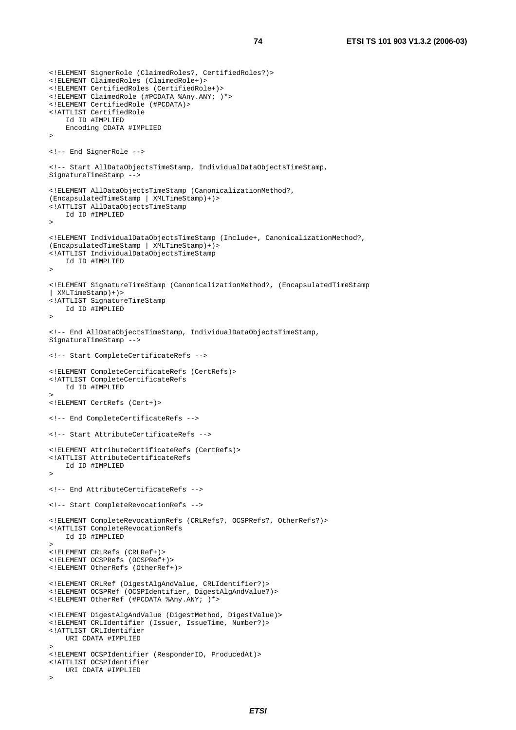```
<!ELEMENT SignerRole (ClaimedRoles?, CertifiedRoles?)>
<!ELEMENT ClaimedRoles (ClaimedRole+)>
<!ELEMENT CertifiedRoles (CertifiedRole+)>
<!ELEMENT ClaimedRole (#PCDATA %Any.ANY; )*>
<!ELEMENT CertifiedRole (#PCDATA)>
<!ATTLIST CertifiedRole
    Id ID #IMPLIED
    Encoding CDATA #IMPLIED
>

<!-- End SignerRole -->

<!-- Start AllDataObjectsTimeStamp, IndividualDataObjectsTimeStamp,
SignatureTimeStamp -->

<!ELEMENT AllDataObjectsTimeStamp (CanonicalizationMethod?,
(EncapsulatedTimeStamp | XMLTimeStamp)+)>
<!ATTLIST AllDataObjectsTimeStamp
    Id ID #IMPLIED
>

<!ELEMENT IndividualDataObjectsTimeStamp (Include+, CanonicalizationMethod?,
(EncapsulatedTimeStamp | XMLTimeStamp)+)>
<!ATTLIST IndividualDataObjectsTimeStamp
    Id ID #IMPLIED
>

<!ELEMENT SignatureTimeStamp (CanonicalizationMethod?, (EncapsulatedTimeStamp
| XMLTimeStamp)+)>
<!ATTLIST SignatureTimeStamp
    Id ID #IMPLIED
>

<!-- End AllDataObjectsTimeStamp, IndividualDataObjectsTimeStamp,
SignatureTimeStamp -->

<!-- Start CompleteCertificateRefs -->

<!ELEMENT CompleteCertificateRefs (CertRefs)>
<!ATTLIST CompleteCertificateRefs
    Id ID #IMPLIED
>
<!ELEMENT CertRefs (Cert+)>

<!-- End CompleteCertificateRefs -->

<!-- Start AttributeCertificateRefs -->

<!ELEMENT AttributeCertificateRefs (CertRefs)>
<!ATTLIST AttributeCertificateRefs
    Id ID #IMPLIED
>

<!-- End AttributeCertificateRefs -->

<!-- Start CompleteRevocationRefs -->

<!ELEMENT CompleteRevocationRefs (CRLRefs?, OCSPRefs?, OtherRefs?)>
<!ATTLIST CompleteRevocationRefs
    Id ID #IMPLIED
>
<!ELEMENT CRLRefs (CRLRef+)>
<!ELEMENT OCSPRefs (OCSPRef+)>
<!ELEMENT OtherRefs (OtherRef+)>

<!ELEMENT CRLRef (DigestAlgAndValue, CRLIdentifier?)>
<!ELEMENT OCSPRef (OCSPIdentifier, DigestAlgAndValue?)>
<!ELEMENT OtherRef (#PCDATA %Any.ANY; )*>

<!ELEMENT DigestAlgAndValue (DigestMethod, DigestValue)>
<!ELEMENT CRLIdentifier (Issuer, IssueTime, Number?)>
<!ATTLIST CRLIdentifier
    URI CDATA #IMPLIED
>
<!ELEMENT OCSPIdentifier (ResponderID, ProducedAt)>
<!ATTLIST OCSPIdentifier
    URI CDATA #IMPLIED
>
```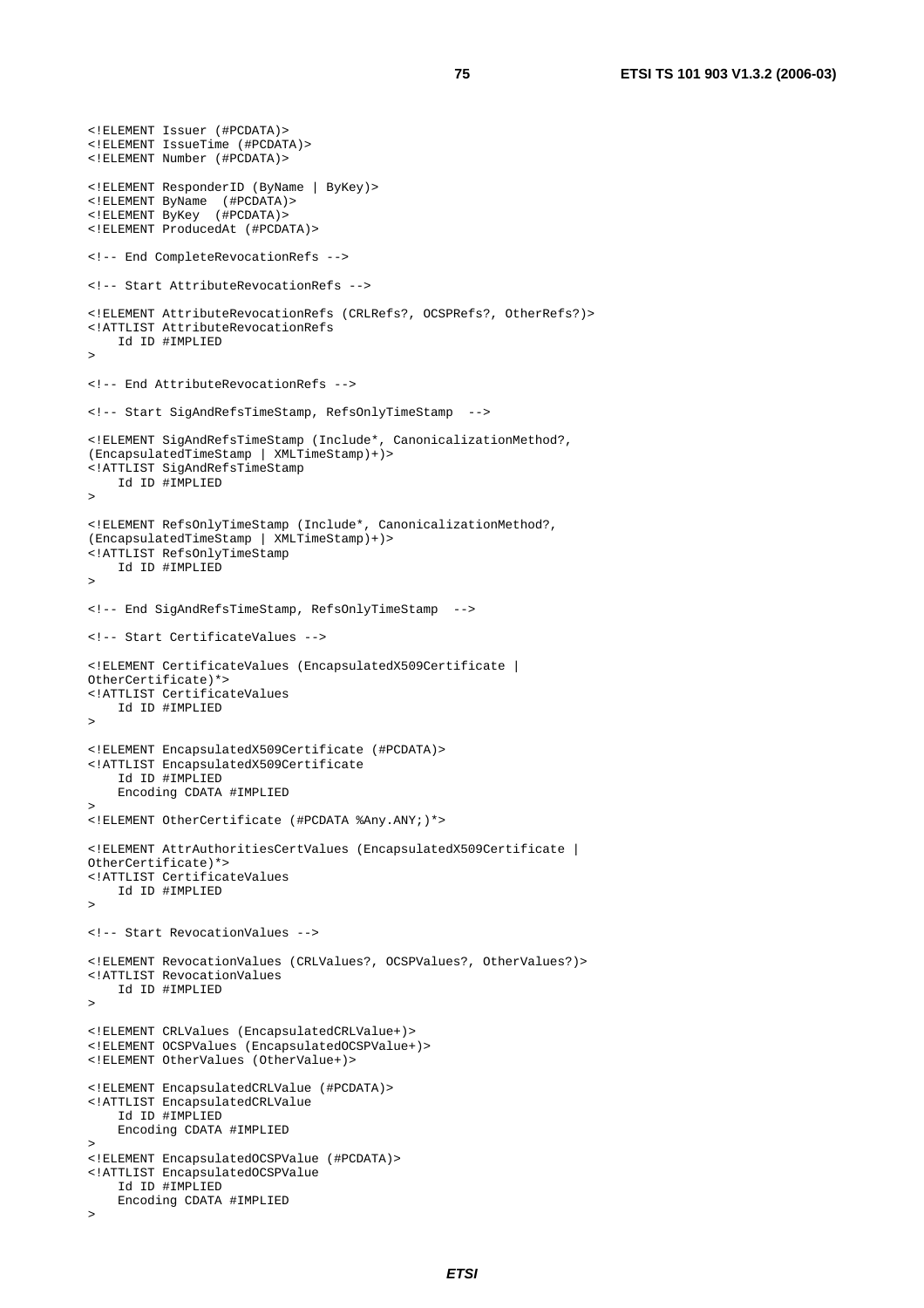```
<!ELEMENT Issuer (#PCDATA)>
<!ELEMENT IssueTime (#PCDATA)>
<!ELEMENT Number (#PCDATA)>

<!ELEMENT ResponderID (ByName | ByKey)>
<!ELEMENT ByName  (#PCDATA)>
<!ELEMENT ByKey  (#PCDATA)>
<!ELEMENT ProducedAt (#PCDATA)>

<!-- End CompleteRevocationRefs -->

<!-- Start AttributeRevocationRefs -->

<!ELEMENT AttributeRevocationRefs (CRLRefs?, OCSPRefs?, OtherRefs?)>
<!ATTLIST AttributeRevocationRefs
    Id ID #IMPLIED
>

<!-- End AttributeRevocationRefs -->

<!-- Start SigAndRefsTimeStamp, RefsOnlyTimeStamp  -->

<!ELEMENT SigAndRefsTimeStamp (Include*, CanonicalizationMethod?,
(EncapsulatedTimeStamp | XMLTimeStamp)+)>
<!ATTLIST SigAndRefsTimeStamp
    Id ID #IMPLIED
>

<!ELEMENT RefsOnlyTimeStamp (Include*, CanonicalizationMethod?,
(EncapsulatedTimeStamp | XMLTimeStamp)+)>
<!ATTLIST RefsOnlyTimeStamp
    Id ID #IMPLIED
>

<!-- End SigAndRefsTimeStamp, RefsOnlyTimeStamp  -->

<!-- Start CertificateValues -->

<!ELEMENT CertificateValues (EncapsulatedX509Certificate |
OtherCertificate)*>
<!ATTLIST CertificateValues
    Id ID #IMPLIED
>

<!ELEMENT EncapsulatedX509Certificate (#PCDATA)>
<!ATTLIST EncapsulatedX509Certificate
    Id ID #IMPLIED
    Encoding CDATA #IMPLIED
>
<!ELEMENT OtherCertificate (#PCDATA %Any.ANY;)*>

<!ELEMENT AttrAuthoritiesCertValues (EncapsulatedX509Certificate |
OtherCertificate)*>
<!ATTLIST CertificateValues
    Id ID #IMPLIED
>

<!-- Start RevocationValues -->

<!ELEMENT RevocationValues (CRLValues?, OCSPValues?, OtherValues?)>
<!ATTLIST RevocationValues
    Id ID #IMPLIED
>

<!ELEMENT CRLValues (EncapsulatedCRLValue+)>
<!ELEMENT OCSPValues (EncapsulatedOCSPValue+)>
<!ELEMENT OtherValues (OtherValue+)>

<!ELEMENT EncapsulatedCRLValue (#PCDATA)>
<!ATTLIST EncapsulatedCRLValue
    Id ID #IMPLIED
    Encoding CDATA #IMPLIED
>
<!ELEMENT EncapsulatedOCSPValue (#PCDATA)>
<!ATTLIST EncapsulatedOCSPValue
    Id ID #IMPLIED
    Encoding CDATA #IMPLIED
>
```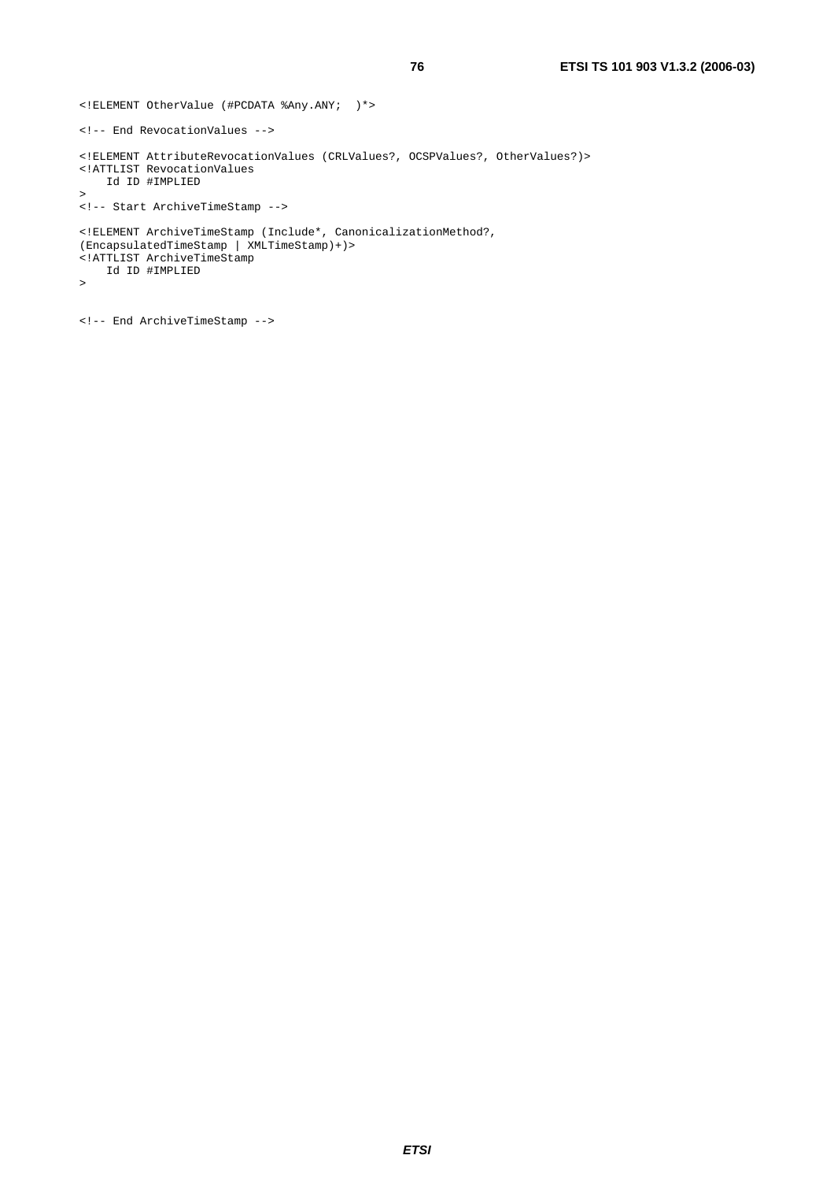```
<!ELEMENT OtherValue (#PCDATA %Any.ANY; )*>

<!-- End RevocationValues -->

<!ELEMENT AttributeRevocationValues (CRLValues?, OCSPValues?, OtherValues?)>
<!ATTLIST RevocationValues
    Id ID #IMPLIED
>
<!-- Start ArchiveTimeStamp -->

<!ELEMENT ArchiveTimeStamp (Include*, CanonicalizationMethod?,
(EncapsulatedTimeStamp | XMLTimeStamp)+)>
<!ATTLIST ArchiveTimeStamp
    Id ID #IMPLIED
>


<!-- End ArchiveTimeStamp -->
```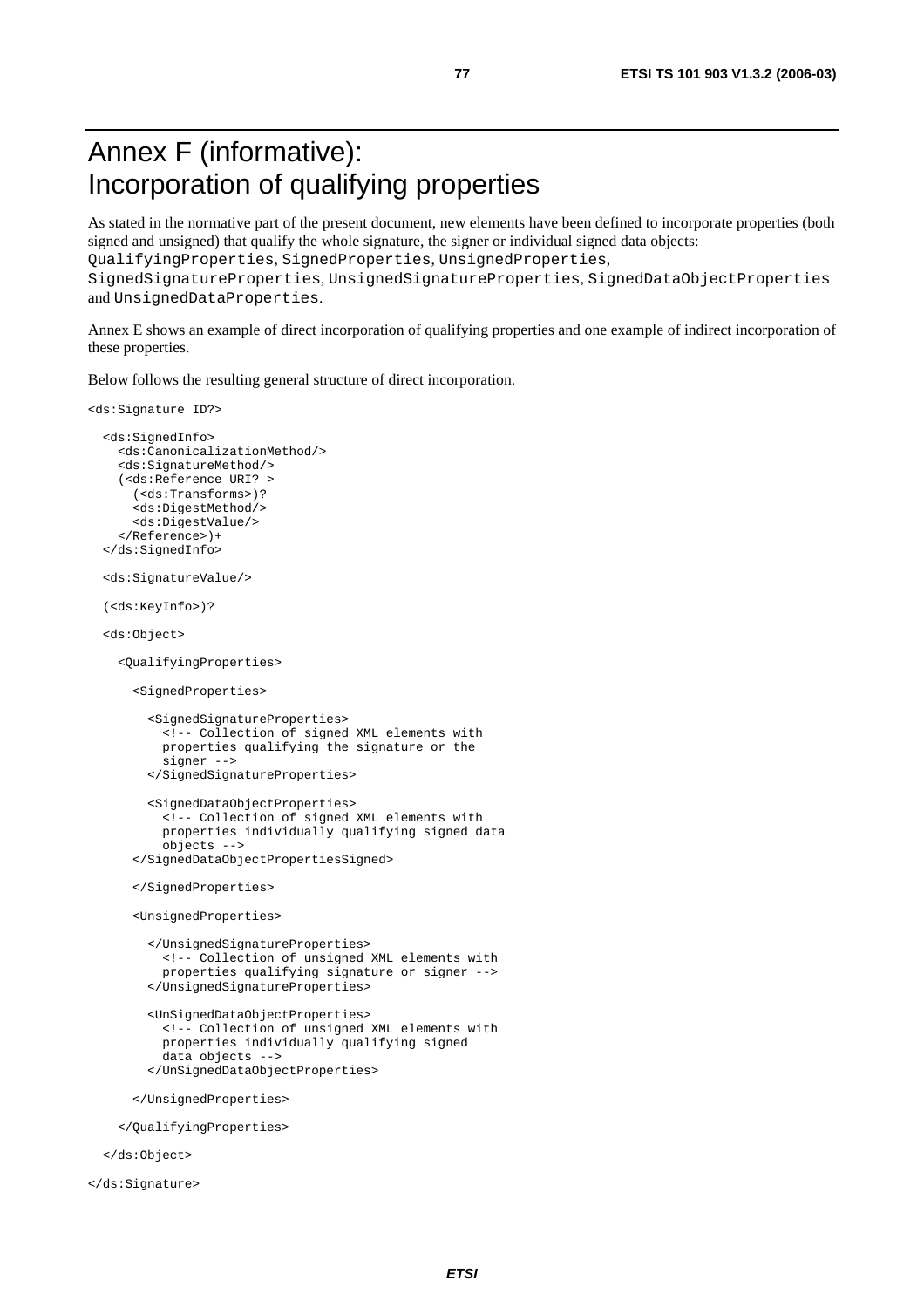# Annex F (informative): Incorporation of qualifying properties

As stated in the normative part of the present document, new elements have been defined to incorporate properties (both signed and unsigned) that qualify the whole signature, the signer or individual signed data objects: `QualifyingProperties`, `SignedProperties`, `UnsignedProperties`, `SignedSignatureProperties`, `UnsignedSignatureProperties`, `SignedDataObjectProperties` and `UnsignedDataProperties`.

Annex E shows an example of direct incorporation of qualifying properties and one example of indirect incorporation of these properties.

Below follows the resulting general structure of direct incorporation.

```
<ds:Signature ID?>

  <ds:SignedInfo>
    <ds:CanonicalizationMethod/>
    <ds:SignatureMethod/>
    (<ds:Reference URI? >
      (<ds:Transforms>)?
      <ds:DigestMethod/>
      <ds:DigestValue/>
    </Reference>)+
  </ds:SignedInfo>

  <ds:SignatureValue/>

  (<ds:KeyInfo>)?

  <ds:Object>

    <QualifyingProperties>

      <SignedProperties>

        <SignedSignatureProperties>
          <!-- Collection of signed XML elements with
          properties qualifying the signature or the
          signer -->
        </SignedSignatureProperties>

        <SignedDataObjectProperties>
          <!-- Collection of signed XML elements with
          properties individually qualifying signed data
          objects -->
      </SignedDataObjectPropertiesSigned>

      </SignedProperties>

      <UnsignedProperties>

        </UnsignedSignatureProperties>
          <!-- Collection of unsigned XML elements with
          properties qualifying signature or signer -->
        </UnsignedSignatureProperties>

        <UnSignedDataObjectProperties>
          <!-- Collection of unsigned XML elements with
          properties individually qualifying signed
          data objects -->
        </UnSignedDataObjectProperties>

      </UnsignedProperties>

    </QualifyingProperties>

  </ds:Object>

</ds:Signature>
```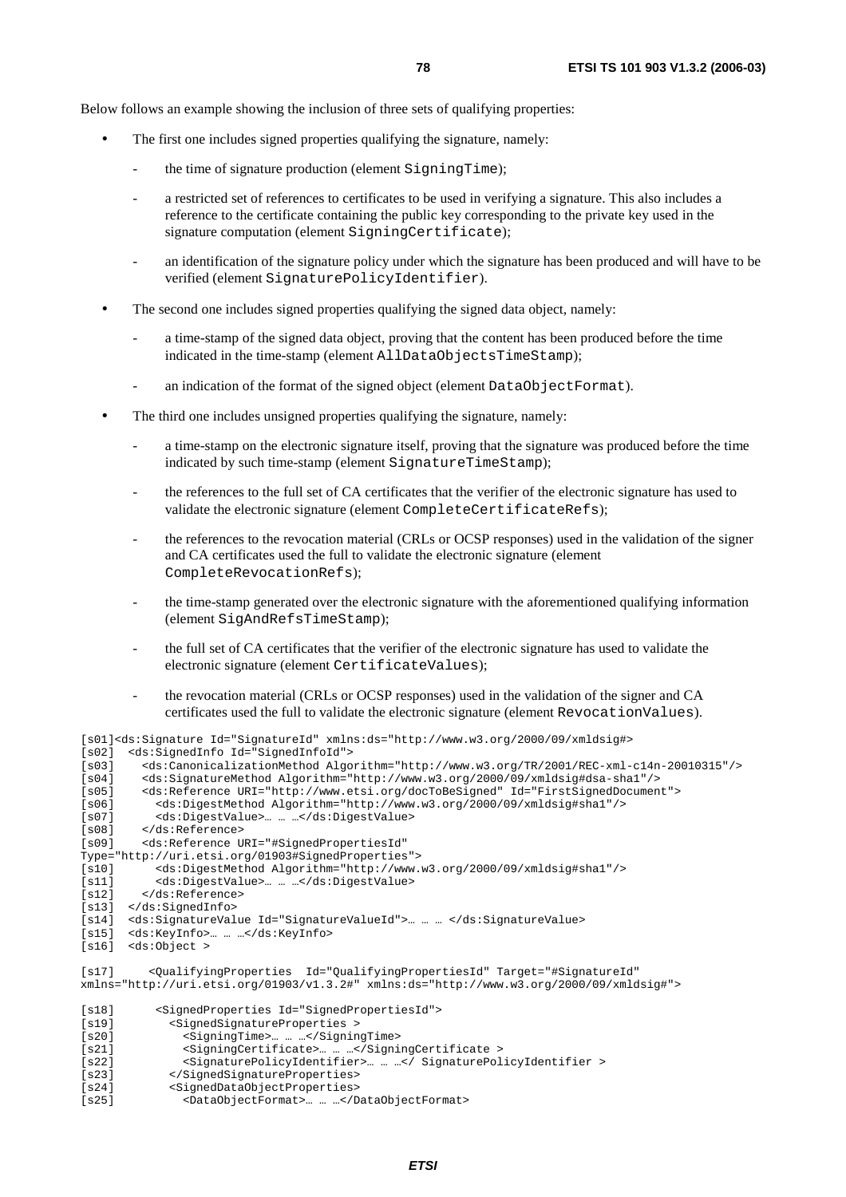Below follows an example showing the inclusion of three sets of qualifying properties:

- The first one includes signed properties qualifying the signature, namely:
  - the time of signature production (element `SigningTime`);
  - a restricted set of references to certificates to be used in verifying a signature. This also includes a reference to the certificate containing the public key corresponding to the private key used in the signature computation (element `SigningCertificate`);
  - an identification of the signature policy under which the signature has been produced and will have to be verified (element `SignaturePolicyIdentifier`).
- The second one includes signed properties qualifying the signed data object, namely:
  - a time-stamp of the signed data object, proving that the content has been produced before the time indicated in the time-stamp (element `AllDataObjectsTimeStamp`);
  - an indication of the format of the signed object (element `DataObjectFormat`).
- The third one includes unsigned properties qualifying the signature, namely:
  - a time-stamp on the electronic signature itself, proving that the signature was produced before the time indicated by such time-stamp (element `SignatureTimeStamp`);
  - the references to the full set of CA certificates that the verifier of the electronic signature has used to validate the electronic signature (element `CompleteCertificateRefs`);
  - the references to the revocation material (CRLs or OCSP responses) used in the validation of the signer and CA certificates used the full to validate the electronic signature (element `CompleteRevocationRefs`);
  - the time-stamp generated over the electronic signature with the aforementioned qualifying information (element `SigAndRefsTimeStamp`);
  - the full set of CA certificates that the verifier of the electronic signature has used to validate the electronic signature (element `CertificateValues`);
  - the revocation material (CRLs or OCSP responses) used in the validation of the signer and CA certificates used the full to validate the electronic signature (element `RevocationValues`).

```
[s01]<ds:Signature Id="SignatureId" xmlns:ds="http://www.w3.org/2000/09/xmldsig#>
[s02]  <ds:SignedInfo Id="SignedInfoId">
[s03]    <ds:CanonicalizationMethod Algorithm="http://www.w3.org/TR/2001/REC-xml-c14n-20010315"/>
[s04]    <ds:SignatureMethod Algorithm="http://www.w3.org/2000/09/xmldsig#dsa-sha1"/>
[s05]    <ds:Reference URI="http://www.etsi.org/docToBeSigned" Id="FirstSignedDocument">
[s06]      <ds:DigestMethod Algorithm="http://www.w3.org/2000/09/xmldsig#sha1"/>
[s07]      <ds:DigestValue>… … …</ds:DigestValue>
[s08]    </ds:Reference>
[s09]    <ds:Reference URI="#SignedPropertiesId"
Type="http://uri.etsi.org/01903#SignedProperties">
[s10]      <ds:DigestMethod Algorithm="http://www.w3.org/2000/09/xmldsig#sha1"/>
[s11]      <ds:DigestValue>… … …</ds:DigestValue>
[s12]    </ds:Reference>
[s13]  </ds:SignedInfo>
[s14]  <ds:SignatureValue Id="SignatureValueId">… … … </ds:SignatureValue>
[s15]  <ds:KeyInfo>… … …</ds:KeyInfo>
[s16]  <ds:Object >

[s17]     <QualifyingProperties  Id="QualifyingPropertiesId" Target="#SignatureId"
xmlns="http://uri.etsi.org/01903/v1.3.2#" xmlns:ds="http://www.w3.org/2000/09/xmldsig#">

[s18]      <SignedProperties Id="SignedPropertiesId">
[s19]        <SignedSignatureProperties >
[s20]          <SigningTime>… … …</SigningTime>
[s21]          <SigningCertificate>… … …</SigningCertificate >
[s22]          <SignaturePolicyIdentifier>… … …</ SignaturePolicyIdentifier >
[s23]        </SignedSignatureProperties>
[s24]        <SignedDataObjectProperties>
[s25]          <DataObjectFormat>… … …</DataObjectFormat>
```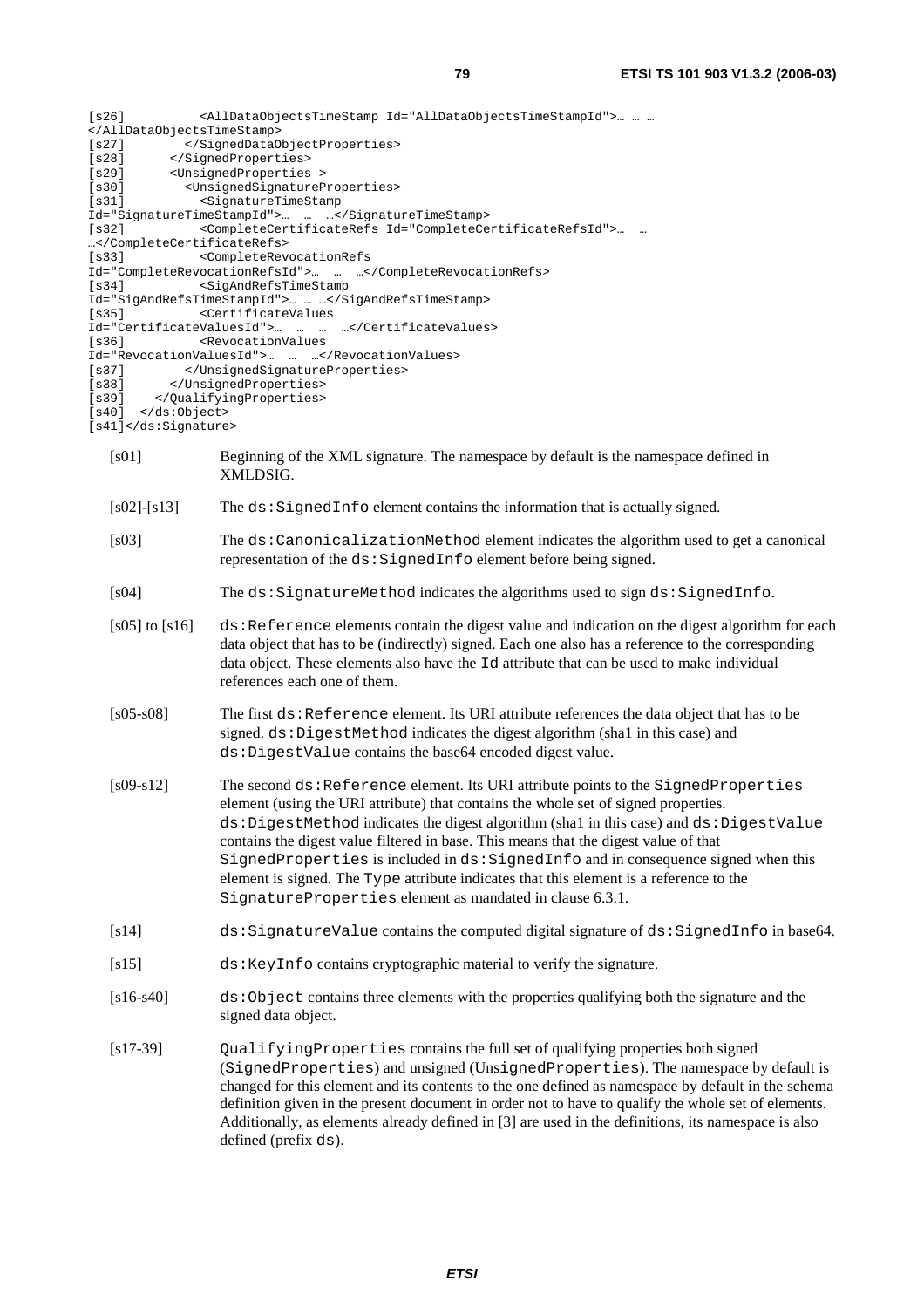```
[s26]           <AllDataObjectsTimeStamp Id="AllDataObjectsTimeStampId">… … …
</AllDataObjectsTimeStamp>
[s27]         </SignedDataObjectProperties>
[s28]       </SignedProperties>
[s29]       <UnsignedProperties >
[s30]         <UnsignedSignatureProperties>
[s31]           <SignatureTimeStamp
Id="SignatureTimeStampId">…  …  …</SignatureTimeStamp>
[s32]           <CompleteCertificateRefs Id="CompleteCertificateRefsId">…  …
…</CompleteCertificateRefs>
[s33]           <CompleteRevocationRefs
Id="CompleteRevocationRefsId">…  …  …</CompleteRevocationRefs>
[s34]           <SigAndRefsTimeStamp
Id="SigAndRefsTimeStampId">… … …</SigAndRefsTimeStamp>
[s35]           <CertificateValues
Id="CertificateValuesId">…  …  …  …</CertificateValues>
[s36]           <RevocationValues
Id="RevocationValuesId">…  …  …</RevocationValues>
[s37]         </UnsignedSignatureProperties>
[s38]       </UnsignedProperties>
[s39]     </QualifyingProperties>
[s40]  </ds:Object>
[s41]</ds:Signature>
```

[s01] Beginning of the XML signature. The namespace by default is the namespace defined in XMLDSIG.

[s02]-[s13] The `ds:SignedInfo` element contains the information that is actually signed.

[s03] The `ds:CanonicalizationMethod` element indicates the algorithm used to get a canonical representation of the `ds:SignedInfo` element before being signed.

[s04] The `ds:SignatureMethod` indicates the algorithms used to sign `ds:SignedInfo`.

[s05] to [s16] `ds:Reference` elements contain the digest value and indication on the digest algorithm for each data object that has to be (indirectly) signed. Each one also has a reference to the corresponding data object. These elements also have the `Id` attribute that can be used to make individual references each one of them.

[s05-s08] The first `ds:Reference` element. Its URI attribute references the data object that has to be signed. `ds:DigestMethod` indicates the digest algorithm (sha1 in this case) and `ds:DigestValue` contains the base64 encoded digest value.

[s09-s12] The second `ds:Reference` element. Its URI attribute points to the `SignedProperties` element (using the URI attribute) that contains the whole set of signed properties. `ds:DigestMethod` indicates the digest algorithm (sha1 in this case) and `ds:DigestValue` contains the digest value filtered in base. This means that the digest value of that `SignedProperties` is included in `ds:SignedInfo` and in consequence signed when this element is signed. The `Type` attribute indicates that this element is a reference to the `SignatureProperties` element as mandated in clause 6.3.1.

[s14] `ds:SignatureValue` contains the computed digital signature of `ds:SignedInfo` in base64.

[s15] `ds:KeyInfo` contains cryptographic material to verify the signature.

[s16-s40] `ds:Object` contains three elements with the properties qualifying both the signature and the signed data object.

[s17-39] `QualifyingProperties` contains the full set of qualifying properties both signed (`SignedProperties`) and unsigned (`UnsignedProperties`). The namespace by default is changed for this element and its contents to the one defined as namespace by default in the schema definition given in the present document in order not to have to qualify the whole set of elements. Additionally, as elements already defined in [3] are used in the definitions, its namespace is also defined (prefix `ds`).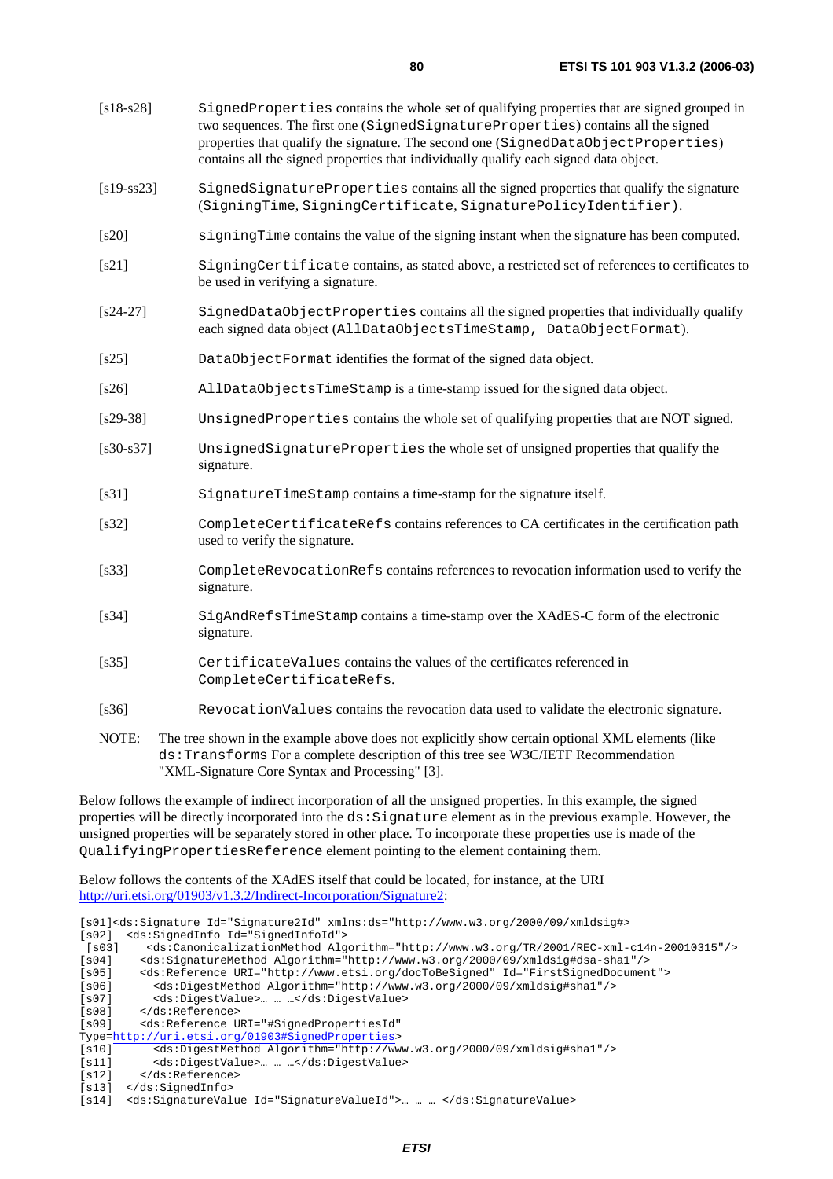[s18-s28] `SignedProperties` contains the whole set of qualifying properties that are signed grouped in two sequences. The first one (`SignedSignatureProperties`) contains all the signed properties that qualify the signature. The second one (`SignedDataObjectProperties`) contains all the signed properties that individually qualify each signed data object.

[s19-ss23] `SignedSignatureProperties` contains all the signed properties that qualify the signature (`SigningTime`, `SigningCertificate`, `SignaturePolicyIdentifier`).

[s20] `signingTime` contains the value of the signing instant when the signature has been computed.

[s21] `SigningCertificate` contains, as stated above, a restricted set of references to certificates to be used in verifying a signature.

[s24-27] `SignedDataObjectProperties` contains all the signed properties that individually qualify each signed data object (`AllDataObjectsTimeStamp, DataObjectFormat`).

[s25] `DataObjectFormat` identifies the format of the signed data object.

[s26] `AllDataObjectsTimeStamp` is a time-stamp issued for the signed data object.

[s29-38] `UnsignedProperties` contains the whole set of qualifying properties that are NOT signed.

[s30-s37] `UnsignedSignatureProperties` the whole set of unsigned properties that qualify the signature.

[s31] `SignatureTimeStamp` contains a time-stamp for the signature itself.

[s32] `CompleteCertificateRefs` contains references to CA certificates in the certification path used to verify the signature.

[s33] `CompleteRevocationRefs` contains references to revocation information used to verify the signature.

[s34] `SigAndRefsTimeStamp` contains a time-stamp over the XAdES-C form of the electronic signature.

[s35] `CertificateValues` contains the values of the certificates referenced in `CompleteCertificateRefs`.

[s36] `RevocationValues` contains the revocation data used to validate the electronic signature.

NOTE: The tree shown in the example above does not explicitly show certain optional XML elements (like `ds:Transforms` For a complete description of this tree see W3C/IETF Recommendation "XML-Signature Core Syntax and Processing" [3].

Below follows the example of indirect incorporation of all the unsigned properties. In this example, the signed properties will be directly incorporated into the `ds:Signature` element as in the previous example. However, the unsigned properties will be separately stored in other place. To incorporate these properties use is made of the `QualifyingPropertiesReference` element pointing to the element containing them.

Below follows the contents of the XAdES itself that could be located, for instance, at the URI http://uri.etsi.org/01903/v1.3.2/Indirect-Incorporation/Signature2:

```
[s01]<ds:Signature Id="Signature2Id" xmlns:ds="http://www.w3.org/2000/09/xmldsig#>
[s02]  <ds:SignedInfo Id="SignedInfoId">
 [s03]    <ds:CanonicalizationMethod Algorithm="http://www.w3.org/TR/2001/REC-xml-c14n-20010315"/>
[s04]    <ds:SignatureMethod Algorithm="http://www.w3.org/2000/09/xmldsig#dsa-sha1"/>
[s05]    <ds:Reference URI="http://www.etsi.org/docToBeSigned" Id="FirstSignedDocument">
[s06]      <ds:DigestMethod Algorithm="http://www.w3.org/2000/09/xmldsig#sha1"/>
[s07]      <ds:DigestValue>… … …</ds:DigestValue>
[s08]    </ds:Reference>
[s09]    <ds:Reference URI="#SignedPropertiesId"
Type=http://uri.etsi.org/01903#SignedProperties>
[s10]      <ds:DigestMethod Algorithm="http://www.w3.org/2000/09/xmldsig#sha1"/>
[s11]      <ds:DigestValue>… … …</ds:DigestValue>
[s12]    </ds:Reference>
[s13]  </ds:SignedInfo>
[s14]  <ds:SignatureValue Id="SignatureValueId">… … … </ds:SignatureValue>
```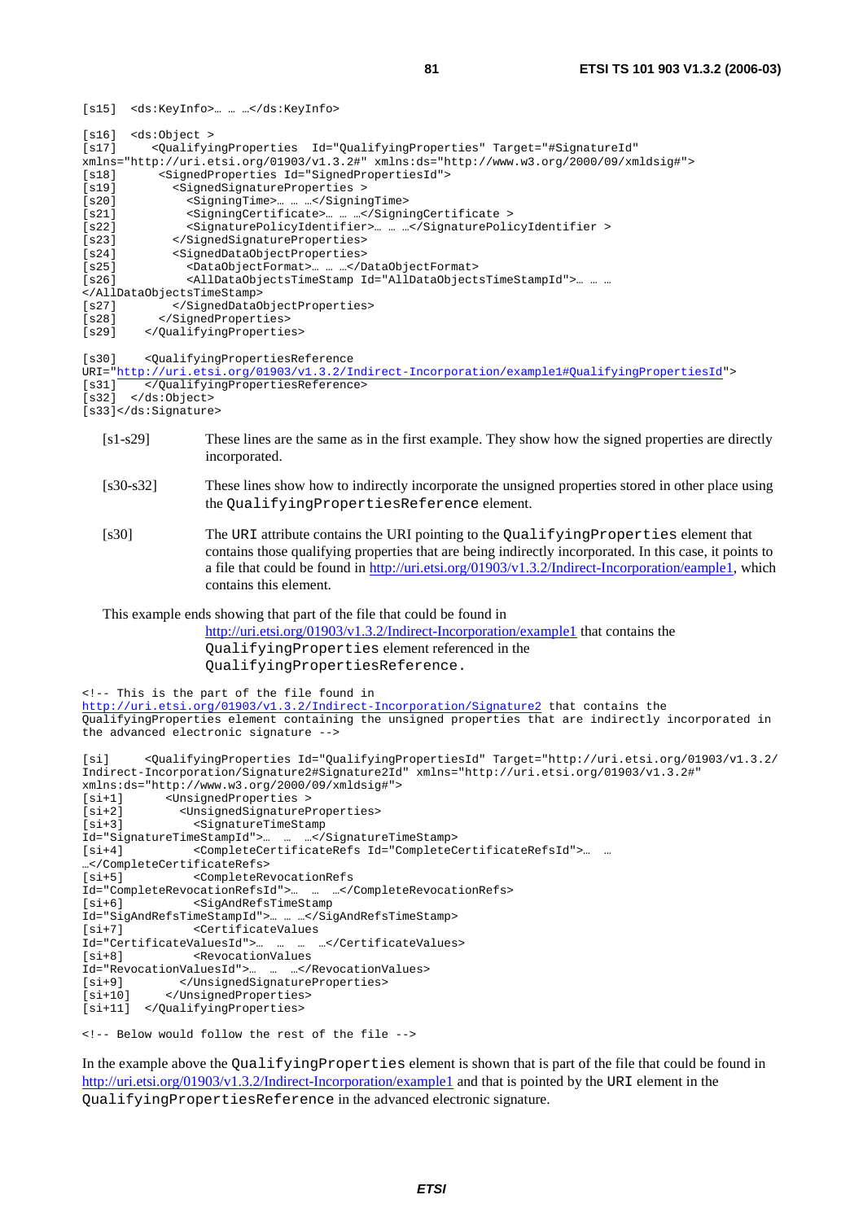```
[s15]  <ds:KeyInfo>… … …</ds:KeyInfo>

[s16]  <ds:Object >
[s17]     <QualifyingProperties  Id="QualifyingProperties" Target="#SignatureId"
xmlns="http://uri.etsi.org/01903/v1.3.2#" xmlns:ds="http://www.w3.org/2000/09/xmldsig#">
[s18]      <SignedProperties Id="SignedPropertiesId">
[s19]        <SignedSignatureProperties >
[s20]          <SigningTime>… … …</SigningTime>
[s21]          <SigningCertificate>… … …</SigningCertificate >
[s22]          <SignaturePolicyIdentifier>… … …</SignaturePolicyIdentifier >
[s23]        </SignedSignatureProperties>
[s24]        <SignedDataObjectProperties>
[s25]          <DataObjectFormat>… … …</DataObjectFormat>
[s26]          <AllDataObjectsTimeStamp Id="AllDataObjectsTimeStampId">… … …
</AllDataObjectsTimeStamp>
[s27]        </SignedDataObjectProperties>
[s28]      </SignedProperties>
[s29]    </QualifyingProperties>

[s30]    <QualifyingPropertiesReference
URI="http://uri.etsi.org/01903/v1.3.2/Indirect-Incorporation/example1#QualifyingPropertiesId">
[s31]    </QualifyingPropertiesReference>
[s32]  </ds:Object>
[s33]</ds:Signature>
```

[s1-s29] These lines are the same as in the first example. They show how the signed properties are directly incorporated.

[s30-s32] These lines show how to indirectly incorporate the unsigned properties stored in other place using the `QualifyingPropertiesReference` element.

[s30] The `URI` attribute contains the URI pointing to the `QualifyingProperties` element that contains those qualifying properties that are being indirectly incorporated. In this case, it points to a file that could be found in http://uri.etsi.org/01903/v1.3.2/Indirect-Incorporation/eample1, which contains this element.

This example ends showing that part of the file that could be found in http://uri.etsi.org/01903/v1.3.2/Indirect-Incorporation/example1 that contains the `QualifyingProperties` element referenced in the `QualifyingPropertiesReference`.

```
<!-- This is the part of the file found in
http://uri.etsi.org/01903/v1.3.2/Indirect-Incorporation/Signature2 that contains the
QualifyingProperties element containing the unsigned properties that are indirectly incorporated in
the advanced electronic signature -->

[si]     <QualifyingProperties Id="QualifyingPropertiesId" Target="http://uri.etsi.org/01903/v1.3.2/
Indirect-Incorporation/Signature2#Signature2Id" xmlns="http://uri.etsi.org/01903/v1.3.2#"
xmlns:ds="http://www.w3.org/2000/09/xmldsig#">
[si+1]      <UnsignedProperties >
[si+2]        <UnsignedSignatureProperties>
[si+3]          <SignatureTimeStamp
Id="SignatureTimeStampId">…  …  …</SignatureTimeStamp>
[si+4]          <CompleteCertificateRefs Id="CompleteCertificateRefsId">…  …
…</CompleteCertificateRefs>
[si+5]          <CompleteRevocationRefs
Id="CompleteRevocationRefsId">…  …  …</CompleteRevocationRefs>
[si+6]          <SigAndRefsTimeStamp
Id="SigAndRefsTimeStampId">… … …</SigAndRefsTimeStamp>
[si+7]          <CertificateValues
Id="CertificateValuesId">…  …  …  …</CertificateValues>
[si+8]          <RevocationValues
Id="RevocationValuesId">…  …  …</RevocationValues>
[si+9]        </UnsignedSignatureProperties>
[si+10]     </UnsignedProperties>
[si+11]  </QualifyingProperties>

<!-- Below would follow the rest of the file -->
```

In the example above the `QualifyingProperties` element is shown that is part of the file that could be found in http://uri.etsi.org/01903/v1.3.2/Indirect-Incorporation/example1 and that is pointed by the `URI` element in the `QualifyingPropertiesReference` in the advanced electronic signature.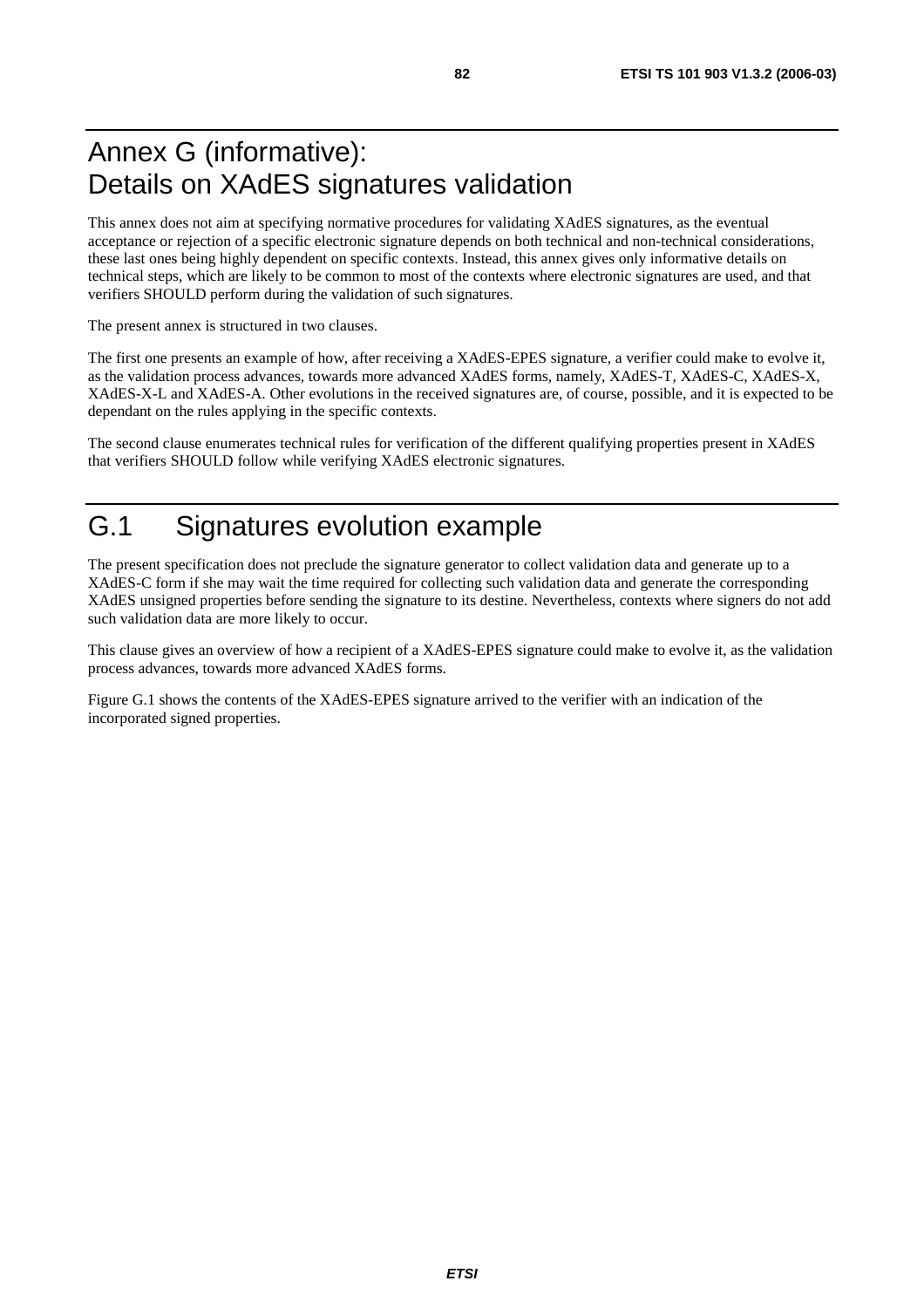# Annex G (informative): Details on XAdES signatures validation

This annex does not aim at specifying normative procedures for validating XAdES signatures, as the eventual acceptance or rejection of a specific electronic signature depends on both technical and non-technical considerations, these last ones being highly dependent on specific contexts. Instead, this annex gives only informative details on technical steps, which are likely to be common to most of the contexts where electronic signatures are used, and that verifiers SHOULD perform during the validation of such signatures.

The present annex is structured in two clauses.

The first one presents an example of how, after receiving a XAdES-EPES signature, a verifier could make to evolve it, as the validation process advances, towards more advanced XAdES forms, namely, XAdES-T, XAdES-C, XAdES-X, XAdES-X-L and XAdES-A. Other evolutions in the received signatures are, of course, possible, and it is expected to be dependant on the rules applying in the specific contexts.

The second clause enumerates technical rules for verification of the different qualifying properties present in XAdES that verifiers SHOULD follow while verifying XAdES electronic signatures.

# G.1 Signatures evolution example

The present specification does not preclude the signature generator to collect validation data and generate up to a XAdES-C form if she may wait the time required for collecting such validation data and generate the corresponding XAdES unsigned properties before sending the signature to its destine. Nevertheless, contexts where signers do not add such validation data are more likely to occur.

This clause gives an overview of how a recipient of a XAdES-EPES signature could make to evolve it, as the validation process advances, towards more advanced XAdES forms.

Figure G.1 shows the contents of the XAdES-EPES signature arrived to the verifier with an indication of the incorporated signed properties.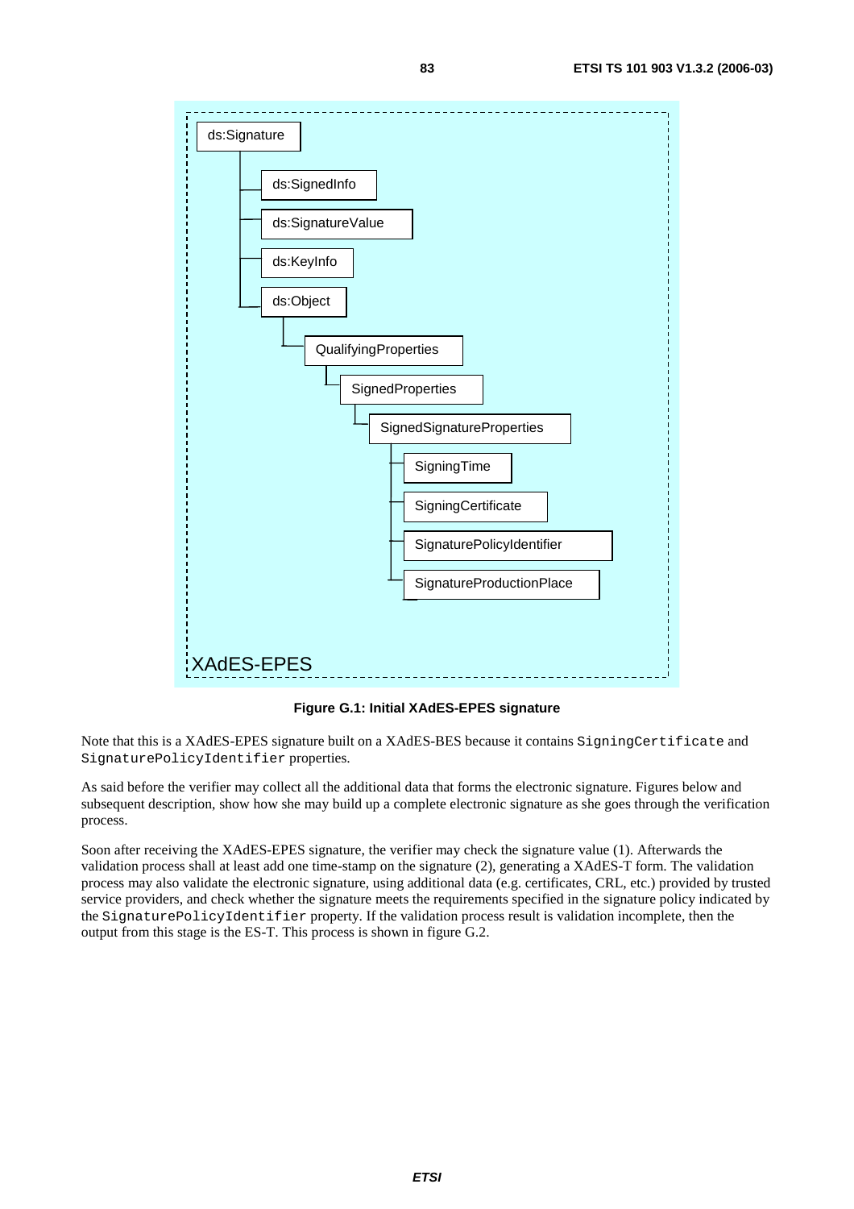```
ds:Signature
├── ds:SignedInfo
├── ds:SignatureValue
├── ds:KeyInfo
└── ds:Object
    └── QualifyingProperties
        └── SignedProperties
            └── SignedSignatureProperties
                ├── SigningTime
                ├── SigningCertificate
                ├── SignaturePolicyIdentifier
                └── SignatureProductionPlace

XAdES-EPES
```

**Figure G.1: Initial XAdES-EPES signature**

Note that this is a XAdES-EPES signature built on a XAdES-BES because it contains `SigningCertificate` and `SignaturePolicyIdentifier` properties.

As said before the verifier may collect all the additional data that forms the electronic signature. Figures below and subsequent description, show how she may build up a complete electronic signature as she goes through the verification process.

Soon after receiving the XAdES-EPES signature, the verifier may check the signature value (1). Afterwards the validation process shall at least add one time-stamp on the signature (2), generating a XAdES-T form. The validation process may also validate the electronic signature, using additional data (e.g. certificates, CRL, etc.) provided by trusted service providers, and check whether the signature meets the requirements specified in the signature policy indicated by the `SignaturePolicyIdentifier` property. If the validation process result is validation incomplete, then the output from this stage is the ES-T. This process is shown in figure G.2.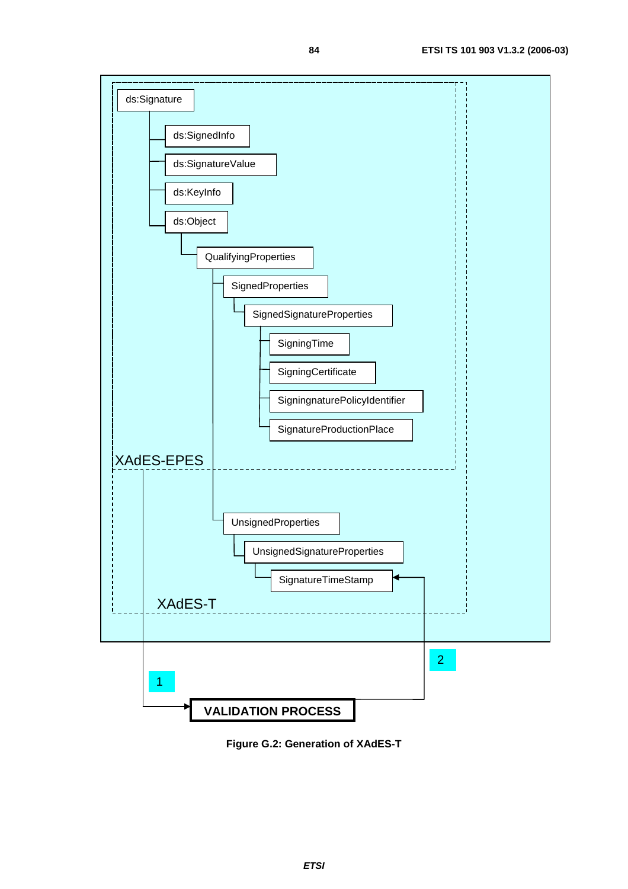ds:Signature

- ds:SignedInfo
- ds:SignatureValue
- ds:KeyInfo
- ds:Object
  - QualifyingProperties
    - SignedProperties
      - SignedSignatureProperties
        - SigningTime
        - SigningCertificate
        - SigningnaturePolicyIdentifier
        - SignatureProductionPlace
    - UnsignedProperties
      - UnsignedSignatureProperties
        - SignatureTimeStamp

XAdES-EPES

XAdES-T

1

2

VALIDATION PROCESS

**Figure G.2: Generation of XAdES-T**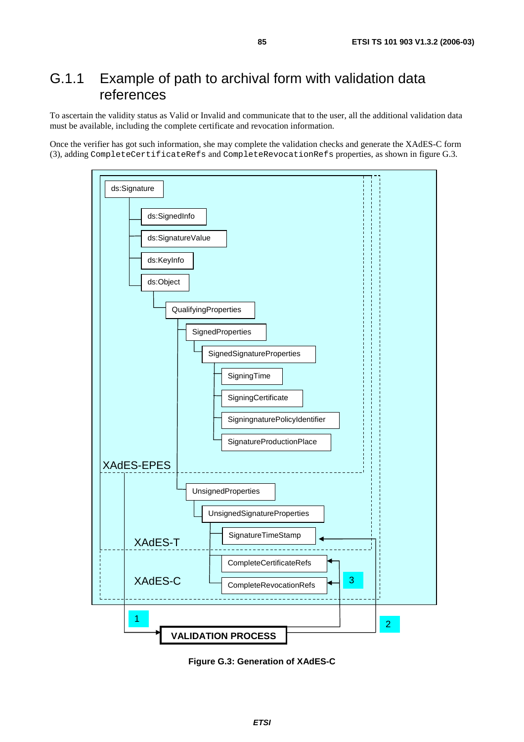## G.1.1 Example of path to archival form with validation data references

To ascertain the validity status as Valid or Invalid and communicate that to the user, all the additional validation data must be available, including the complete certificate and revocation information.

Once the verifier has got such information, she may complete the validation checks and generate the XAdES-C form (3), adding `CompleteCertificateRefs` and `CompleteRevocationRefs` properties, as shown in figure G.3.

```
ds:Signature
    ds:SignedInfo
    ds:SignatureValue
    ds:KeyInfo
    ds:Object
        QualifyingProperties
            SignedProperties
                SignedSignatureProperties
                    SigningTime
                    SigningCertificate
                    SigningnaturePolicyIdentifier
                    SignatureProductionPlace
XAdES-EPES
            UnsignedProperties
                UnsignedSignatureProperties
                    SignatureTimeStamp
XAdES-T
                    CompleteCertificateRefs
                    CompleteRevocationRefs
XAdES-C

1  VALIDATION PROCESS  2  3
```

**Figure G.3: Generation of XAdES-C**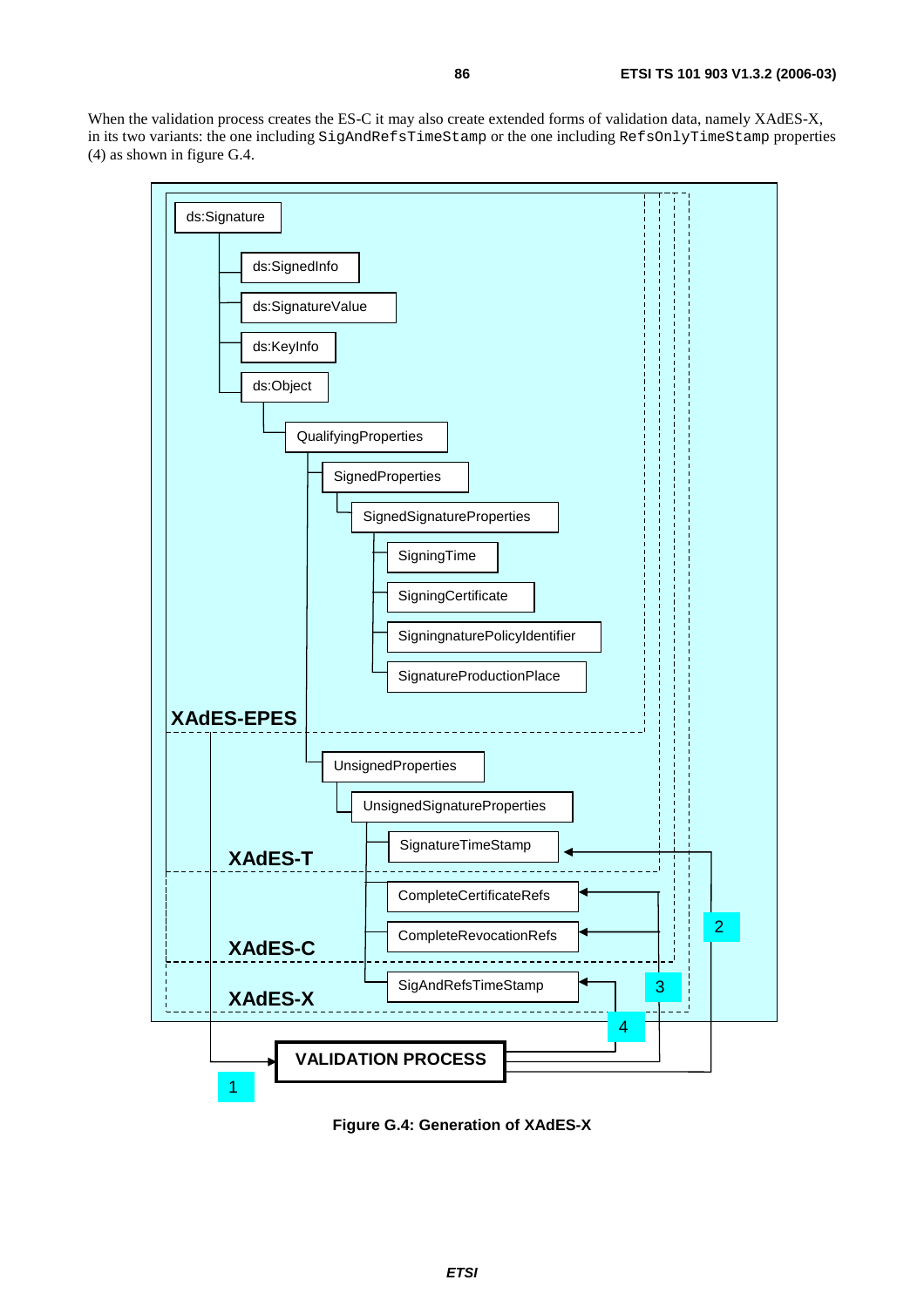When the validation process creates the ES-C it may also create extended forms of validation data, namely XAdES-X, in its two variants: the one including `SigAndRefsTimeStamp` or the one including `RefsOnlyTimeStamp` properties (4) as shown in figure G.4.

```
ds:Signature
├── ds:SignedInfo
├── ds:SignatureValue
├── ds:KeyInfo
└── ds:Object
    └── QualifyingProperties
        ├── SignedProperties
        │   └── SignedSignatureProperties
        │       ├── SigningTime
        │       ├── SigningCertificate
        │       ├── SigningnaturePolicyIdentifier
        │       └── SignatureProductionPlace
        │                                         XAdES-EPES
        └── UnsignedProperties
            └── UnsignedSignatureProperties
                ├── SignatureTimeStamp        <-- (2)
                │                                 XAdES-T
                ├── CompleteCertificateRefs   <-- (3)
                ├── CompleteRevocationRefs    <-- (3)
                │                                 XAdES-C
                └── SigAndRefsTimeStamp       <-- (4)
                                                  XAdES-X

(1) XAdES-EPES --> VALIDATION PROCESS --> (2), (3), (4)
```

**Figure G.4: Generation of XAdES-X**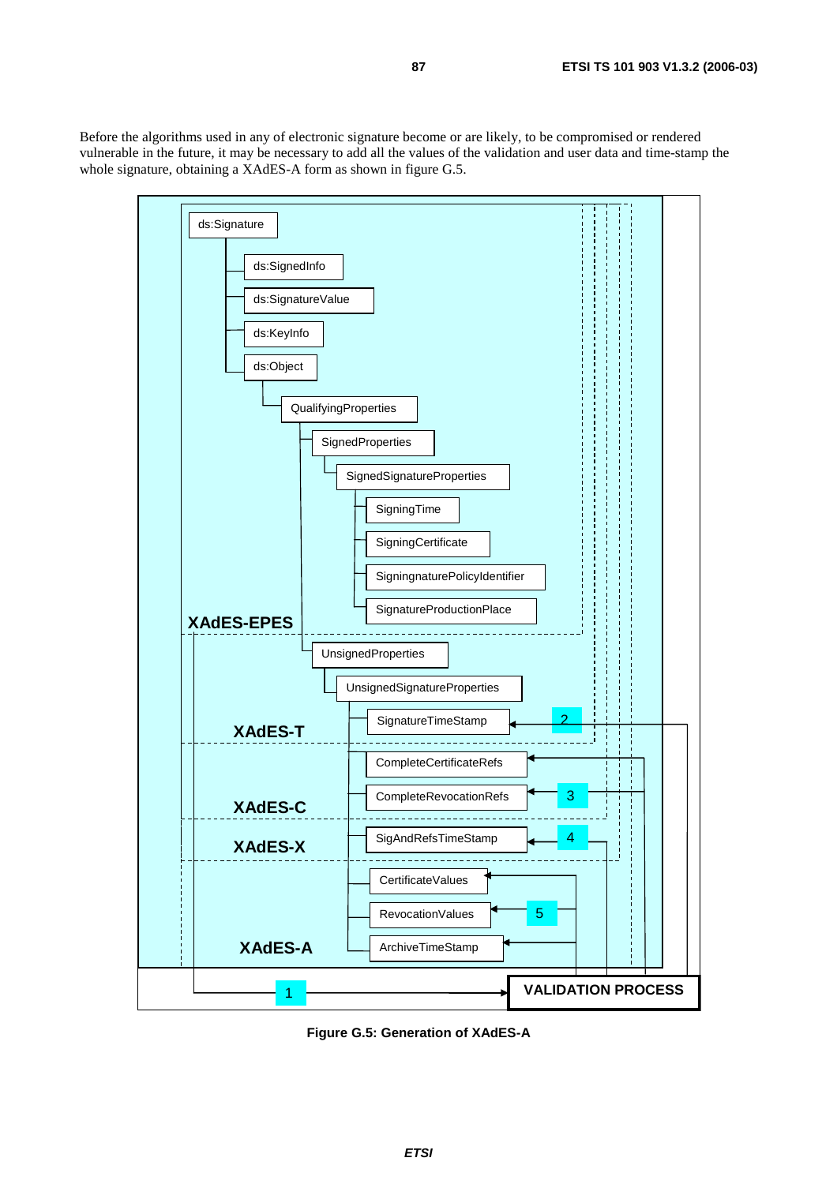Before the algorithms used in any of electronic signature become or are likely, to be compromised or rendered vulnerable in the future, it may be necessary to add all the values of the validation and user data and time-stamp the whole signature, obtaining a XAdES-A form as shown in figure G.5.

```
ds:Signature
    ds:SignedInfo
    ds:SignatureValue
    ds:KeyInfo
    ds:Object
        QualifyingProperties
            SignedProperties
                SignedSignatureProperties
                    SigningTime
                    SigningCertificate
                    SigningnaturePolicyIdentifier
                    SignatureProductionPlace
XAdES-EPES
            UnsignedProperties
                UnsignedSignatureProperties
                    SignatureTimeStamp          <-- 2
XAdES-T
                    CompleteCertificateRefs     <--
                    CompleteRevocationRefs      <-- 3
XAdES-C
                    SigAndRefsTimeStamp         <-- 4
XAdES-X
                    CertificateValues           <--
                    RevocationValues            <-- 5
                    ArchiveTimeStamp            <--
XAdES-A
1 --> VALIDATION PROCESS
```

**Figure G.5: Generation of XAdES-A**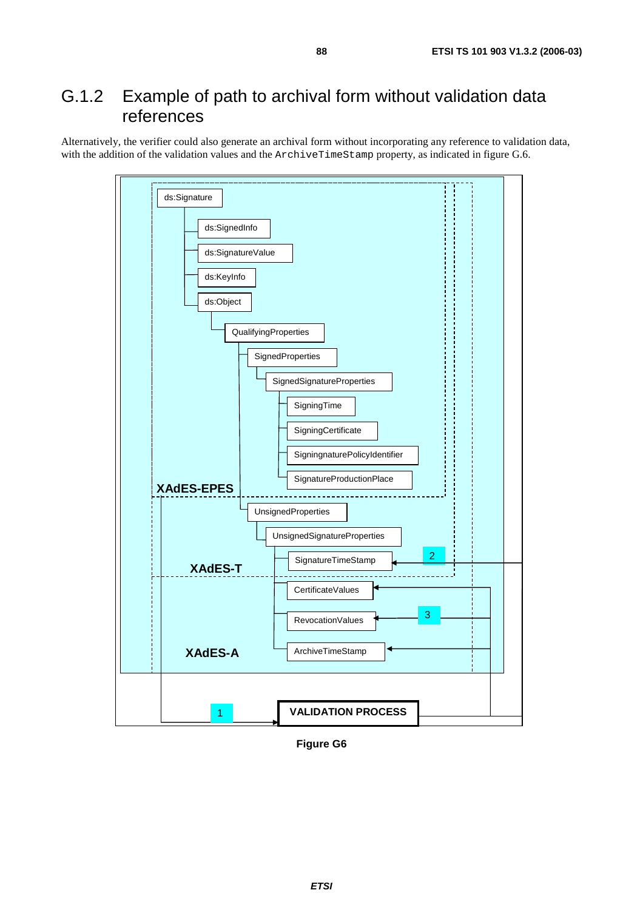## G.1.2 Example of path to archival form without validation data references

Alternatively, the verifier could also generate an archival form without incorporating any reference to validation data, with the addition of the validation values and the `ArchiveTimeStamp` property, as indicated in figure G.6.

ds:Signature
- ds:SignedInfo
- ds:SignatureValue
- ds:KeyInfo
- ds:Object
  - QualifyingProperties
    - SignedProperties
      - SignedSignatureProperties
        - SigningTime
        - SigningCertificate
        - SigningnaturePolicyIdentifier
        - SignatureProductionPlace

XAdES-EPES

- UnsignedProperties
  - UnsignedSignatureProperties
    - SignatureTimeStamp

XAdES-T

- CertificateValues
- RevocationValues
- ArchiveTimeStamp

XAdES-A

1 — VALIDATION PROCESS — 2, 3

**Figure G6**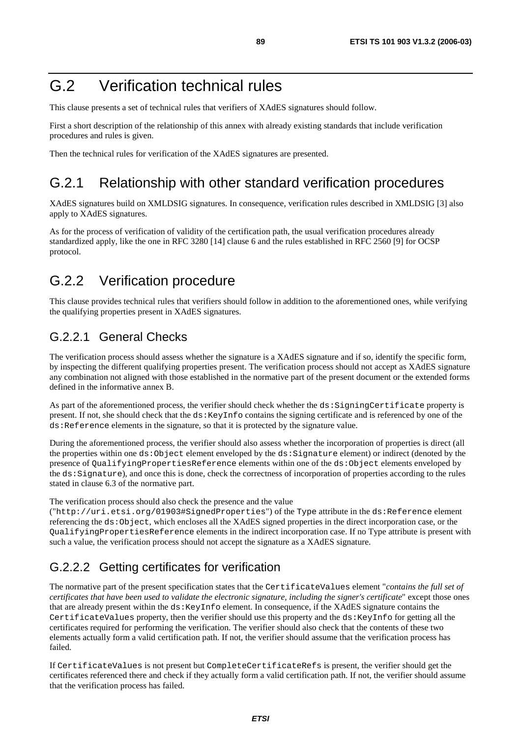# G.2 Verification technical rules

This clause presents a set of technical rules that verifiers of XAdES signatures should follow.

First a short description of the relationship of this annex with already existing standards that include verification procedures and rules is given.

Then the technical rules for verification of the XAdES signatures are presented.

## G.2.1 Relationship with other standard verification procedures

XAdES signatures build on XMLDSIG signatures. In consequence, verification rules described in XMLDSIG [3] also apply to XAdES signatures.

As for the process of verification of validity of the certification path, the usual verification procedures already standardized apply, like the one in RFC 3280 [14] clause 6 and the rules established in RFC 2560 [9] for OCSP protocol.

## G.2.2 Verification procedure

This clause provides technical rules that verifiers should follow in addition to the aforementioned ones, while verifying the qualifying properties present in XAdES signatures.

### G.2.2.1 General Checks

The verification process should assess whether the signature is a XAdES signature and if so, identify the specific form, by inspecting the different qualifying properties present. The verification process should not accept as XAdES signature any combination not aligned with those established in the normative part of the present document or the extended forms defined in the informative annex B.

As part of the aforementioned process, the verifier should check whether the `ds:SigningCertificate` property is present. If not, she should check that the `ds:KeyInfo` contains the signing certificate and is referenced by one of the `ds:Reference` elements in the signature, so that it is protected by the signature value.

During the aforementioned process, the verifier should also assess whether the incorporation of properties is direct (all the properties within one `ds:Object` element enveloped by the `ds:Signature` element) or indirect (denoted by the presence of `QualifyingPropertiesReference` elements within one of the `ds:Object` elements enveloped by the `ds:Signature`), and once this is done, check the correctness of incorporation of properties according to the rules stated in clause 6.3 of the normative part.

The verification process should also check the presence and the value ("`http://uri.etsi.org/01903#SignedProperties`") of the `Type` attribute in the `ds:Reference` element referencing the `ds:Object`, which encloses all the XAdES signed properties in the direct incorporation case, or the `QualifyingPropertiesReference` elements in the indirect incorporation case. If no Type attribute is present with such a value, the verification process should not accept the signature as a XAdES signature.

### G.2.2.2 Getting certificates for verification

The normative part of the present specification states that the `CertificateValues` element "*contains the full set of certificates that have been used to validate the electronic signature, including the signer's certificate*" except those ones that are already present within the `ds:KeyInfo` element. In consequence, if the XAdES signature contains the `CertificateValues` property, then the verifier should use this property and the `ds:KeyInfo` for getting all the certificates required for performing the verification. The verifier should also check that the contents of these two elements actually form a valid certification path. If not, the verifier should assume that the verification process has failed.

If `CertificateValues` is not present but `CompleteCertificateRefs` is present, the verifier should get the certificates referenced there and check if they actually form a valid certification path. If not, the verifier should assume that the verification process has failed.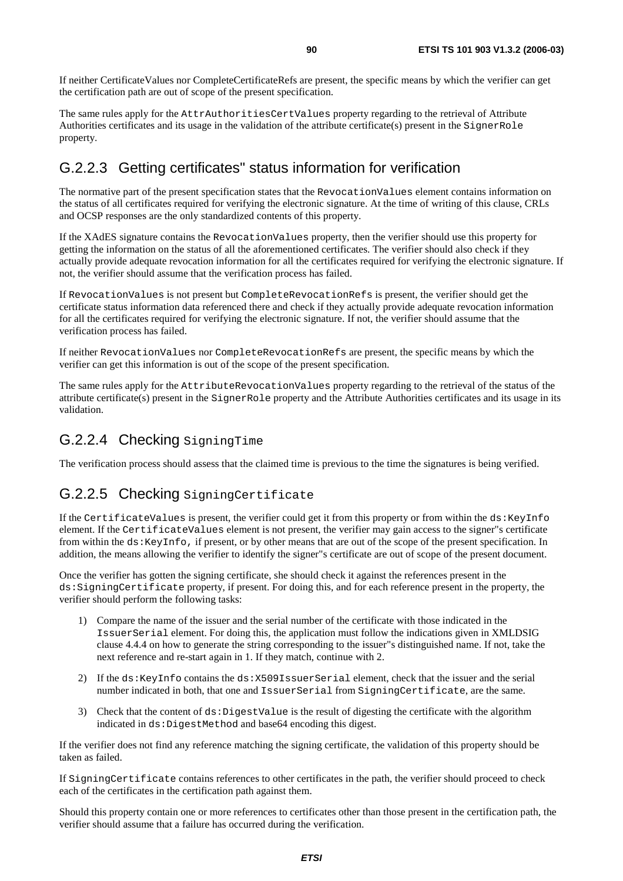If neither CertificateValues nor CompleteCertificateRefs are present, the specific means by which the verifier can get the certification path are out of scope of the present specification.

The same rules apply for the `AttrAuthoritiesCertValues` property regarding to the retrieval of Attribute Authorities certificates and its usage in the validation of the attribute certificate(s) present in the `SignerRole` property.

### G.2.2.3 Getting certificates" status information for verification

The normative part of the present specification states that the `RevocationValues` element contains information on the status of all certificates required for verifying the electronic signature. At the time of writing of this clause, CRLs and OCSP responses are the only standardized contents of this property.

If the XAdES signature contains the `RevocationValues` property, then the verifier should use this property for getting the information on the status of all the aforementioned certificates. The verifier should also check if they actually provide adequate revocation information for all the certificates required for verifying the electronic signature. If not, the verifier should assume that the verification process has failed.

If `RevocationValues` is not present but `CompleteRevocationRefs` is present, the verifier should get the certificate status information data referenced there and check if they actually provide adequate revocation information for all the certificates required for verifying the electronic signature. If not, the verifier should assume that the verification process has failed.

If neither `RevocationValues` nor `CompleteRevocationRefs` are present, the specific means by which the verifier can get this information is out of the scope of the present specification.

The same rules apply for the `AttributeRevocationValues` property regarding to the retrieval of the status of the attribute certificate(s) present in the `SignerRole` property and the Attribute Authorities certificates and its usage in its validation.

### G.2.2.4 Checking `SigningTime`

The verification process should assess that the claimed time is previous to the time the signatures is being verified.

### G.2.2.5 Checking `SigningCertificate`

If the `CertificateValues` is present, the verifier could get it from this property or from within the `ds:KeyInfo` element. If the `CertificateValues` element is not present, the verifier may gain access to the signer"s certificate from within the `ds:KeyInfo,` if present, or by other means that are out of the scope of the present specification. In addition, the means allowing the verifier to identify the signer"s certificate are out of scope of the present document.

Once the verifier has gotten the signing certificate, she should check it against the references present in the `ds:SigningCertificate` property, if present. For doing this, and for each reference present in the property, the verifier should perform the following tasks:

1) Compare the name of the issuer and the serial number of the certificate with those indicated in the `IssuerSerial` element. For doing this, the application must follow the indications given in XMLDSIG clause 4.4.4 on how to generate the string corresponding to the issuer"s distinguished name. If not, take the next reference and re-start again in 1. If they match, continue with 2.

2) If the `ds:KeyInfo` contains the `ds:X509IssuerSerial` element, check that the issuer and the serial number indicated in both, that one and `IssuerSerial` from `SigningCertificate`, are the same.

3) Check that the content of `ds:DigestValue` is the result of digesting the certificate with the algorithm indicated in `ds:DigestMethod` and base64 encoding this digest.

If the verifier does not find any reference matching the signing certificate, the validation of this property should be taken as failed.

If `SigningCertificate` contains references to other certificates in the path, the verifier should proceed to check each of the certificates in the certification path against them.

Should this property contain one or more references to certificates other than those present in the certification path, the verifier should assume that a failure has occurred during the verification.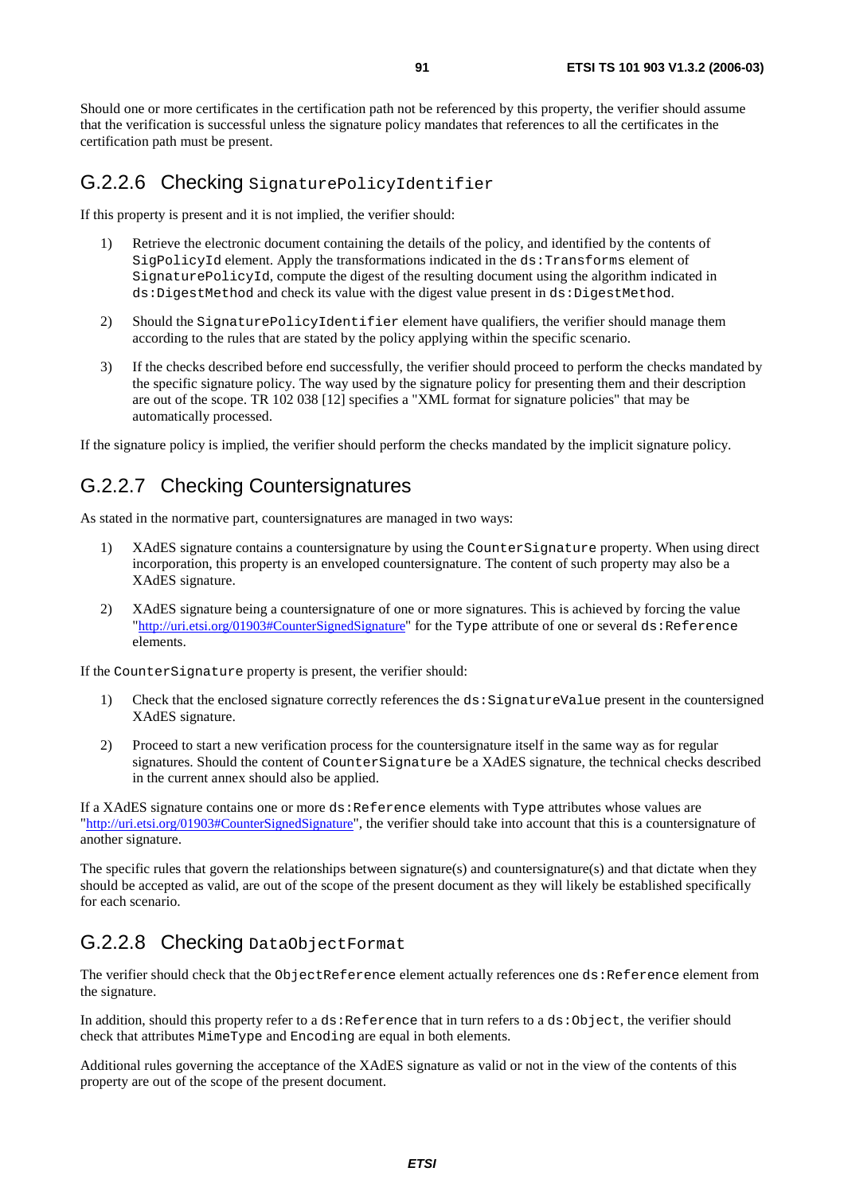Should one or more certificates in the certification path not be referenced by this property, the verifier should assume that the verification is successful unless the signature policy mandates that references to all the certificates in the certification path must be present.

### G.2.2.6 Checking `SignaturePolicyIdentifier`

If this property is present and it is not implied, the verifier should:

1) Retrieve the electronic document containing the details of the policy, and identified by the contents of `SigPolicyId` element. Apply the transformations indicated in the `ds:Transforms` element of `SignaturePolicyId`, compute the digest of the resulting document using the algorithm indicated in `ds:DigestMethod` and check its value with the digest value present in `ds:DigestMethod`.

2) Should the `SignaturePolicyIdentifier` element have qualifiers, the verifier should manage them according to the rules that are stated by the policy applying within the specific scenario.

3) If the checks described before end successfully, the verifier should proceed to perform the checks mandated by the specific signature policy. The way used by the signature policy for presenting them and their description are out of the scope. TR 102 038 [12] specifies a "XML format for signature policies" that may be automatically processed.

If the signature policy is implied, the verifier should perform the checks mandated by the implicit signature policy.

### G.2.2.7 Checking Countersignatures

As stated in the normative part, countersignatures are managed in two ways:

1) XAdES signature contains a countersignature by using the `CounterSignature` property. When using direct incorporation, this property is an enveloped countersignature. The content of such property may also be a XAdES signature.

2) XAdES signature being a countersignature of one or more signatures. This is achieved by forcing the value "http://uri.etsi.org/01903#CounterSignedSignature" for the `Type` attribute of one or several `ds:Reference` elements.

If the `CounterSignature` property is present, the verifier should:

1) Check that the enclosed signature correctly references the `ds:SignatureValue` present in the countersigned XAdES signature.

2) Proceed to start a new verification process for the countersignature itself in the same way as for regular signatures. Should the content of `CounterSignature` be a XAdES signature, the technical checks described in the current annex should also be applied.

If a XAdES signature contains one or more `ds:Reference` elements with `Type` attributes whose values are "http://uri.etsi.org/01903#CounterSignedSignature", the verifier should take into account that this is a countersignature of another signature.

The specific rules that govern the relationships between signature(s) and countersignature(s) and that dictate when they should be accepted as valid, are out of the scope of the present document as they will likely be established specifically for each scenario.

### G.2.2.8 Checking `DataObjectFormat`

The verifier should check that the `ObjectReference` element actually references one `ds:Reference` element from the signature.

In addition, should this property refer to a `ds:Reference` that in turn refers to a `ds:Object`, the verifier should check that attributes `MimeType` and `Encoding` are equal in both elements.

Additional rules governing the acceptance of the XAdES signature as valid or not in the view of the contents of this property are out of the scope of the present document.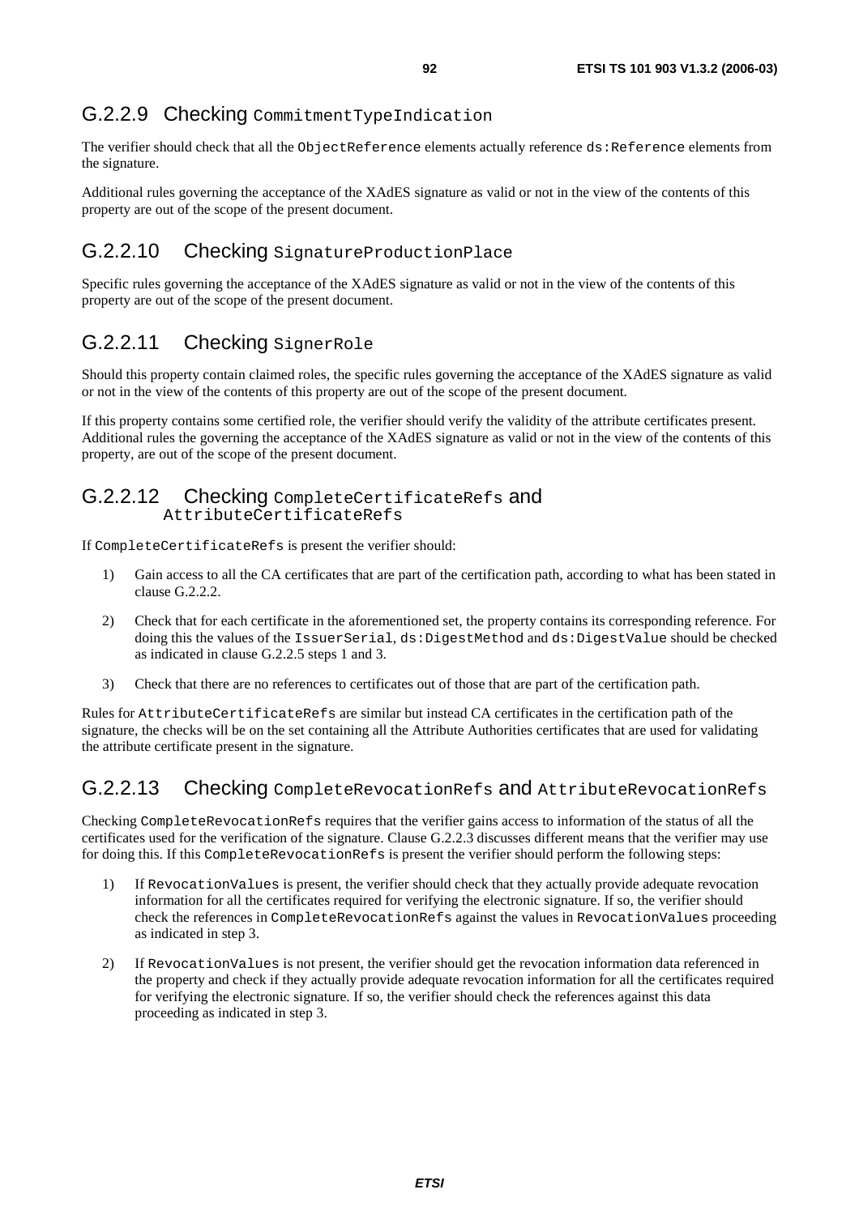### G.2.2.9 Checking CommitmentTypeIndication

The verifier should check that all the ObjectReference elements actually reference ds:Reference elements from the signature.

Additional rules governing the acceptance of the XAdES signature as valid or not in the view of the contents of this property are out of the scope of the present document.

### G.2.2.10 Checking SignatureProductionPlace

Specific rules governing the acceptance of the XAdES signature as valid or not in the view of the contents of this property are out of the scope of the present document.

### G.2.2.11 Checking SignerRole

Should this property contain claimed roles, the specific rules governing the acceptance of the XAdES signature as valid or not in the view of the contents of this property are out of the scope of the present document.

If this property contains some certified role, the verifier should verify the validity of the attribute certificates present. Additional rules the governing the acceptance of the XAdES signature as valid or not in the view of the contents of this property, are out of the scope of the present document.

### G.2.2.12 Checking CompleteCertificateRefs and AttributeCertificateRefs

If CompleteCertificateRefs is present the verifier should:

1) Gain access to all the CA certificates that are part of the certification path, according to what has been stated in clause G.2.2.2.

2) Check that for each certificate in the aforementioned set, the property contains its corresponding reference. For doing this the values of the IssuerSerial, ds:DigestMethod and ds:DigestValue should be checked as indicated in clause G.2.2.5 steps 1 and 3.

3) Check that there are no references to certificates out of those that are part of the certification path.

Rules for AttributeCertificateRefs are similar but instead CA certificates in the certification path of the signature, the checks will be on the set containing all the Attribute Authorities certificates that are used for validating the attribute certificate present in the signature.

### G.2.2.13 Checking CompleteRevocationRefs and AttributeRevocationRefs

Checking CompleteRevocationRefs requires that the verifier gains access to information of the status of all the certificates used for the verification of the signature. Clause G.2.2.3 discusses different means that the verifier may use for doing this. If this CompleteRevocationRefs is present the verifier should perform the following steps:

1) If RevocationValues is present, the verifier should check that they actually provide adequate revocation information for all the certificates required for verifying the electronic signature. If so, the verifier should check the references in CompleteRevocationRefs against the values in RevocationValues proceeding as indicated in step 3.

2) If RevocationValues is not present, the verifier should get the revocation information data referenced in the property and check if they actually provide adequate revocation information for all the certificates required for verifying the electronic signature. If so, the verifier should check the references against this data proceeding as indicated in step 3.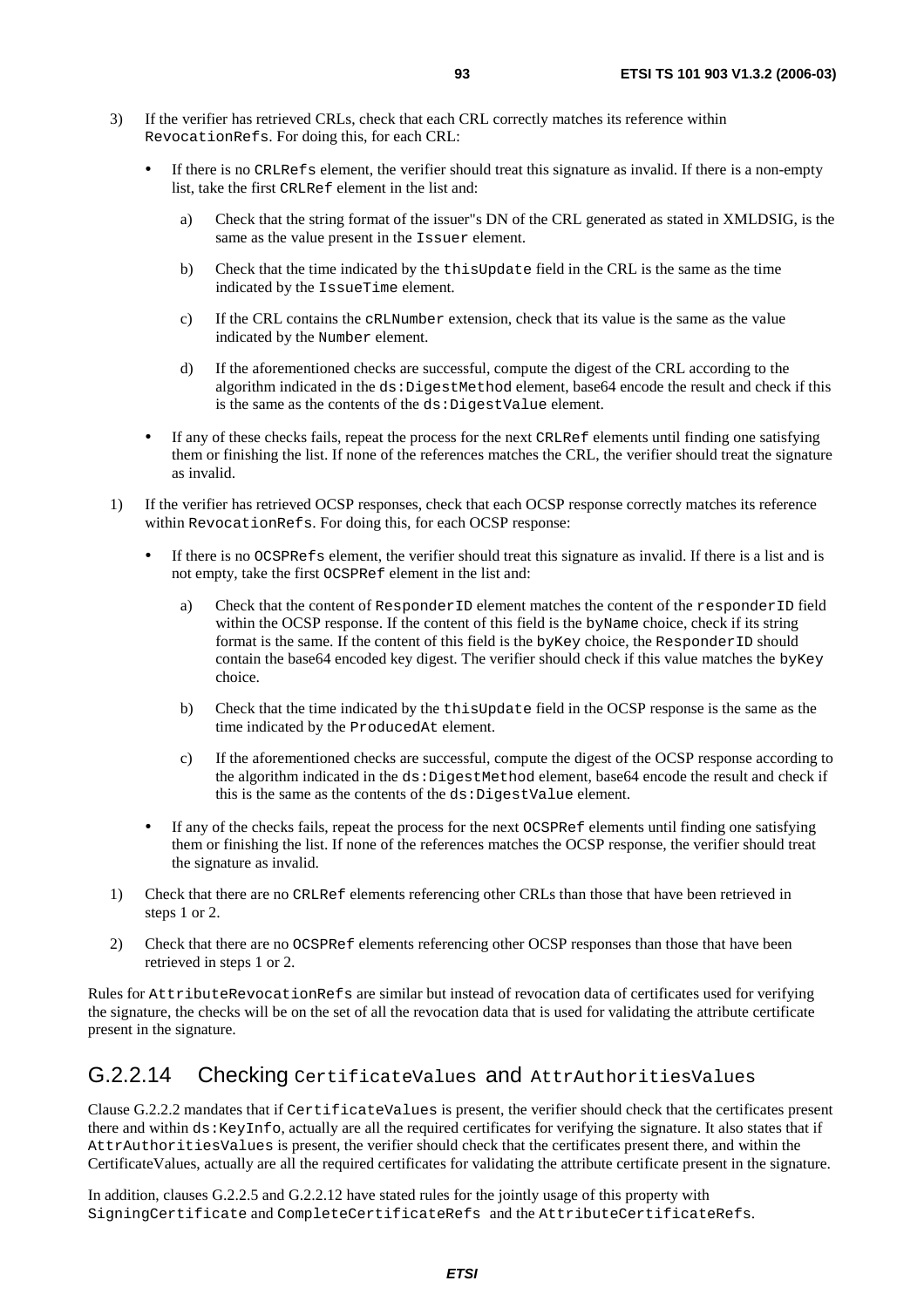3) If the verifier has retrieved CRLs, check that each CRL correctly matches its reference within `RevocationRefs`. For doing this, for each CRL:

   - If there is no `CRLRefs` element, the verifier should treat this signature as invalid. If there is a non-empty list, take the first `CRLRef` element in the list and:

     a) Check that the string format of the issuer"s DN of the CRL generated as stated in XMLDSIG, is the same as the value present in the `Issuer` element.

     b) Check that the time indicated by the `thisUpdate` field in the CRL is the same as the time indicated by the `IssueTime` element.

     c) If the CRL contains the `cRLNumber` extension, check that its value is the same as the value indicated by the `Number` element.

     d) If the aforementioned checks are successful, compute the digest of the CRL according to the algorithm indicated in the `ds:DigestMethod` element, base64 encode the result and check if this is the same as the contents of the `ds:DigestValue` element.

   - If any of these checks fails, repeat the process for the next `CRLRef` elements until finding one satisfying them or finishing the list. If none of the references matches the CRL, the verifier should treat the signature as invalid.

1) If the verifier has retrieved OCSP responses, check that each OCSP response correctly matches its reference within `RevocationRefs`. For doing this, for each OCSP response:

   - If there is no `OCSPRefs` element, the verifier should treat this signature as invalid. If there is a list and is not empty, take the first `OCSPRef` element in the list and:

     a) Check that the content of `ResponderID` element matches the content of the `responderID` field within the OCSP response. If the content of this field is the `byName` choice, check if its string format is the same. If the content of this field is the `byKey` choice, the `ResponderID` should contain the base64 encoded key digest. The verifier should check if this value matches the `byKey` choice.

     b) Check that the time indicated by the `thisUpdate` field in the OCSP response is the same as the time indicated by the `ProducedAt` element.

     c) If the aforementioned checks are successful, compute the digest of the OCSP response according to the algorithm indicated in the `ds:DigestMethod` element, base64 encode the result and check if this is the same as the contents of the `ds:DigestValue` element.

   - If any of the checks fails, repeat the process for the next `OCSPRef` elements until finding one satisfying them or finishing the list. If none of the references matches the OCSP response, the verifier should treat the signature as invalid.

1) Check that there are no `CRLRef` elements referencing other CRLs than those that have been retrieved in steps 1 or 2.

2) Check that there are no `OCSPRef` elements referencing other OCSP responses than those that have been retrieved in steps 1 or 2.

Rules for `AttributeRevocationRefs` are similar but instead of revocation data of certificates used for verifying the signature, the checks will be on the set of all the revocation data that is used for validating the attribute certificate present in the signature.

### G.2.2.14 Checking `CertificateValues` and `AttrAuthoritiesValues`

Clause G.2.2.2 mandates that if `CertificateValues` is present, the verifier should check that the certificates present there and within `ds:KeyInfo`, actually are all the required certificates for verifying the signature. It also states that if `AttrAuthoritiesValues` is present, the verifier should check that the certificates present there, and within the CertificateValues, actually are all the required certificates for validating the attribute certificate present in the signature.

In addition, clauses G.2.2.5 and G.2.2.12 have stated rules for the jointly usage of this property with `SigningCertificate` and `CompleteCertificateRefs` and the `AttributeCertificateRefs`.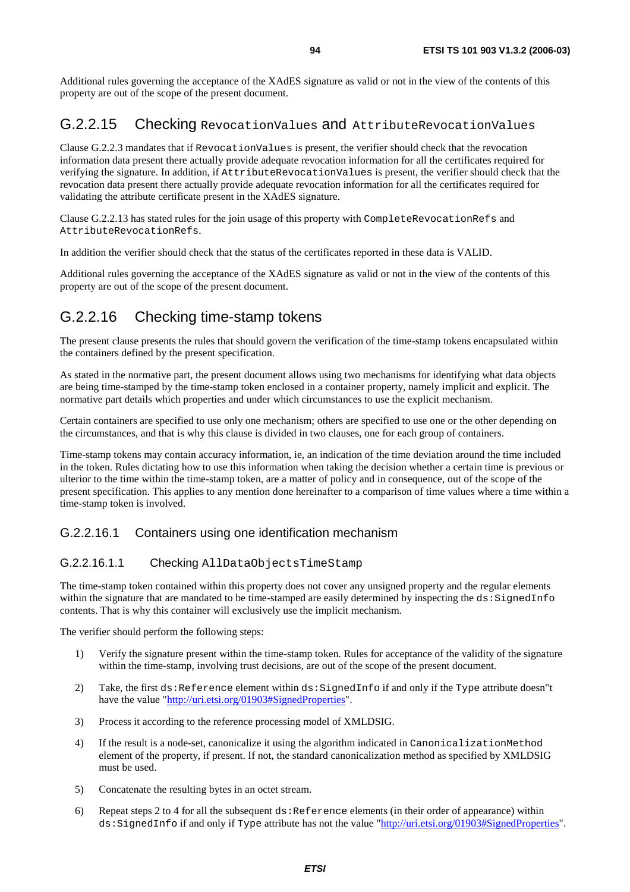Additional rules governing the acceptance of the XAdES signature as valid or not in the view of the contents of this property are out of the scope of the present document.

## G.2.2.15 Checking `RevocationValues` and `AttributeRevocationValues`

Clause G.2.2.3 mandates that if `RevocationValues` is present, the verifier should check that the revocation information data present there actually provide adequate revocation information for all the certificates required for verifying the signature. In addition, if `AttributeRevocationValues` is present, the verifier should check that the revocation data present there actually provide adequate revocation information for all the certificates required for validating the attribute certificate present in the XAdES signature.

Clause G.2.2.13 has stated rules for the join usage of this property with `CompleteRevocationRefs` and `AttributeRevocationRefs`.

In addition the verifier should check that the status of the certificates reported in these data is VALID.

Additional rules governing the acceptance of the XAdES signature as valid or not in the view of the contents of this property are out of the scope of the present document.

## G.2.2.16 Checking time-stamp tokens

The present clause presents the rules that should govern the verification of the time-stamp tokens encapsulated within the containers defined by the present specification.

As stated in the normative part, the present document allows using two mechanisms for identifying what data objects are being time-stamped by the time-stamp token enclosed in a container property, namely implicit and explicit. The normative part details which properties and under which circumstances to use the explicit mechanism.

Certain containers are specified to use only one mechanism; others are specified to use one or the other depending on the circumstances, and that is why this clause is divided in two clauses, one for each group of containers.

Time-stamp tokens may contain accuracy information, ie, an indication of the time deviation around the time included in the token. Rules dictating how to use this information when taking the decision whether a certain time is previous or ulterior to the time within the time-stamp token, are a matter of policy and in consequence, out of the scope of the present specification. This applies to any mention done hereinafter to a comparison of time values where a time within a time-stamp token is involved.

### G.2.2.16.1 Containers using one identification mechanism

#### G.2.2.16.1.1 Checking `AllDataObjectsTimeStamp`

The time-stamp token contained within this property does not cover any unsigned property and the regular elements within the signature that are mandated to be time-stamped are easily determined by inspecting the `ds:SignedInfo` contents. That is why this container will exclusively use the implicit mechanism.

The verifier should perform the following steps:

1) Verify the signature present within the time-stamp token. Rules for acceptance of the validity of the signature within the time-stamp, involving trust decisions, are out of the scope of the present document.

2) Take, the first `ds:Reference` element within `ds:SignedInfo` if and only if the `Type` attribute doesn"t have the value "http://uri.etsi.org/01903#SignedProperties".

3) Process it according to the reference processing model of XMLDSIG.

4) If the result is a node-set, canonicalize it using the algorithm indicated in `CanonicalizationMethod` element of the property, if present. If not, the standard canonicalization method as specified by XMLDSIG must be used.

5) Concatenate the resulting bytes in an octet stream.

6) Repeat steps 2 to 4 for all the subsequent `ds:Reference` elements (in their order of appearance) within `ds:SignedInfo` if and only if `Type` attribute has not the value "http://uri.etsi.org/01903#SignedProperties".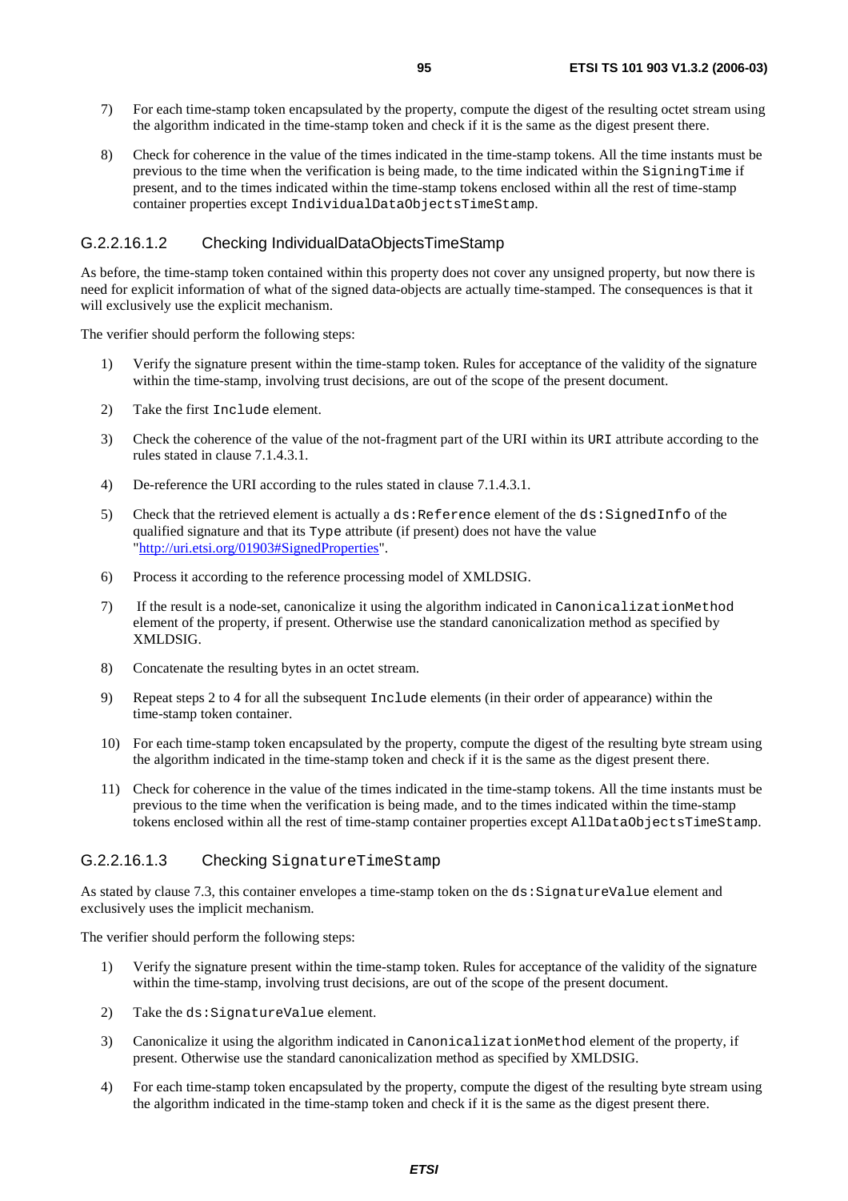7) For each time-stamp token encapsulated by the property, compute the digest of the resulting octet stream using the algorithm indicated in the time-stamp token and check if it is the same as the digest present there.

8) Check for coherence in the value of the times indicated in the time-stamp tokens. All the time instants must be previous to the time when the verification is being made, to the time indicated within the `SigningTime` if present, and to the times indicated within the time-stamp tokens enclosed within all the rest of time-stamp container properties except `IndividualDataObjectsTimeStamp`.

#### G.2.2.16.1.2 Checking IndividualDataObjectsTimeStamp

As before, the time-stamp token contained within this property does not cover any unsigned property, but now there is need for explicit information of what of the signed data-objects are actually time-stamped. The consequences is that it will exclusively use the explicit mechanism.

The verifier should perform the following steps:

1) Verify the signature present within the time-stamp token. Rules for acceptance of the validity of the signature within the time-stamp, involving trust decisions, are out of the scope of the present document.

2) Take the first `Include` element.

3) Check the coherence of the value of the not-fragment part of the URI within its `URI` attribute according to the rules stated in clause 7.1.4.3.1.

4) De-reference the URI according to the rules stated in clause 7.1.4.3.1.

5) Check that the retrieved element is actually a `ds:Reference` element of the `ds:SignedInfo` of the qualified signature and that its `Type` attribute (if present) does not have the value "http://uri.etsi.org/01903#SignedProperties".

6) Process it according to the reference processing model of XMLDSIG.

7) If the result is a node-set, canonicalize it using the algorithm indicated in `CanonicalizationMethod` element of the property, if present. Otherwise use the standard canonicalization method as specified by XMLDSIG.

8) Concatenate the resulting bytes in an octet stream.

9) Repeat steps 2 to 4 for all the subsequent `Include` elements (in their order of appearance) within the time-stamp token container.

10) For each time-stamp token encapsulated by the property, compute the digest of the resulting byte stream using the algorithm indicated in the time-stamp token and check if it is the same as the digest present there.

11) Check for coherence in the value of the times indicated in the time-stamp tokens. All the time instants must be previous to the time when the verification is being made, and to the times indicated within the time-stamp tokens enclosed within all the rest of time-stamp container properties except `AllDataObjectsTimeStamp`.

#### G.2.2.16.1.3 Checking `SignatureTimeStamp`

As stated by clause 7.3, this container envelopes a time-stamp token on the `ds:SignatureValue` element and exclusively uses the implicit mechanism.

The verifier should perform the following steps:

1) Verify the signature present within the time-stamp token. Rules for acceptance of the validity of the signature within the time-stamp, involving trust decisions, are out of the scope of the present document.

2) Take the `ds:SignatureValue` element.

3) Canonicalize it using the algorithm indicated in `CanonicalizationMethod` element of the property, if present. Otherwise use the standard canonicalization method as specified by XMLDSIG.

4) For each time-stamp token encapsulated by the property, compute the digest of the resulting byte stream using the algorithm indicated in the time-stamp token and check if it is the same as the digest present there.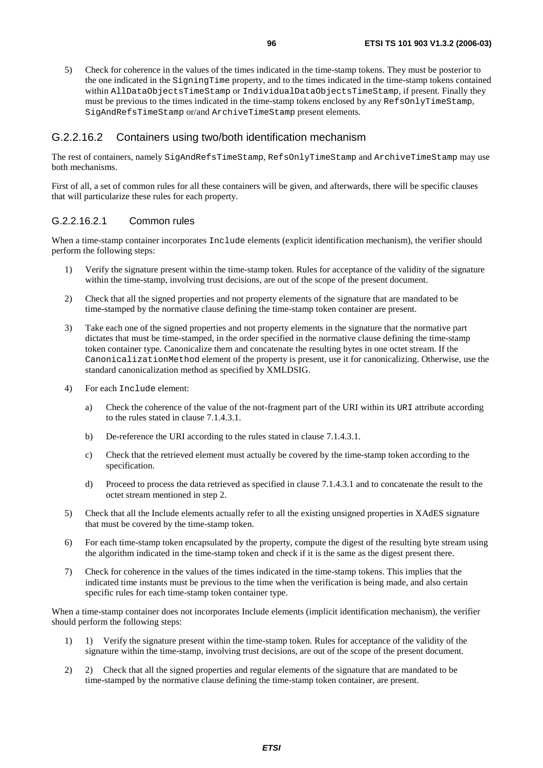5) Check for coherence in the values of the times indicated in the time-stamp tokens. They must be posterior to the one indicated in the `SigningTime` property, and to the times indicated in the time-stamp tokens contained within `AllDataObjectsTimeStamp` or `IndividualDataObjectsTimeStamp`, if present. Finally they must be previous to the times indicated in the time-stamp tokens enclosed by any `RefsOnlyTimeStamp`, `SigAndRefsTimeStamp` or/and `ArchiveTimeStamp` present elements.

### G.2.2.16.2 Containers using two/both identification mechanism

The rest of containers, namely `SigAndRefsTimeStamp`, `RefsOnlyTimeStamp` and `ArchiveTimeStamp` may use both mechanisms.

First of all, a set of common rules for all these containers will be given, and afterwards, there will be specific clauses that will particularize these rules for each property.

#### G.2.2.16.2.1 Common rules

When a time-stamp container incorporates `Include` elements (explicit identification mechanism), the verifier should perform the following steps:

1) Verify the signature present within the time-stamp token. Rules for acceptance of the validity of the signature within the time-stamp, involving trust decisions, are out of the scope of the present document.

2) Check that all the signed properties and not property elements of the signature that are mandated to be time-stamped by the normative clause defining the time-stamp token container are present.

3) Take each one of the signed properties and not property elements in the signature that the normative part dictates that must be time-stamped, in the order specified in the normative clause defining the time-stamp token container type. Canonicalize them and concatenate the resulting bytes in one octet stream. If the `CanonicalizationMethod` element of the property is present, use it for canonicalizing. Otherwise, use the standard canonicalization method as specified by XMLDSIG.

4) For each `Include` element:

   a) Check the coherence of the value of the not-fragment part of the URI within its `URI` attribute according to the rules stated in clause 7.1.4.3.1.

   b) De-reference the URI according to the rules stated in clause 7.1.4.3.1.

   c) Check that the retrieved element must actually be covered by the time-stamp token according to the specification.

   d) Proceed to process the data retrieved as specified in clause 7.1.4.3.1 and to concatenate the result to the octet stream mentioned in step 2.

5) Check that all the Include elements actually refer to all the existing unsigned properties in XAdES signature that must be covered by the time-stamp token.

6) For each time-stamp token encapsulated by the property, compute the digest of the resulting byte stream using the algorithm indicated in the time-stamp token and check if it is the same as the digest present there.

7) Check for coherence in the values of the times indicated in the time-stamp tokens. This implies that the indicated time instants must be previous to the time when the verification is being made, and also certain specific rules for each time-stamp token container type.

When a time-stamp container does not incorporates Include elements (implicit identification mechanism), the verifier should perform the following steps:

1) 1) Verify the signature present within the time-stamp token. Rules for acceptance of the validity of the signature within the time-stamp, involving trust decisions, are out of the scope of the present document.

2) 2) Check that all the signed properties and regular elements of the signature that are mandated to be time-stamped by the normative clause defining the time-stamp token container, are present.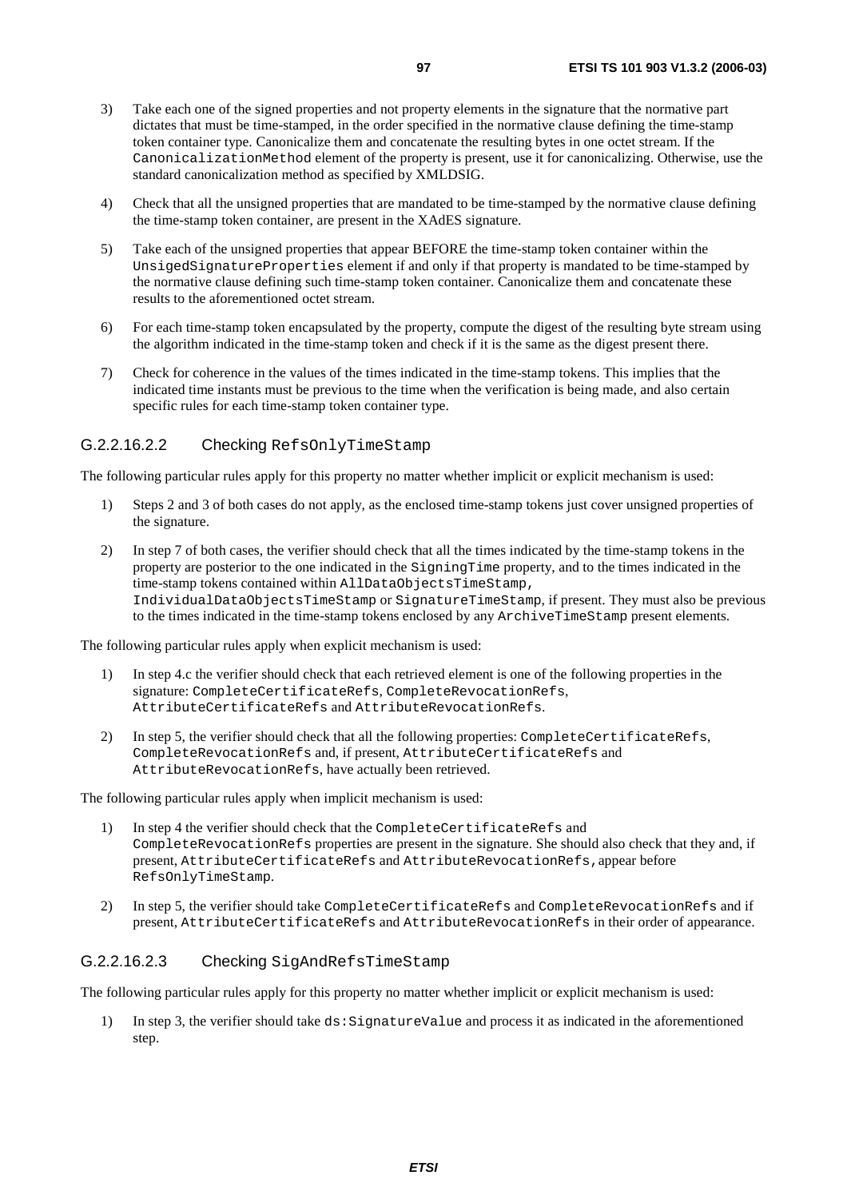3) Take each one of the signed properties and not property elements in the signature that the normative part dictates that must be time-stamped, in the order specified in the normative clause defining the time-stamp token container type. Canonicalize them and concatenate the resulting bytes in one octet stream. If the `CanonicalizationMethod` element of the property is present, use it for canonicalizing. Otherwise, use the standard canonicalization method as specified by XMLDSIG.

4) Check that all the unsigned properties that are mandated to be time-stamped by the normative clause defining the time-stamp token container, are present in the XAdES signature.

5) Take each of the unsigned properties that appear BEFORE the time-stamp token container within the `UnsigedSignatureProperties` element if and only if that property is mandated to be time-stamped by the normative clause defining such time-stamp token container. Canonicalize them and concatenate these results to the aforementioned octet stream.

6) For each time-stamp token encapsulated by the property, compute the digest of the resulting byte stream using the algorithm indicated in the time-stamp token and check if it is the same as the digest present there.

7) Check for coherence in the values of the times indicated in the time-stamp tokens. This implies that the indicated time instants must be previous to the time when the verification is being made, and also certain specific rules for each time-stamp token container type.

#### G.2.2.16.2.2 Checking `RefsOnlyTimeStamp`

The following particular rules apply for this property no matter whether implicit or explicit mechanism is used:

1) Steps 2 and 3 of both cases do not apply, as the enclosed time-stamp tokens just cover unsigned properties of the signature.

2) In step 7 of both cases, the verifier should check that all the times indicated by the time-stamp tokens in the property are posterior to the one indicated in the `SigningTime` property, and to the times indicated in the time-stamp tokens contained within `AllDataObjectsTimeStamp`, `IndividualDataObjectsTimeStamp` or `SignatureTimeStamp`, if present. They must also be previous to the times indicated in the time-stamp tokens enclosed by any `ArchiveTimeStamp` present elements.

The following particular rules apply when explicit mechanism is used:

1) In step 4.c the verifier should check that each retrieved element is one of the following properties in the signature: `CompleteCertificateRefs`, `CompleteRevocationRefs`, `AttributeCertificateRefs` and `AttributeRevocationRefs`.

2) In step 5, the verifier should check that all the following properties: `CompleteCertificateRefs`, `CompleteRevocationRefs` and, if present, `AttributeCertificateRefs` and `AttributeRevocationRefs`, have actually been retrieved.

The following particular rules apply when implicit mechanism is used:

1) In step 4 the verifier should check that the `CompleteCertificateRefs` and `CompleteRevocationRefs` properties are present in the signature. She should also check that they and, if present, `AttributeCertificateRefs` and `AttributeRevocationRefs`, appear before `RefsOnlyTimeStamp`.

2) In step 5, the verifier should take `CompleteCertificateRefs` and `CompleteRevocationRefs` and if present, `AttributeCertificateRefs` and `AttributeRevocationRefs` in their order of appearance.

#### G.2.2.16.2.3 Checking `SigAndRefsTimeStamp`

The following particular rules apply for this property no matter whether implicit or explicit mechanism is used:

1) In step 3, the verifier should take `ds:SignatureValue` and process it as indicated in the aforementioned step.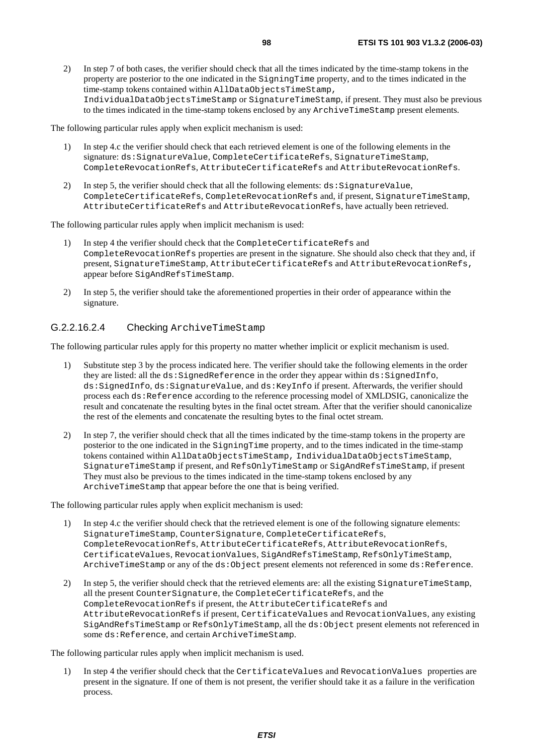2) In step 7 of both cases, the verifier should check that all the times indicated by the time-stamp tokens in the property are posterior to the one indicated in the `SigningTime` property, and to the times indicated in the time-stamp tokens contained within `AllDataObjectsTimeStamp`, `IndividualDataObjectsTimeStamp` or `SignatureTimeStamp`, if present. They must also be previous to the times indicated in the time-stamp tokens enclosed by any `ArchiveTimeStamp` present elements.

The following particular rules apply when explicit mechanism is used:

1) In step 4.c the verifier should check that each retrieved element is one of the following elements in the signature: `ds:SignatureValue`, `CompleteCertificateRefs`, `SignatureTimeStamp`, `CompleteRevocationRefs`, `AttributeCertificateRefs` and `AttributeRevocationRefs`.

2) In step 5, the verifier should check that all the following elements: `ds:SignatureValue`, `CompleteCertificateRefs`, `CompleteRevocationRefs` and, if present, `SignatureTimeStamp`, `AttributeCertificateRefs` and `AttributeRevocationRefs`, have actually been retrieved.

The following particular rules apply when implicit mechanism is used:

1) In step 4 the verifier should check that the `CompleteCertificateRefs` and `CompleteRevocationRefs` properties are present in the signature. She should also check that they and, if present, `SignatureTimeStamp`, `AttributeCertificateRefs` and `AttributeRevocationRefs`, appear before `SigAndRefsTimeStamp`.

2) In step 5, the verifier should take the aforementioned properties in their order of appearance within the signature.

#### G.2.2.16.2.4 Checking ArchiveTimeStamp

The following particular rules apply for this property no matter whether implicit or explicit mechanism is used.

1) Substitute step 3 by the process indicated here. The verifier should take the following elements in the order they are listed: all the `ds:SignedReference` in the order they appear within `ds:SignedInfo`, `ds:SignedInfo`, `ds:SignatureValue`, and `ds:KeyInfo` if present. Afterwards, the verifier should process each `ds:Reference` according to the reference processing model of XMLDSIG, canonicalize the result and concatenate the resulting bytes in the final octet stream. After that the verifier should canonicalize the rest of the elements and concatenate the resulting bytes to the final octet stream.

2) In step 7, the verifier should check that all the times indicated by the time-stamp tokens in the property are posterior to the one indicated in the `SigningTime` property, and to the times indicated in the time-stamp tokens contained within `AllDataObjectsTimeStamp`, `IndividualDataObjectsTimeStamp`, `SignatureTimeStamp` if present, and `RefsOnlyTimeStamp` or `SigAndRefsTimeStamp`, if present They must also be previous to the times indicated in the time-stamp tokens enclosed by any `ArchiveTimeStamp` that appear before the one that is being verified.

The following particular rules apply when explicit mechanism is used:

1) In step 4.c the verifier should check that the retrieved element is one of the following signature elements: `SignatureTimeStamp`, `CounterSignature`, `CompleteCertificateRefs`, `CompleteRevocationRefs`, `AttributeCertificateRefs`, `AttributeRevocationRefs`, `CertificateValues`, `RevocationValues`, `SigAndRefsTimeStamp`, `RefsOnlyTimeStamp`, `ArchiveTimeStamp` or any of the `ds:Object` present elements not referenced in some `ds:Reference`.

2) In step 5, the verifier should check that the retrieved elements are: all the existing `SignatureTimeStamp`, all the present `CounterSignature`, the `CompleteCertificateRefs`, and the `CompleteRevocationRefs` if present, the `AttributeCertificateRefs` and `AttributeRevocationRefs` if present, `CertificateValues` and `RevocationValues`, any existing `SigAndRefsTimeStamp` or `RefsOnlyTimeStamp`, all the `ds:Object` present elements not referenced in some `ds:Reference`, and certain `ArchiveTimeStamp`.

The following particular rules apply when implicit mechanism is used.

1) In step 4 the verifier should check that the `CertificateValues` and `RevocationValues` properties are present in the signature. If one of them is not present, the verifier should take it as a failure in the verification process.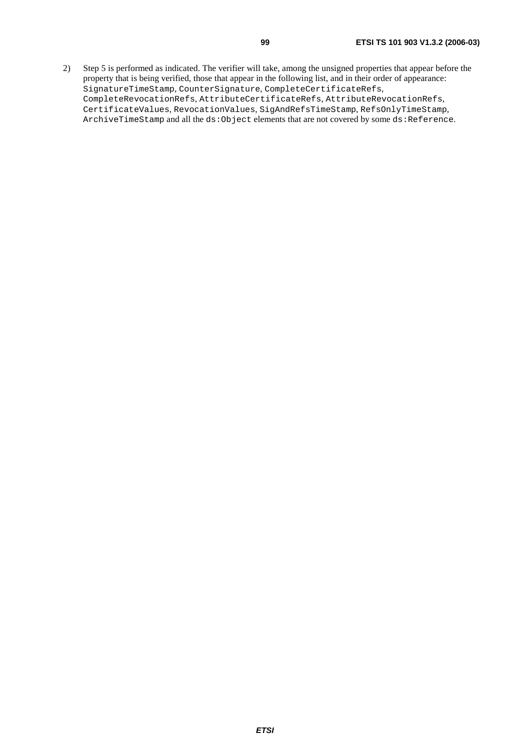2) Step 5 is performed as indicated. The verifier will take, among the unsigned properties that appear before the property that is being verified, those that appear in the following list, and in their order of appearance: `SignatureTimeStamp`, `CounterSignature`, `CompleteCertificateRefs`, `CompleteRevocationRefs`, `AttributeCertificateRefs`, `AttributeRevocationRefs`, `CertificateValues`, `RevocationValues`, `SigAndRefsTimeStamp`, `RefsOnlyTimeStamp`, `ArchiveTimeStamp` and all the `ds:Object` elements that are not covered by some `ds:Reference`.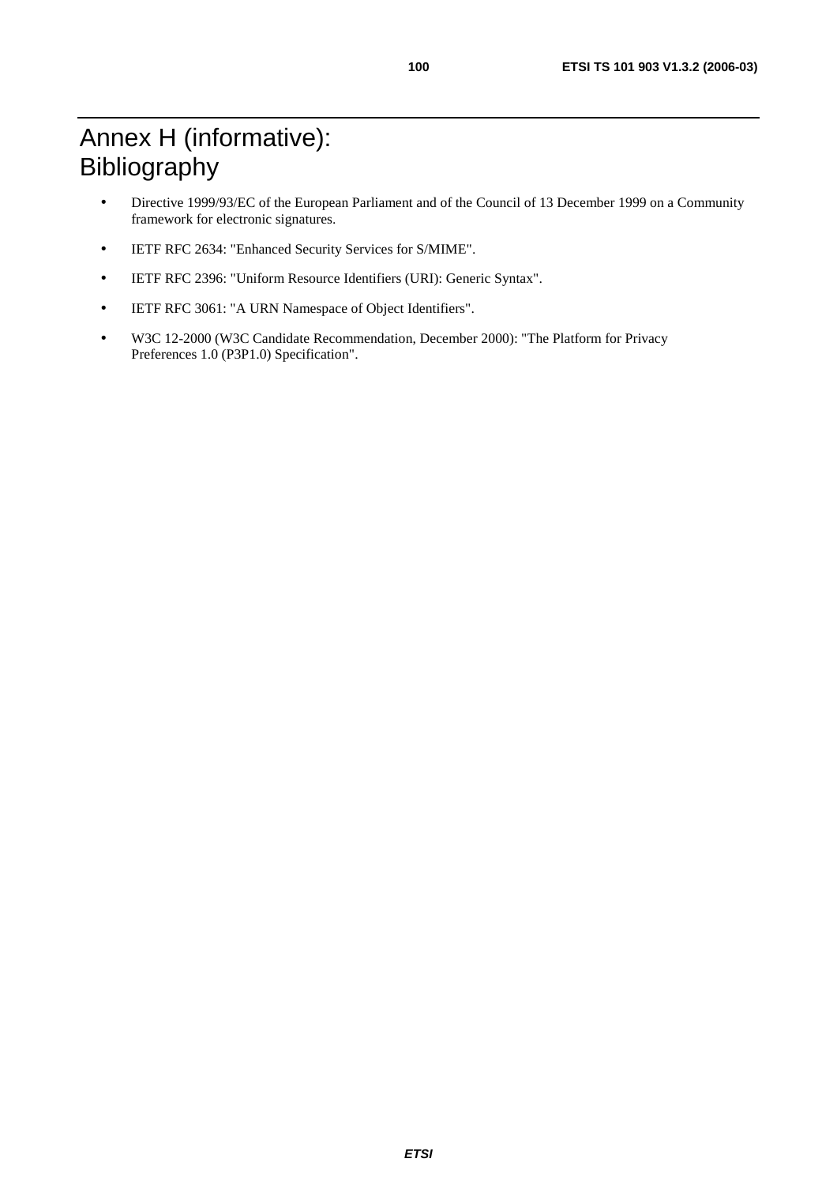# Annex H (informative): Bibliography

- Directive 1999/93/EC of the European Parliament and of the Council of 13 December 1999 on a Community framework for electronic signatures.
- IETF RFC 2634: "Enhanced Security Services for S/MIME".
- IETF RFC 2396: "Uniform Resource Identifiers (URI): Generic Syntax".
- IETF RFC 3061: "A URN Namespace of Object Identifiers".
- W3C 12-2000 (W3C Candidate Recommendation, December 2000): "The Platform for Privacy Preferences 1.0 (P3P1.0) Specification".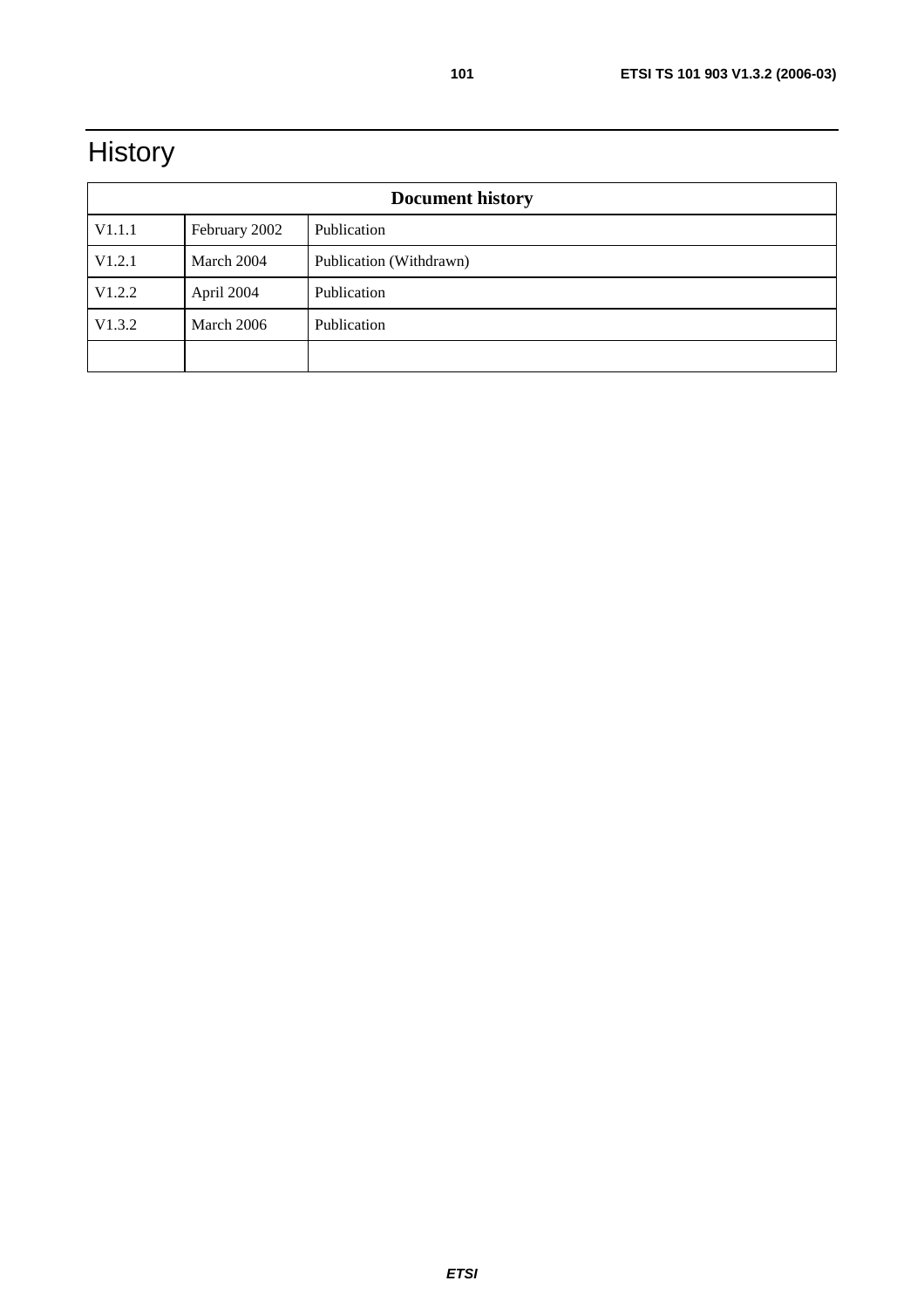# History

| Document history | | |
|---|---|---|
| V1.1.1 | February 2002 | Publication |
| V1.2.1 | March 2004 | Publication (Withdrawn) |
| V1.2.2 | April 2004 | Publication |
| V1.3.2 | March 2006 | Publication |
| | | |